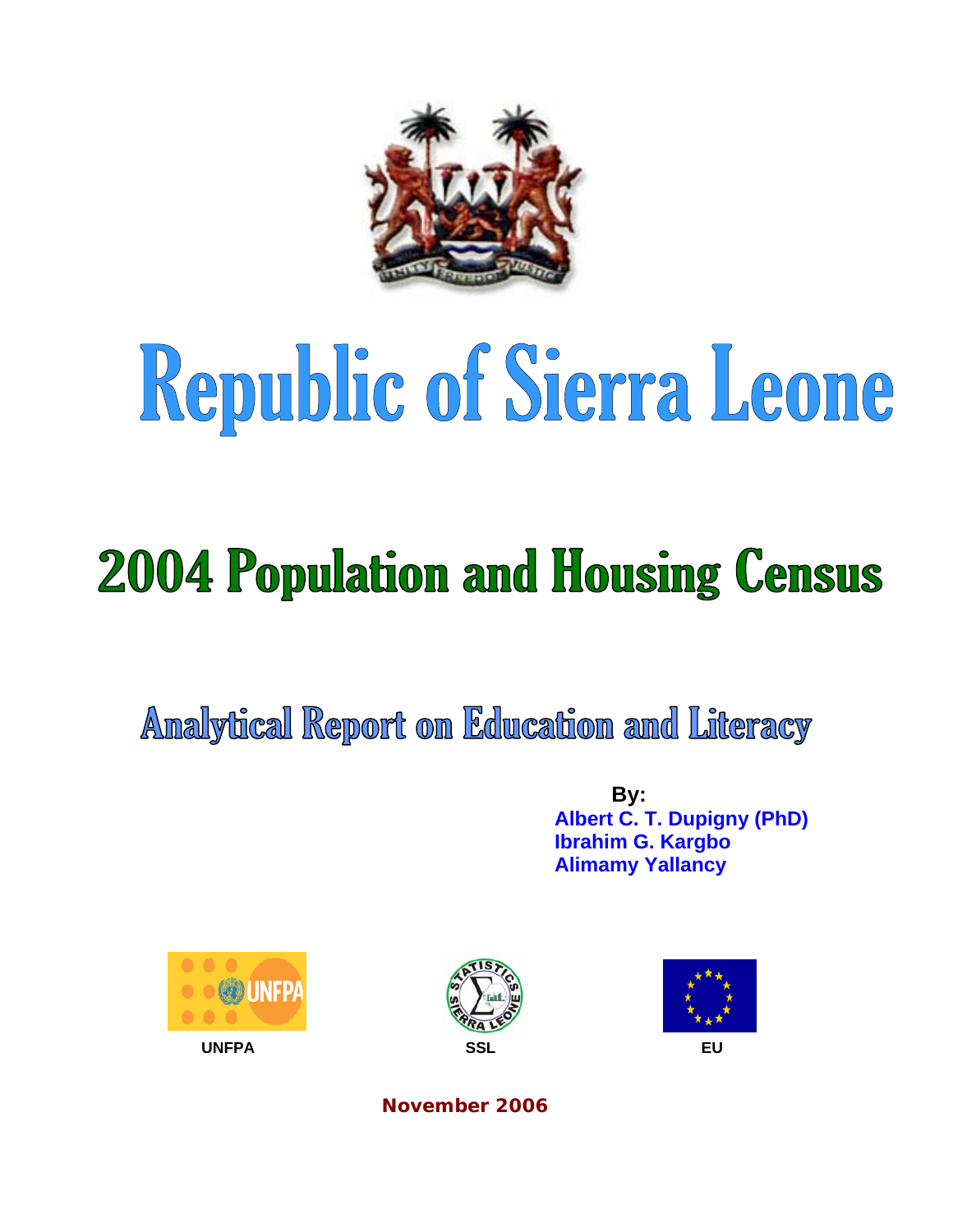# Republic of Sierra Leone

## 2004 Population and Housing Census

### Analytical Report on Education and Literacy

**By:**

**Albert C. T. Dupigny (PhD)**
**Ibrahim G. Kargbo**
**Alimamy Yallancy**

**UNFPA** **SSL** **EU**

**November 2006**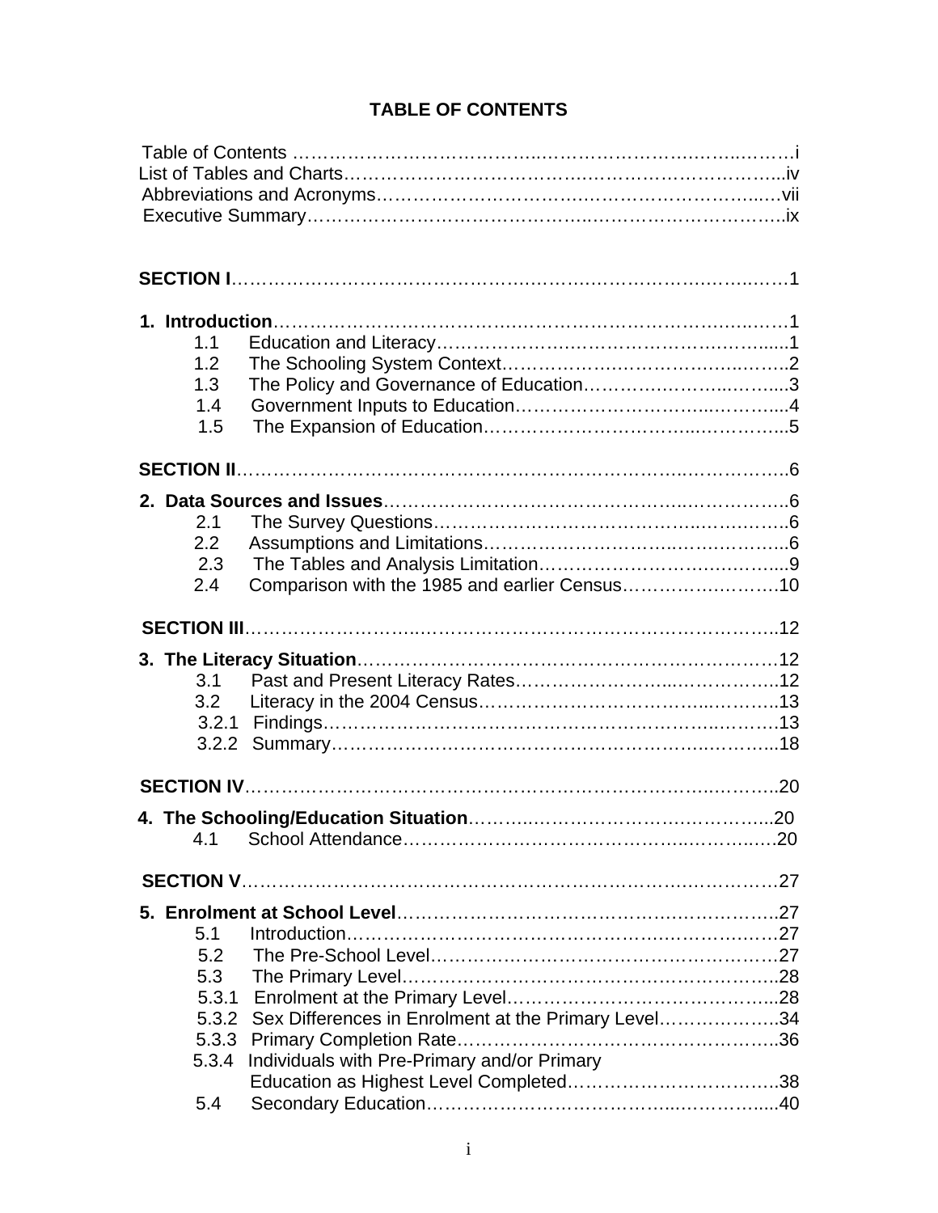# TABLE OF CONTENTS

Table of Contents ……………………………………………………………………………i
List of Tables and Charts…………………………………………………………………..iv
Abbreviations and Acronyms………………………………………………………………vii
Executive Summary………………………………………………………………………..ix

**SECTION I**……………………………………………………………………………………1

**1. Introduction**…………………………………………………………………………………1
- 1.1 Education and Literacy………………………………………………………………1
- 1.2 The Schooling System Context………………………………………………………2
- 1.3 The Policy and Governance of Education……………………………………………3
- 1.4 Government Inputs to Education…………………………………………………….4
- 1.5 The Expansion of Education…………………………………………………………5

**SECTION II**…………………………………………………………………………………..6

**2. Data Sources and Issues**……………………………………………………………….6
- 2.1 The Survey Questions…………………………………………………………………6
- 2.2 Assumptions and Limitations…………………………………………………………6
- 2.3 The Tables and Analysis Limitation…………………………………………………9
- 2.4 Comparison with the 1985 and earlier Census………………………………………10

**SECTION III**………………………………………………………………………………..12

**3. The Literacy Situation**…………………………………………………………………12
- 3.1 Past and Present Literacy Rates………………………………………………………12
- 3.2 Literacy in the 2004 Census…………………………………………………………13
- 3.2.1 Findings………………………………………………………………………………13
- 3.2.2 Summary……………………………………………………………………………..18

**SECTION IV**………………………………………………………………………………..20

**4. The Schooling/Education Situation**…………………………………………………..20
- 4.1 School Attendance……………………………………………………………………20

**SECTION V**…………………………………………………………………………………27

**5. Enrolment at School Level**……………………………………………………………..27
- 5.1 Introduction……………………………………………………………………………27
- 5.2 The Pre-School Level…………………………………………………………………27
- 5.3 The Primary Level……………………………………………………………………28
- 5.3.1 Enrolment at the Primary Level……………………………………………………28
- 5.3.2 Sex Differences in Enrolment at the Primary Level………………………………34
- 5.3.3 Primary Completion Rate…………………………………………………………..36
- 5.3.4 Individuals with Pre-Primary and/or Primary Education as Highest Level Completed……………………………38
- 5.4 Secondary Education…………………………………………………………………40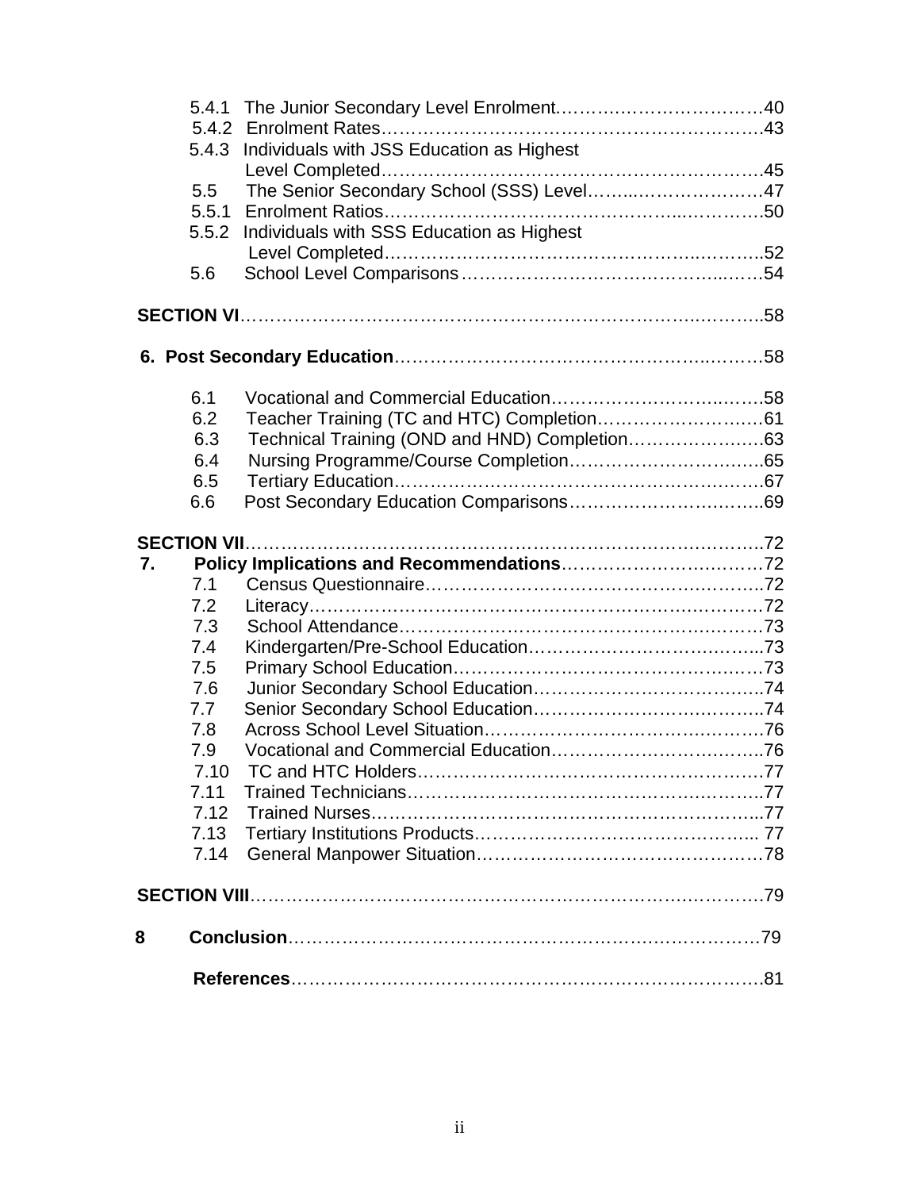5.4.1 The Junior Secondary Level Enrolment……………………………40
5.4.2 Enrolment Rates………………………………………………………43
5.4.3 Individuals with JSS Education as Highest Level Completed………………………………………………………45
5.5 The Senior Secondary School (SSS) Level……………………………47
5.5.1 Enrolment Ratios………………………………………………………50
5.5.2 Individuals with SSS Education as Highest Level Completed………………………………………………………52
5.6 School Level Comparisons……………………………………………54

**SECTION VI**…………………………………………………………………………58

**6. Post Secondary Education**……………………………………………………58

6.1 Vocational and Commercial Education………………………………58
6.2 Teacher Training (TC and HTC) Completion…………………………61
6.3 Technical Training (OND and HND) Completion……………………63
6.4 Nursing Programme/Course Completion……………………………65
6.5 Tertiary Education……………………………………………………67
6.6 Post Secondary Education Comparisons……………………………69

**SECTION VII**…………………………………………………………………………72

**7. Policy Implications and Recommendations**………………………………72

7.1 Census Questionnaire…………………………………………………72
7.2 Literacy…………………………………………………………………72
7.3 School Attendance……………………………………………………73
7.4 Kindergarten/Pre-School Education…………………………………73
7.5 Primary School Education……………………………………………73
7.6 Junior Secondary School Education…………………………………74
7.7 Senior Secondary School Education…………………………………74
7.8 Across School Level Situation…………………………………………76
7.9 Vocational and Commercial Education………………………………76
7.10 TC and HTC Holders…………………………………………………77
7.11 Trained Technicians…………………………………………………77
7.12 Trained Nurses………………………………………………………77
7.13 Tertiary Institutions Products………………………………………77
7.14 General Manpower Situation…………………………………………78

**SECTION VIII**…………………………………………………………………………79

**8 Conclusion**……………………………………………………………………………79

**References**……………………………………………………………………………81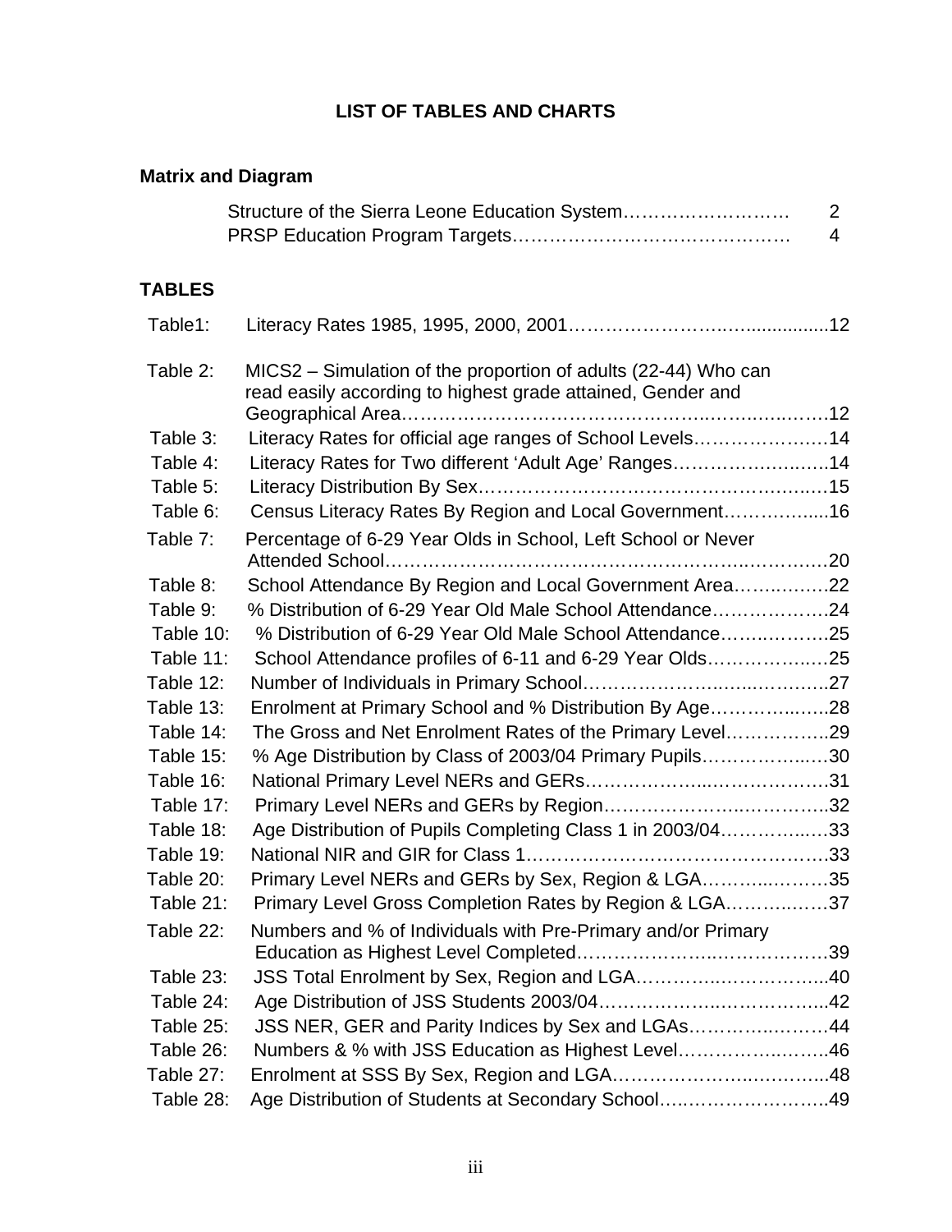## LIST OF TABLES AND CHARTS

### Matrix and Diagram

Structure of the Sierra Leone Education System………………………. 2
PRSP Education Program Targets……………………………………. 4

### TABLES

Table1: Literacy Rates 1985, 1995, 2000, 2001…………………….……...............12

Table 2: MICS2 – Simulation of the proportion of adults (22-44) Who can read easily according to highest grade attained, Gender and Geographical Area……………………….………………..……..…….…….12

Table 3: Literacy Rates for official age ranges of School Levels…………….……14

Table 4: Literacy Rates for Two different 'Adult Age' Ranges…………………..…..14

Table 5: Literacy Distribution By Sex……………………………………………….…15

Table 6: Census Literacy Rates By Region and Local Government……………......16

Table 7: Percentage of 6-29 Year Olds in School, Left School or Never Attended School……………………………………………………..…………20

Table 8: School Attendance By Region and Local Government Area……..………22

Table 9: % Distribution of 6-29 Year Old Male School Attendance……………….24

Table 10: % Distribution of 6-29 Year Old Male School Attendance…….….……..25

Table 11: School Attendance profiles of 6-11 and 6-29 Year Olds…………….…..25

Table 12: Number of Individuals in Primary School…………………..…..………...27

Table 13: Enrolment at Primary School and % Distribution By Age………….…….28

Table 14: The Gross and Net Enrolment Rates of the Primary Level……………...29

Table 15: % Age Distribution by Class of 2003/04 Primary Pupils……………..….30

Table 16: National Primary Level NERs and GERs…………………..………………31

Table 17: Primary Level NERs and GERs by Region…………………..…………..32

Table 18: Age Distribution of Pupils Completing Class 1 in 2003/04…………..….33

Table 19: National NIR and GIR for Class 1……………………………………….….33

Table 20: Primary Level NERs and GERs by Sex, Region & LGA………..…..……35

Table 21: Primary Level Gross Completion Rates by Region & LGA…………..….37

Table 22: Numbers and % of Individuals with Pre-Primary and/or Primary Education as Highest Level Completed…………………..……………….39

Table 23: JSS Total Enrolment by Sex, Region and LGA…………..……………....40

Table 24: Age Distribution of JSS Students 2003/04………………..……………....42

Table 25: JSS NER, GER and Parity Indices by Sex and LGAs…………..……….44

Table 26: Numbers & % with JSS Education as Highest Level…………….…….…46

Table 27: Enrolment at SSS By Sex, Region and LGA.……………….…..………...48

Table 28: Age Distribution of Students at Secondary School….…………………...49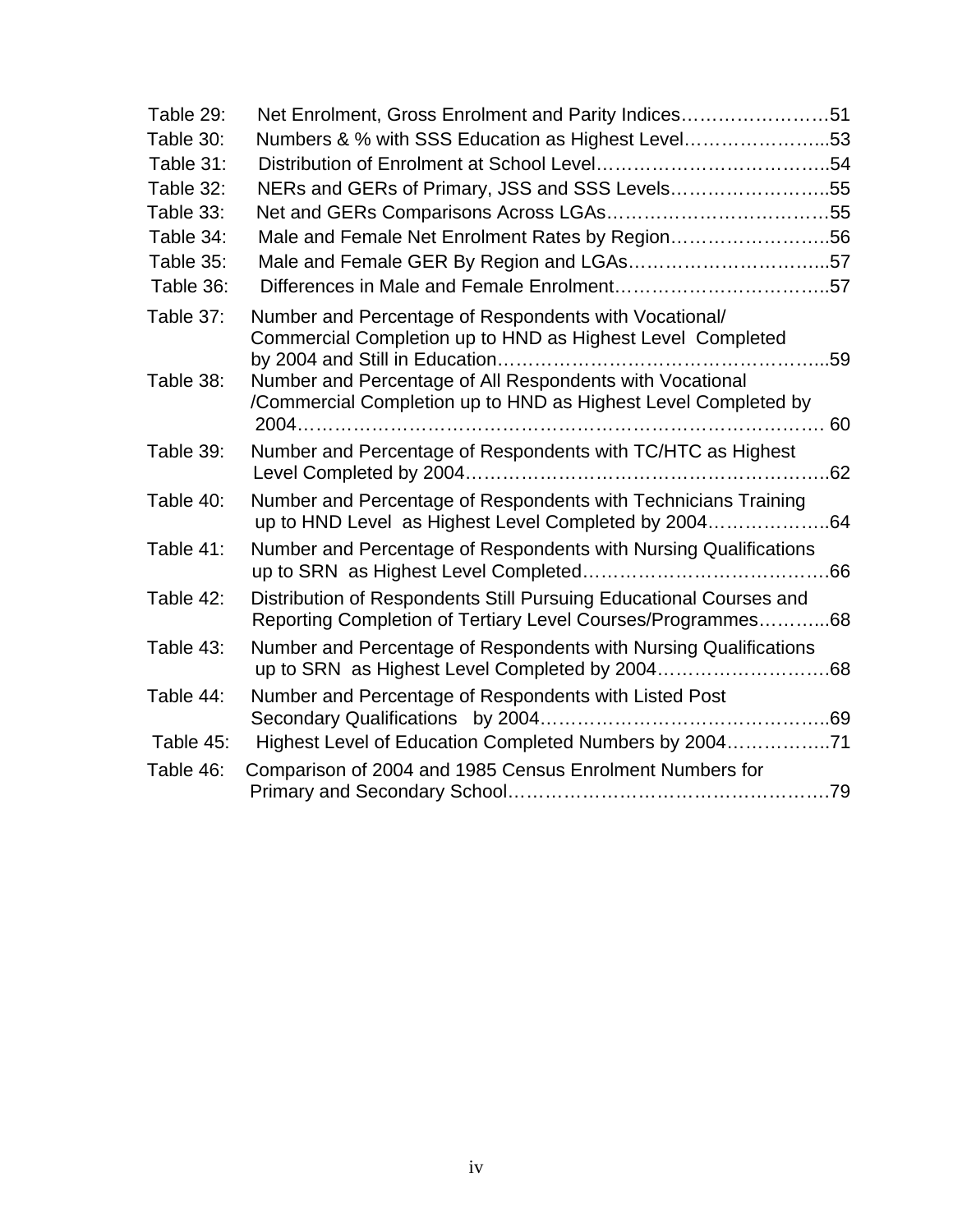Table 29: Net Enrolment, Gross Enrolment and Parity Indices……………………51

Table 30: Numbers & % with SSS Education as Highest Level…………………...53

Table 31: Distribution of Enrolment at School Level………………………………..54

Table 32: NERs and GERs of Primary, JSS and SSS Levels……………………..55

Table 33: Net and GERs Comparisons Across LGAs………………………………55

Table 34: Male and Female Net Enrolment Rates by Region……………………..56

Table 35: Male and Female GER By Region and LGAs…………………………...57

Table 36: Differences in Male and Female Enrolment……………………………..57

Table 37: Number and Percentage of Respondents with Vocational/ Commercial Completion up to HND as Highest Level Completed by 2004 and Still in Education……………………………………………...59

Table 38: Number and Percentage of All Respondents with Vocational /Commercial Completion up to HND as Highest Level Completed by 2004……………………………………………………………………… 60

Table 39: Number and Percentage of Respondents with TC/HTC as Highest Level Completed by 2004………………………………………………..62

Table 40: Number and Percentage of Respondents with Technicians Training up to HND Level as Highest Level Completed by 2004………………..64

Table 41: Number and Percentage of Respondents with Nursing Qualifications up to SRN as Highest Level Completed………………………………….66

Table 42: Distribution of Respondents Still Pursuing Educational Courses and Reporting Completion of Tertiary Level Courses/Programmes………...68

Table 43: Number and Percentage of Respondents with Nursing Qualifications up to SRN as Highest Level Completed by 2004……………………….68

Table 44: Number and Percentage of Respondents with Listed Post Secondary Qualifications by 2004………………………………………..69

Table 45: Highest Level of Education Completed Numbers by 2004……………..71

Table 46: Comparison of 2004 and 1985 Census Enrolment Numbers for Primary and Secondary School…………………………………………….79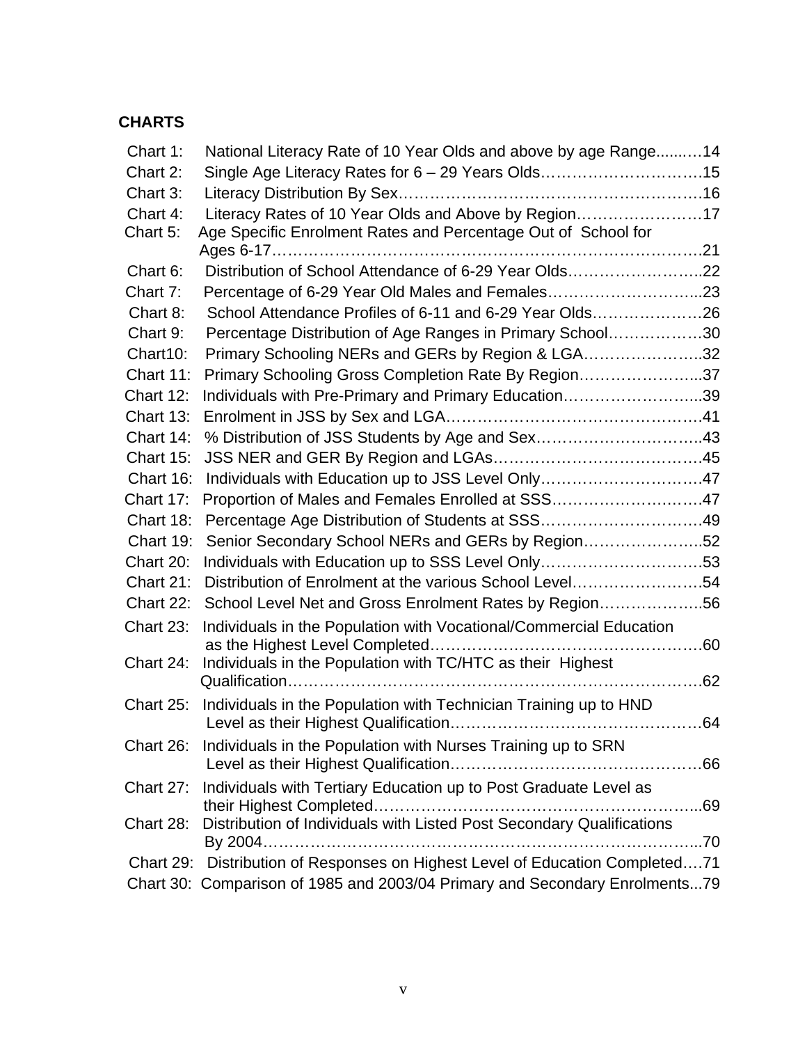## CHARTS

Chart 1: National Literacy Rate of 10 Year Olds and above by age Range........14
Chart 2: Single Age Literacy Rates for 6 – 29 Years Olds..............................15
Chart 3: Literacy Distribution By Sex....................................................................16
Chart 4: Literacy Rates of 10 Year Olds and Above by Region........................17
Chart 5: Age Specific Enrolment Rates and Percentage Out of School for Ages 6-17.........................................................................................................21
Chart 6: Distribution of School Attendance of 6-29 Year Olds.........................22
Chart 7: Percentage of 6-29 Year Old Males and Females...............................23
Chart 8: School Attendance Profiles of 6-11 and 6-29 Year Olds.....................26
Chart 9: Percentage Distribution of Age Ranges in Primary School.................30
Chart10: Primary Schooling NERs and GERs by Region & LGA......................32
Chart 11: Primary Schooling Gross Completion Rate By Region......................37
Chart 12: Individuals with Pre-Primary and Primary Education.........................39
Chart 13: Enrolment in JSS by Sex and LGA.........................................................41
Chart 14: % Distribution of JSS Students by Age and Sex.................................43
Chart 15: JSS NER and GER By Region and LGAs...............................................45
Chart 16: Individuals with Education up to JSS Level Only.................................47
Chart 17: Proportion of Males and Females Enrolled at SSS..............................47
Chart 18: Percentage Age Distribution of Students at SSS.................................49
Chart 19: Senior Secondary School NERs and GERs by Region.......................52
Chart 20: Individuals with Education up to SSS Level Only.................................53
Chart 21: Distribution of Enrolment at the various School Level..........................54
Chart 22: School Level Net and Gross Enrolment Rates by Region...................56
Chart 23: Individuals in the Population with Vocational/Commercial Education as the Highest Level Completed.................................................................60
Chart 24: Individuals in the Population with TC/HTC as their Highest Qualification.............................................................................................62
Chart 25: Individuals in the Population with Technician Training up to HND Level as their Highest Qualification.......................................................64
Chart 26: Individuals in the Population with Nurses Training up to SRN Level as their Highest Qualification.......................................................66
Chart 27: Individuals with Tertiary Education up to Post Graduate Level as their Highest Completed.........................................................................69
Chart 28: Distribution of Individuals with Listed Post Secondary Qualifications By 2004.......................................................................................................70
Chart 29: Distribution of Responses on Highest Level of Education Completed....71
Chart 30: Comparison of 1985 and 2003/04 Primary and Secondary Enrolments...79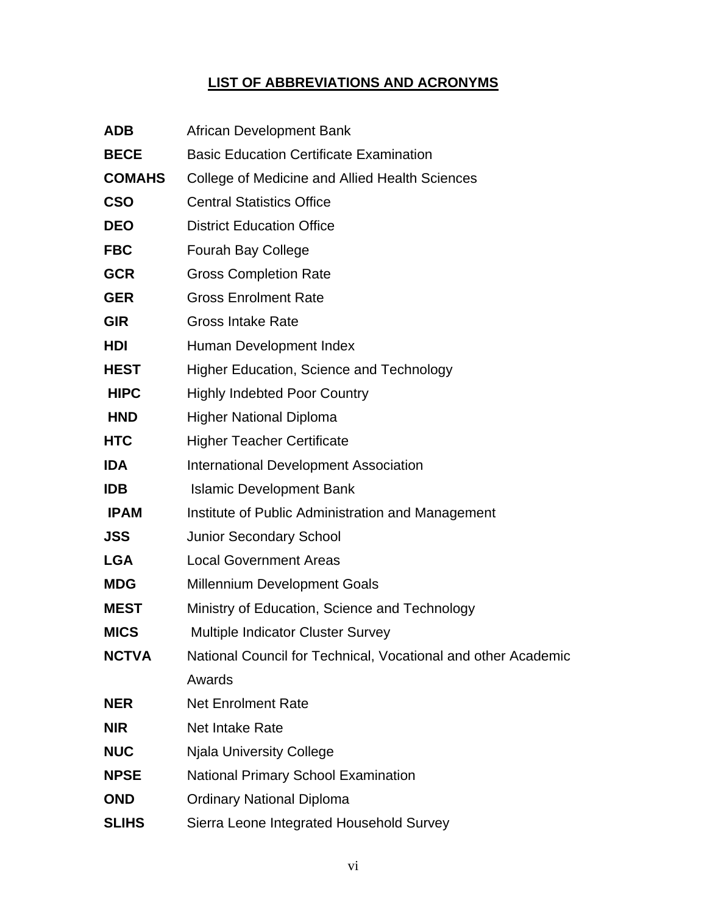## LIST OF ABBREVIATIONS AND ACRONYMS

| | |
|---|---|
| **ADB** | African Development Bank |
| **BECE** | Basic Education Certificate Examination |
| **COMAHS** | College of Medicine and Allied Health Sciences |
| **CSO** | Central Statistics Office |
| **DEO** | District Education Office |
| **FBC** | Fourah Bay College |
| **GCR** | Gross Completion Rate |
| **GER** | Gross Enrolment Rate |
| **GIR** | Gross Intake Rate |
| **HDI** | Human Development Index |
| **HEST** | Higher Education, Science and Technology |
| **HIPC** | Highly Indebted Poor Country |
| **HND** | Higher National Diploma |
| **HTC** | Higher Teacher Certificate |
| **IDA** | International Development Association |
| **IDB** | Islamic Development Bank |
| **IPAM** | Institute of Public Administration and Management |
| **JSS** | Junior Secondary School |
| **LGA** | Local Government Areas |
| **MDG** | Millennium Development Goals |
| **MEST** | Ministry of Education, Science and Technology |
| **MICS** | Multiple Indicator Cluster Survey |
| **NCTVA** | National Council for Technical, Vocational and other Academic Awards |
| **NER** | Net Enrolment Rate |
| **NIR** | Net Intake Rate |
| **NUC** | Njala University College |
| **NPSE** | National Primary School Examination |
| **OND** | Ordinary National Diploma |
| **SLIHS** | Sierra Leone Integrated Household Survey |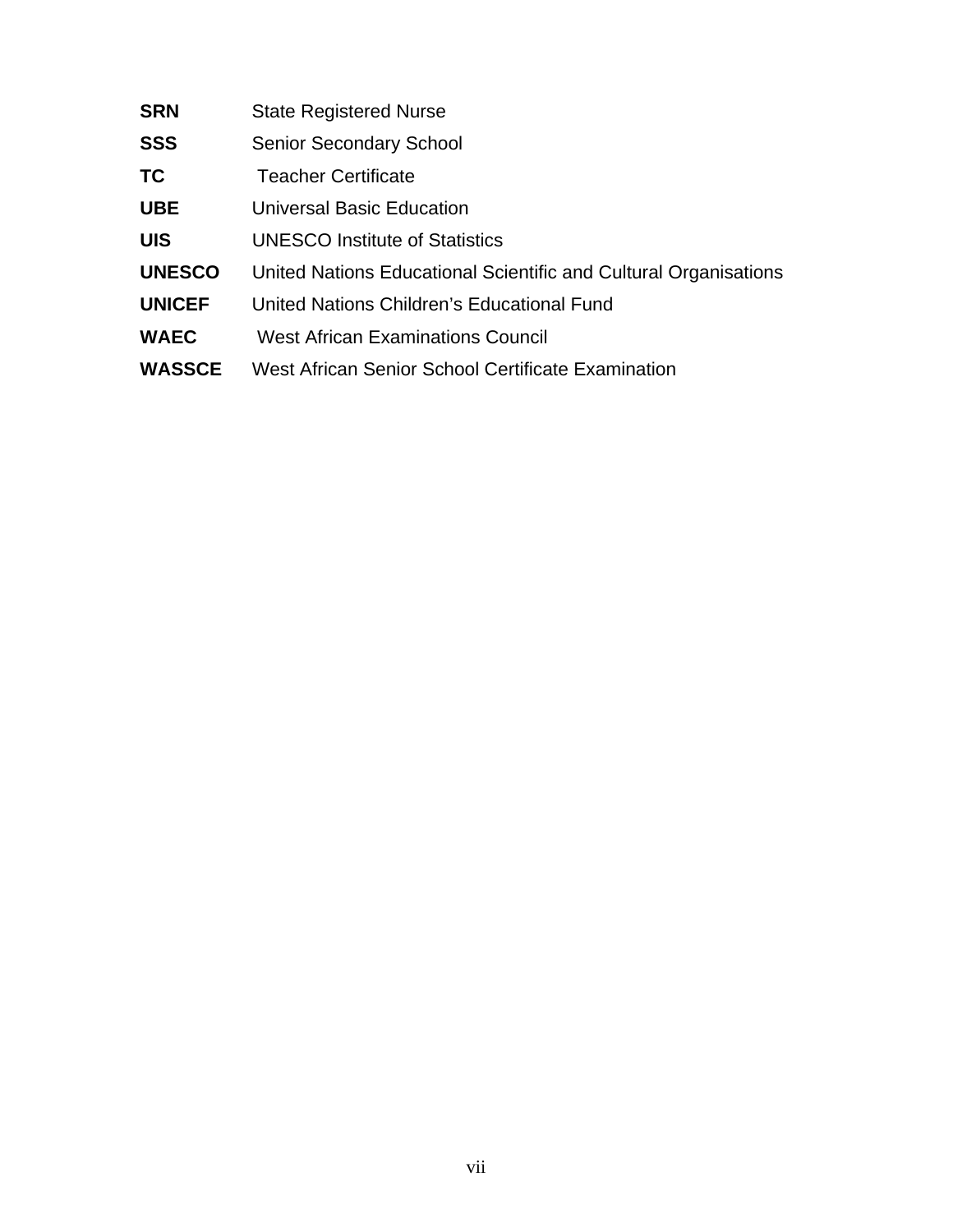| | |
|---|---|
| **SRN** | State Registered Nurse |
| **SSS** | Senior Secondary School |
| **TC** | Teacher Certificate |
| **UBE** | Universal Basic Education |
| **UIS** | UNESCO Institute of Statistics |
| **UNESCO** | United Nations Educational Scientific and Cultural Organisations |
| **UNICEF** | United Nations Children's Educational Fund |
| **WAEC** | West African Examinations Council |
| **WASSCE** | West African Senior School Certificate Examination |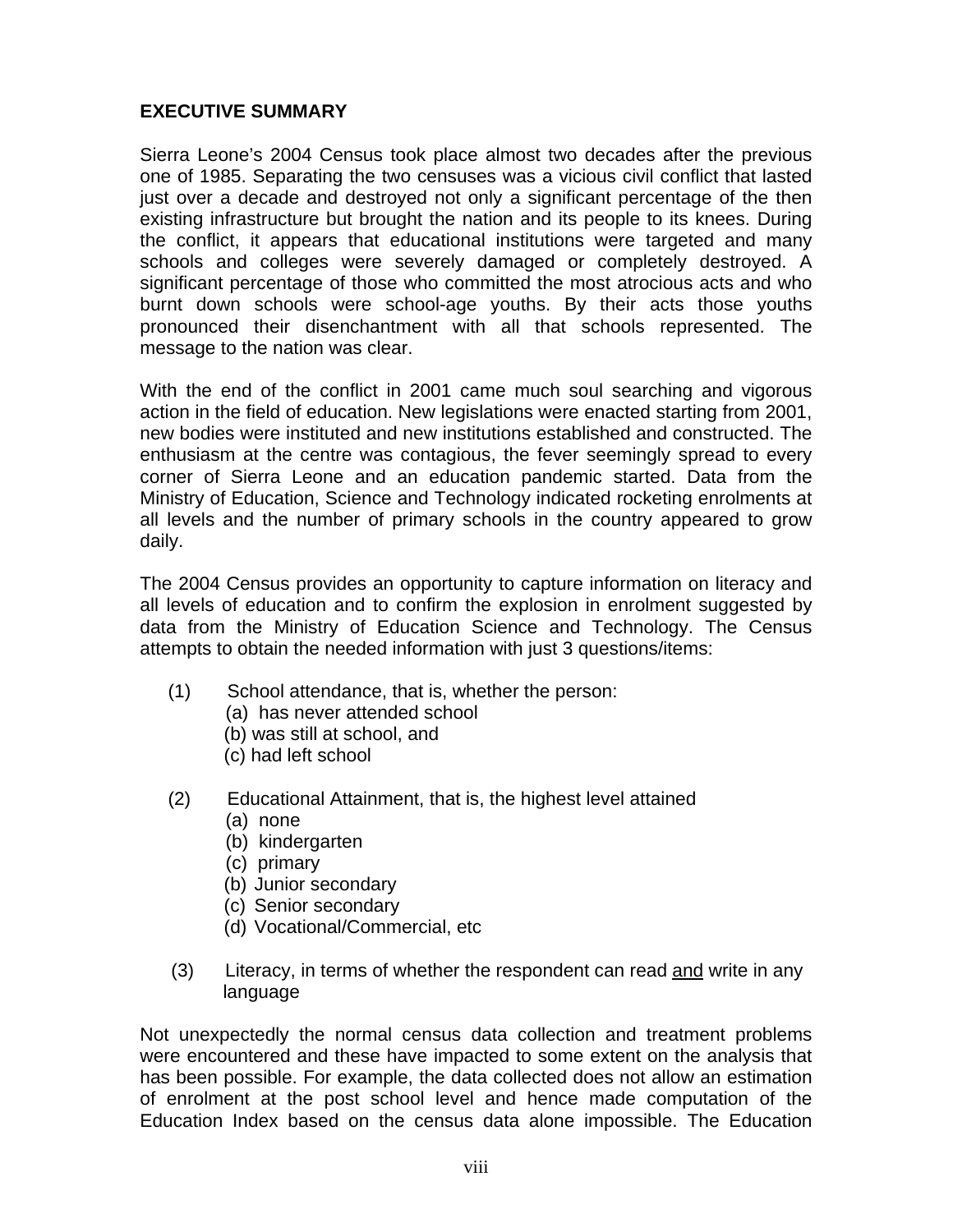## EXECUTIVE SUMMARY

Sierra Leone's 2004 Census took place almost two decades after the previous one of 1985. Separating the two censuses was a vicious civil conflict that lasted just over a decade and destroyed not only a significant percentage of the then existing infrastructure but brought the nation and its people to its knees. During the conflict, it appears that educational institutions were targeted and many schools and colleges were severely damaged or completely destroyed. A significant percentage of those who committed the most atrocious acts and who burnt down schools were school-age youths. By their acts those youths pronounced their disenchantment with all that schools represented. The message to the nation was clear.

With the end of the conflict in 2001 came much soul searching and vigorous action in the field of education. New legislations were enacted starting from 2001, new bodies were instituted and new institutions established and constructed. The enthusiasm at the centre was contagious, the fever seemingly spread to every corner of Sierra Leone and an education pandemic started. Data from the Ministry of Education, Science and Technology indicated rocketing enrolments at all levels and the number of primary schools in the country appeared to grow daily.

The 2004 Census provides an opportunity to capture information on literacy and all levels of education and to confirm the explosion in enrolment suggested by data from the Ministry of Education Science and Technology. The Census attempts to obtain the needed information with just 3 questions/items:

(1) School attendance, that is, whether the person:
   (a) has never attended school
   (b) was still at school, and
   (c) had left school

(2) Educational Attainment, that is, the highest level attained
   (a) none
   (b) kindergarten
   (c) primary
   (b) Junior secondary
   (c) Senior secondary
   (d) Vocational/Commercial, etc

(3) Literacy, in terms of whether the respondent can read <u>and</u> write in any language

Not unexpectedly the normal census data collection and treatment problems were encountered and these have impacted to some extent on the analysis that has been possible. For example, the data collected does not allow an estimation of enrolment at the post school level and hence made computation of the Education Index based on the census data alone impossible. The Education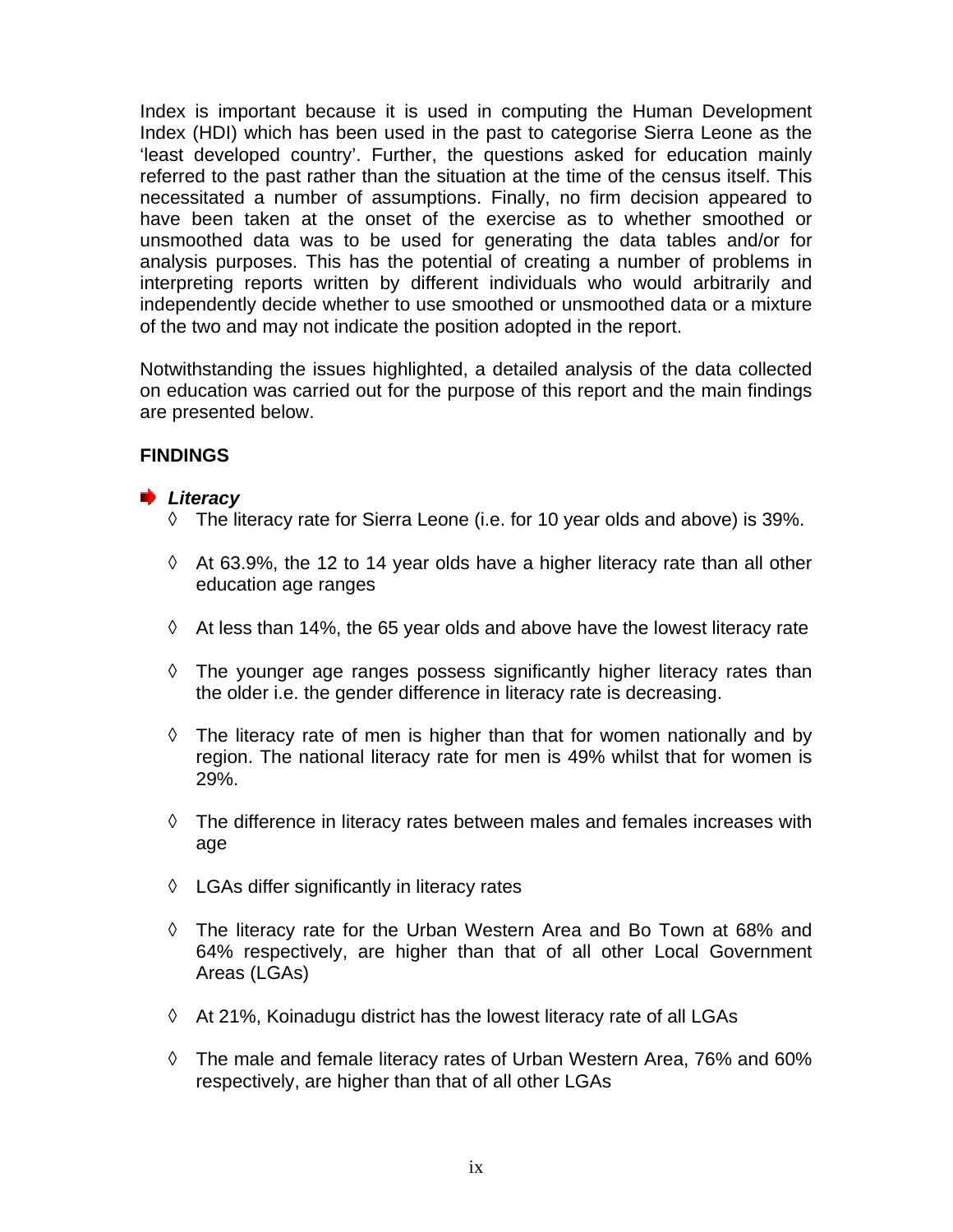Index is important because it is used in computing the Human Development Index (HDI) which has been used in the past to categorise Sierra Leone as the 'least developed country'. Further, the questions asked for education mainly referred to the past rather than the situation at the time of the census itself. This necessitated a number of assumptions. Finally, no firm decision appeared to have been taken at the onset of the exercise as to whether smoothed or unsmoothed data was to be used for generating the data tables and/or for analysis purposes. This has the potential of creating a number of problems in interpreting reports written by different individuals who would arbitrarily and independently decide whether to use smoothed or unsmoothed data or a mixture of the two and may not indicate the position adopted in the report.

Notwithstanding the issues highlighted, a detailed analysis of the data collected on education was carried out for the purpose of this report and the main findings are presented below.

## FINDINGS

### *Literacy*

- ◊ The literacy rate for Sierra Leone (i.e. for 10 year olds and above) is 39%.
- ◊ At 63.9%, the 12 to 14 year olds have a higher literacy rate than all other education age ranges
- ◊ At less than 14%, the 65 year olds and above have the lowest literacy rate
- ◊ The younger age ranges possess significantly higher literacy rates than the older i.e. the gender difference in literacy rate is decreasing.
- ◊ The literacy rate of men is higher than that for women nationally and by region. The national literacy rate for men is 49% whilst that for women is 29%.
- ◊ The difference in literacy rates between males and females increases with age
- ◊ LGAs differ significantly in literacy rates
- ◊ The literacy rate for the Urban Western Area and Bo Town at 68% and 64% respectively, are higher than that of all other Local Government Areas (LGAs)
- ◊ At 21%, Koinadugu district has the lowest literacy rate of all LGAs
- ◊ The male and female literacy rates of Urban Western Area, 76% and 60% respectively, are higher than that of all other LGAs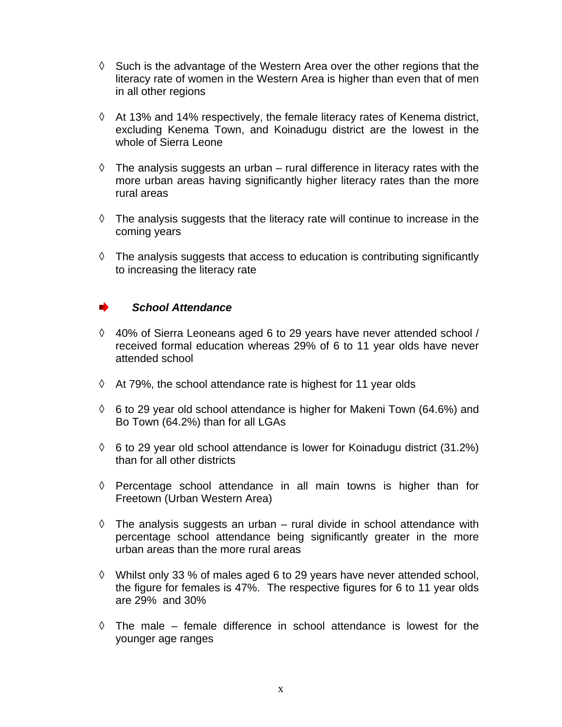- ◊ Such is the advantage of the Western Area over the other regions that the literacy rate of women in the Western Area is higher than even that of men in all other regions

- ◊ At 13% and 14% respectively, the female literacy rates of Kenema district, excluding Kenema Town, and Koinadugu district are the lowest in the whole of Sierra Leone

- ◊ The analysis suggests an urban – rural difference in literacy rates with the more urban areas having significantly higher literacy rates than the more rural areas

- ◊ The analysis suggests that the literacy rate will continue to increase in the coming years

- ◊ The analysis suggests that access to education is contributing significantly to increasing the literacy rate

### ➡ *School Attendance*

- ◊ 40% of Sierra Leoneans aged 6 to 29 years have never attended school / received formal education whereas 29% of 6 to 11 year olds have never attended school

- ◊ At 79%, the school attendance rate is highest for 11 year olds

- ◊ 6 to 29 year old school attendance is higher for Makeni Town (64.6%) and Bo Town (64.2%) than for all LGAs

- ◊ 6 to 29 year old school attendance is lower for Koinadugu district (31.2%) than for all other districts

- ◊ Percentage school attendance in all main towns is higher than for Freetown (Urban Western Area)

- ◊ The analysis suggests an urban – rural divide in school attendance with percentage school attendance being significantly greater in the more urban areas than the more rural areas

- ◊ Whilst only 33 % of males aged 6 to 29 years have never attended school, the figure for females is 47%. The respective figures for 6 to 11 year olds are 29% and 30%

- ◊ The male – female difference in school attendance is lowest for the younger age ranges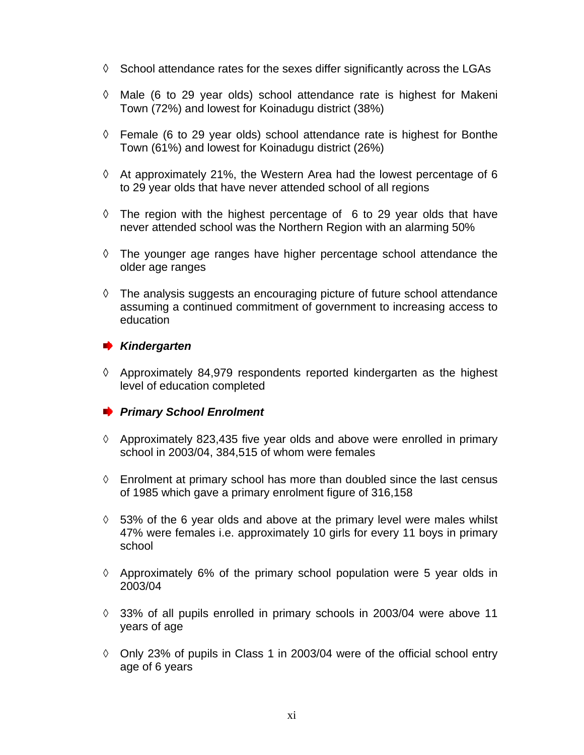- ◊ School attendance rates for the sexes differ significantly across the LGAs
- ◊ Male (6 to 29 year olds) school attendance rate is highest for Makeni Town (72%) and lowest for Koinadugu district (38%)
- ◊ Female (6 to 29 year olds) school attendance rate is highest for Bonthe Town (61%) and lowest for Koinadugu district (26%)
- ◊ At approximately 21%, the Western Area had the lowest percentage of 6 to 29 year olds that have never attended school of all regions
- ◊ The region with the highest percentage of 6 to 29 year olds that have never attended school was the Northern Region with an alarming 50%
- ◊ The younger age ranges have higher percentage school attendance the older age ranges
- ◊ The analysis suggests an encouraging picture of future school attendance assuming a continued commitment of government to increasing access to education

### ***Kindergarten***

- ◊ Approximately 84,979 respondents reported kindergarten as the highest level of education completed

### ***Primary School Enrolment***

- ◊ Approximately 823,435 five year olds and above were enrolled in primary school in 2003/04, 384,515 of whom were females
- ◊ Enrolment at primary school has more than doubled since the last census of 1985 which gave a primary enrolment figure of 316,158
- ◊ 53% of the 6 year olds and above at the primary level were males whilst 47% were females i.e. approximately 10 girls for every 11 boys in primary school
- ◊ Approximately 6% of the primary school population were 5 year olds in 2003/04
- ◊ 33% of all pupils enrolled in primary schools in 2003/04 were above 11 years of age
- ◊ Only 23% of pupils in Class 1 in 2003/04 were of the official school entry age of 6 years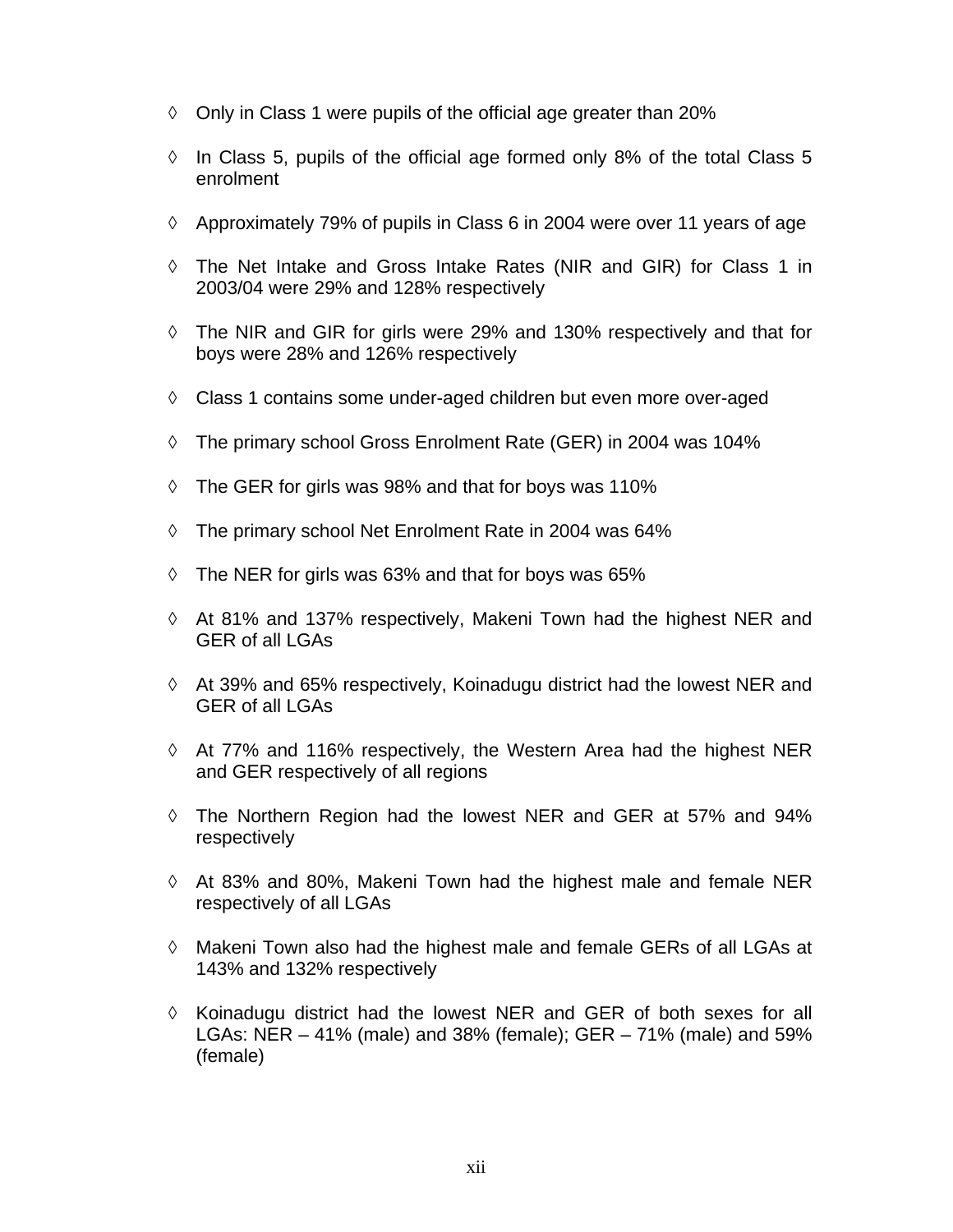- ◊ Only in Class 1 were pupils of the official age greater than 20%
- ◊ In Class 5, pupils of the official age formed only 8% of the total Class 5 enrolment
- ◊ Approximately 79% of pupils in Class 6 in 2004 were over 11 years of age
- ◊ The Net Intake and Gross Intake Rates (NIR and GIR) for Class 1 in 2003/04 were 29% and 128% respectively
- ◊ The NIR and GIR for girls were 29% and 130% respectively and that for boys were 28% and 126% respectively
- ◊ Class 1 contains some under-aged children but even more over-aged
- ◊ The primary school Gross Enrolment Rate (GER) in 2004 was 104%
- ◊ The GER for girls was 98% and that for boys was 110%
- ◊ The primary school Net Enrolment Rate in 2004 was 64%
- ◊ The NER for girls was 63% and that for boys was 65%
- ◊ At 81% and 137% respectively, Makeni Town had the highest NER and GER of all LGAs
- ◊ At 39% and 65% respectively, Koinadugu district had the lowest NER and GER of all LGAs
- ◊ At 77% and 116% respectively, the Western Area had the highest NER and GER respectively of all regions
- ◊ The Northern Region had the lowest NER and GER at 57% and 94% respectively
- ◊ At 83% and 80%, Makeni Town had the highest male and female NER respectively of all LGAs
- ◊ Makeni Town also had the highest male and female GERs of all LGAs at 143% and 132% respectively
- ◊ Koinadugu district had the lowest NER and GER of both sexes for all LGAs: NER – 41% (male) and 38% (female); GER – 71% (male) and 59% (female)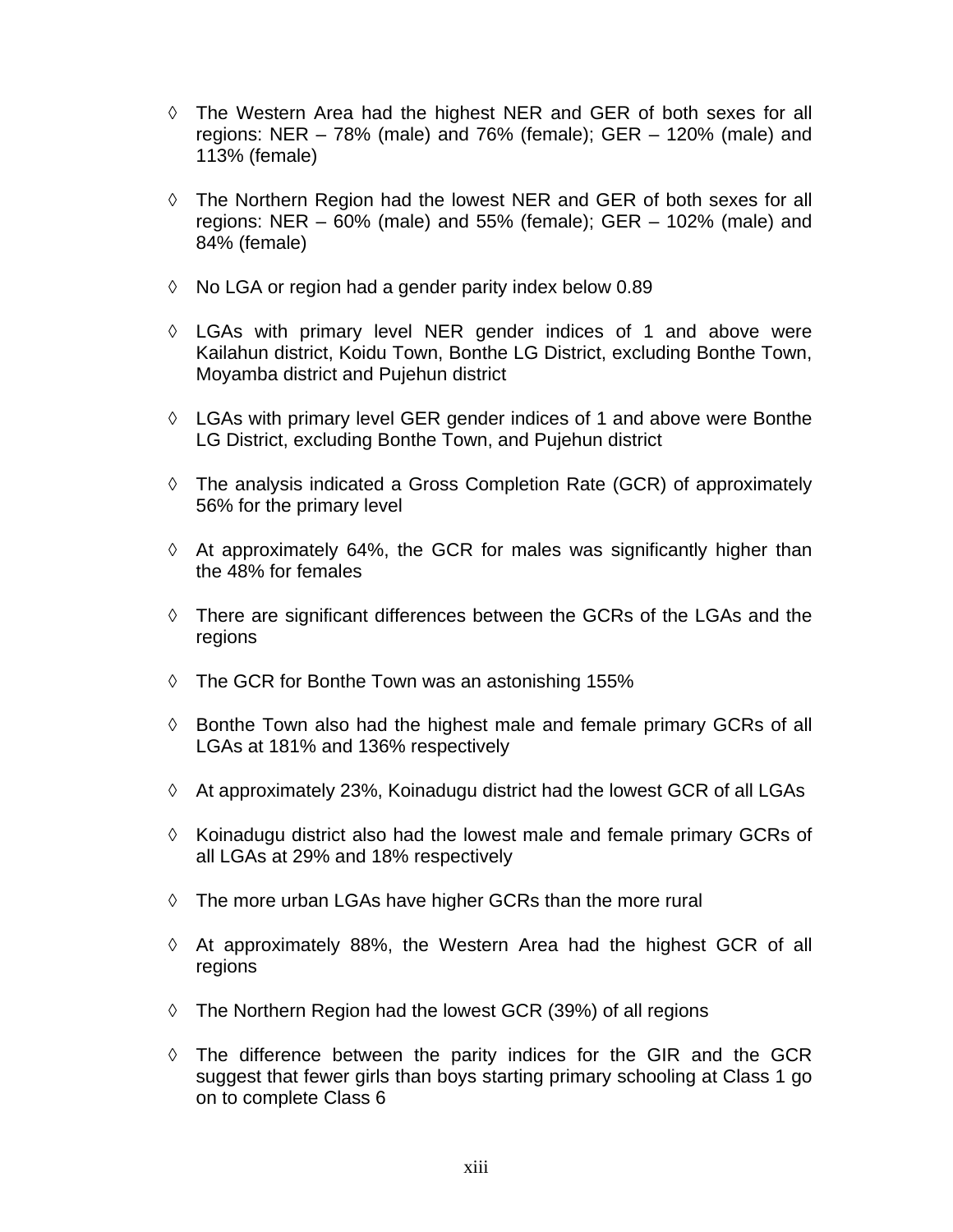- The Western Area had the highest NER and GER of both sexes for all regions: NER – 78% (male) and 76% (female); GER – 120% (male) and 113% (female)

- The Northern Region had the lowest NER and GER of both sexes for all regions: NER – 60% (male) and 55% (female); GER – 102% (male) and 84% (female)

- No LGA or region had a gender parity index below 0.89

- LGAs with primary level NER gender indices of 1 and above were Kailahun district, Koidu Town, Bonthe LG District, excluding Bonthe Town, Moyamba district and Pujehun district

- LGAs with primary level GER gender indices of 1 and above were Bonthe LG District, excluding Bonthe Town, and Pujehun district

- The analysis indicated a Gross Completion Rate (GCR) of approximately 56% for the primary level

- At approximately 64%, the GCR for males was significantly higher than the 48% for females

- There are significant differences between the GCRs of the LGAs and the regions

- The GCR for Bonthe Town was an astonishing 155%

- Bonthe Town also had the highest male and female primary GCRs of all LGAs at 181% and 136% respectively

- At approximately 23%, Koinadugu district had the lowest GCR of all LGAs

- Koinadugu district also had the lowest male and female primary GCRs of all LGAs at 29% and 18% respectively

- The more urban LGAs have higher GCRs than the more rural

- At approximately 88%, the Western Area had the highest GCR of all regions

- The Northern Region had the lowest GCR (39%) of all regions

- The difference between the parity indices for the GIR and the GCR suggest that fewer girls than boys starting primary schooling at Class 1 go on to complete Class 6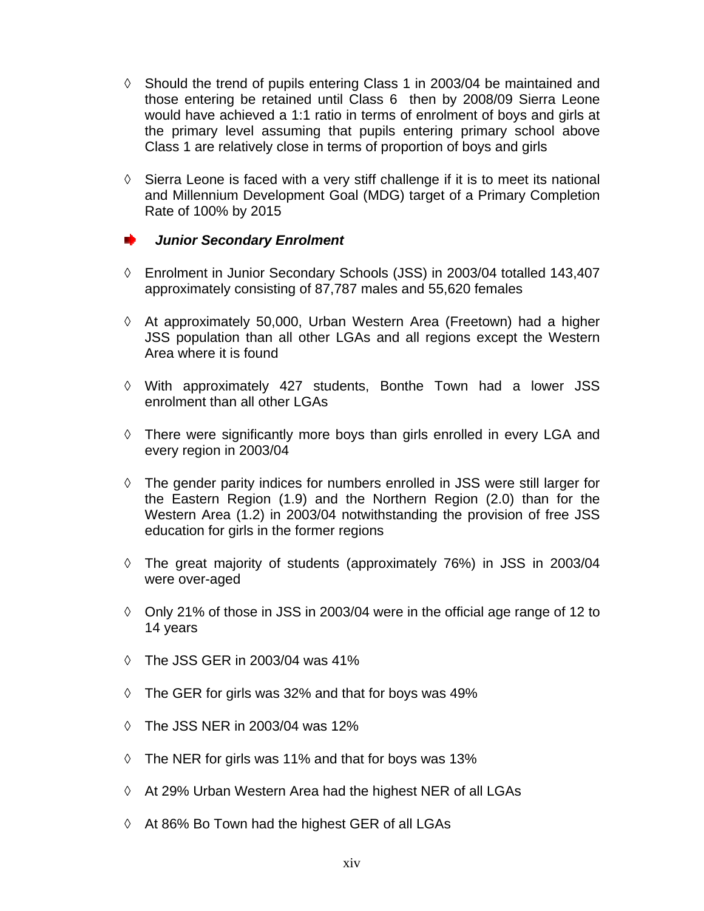- ◊ Should the trend of pupils entering Class 1 in 2003/04 be maintained and those entering be retained until Class 6 then by 2008/09 Sierra Leone would have achieved a 1:1 ratio in terms of enrolment of boys and girls at the primary level assuming that pupils entering primary school above Class 1 are relatively close in terms of proportion of boys and girls

- ◊ Sierra Leone is faced with a very stiff challenge if it is to meet its national and Millennium Development Goal (MDG) target of a Primary Completion Rate of 100% by 2015

### ***Junior Secondary Enrolment***

- ◊ Enrolment in Junior Secondary Schools (JSS) in 2003/04 totalled 143,407 approximately consisting of 87,787 males and 55,620 females

- ◊ At approximately 50,000, Urban Western Area (Freetown) had a higher JSS population than all other LGAs and all regions except the Western Area where it is found

- ◊ With approximately 427 students, Bonthe Town had a lower JSS enrolment than all other LGAs

- ◊ There were significantly more boys than girls enrolled in every LGA and every region in 2003/04

- ◊ The gender parity indices for numbers enrolled in JSS were still larger for the Eastern Region (1.9) and the Northern Region (2.0) than for the Western Area (1.2) in 2003/04 notwithstanding the provision of free JSS education for girls in the former regions

- ◊ The great majority of students (approximately 76%) in JSS in 2003/04 were over-aged

- ◊ Only 21% of those in JSS in 2003/04 were in the official age range of 12 to 14 years

- ◊ The JSS GER in 2003/04 was 41%

- ◊ The GER for girls was 32% and that for boys was 49%

- ◊ The JSS NER in 2003/04 was 12%

- ◊ The NER for girls was 11% and that for boys was 13%

- ◊ At 29% Urban Western Area had the highest NER of all LGAs

- ◊ At 86% Bo Town had the highest GER of all LGAs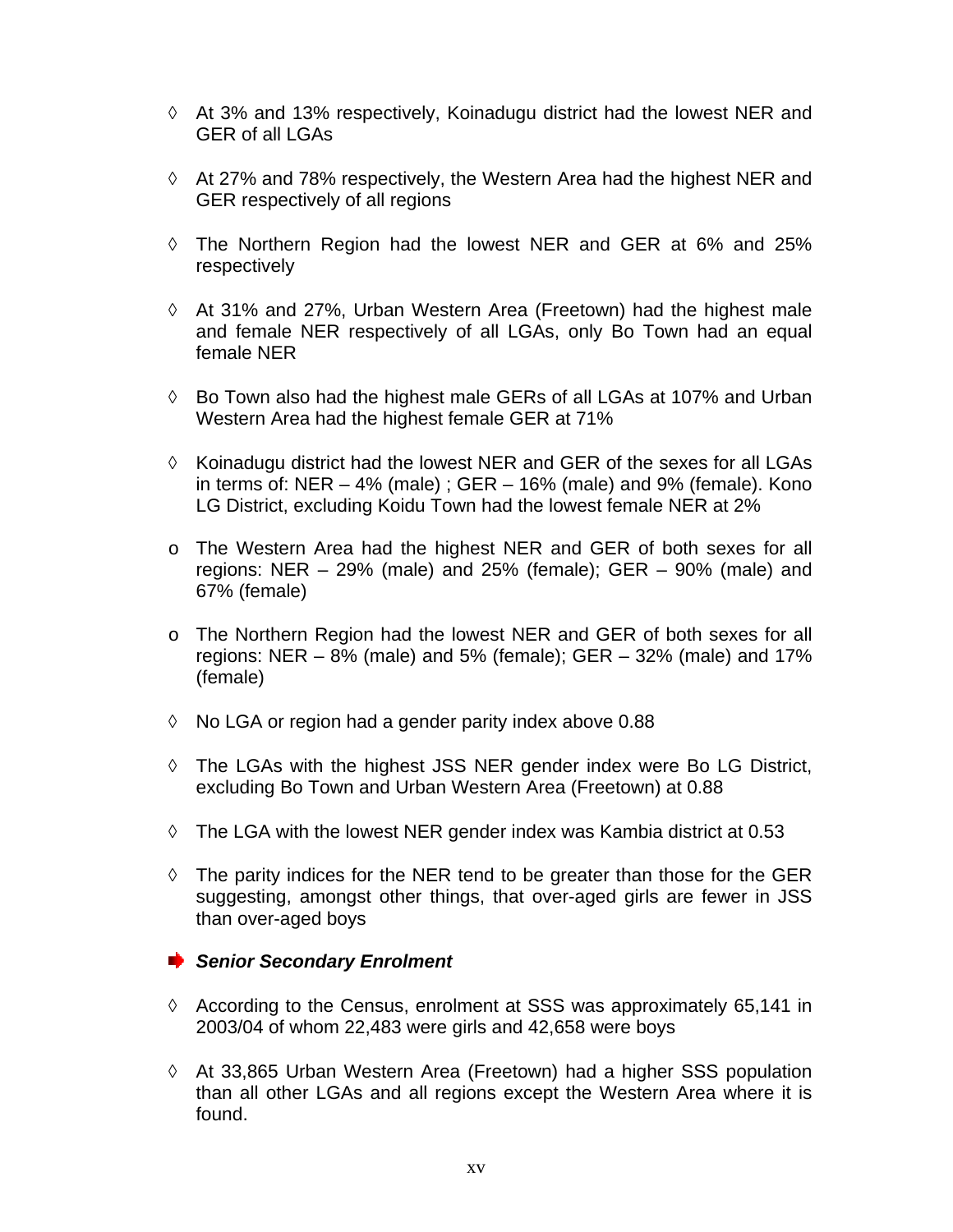- ◊ At 3% and 13% respectively, Koinadugu district had the lowest NER and GER of all LGAs

- ◊ At 27% and 78% respectively, the Western Area had the highest NER and GER respectively of all regions

- ◊ The Northern Region had the lowest NER and GER at 6% and 25% respectively

- ◊ At 31% and 27%, Urban Western Area (Freetown) had the highest male and female NER respectively of all LGAs, only Bo Town had an equal female NER

- ◊ Bo Town also had the highest male GERs of all LGAs at 107% and Urban Western Area had the highest female GER at 71%

- ◊ Koinadugu district had the lowest NER and GER of the sexes for all LGAs in terms of: NER – 4% (male) ; GER – 16% (male) and 9% (female). Kono LG District, excluding Koidu Town had the lowest female NER at 2%

  - o The Western Area had the highest NER and GER of both sexes for all regions: NER – 29% (male) and 25% (female); GER – 90% (male) and 67% (female)

  - o The Northern Region had the lowest NER and GER of both sexes for all regions: NER – 8% (male) and 5% (female); GER – 32% (male) and 17% (female)

- ◊ No LGA or region had a gender parity index above 0.88

- ◊ The LGAs with the highest JSS NER gender index were Bo LG District, excluding Bo Town and Urban Western Area (Freetown) at 0.88

- ◊ The LGA with the lowest NER gender index was Kambia district at 0.53

- ◊ The parity indices for the NER tend to be greater than those for the GER suggesting, amongst other things, that over-aged girls are fewer in JSS than over-aged boys

### ***Senior Secondary Enrolment***

- ◊ According to the Census, enrolment at SSS was approximately 65,141 in 2003/04 of whom 22,483 were girls and 42,658 were boys

- ◊ At 33,865 Urban Western Area (Freetown) had a higher SSS population than all other LGAs and all regions except the Western Area where it is found.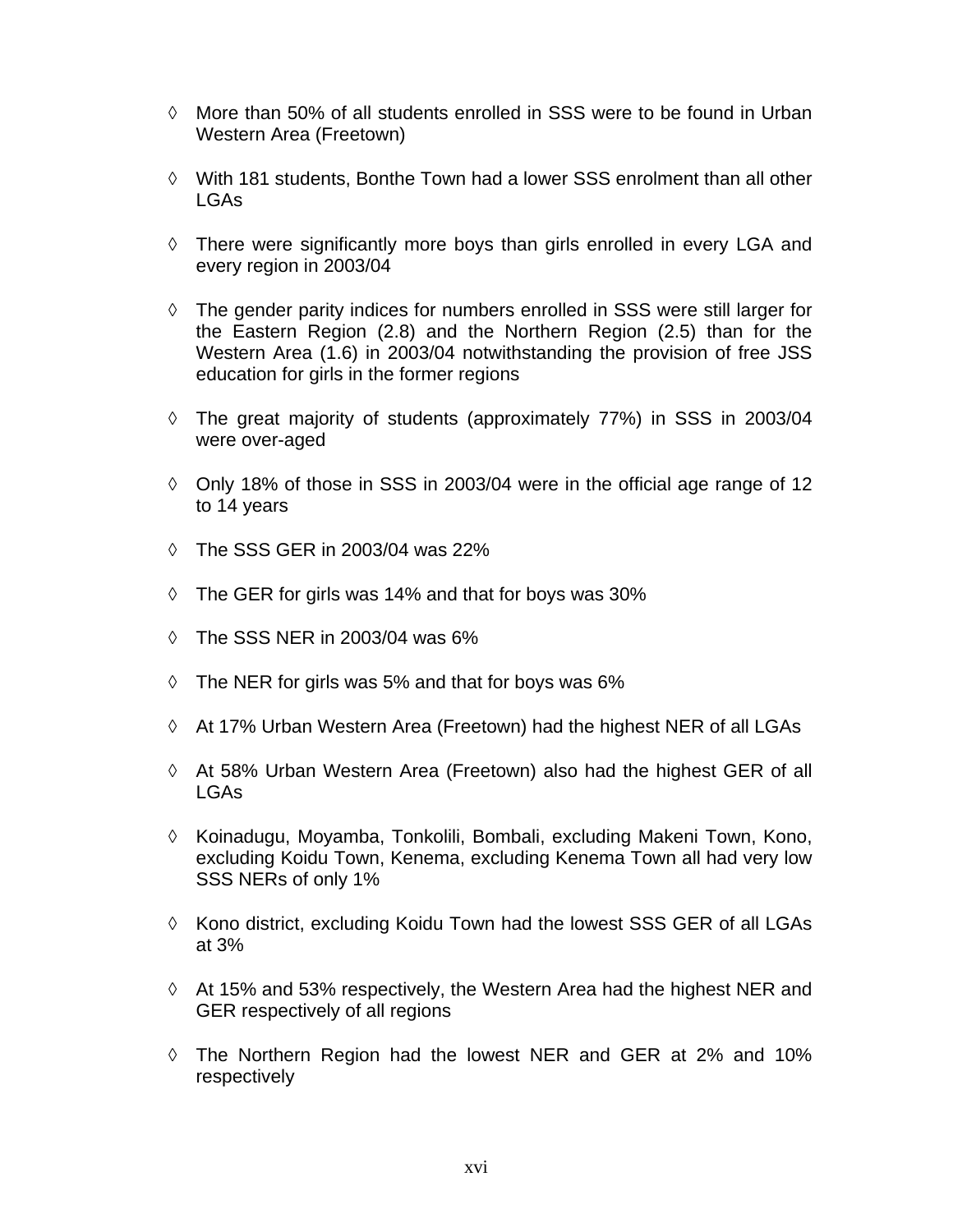- More than 50% of all students enrolled in SSS were to be found in Urban Western Area (Freetown)

- With 181 students, Bonthe Town had a lower SSS enrolment than all other LGAs

- There were significantly more boys than girls enrolled in every LGA and every region in 2003/04

- The gender parity indices for numbers enrolled in SSS were still larger for the Eastern Region (2.8) and the Northern Region (2.5) than for the Western Area (1.6) in 2003/04 notwithstanding the provision of free JSS education for girls in the former regions

- The great majority of students (approximately 77%) in SSS in 2003/04 were over-aged

- Only 18% of those in SSS in 2003/04 were in the official age range of 12 to 14 years

- The SSS GER in 2003/04 was 22%

- The GER for girls was 14% and that for boys was 30%

- The SSS NER in 2003/04 was 6%

- The NER for girls was 5% and that for boys was 6%

- At 17% Urban Western Area (Freetown) had the highest NER of all LGAs

- At 58% Urban Western Area (Freetown) also had the highest GER of all LGAs

- Koinadugu, Moyamba, Tonkolili, Bombali, excluding Makeni Town, Kono, excluding Koidu Town, Kenema, excluding Kenema Town all had very low SSS NERs of only 1%

- Kono district, excluding Koidu Town had the lowest SSS GER of all LGAs at 3%

- At 15% and 53% respectively, the Western Area had the highest NER and GER respectively of all regions

- The Northern Region had the lowest NER and GER at 2% and 10% respectively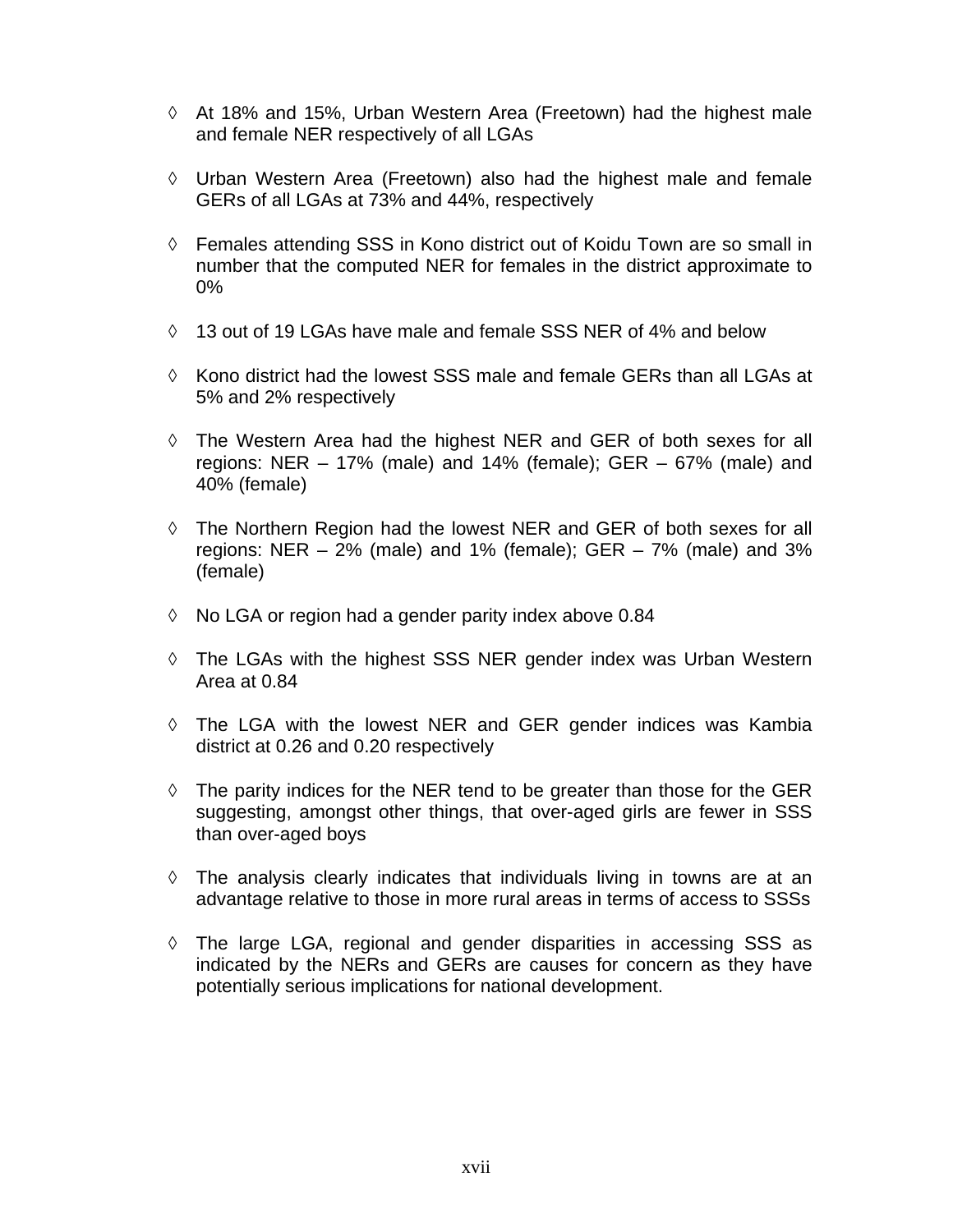- At 18% and 15%, Urban Western Area (Freetown) had the highest male and female NER respectively of all LGAs

- Urban Western Area (Freetown) also had the highest male and female GERs of all LGAs at 73% and 44%, respectively

- Females attending SSS in Kono district out of Koidu Town are so small in number that the computed NER for females in the district approximate to 0%

- 13 out of 19 LGAs have male and female SSS NER of 4% and below

- Kono district had the lowest SSS male and female GERs than all LGAs at 5% and 2% respectively

- The Western Area had the highest NER and GER of both sexes for all regions: NER – 17% (male) and 14% (female); GER – 67% (male) and 40% (female)

- The Northern Region had the lowest NER and GER of both sexes for all regions: NER – 2% (male) and 1% (female); GER – 7% (male) and 3% (female)

- No LGA or region had a gender parity index above 0.84

- The LGAs with the highest SSS NER gender index was Urban Western Area at 0.84

- The LGA with the lowest NER and GER gender indices was Kambia district at 0.26 and 0.20 respectively

- The parity indices for the NER tend to be greater than those for the GER suggesting, amongst other things, that over-aged girls are fewer in SSS than over-aged boys

- The analysis clearly indicates that individuals living in towns are at an advantage relative to those in more rural areas in terms of access to SSSs

- The large LGA, regional and gender disparities in accessing SSS as indicated by the NERs and GERs are causes for concern as they have potentially serious implications for national development.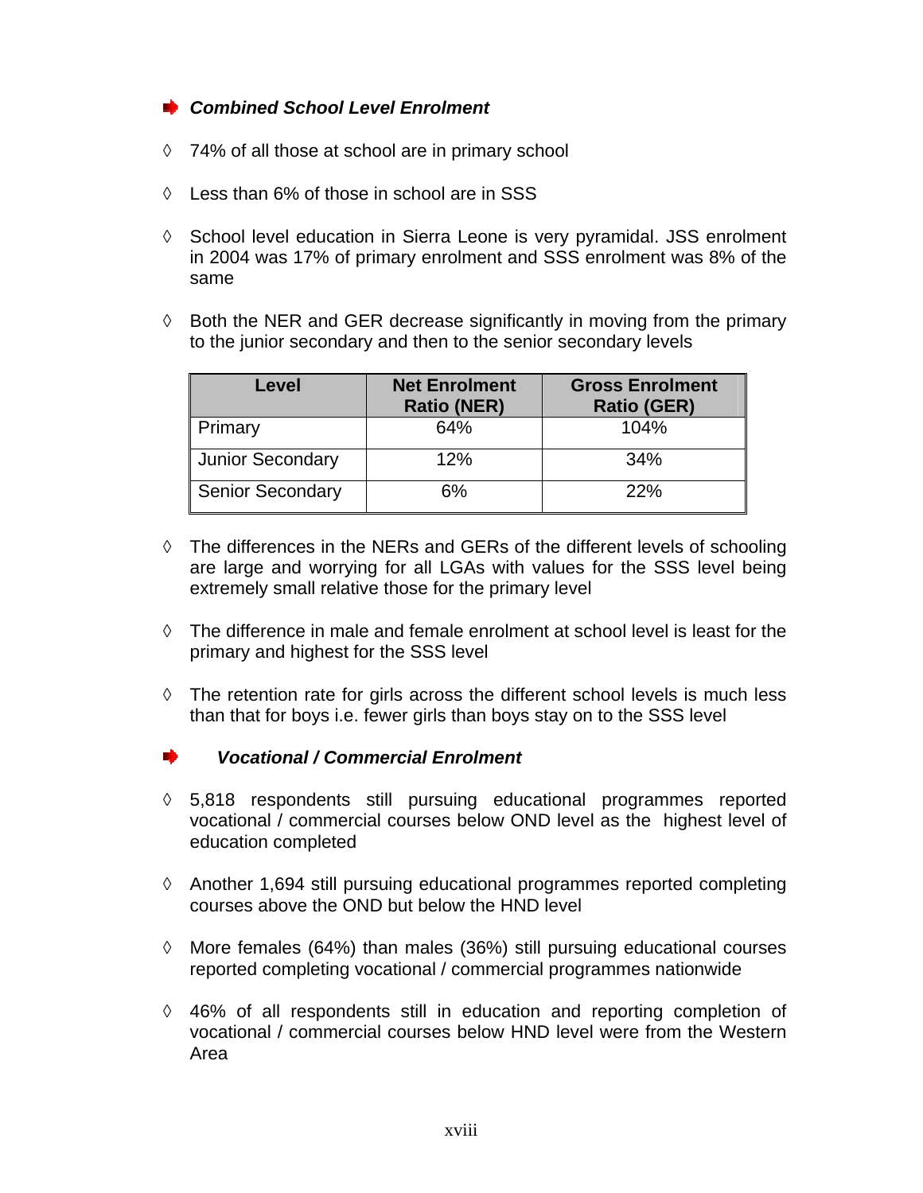### *Combined School Level Enrolment*

- ◊ 74% of all those at school are in primary school
- ◊ Less than 6% of those in school are in SSS
- ◊ School level education in Sierra Leone is very pyramidal. JSS enrolment in 2004 was 17% of primary enrolment and SSS enrolment was 8% of the same
- ◊ Both the NER and GER decrease significantly in moving from the primary to the junior secondary and then to the senior secondary levels

| Level | Net Enrolment Ratio (NER) | Gross Enrolment Ratio (GER) |
|---|---|---|
| Primary | 64% | 104% |
| Junior Secondary | 12% | 34% |
| Senior Secondary | 6% | 22% |

- ◊ The differences in the NERs and GERs of the different levels of schooling are large and worrying for all LGAs with values for the SSS level being extremely small relative those for the primary level
- ◊ The difference in male and female enrolment at school level is least for the primary and highest for the SSS level
- ◊ The retention rate for girls across the different school levels is much less than that for boys i.e. fewer girls than boys stay on to the SSS level

### *Vocational / Commercial Enrolment*

- ◊ 5,818 respondents still pursuing educational programmes reported vocational / commercial courses below OND level as the highest level of education completed
- ◊ Another 1,694 still pursuing educational programmes reported completing courses above the OND but below the HND level
- ◊ More females (64%) than males (36%) still pursuing educational courses reported completing vocational / commercial programmes nationwide
- ◊ 46% of all respondents still in education and reporting completion of vocational / commercial courses below HND level were from the Western Area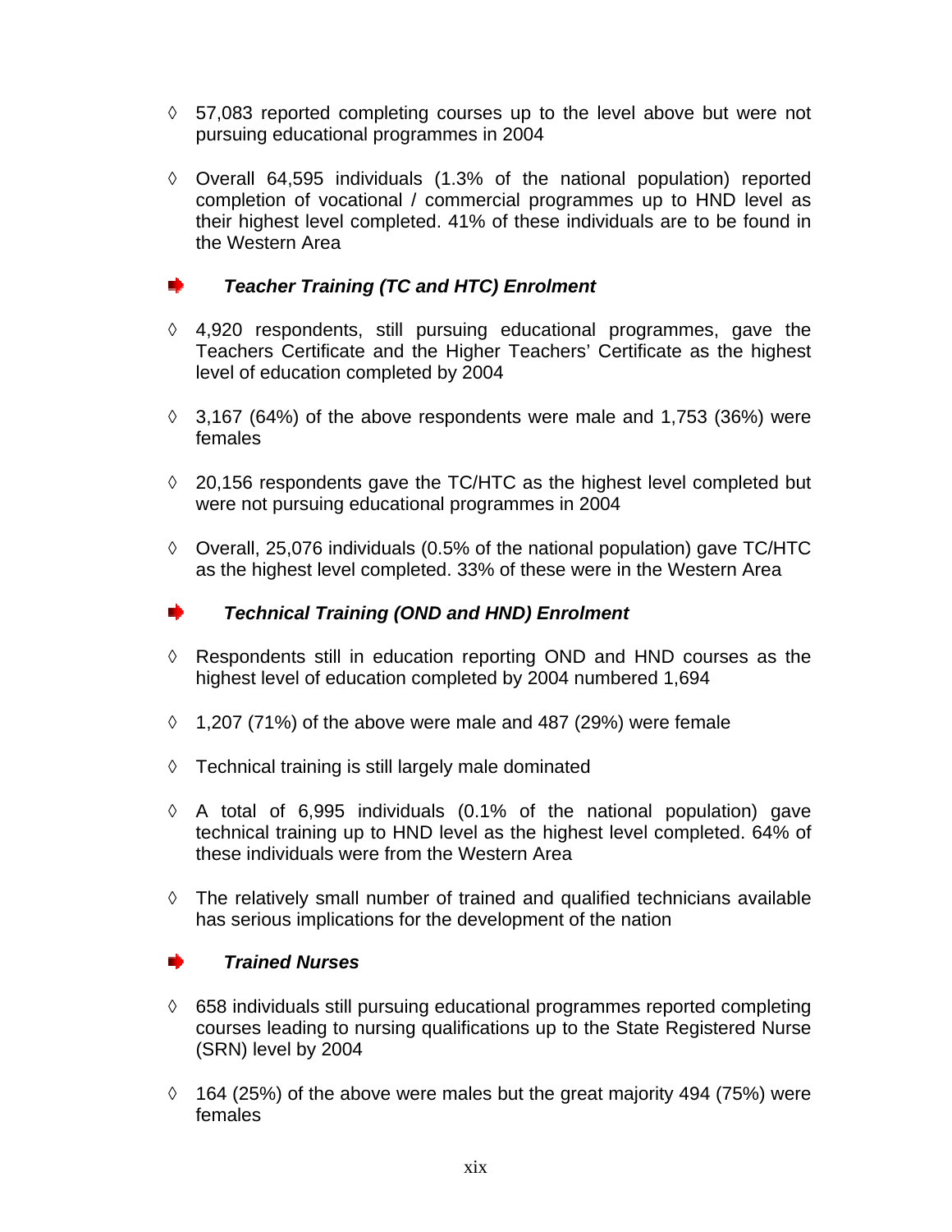- ◊ 57,083 reported completing courses up to the level above but were not pursuing educational programmes in 2004

- ◊ Overall 64,595 individuals (1.3% of the national population) reported completion of vocational / commercial programmes up to HND level as their highest level completed. 41% of these individuals are to be found in the Western Area

### ➨ *Teacher Training (TC and HTC) Enrolment*

- ◊ 4,920 respondents, still pursuing educational programmes, gave the Teachers Certificate and the Higher Teachers' Certificate as the highest level of education completed by 2004

- ◊ 3,167 (64%) of the above respondents were male and 1,753 (36%) were females

- ◊ 20,156 respondents gave the TC/HTC as the highest level completed but were not pursuing educational programmes in 2004

- ◊ Overall, 25,076 individuals (0.5% of the national population) gave TC/HTC as the highest level completed. 33% of these were in the Western Area

### ➨ *Technical Training (OND and HND) Enrolment*

- ◊ Respondents still in education reporting OND and HND courses as the highest level of education completed by 2004 numbered 1,694

- ◊ 1,207 (71%) of the above were male and 487 (29%) were female

- ◊ Technical training is still largely male dominated

- ◊ A total of 6,995 individuals (0.1% of the national population) gave technical training up to HND level as the highest level completed. 64% of these individuals were from the Western Area

- ◊ The relatively small number of trained and qualified technicians available has serious implications for the development of the nation

### ➨ *Trained Nurses*

- ◊ 658 individuals still pursuing educational programmes reported completing courses leading to nursing qualifications up to the State Registered Nurse (SRN) level by 2004

- ◊ 164 (25%) of the above were males but the great majority 494 (75%) were females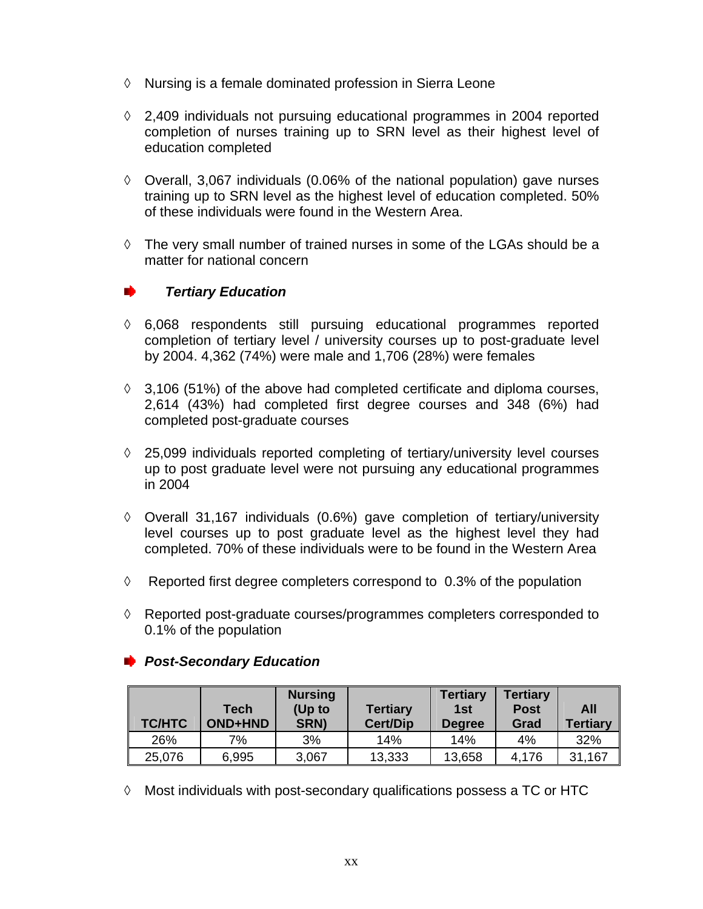◊ Nursing is a female dominated profession in Sierra Leone

◊ 2,409 individuals not pursuing educational programmes in 2004 reported completion of nurses training up to SRN level as their highest level of education completed

◊ Overall, 3,067 individuals (0.06% of the national population) gave nurses training up to SRN level as the highest level of education completed. 50% of these individuals were found in the Western Area.

◊ The very small number of trained nurses in some of the LGAs should be a matter for national concern

### *Tertiary Education*

◊ 6,068 respondents still pursuing educational programmes reported completion of tertiary level / university courses up to post-graduate level by 2004. 4,362 (74%) were male and 1,706 (28%) were females

◊ 3,106 (51%) of the above had completed certificate and diploma courses, 2,614 (43%) had completed first degree courses and 348 (6%) had completed post-graduate courses

◊ 25,099 individuals reported completing of tertiary/university level courses up to post graduate level were not pursuing any educational programmes in 2004

◊ Overall 31,167 individuals (0.6%) gave completion of tertiary/university level courses up to post graduate level as the highest level they had completed. 70% of these individuals were to be found in the Western Area

◊ Reported first degree completers correspond to 0.3% of the population

◊ Reported post-graduate courses/programmes completers corresponded to 0.1% of the population

### *Post-Secondary Education*

| TC/HTC | Tech OND+HND | Nursing (Up to SRN) | Tertiary Cert/Dip | Tertiary 1st Degree | Tertiary Post Grad | All Tertiary |
|---|---|---|---|---|---|---|
| 26% | 7% | 3% | 14% | 14% | 4% | 32% |
| 25,076 | 6,995 | 3,067 | 13,333 | 13,658 | 4,176 | 31,167 |

◊ Most individuals with post-secondary qualifications possess a TC or HTC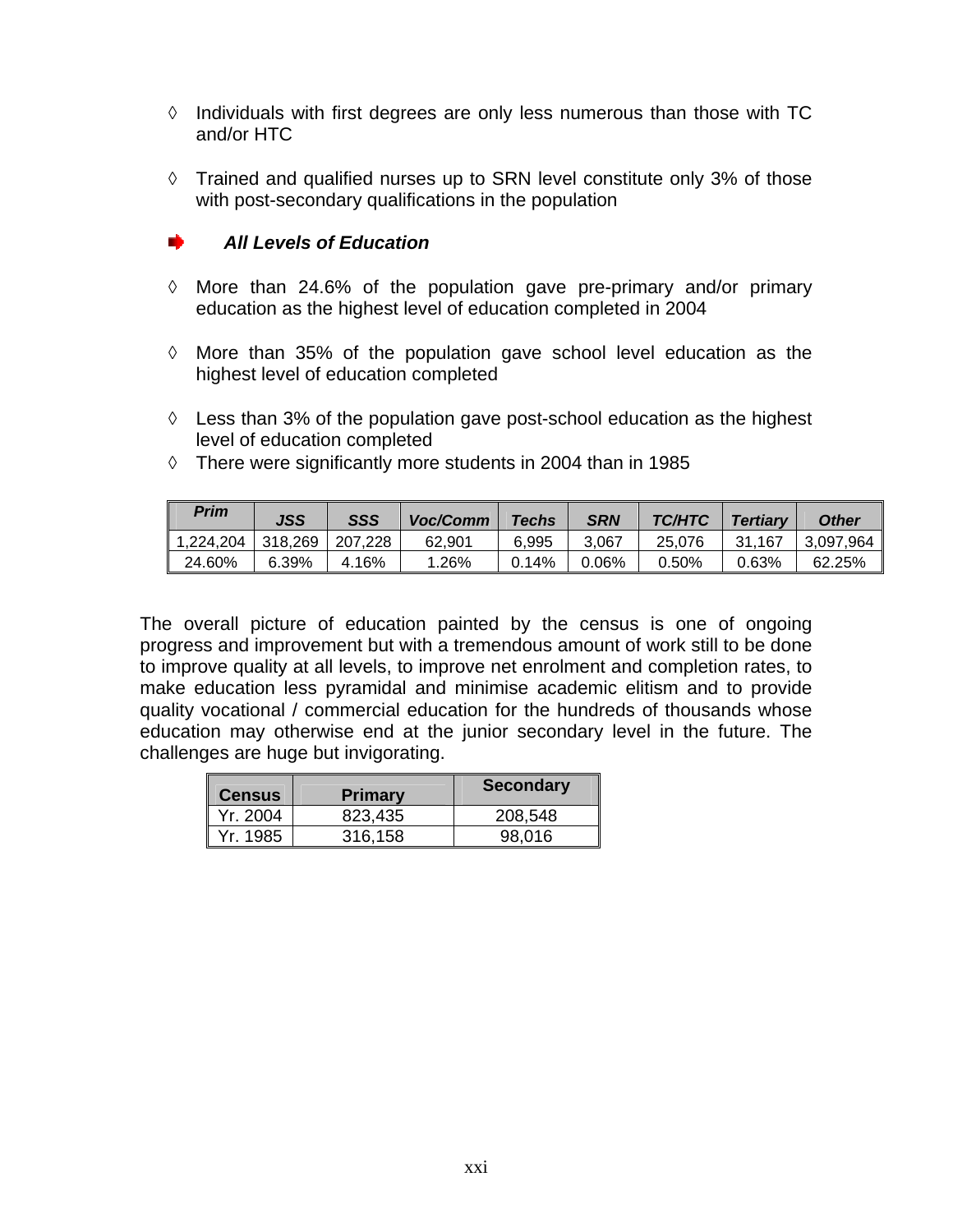- ◊ Individuals with first degrees are only less numerous than those with TC and/or HTC

- ◊ Trained and qualified nurses up to SRN level constitute only 3% of those with post-secondary qualifications in the population

### ***All Levels of Education***

- ◊ More than 24.6% of the population gave pre-primary and/or primary education as the highest level of education completed in 2004

- ◊ More than 35% of the population gave school level education as the highest level of education completed

- ◊ Less than 3% of the population gave post-school education as the highest level of education completed
- ◊ There were significantly more students in 2004 than in 1985

| *Prim* | *JSS* | *SSS* | *Voc/Comm* | *Techs* | *SRN* | *TC/HTC* | *Tertiary* | *Other* |
|---|---|---|---|---|---|---|---|---|
| 1,224,204 | 318,269 | 207,228 | 62,901 | 6,995 | 3,067 | 25,076 | 31,167 | 3,097,964 |
| 24.60% | 6.39% | 4.16% | 1.26% | 0.14% | 0.06% | 0.50% | 0.63% | 62.25% |

The overall picture of education painted by the census is one of ongoing progress and improvement but with a tremendous amount of work still to be done to improve quality at all levels, to improve net enrolment and completion rates, to make education less pyramidal and minimise academic elitism and to provide quality vocational / commercial education for the hundreds of thousands whose education may otherwise end at the junior secondary level in the future. The challenges are huge but invigorating.

| Census | Primary | Secondary |
|---|---|---|
| Yr. 2004 | 823,435 | 208,548 |
| Yr. 1985 | 316,158 | 98,016 |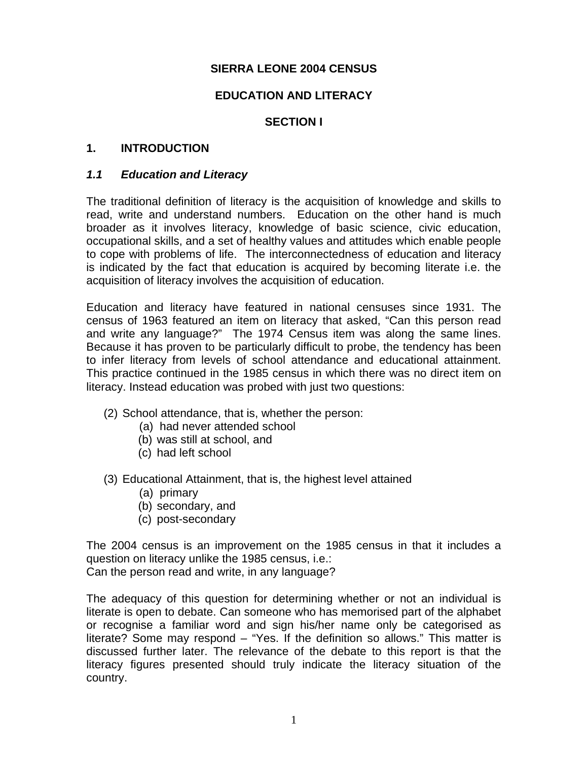**SIERRA LEONE 2004 CENSUS**

**EDUCATION AND LITERACY**

**SECTION I**

# 1. INTRODUCTION

## *1.1 Education and Literacy*

The traditional definition of literacy is the acquisition of knowledge and skills to read, write and understand numbers. Education on the other hand is much broader as it involves literacy, knowledge of basic science, civic education, occupational skills, and a set of healthy values and attitudes which enable people to cope with problems of life. The interconnectedness of education and literacy is indicated by the fact that education is acquired by becoming literate i.e. the acquisition of literacy involves the acquisition of education.

Education and literacy have featured in national censuses since 1931. The census of 1963 featured an item on literacy that asked, "Can this person read and write any language?" The 1974 Census item was along the same lines. Because it has proven to be particularly difficult to probe, the tendency has been to infer literacy from levels of school attendance and educational attainment. This practice continued in the 1985 census in which there was no direct item on literacy. Instead education was probed with just two questions:

(2) School attendance, that is, whether the person:
   - (a) had never attended school
   - (b) was still at school, and
   - (c) had left school

(3) Educational Attainment, that is, the highest level attained
   - (a) primary
   - (b) secondary, and
   - (c) post-secondary

The 2004 census is an improvement on the 1985 census in that it includes a question on literacy unlike the 1985 census, i.e.:
Can the person read and write, in any language?

The adequacy of this question for determining whether or not an individual is literate is open to debate. Can someone who has memorised part of the alphabet or recognise a familiar word and sign his/her name only be categorised as literate? Some may respond – "Yes. If the definition so allows." This matter is discussed further later. The relevance of the debate to this report is that the literacy figures presented should truly indicate the literacy situation of the country.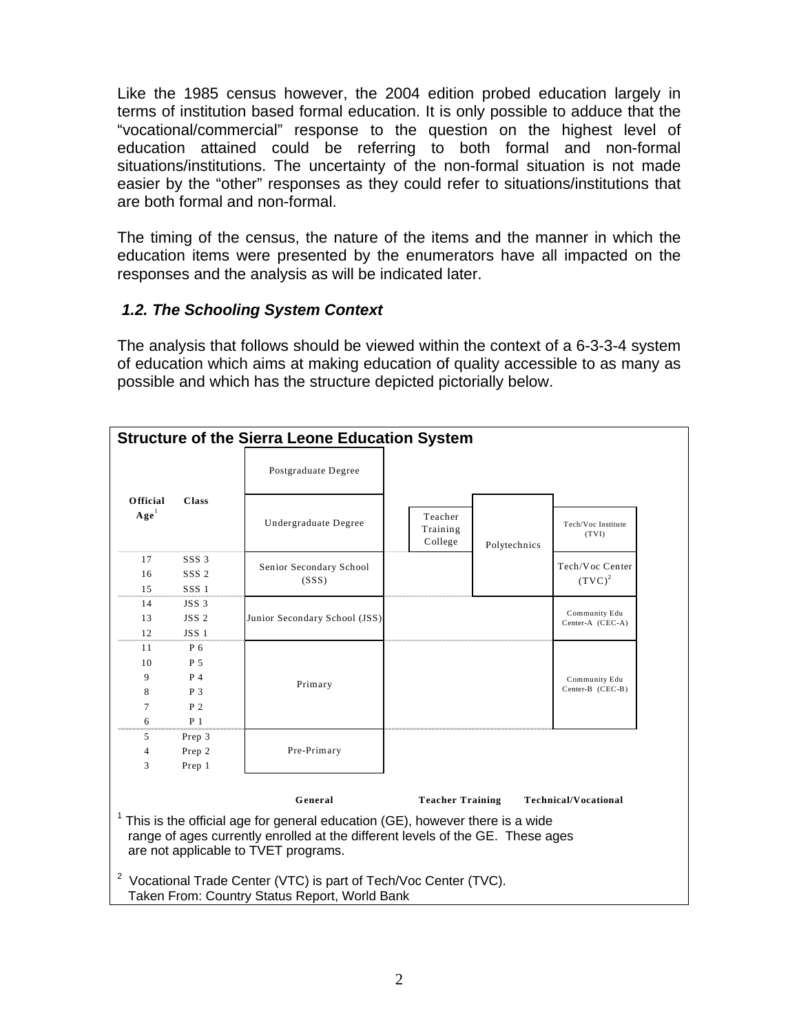Like the 1985 census however, the 2004 edition probed education largely in terms of institution based formal education. It is only possible to adduce that the "vocational/commercial" response to the question on the highest level of education attained could be referring to both formal and non-formal situations/institutions. The uncertainty of the non-formal situation is not made easier by the "other" responses as they could refer to situations/institutions that are both formal and non-formal.

The timing of the census, the nature of the items and the manner in which the education items were presented by the enumerators have all impacted on the responses and the analysis as will be indicated later.

### *1.2. The Schooling System Context*

The analysis that follows should be viewed within the context of a 6-3-3-4 system of education which aims at making education of quality accessible to as many as possible and which has the structure depicted pictorially below.

**Structure of the Sierra Leone Education System**

| Official Age[1] | Class | General | Teacher Training | | Technical/Vocational |
|---|---|---|---|---|---|
| | | Postgraduate Degree | | | |
| | | Undergraduate Degree | Teacher Training College | Polytechnics | Tech/Voc Institute (TVI) |
| 17 | SSS 3 | Senior Secondary School (SSS) | | Polytechnics | Tech/Voc Center (TVC)[2] |
| 16 | SSS 2 | | | | |
| 15 | SSS 1 | | | | |
| 14 | JSS 3 | Junior Secondary School (JSS) | | | Community Edu Center-A (CEC-A) |
| 13 | JSS 2 | | | | |
| 12 | JSS 1 | | | | |
| 11 | P 6 | Primary | | | Community Edu Center-B (CEC-B) |
| 10 | P 5 | | | | |
| 9 | P 4 | | | | |
| 8 | P 3 | | | | |
| 7 | P 2 | | | | |
| 6 | P 1 | | | | |
| 5 | Prep 3 | Pre-Primary | | | |
| 4 | Prep 2 | | | | |
| 3 | Prep 1 | | | | |

[1] This is the official age for general education (GE), however there is a wide range of ages currently enrolled at the different levels of the GE. These ages are not applicable to TVET programs.

[2] Vocational Trade Center (VTC) is part of Tech/Voc Center (TVC).
Taken From: Country Status Report, World Bank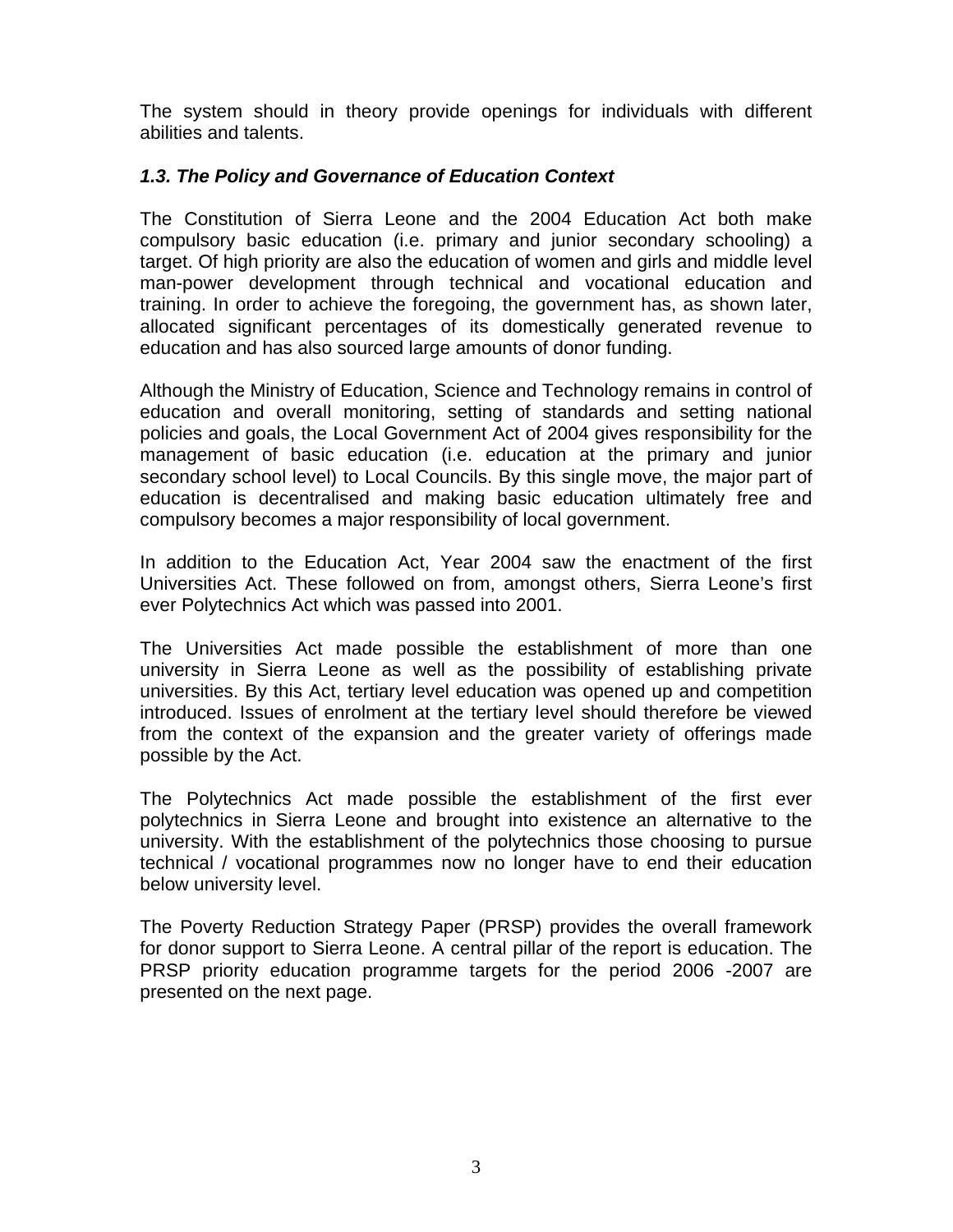The system should in theory provide openings for individuals with different abilities and talents.

### *1.3. The Policy and Governance of Education Context*

The Constitution of Sierra Leone and the 2004 Education Act both make compulsory basic education (i.e. primary and junior secondary schooling) a target. Of high priority are also the education of women and girls and middle level man-power development through technical and vocational education and training. In order to achieve the foregoing, the government has, as shown later, allocated significant percentages of its domestically generated revenue to education and has also sourced large amounts of donor funding.

Although the Ministry of Education, Science and Technology remains in control of education and overall monitoring, setting of standards and setting national policies and goals, the Local Government Act of 2004 gives responsibility for the management of basic education (i.e. education at the primary and junior secondary school level) to Local Councils. By this single move, the major part of education is decentralised and making basic education ultimately free and compulsory becomes a major responsibility of local government.

In addition to the Education Act, Year 2004 saw the enactment of the first Universities Act. These followed on from, amongst others, Sierra Leone's first ever Polytechnics Act which was passed into 2001.

The Universities Act made possible the establishment of more than one university in Sierra Leone as well as the possibility of establishing private universities. By this Act, tertiary level education was opened up and competition introduced. Issues of enrolment at the tertiary level should therefore be viewed from the context of the expansion and the greater variety of offerings made possible by the Act.

The Polytechnics Act made possible the establishment of the first ever polytechnics in Sierra Leone and brought into existence an alternative to the university. With the establishment of the polytechnics those choosing to pursue technical / vocational programmes now no longer have to end their education below university level.

The Poverty Reduction Strategy Paper (PRSP) provides the overall framework for donor support to Sierra Leone. A central pillar of the report is education. The PRSP priority education programme targets for the period 2006 -2007 are presented on the next page.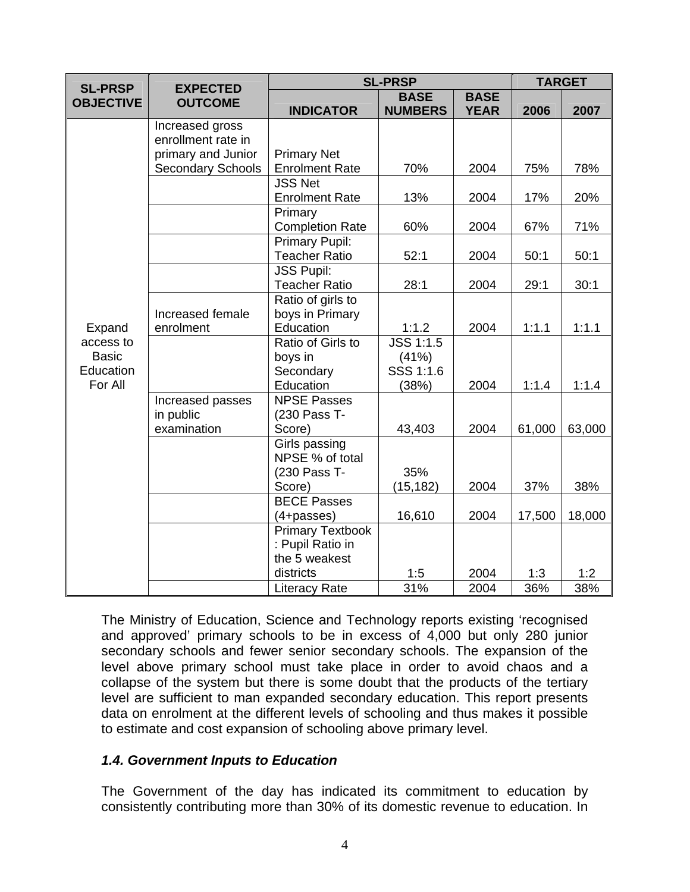| SL-PRSP OBJECTIVE | EXPECTED OUTCOME | SL-PRSP | | | TARGET | |
|---|---|---|---|---|---|---|
| | | INDICATOR | BASE NUMBERS | BASE YEAR | 2006 | 2007 |
| Expand access to Basic Education For All | Increased gross enrollment rate in primary and Junior Secondary Schools | Primary Net Enrolment Rate | 70% | 2004 | 75% | 78% |
| | | JSS Net Enrolment Rate | 13% | 2004 | 17% | 20% |
| | | Primary Completion Rate | 60% | 2004 | 67% | 71% |
| | | Primary Pupil: Teacher Ratio | 52:1 | 2004 | 50:1 | 50:1 |
| | | JSS Pupil: Teacher Ratio | 28:1 | 2004 | 29:1 | 30:1 |
| | Increased female enrolment | Ratio of girls to boys in Primary Education | 1:1.2 | 2004 | 1:1.1 | 1:1.1 |
| | | Ratio of Girls to boys in Secondary Education | JSS 1:1.5 (41%) SSS 1:1.6 (38%) | 2004 | 1:1.4 | 1:1.4 |
| | Increased passes in public examination | NPSE Passes (230 Pass T-Score) | 43,403 | 2004 | 61,000 | 63,000 |
| | | Girls passing NPSE % of total (230 Pass T-Score) | 35% (15,182) | 2004 | 37% | 38% |
| | | BECE Passes (4+passes) | 16,610 | 2004 | 17,500 | 18,000 |
| | | Primary Textbook : Pupil Ratio in the 5 weakest districts | 1:5 | 2004 | 1:3 | 1:2 |
| | | Literacy Rate | 31% | 2004 | 36% | 38% |

The Ministry of Education, Science and Technology reports existing 'recognised and approved' primary schools to be in excess of 4,000 but only 280 junior secondary schools and fewer senior secondary schools. The expansion of the level above primary school must take place in order to avoid chaos and a collapse of the system but there is some doubt that the products of the tertiary level are sufficient to man expanded secondary education. This report presents data on enrolment at the different levels of schooling and thus makes it possible to estimate and cost expansion of schooling above primary level.

### *1.4. Government Inputs to Education*

The Government of the day has indicated its commitment to education by consistently contributing more than 30% of its domestic revenue to education. In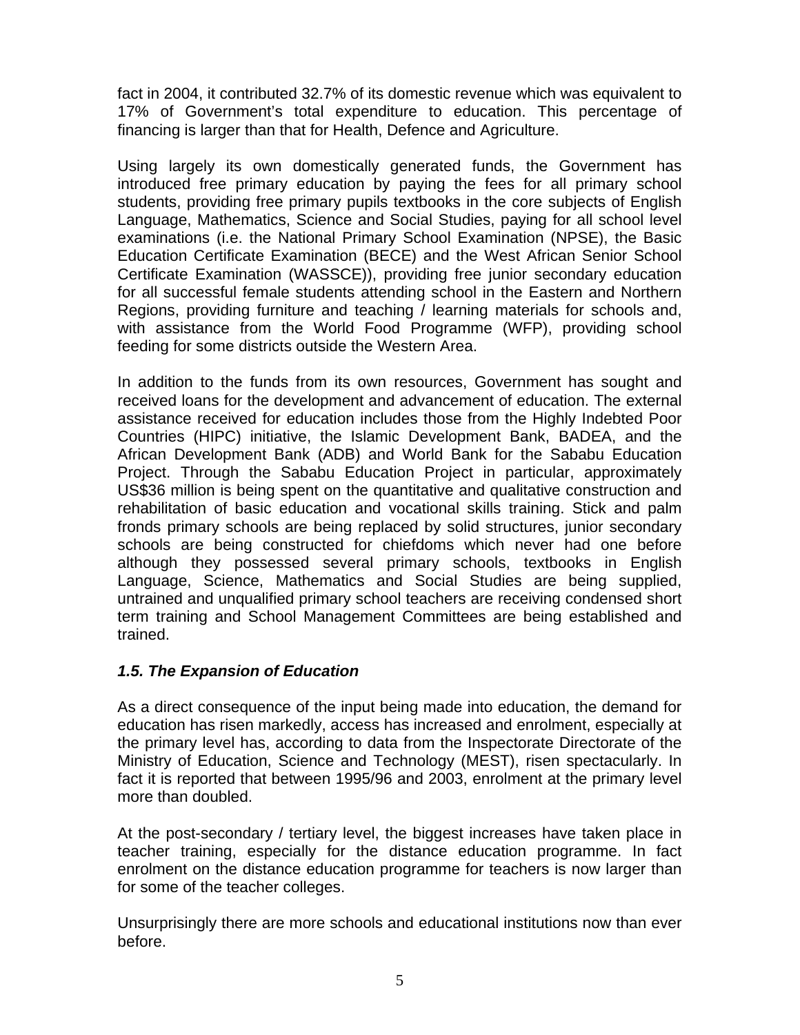fact in 2004, it contributed 32.7% of its domestic revenue which was equivalent to 17% of Government's total expenditure to education. This percentage of financing is larger than that for Health, Defence and Agriculture.

Using largely its own domestically generated funds, the Government has introduced free primary education by paying the fees for all primary school students, providing free primary pupils textbooks in the core subjects of English Language, Mathematics, Science and Social Studies, paying for all school level examinations (i.e. the National Primary School Examination (NPSE), the Basic Education Certificate Examination (BECE) and the West African Senior School Certificate Examination (WASSCE)), providing free junior secondary education for all successful female students attending school in the Eastern and Northern Regions, providing furniture and teaching / learning materials for schools and, with assistance from the World Food Programme (WFP), providing school feeding for some districts outside the Western Area.

In addition to the funds from its own resources, Government has sought and received loans for the development and advancement of education. The external assistance received for education includes those from the Highly Indebted Poor Countries (HIPC) initiative, the Islamic Development Bank, BADEA, and the African Development Bank (ADB) and World Bank for the Sababu Education Project. Through the Sababu Education Project in particular, approximately US$36 million is being spent on the quantitative and qualitative construction and rehabilitation of basic education and vocational skills training. Stick and palm fronds primary schools are being replaced by solid structures, junior secondary schools are being constructed for chiefdoms which never had one before although they possessed several primary schools, textbooks in English Language, Science, Mathematics and Social Studies are being supplied, untrained and unqualified primary school teachers are receiving condensed short term training and School Management Committees are being established and trained.

### *1.5. The Expansion of Education*

As a direct consequence of the input being made into education, the demand for education has risen markedly, access has increased and enrolment, especially at the primary level has, according to data from the Inspectorate Directorate of the Ministry of Education, Science and Technology (MEST), risen spectacularly. In fact it is reported that between 1995/96 and 2003, enrolment at the primary level more than doubled.

At the post-secondary / tertiary level, the biggest increases have taken place in teacher training, especially for the distance education programme. In fact enrolment on the distance education programme for teachers is now larger than for some of the teacher colleges.

Unsurprisingly there are more schools and educational institutions now than ever before.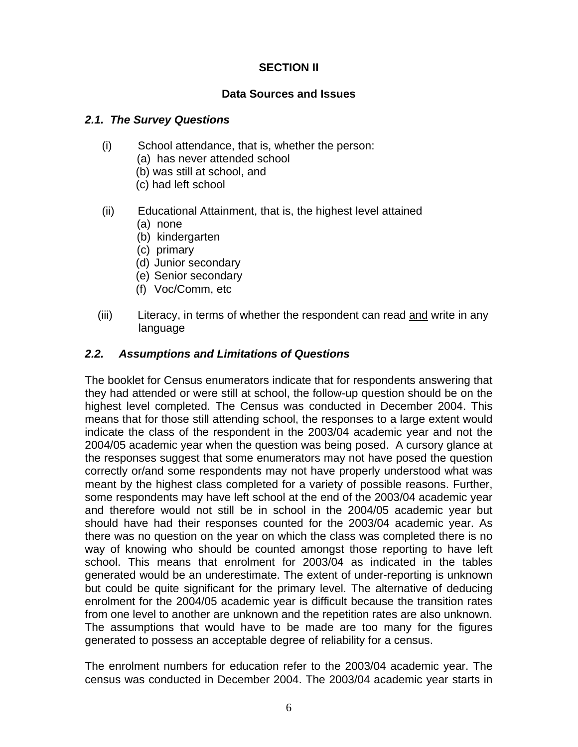## SECTION II

### Data Sources and Issues

#### *2.1. The Survey Questions*

(i) School attendance, that is, whether the person:
   (a) has never attended school
   (b) was still at school, and
   (c) had left school

(ii) Educational Attainment, that is, the highest level attained
   (a) none
   (b) kindergarten
   (c) primary
   (d) Junior secondary
   (e) Senior secondary
   (f) Voc/Comm, etc

(iii) Literacy, in terms of whether the respondent can read <u>and</u> write in any language

#### *2.2. Assumptions and Limitations of Questions*

The booklet for Census enumerators indicate that for respondents answering that they had attended or were still at school, the follow-up question should be on the highest level completed. The Census was conducted in December 2004. This means that for those still attending school, the responses to a large extent would indicate the class of the respondent in the 2003/04 academic year and not the 2004/05 academic year when the question was being posed. A cursory glance at the responses suggest that some enumerators may not have posed the question correctly or/and some respondents may not have properly understood what was meant by the highest class completed for a variety of possible reasons. Further, some respondents may have left school at the end of the 2003/04 academic year and therefore would not still be in school in the 2004/05 academic year but should have had their responses counted for the 2003/04 academic year. As there was no question on the year on which the class was completed there is no way of knowing who should be counted amongst those reporting to have left school. This means that enrolment for 2003/04 as indicated in the tables generated would be an underestimate. The extent of under-reporting is unknown but could be quite significant for the primary level. The alternative of deducing enrolment for the 2004/05 academic year is difficult because the transition rates from one level to another are unknown and the repetition rates are also unknown. The assumptions that would have to be made are too many for the figures generated to possess an acceptable degree of reliability for a census.

The enrolment numbers for education refer to the 2003/04 academic year. The census was conducted in December 2004. The 2003/04 academic year starts in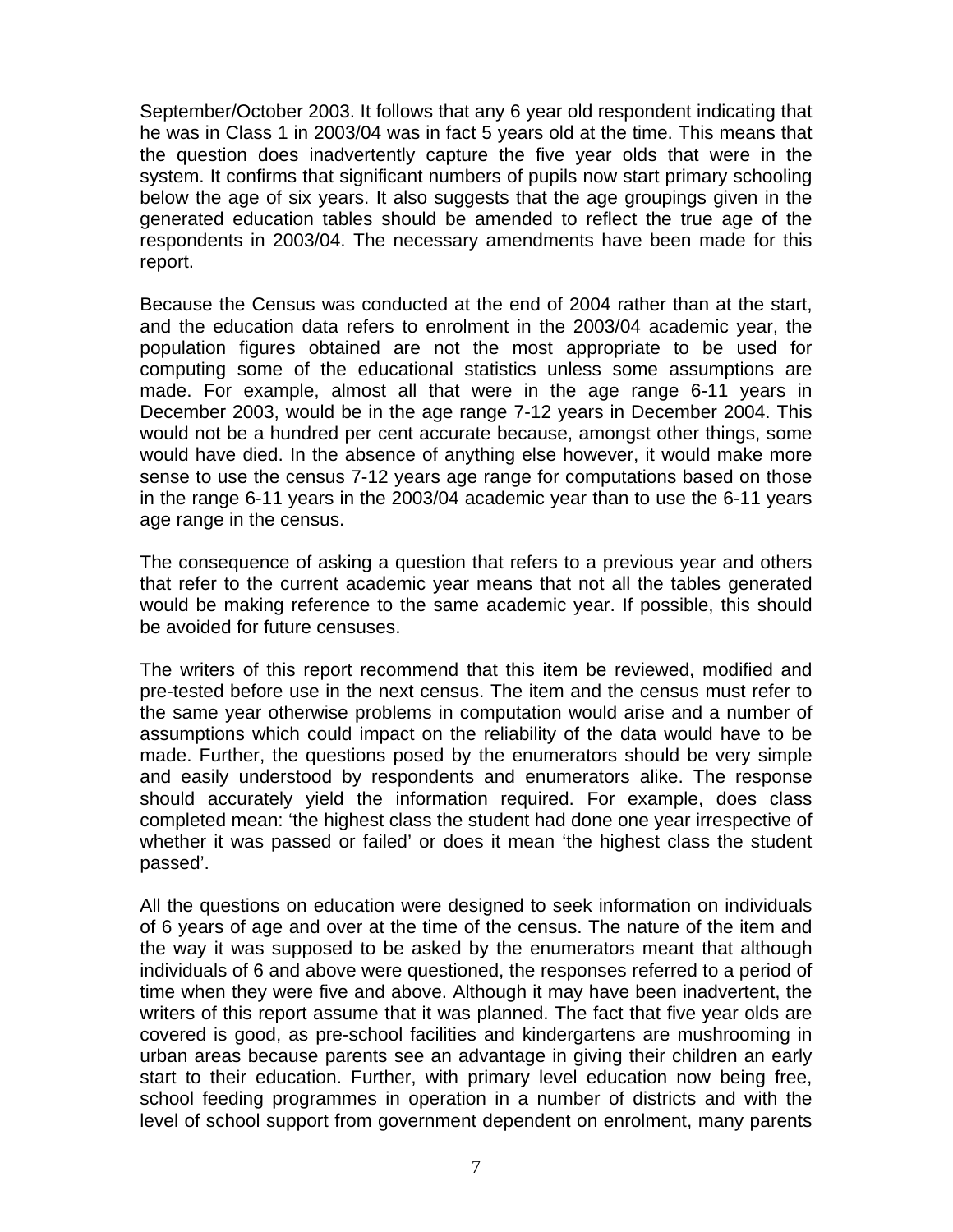September/October 2003. It follows that any 6 year old respondent indicating that he was in Class 1 in 2003/04 was in fact 5 years old at the time. This means that the question does inadvertently capture the five year olds that were in the system. It confirms that significant numbers of pupils now start primary schooling below the age of six years. It also suggests that the age groupings given in the generated education tables should be amended to reflect the true age of the respondents in 2003/04. The necessary amendments have been made for this report.

Because the Census was conducted at the end of 2004 rather than at the start, and the education data refers to enrolment in the 2003/04 academic year, the population figures obtained are not the most appropriate to be used for computing some of the educational statistics unless some assumptions are made. For example, almost all that were in the age range 6-11 years in December 2003, would be in the age range 7-12 years in December 2004. This would not be a hundred per cent accurate because, amongst other things, some would have died. In the absence of anything else however, it would make more sense to use the census 7-12 years age range for computations based on those in the range 6-11 years in the 2003/04 academic year than to use the 6-11 years age range in the census.

The consequence of asking a question that refers to a previous year and others that refer to the current academic year means that not all the tables generated would be making reference to the same academic year. If possible, this should be avoided for future censuses.

The writers of this report recommend that this item be reviewed, modified and pre-tested before use in the next census. The item and the census must refer to the same year otherwise problems in computation would arise and a number of assumptions which could impact on the reliability of the data would have to be made. Further, the questions posed by the enumerators should be very simple and easily understood by respondents and enumerators alike. The response should accurately yield the information required. For example, does class completed mean: 'the highest class the student had done one year irrespective of whether it was passed or failed' or does it mean 'the highest class the student passed'.

All the questions on education were designed to seek information on individuals of 6 years of age and over at the time of the census. The nature of the item and the way it was supposed to be asked by the enumerators meant that although individuals of 6 and above were questioned, the responses referred to a period of time when they were five and above. Although it may have been inadvertent, the writers of this report assume that it was planned. The fact that five year olds are covered is good, as pre-school facilities and kindergartens are mushrooming in urban areas because parents see an advantage in giving their children an early start to their education. Further, with primary level education now being free, school feeding programmes in operation in a number of districts and with the level of school support from government dependent on enrolment, many parents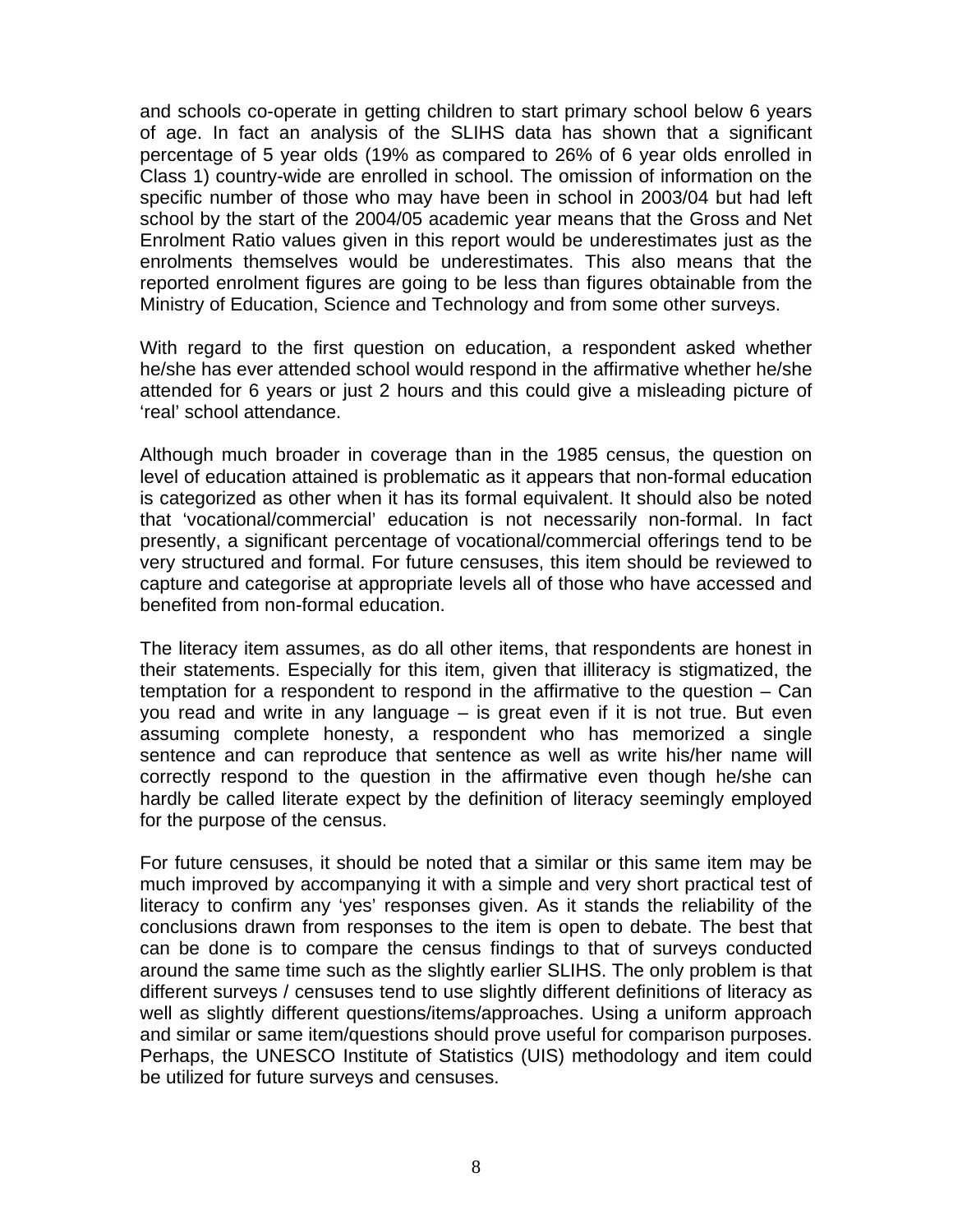and schools co-operate in getting children to start primary school below 6 years of age. In fact an analysis of the SLIHS data has shown that a significant percentage of 5 year olds (19% as compared to 26% of 6 year olds enrolled in Class 1) country-wide are enrolled in school. The omission of information on the specific number of those who may have been in school in 2003/04 but had left school by the start of the 2004/05 academic year means that the Gross and Net Enrolment Ratio values given in this report would be underestimates just as the enrolments themselves would be underestimates. This also means that the reported enrolment figures are going to be less than figures obtainable from the Ministry of Education, Science and Technology and from some other surveys.

With regard to the first question on education, a respondent asked whether he/she has ever attended school would respond in the affirmative whether he/she attended for 6 years or just 2 hours and this could give a misleading picture of 'real' school attendance.

Although much broader in coverage than in the 1985 census, the question on level of education attained is problematic as it appears that non-formal education is categorized as other when it has its formal equivalent. It should also be noted that 'vocational/commercial' education is not necessarily non-formal. In fact presently, a significant percentage of vocational/commercial offerings tend to be very structured and formal. For future censuses, this item should be reviewed to capture and categorise at appropriate levels all of those who have accessed and benefited from non-formal education.

The literacy item assumes, as do all other items, that respondents are honest in their statements. Especially for this item, given that illiteracy is stigmatized, the temptation for a respondent to respond in the affirmative to the question – Can you read and write in any language – is great even if it is not true. But even assuming complete honesty, a respondent who has memorized a single sentence and can reproduce that sentence as well as write his/her name will correctly respond to the question in the affirmative even though he/she can hardly be called literate expect by the definition of literacy seemingly employed for the purpose of the census.

For future censuses, it should be noted that a similar or this same item may be much improved by accompanying it with a simple and very short practical test of literacy to confirm any 'yes' responses given. As it stands the reliability of the conclusions drawn from responses to the item is open to debate. The best that can be done is to compare the census findings to that of surveys conducted around the same time such as the slightly earlier SLIHS. The only problem is that different surveys / censuses tend to use slightly different definitions of literacy as well as slightly different questions/items/approaches. Using a uniform approach and similar or same item/questions should prove useful for comparison purposes. Perhaps, the UNESCO Institute of Statistics (UIS) methodology and item could be utilized for future surveys and censuses.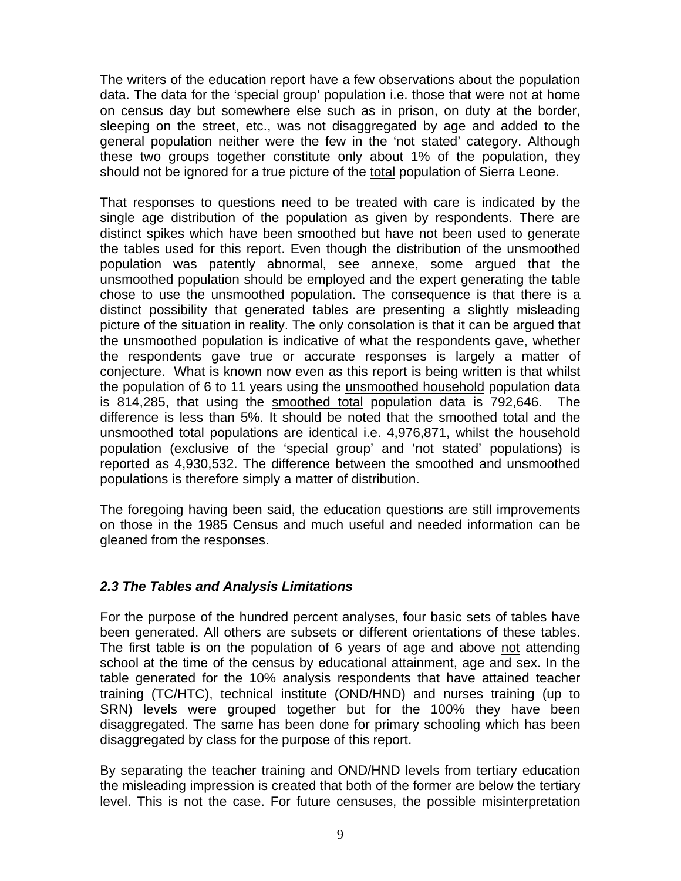The writers of the education report have a few observations about the population data. The data for the 'special group' population i.e. those that were not at home on census day but somewhere else such as in prison, on duty at the border, sleeping on the street, etc., was not disaggregated by age and added to the general population neither were the few in the 'not stated' category. Although these two groups together constitute only about 1% of the population, they should not be ignored for a true picture of the <u>total</u> population of Sierra Leone.

That responses to questions need to be treated with care is indicated by the single age distribution of the population as given by respondents. There are distinct spikes which have been smoothed but have not been used to generate the tables used for this report. Even though the distribution of the unsmoothed population was patently abnormal, see annexe, some argued that the unsmoothed population should be employed and the expert generating the table chose to use the unsmoothed population. The consequence is that there is a distinct possibility that generated tables are presenting a slightly misleading picture of the situation in reality. The only consolation is that it can be argued that the unsmoothed population is indicative of what the respondents gave, whether the respondents gave true or accurate responses is largely a matter of conjecture. What is known now even as this report is being written is that whilst the population of 6 to 11 years using the <u>unsmoothed household</u> population data is 814,285, that using the <u>smoothed total</u> population data is 792,646. The difference is less than 5%. It should be noted that the smoothed total and the unsmoothed total populations are identical i.e. 4,976,871, whilst the household population (exclusive of the 'special group' and 'not stated' populations) is reported as 4,930,532. The difference between the smoothed and unsmoothed populations is therefore simply a matter of distribution.

The foregoing having been said, the education questions are still improvements on those in the 1985 Census and much useful and needed information can be gleaned from the responses.

### *2.3 The Tables and Analysis Limitations*

For the purpose of the hundred percent analyses, four basic sets of tables have been generated. All others are subsets or different orientations of these tables. The first table is on the population of 6 years of age and above <u>not</u> attending school at the time of the census by educational attainment, age and sex. In the table generated for the 10% analysis respondents that have attained teacher training (TC/HTC), technical institute (OND/HND) and nurses training (up to SRN) levels were grouped together but for the 100% they have been disaggregated. The same has been done for primary schooling which has been disaggregated by class for the purpose of this report.

By separating the teacher training and OND/HND levels from tertiary education the misleading impression is created that both of the former are below the tertiary level. This is not the case. For future censuses, the possible misinterpretation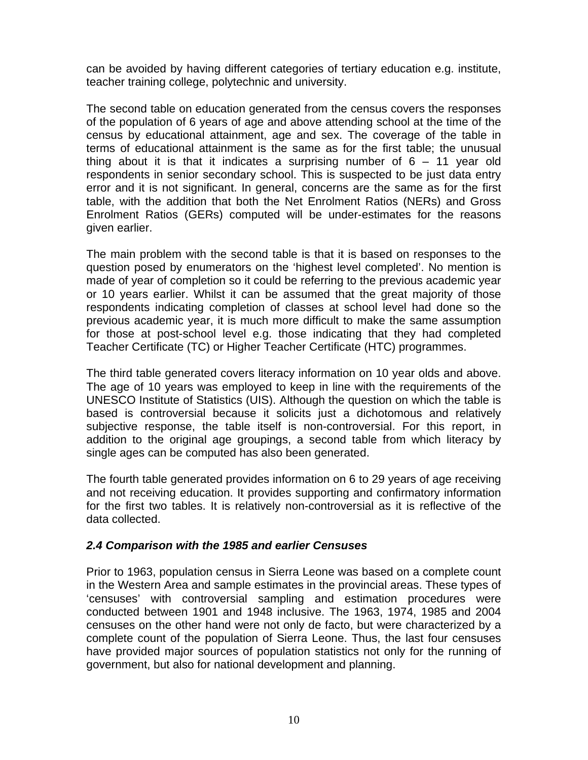can be avoided by having different categories of tertiary education e.g. institute, teacher training college, polytechnic and university.

The second table on education generated from the census covers the responses of the population of 6 years of age and above attending school at the time of the census by educational attainment, age and sex. The coverage of the table in terms of educational attainment is the same as for the first table; the unusual thing about it is that it indicates a surprising number of 6 – 11 year old respondents in senior secondary school. This is suspected to be just data entry error and it is not significant. In general, concerns are the same as for the first table, with the addition that both the Net Enrolment Ratios (NERs) and Gross Enrolment Ratios (GERs) computed will be under-estimates for the reasons given earlier.

The main problem with the second table is that it is based on responses to the question posed by enumerators on the 'highest level completed'. No mention is made of year of completion so it could be referring to the previous academic year or 10 years earlier. Whilst it can be assumed that the great majority of those respondents indicating completion of classes at school level had done so the previous academic year, it is much more difficult to make the same assumption for those at post-school level e.g. those indicating that they had completed Teacher Certificate (TC) or Higher Teacher Certificate (HTC) programmes.

The third table generated covers literacy information on 10 year olds and above. The age of 10 years was employed to keep in line with the requirements of the UNESCO Institute of Statistics (UIS). Although the question on which the table is based is controversial because it solicits just a dichotomous and relatively subjective response, the table itself is non-controversial. For this report, in addition to the original age groupings, a second table from which literacy by single ages can be computed has also been generated.

The fourth table generated provides information on 6 to 29 years of age receiving and not receiving education. It provides supporting and confirmatory information for the first two tables. It is relatively non-controversial as it is reflective of the data collected.

### *2.4 Comparison with the 1985 and earlier Censuses*

Prior to 1963, population census in Sierra Leone was based on a complete count in the Western Area and sample estimates in the provincial areas. These types of 'censuses' with controversial sampling and estimation procedures were conducted between 1901 and 1948 inclusive. The 1963, 1974, 1985 and 2004 censuses on the other hand were not only de facto, but were characterized by a complete count of the population of Sierra Leone. Thus, the last four censuses have provided major sources of population statistics not only for the running of government, but also for national development and planning.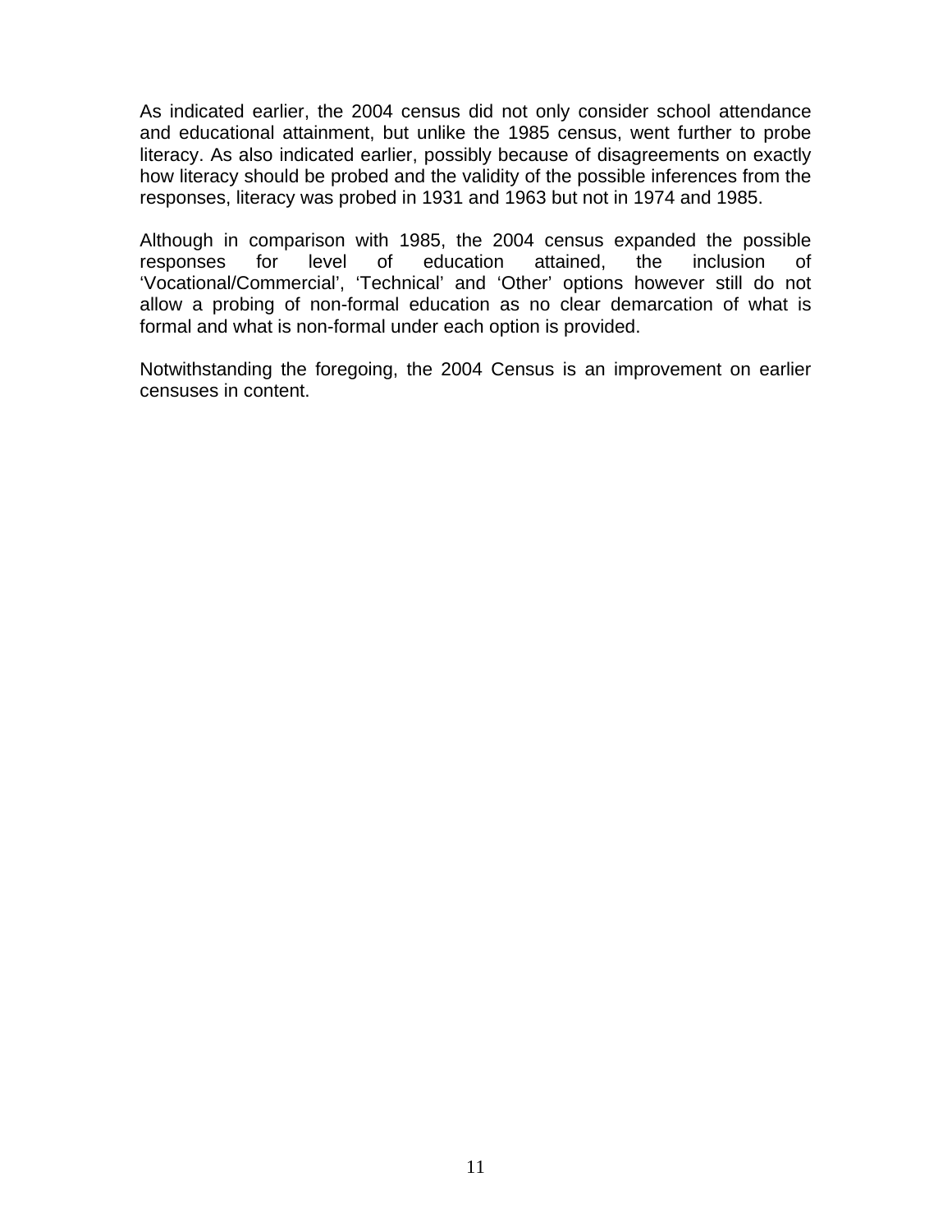As indicated earlier, the 2004 census did not only consider school attendance and educational attainment, but unlike the 1985 census, went further to probe literacy. As also indicated earlier, possibly because of disagreements on exactly how literacy should be probed and the validity of the possible inferences from the responses, literacy was probed in 1931 and 1963 but not in 1974 and 1985.

Although in comparison with 1985, the 2004 census expanded the possible responses for level of education attained, the inclusion of 'Vocational/Commercial', 'Technical' and 'Other' options however still do not allow a probing of non-formal education as no clear demarcation of what is formal and what is non-formal under each option is provided.

Notwithstanding the foregoing, the 2004 Census is an improvement on earlier censuses in content.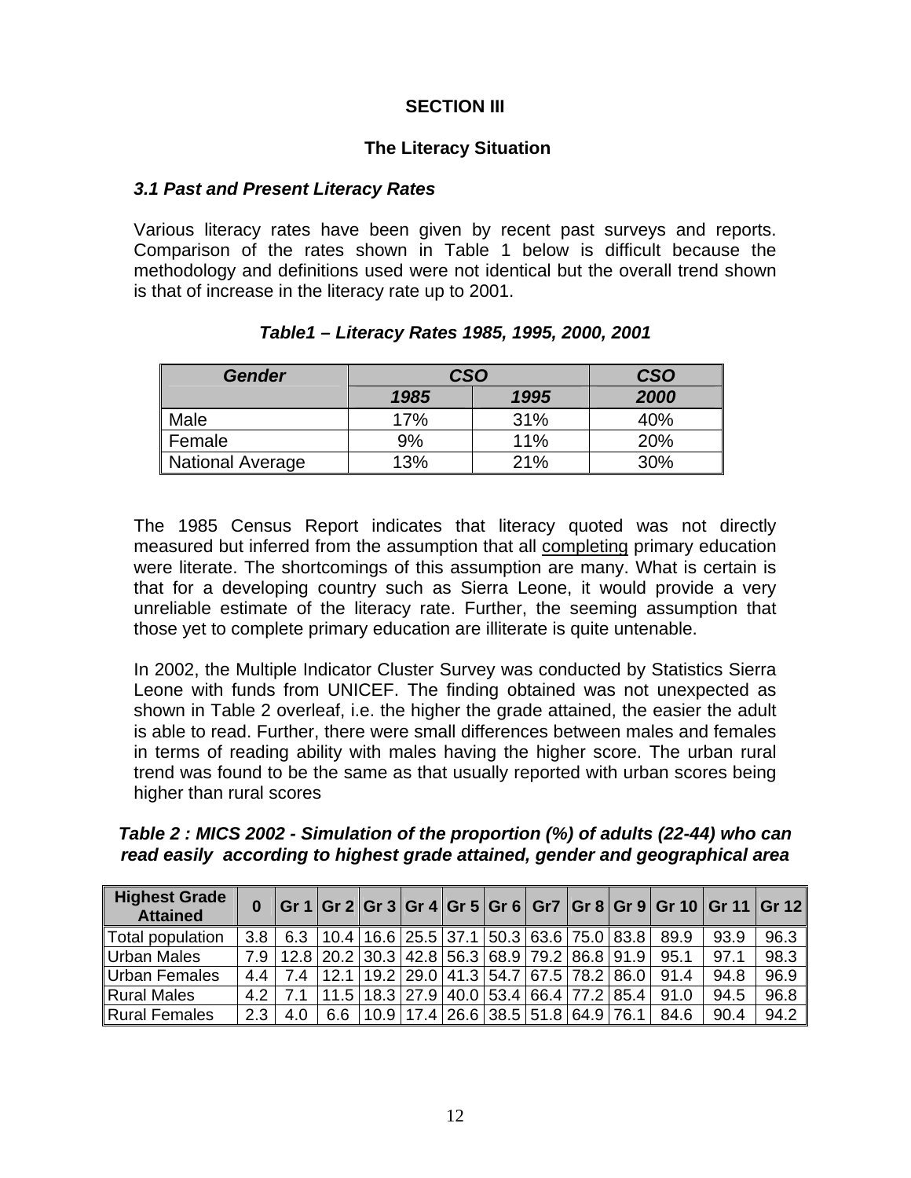## SECTION III

## The Literacy Situation

### *3.1 Past and Present Literacy Rates*

Various literacy rates have been given by recent past surveys and reports. Comparison of the rates shown in Table 1 below is difficult because the methodology and definitions used were not identical but the overall trend shown is that of increase in the literacy rate up to 2001.

***Table1 – Literacy Rates 1985, 1995, 2000, 2001***

| *Gender* | *CSO* | | *CSO* |
|---|---|---|---|
| | *1985* | *1995* | *2000* |
| Male | 17% | 31% | 40% |
| Female | 9% | 11% | 20% |
| National Average | 13% | 21% | 30% |

The 1985 Census Report indicates that literacy quoted was not directly measured but inferred from the assumption that all completing primary education were literate. The shortcomings of this assumption are many. What is certain is that for a developing country such as Sierra Leone, it would provide a very unreliable estimate of the literacy rate. Further, the seeming assumption that those yet to complete primary education are illiterate is quite untenable.

In 2002, the Multiple Indicator Cluster Survey was conducted by Statistics Sierra Leone with funds from UNICEF. The finding obtained was not unexpected as shown in Table 2 overleaf, i.e. the higher the grade attained, the easier the adult is able to read. Further, there were small differences between males and females in terms of reading ability with males having the higher score. The urban rural trend was found to be the same as that usually reported with urban scores being higher than rural scores

***Table 2 : MICS 2002 - Simulation of the proportion (%) of adults (22-44) who can read easily according to highest grade attained, gender and geographical area***

| Highest Grade Attained | 0 | Gr 1 | Gr 2 | Gr 3 | Gr 4 | Gr 5 | Gr 6 | Gr7 | Gr 8 | Gr 9 | Gr 10 | Gr 11 | Gr 12 |
|---|---|---|---|---|---|---|---|---|---|---|---|---|---|
| Total population | 3.8 | 6.3 | 10.4 | 16.6 | 25.5 | 37.1 | 50.3 | 63.6 | 75.0 | 83.8 | 89.9 | 93.9 | 96.3 |
| Urban Males | 7.9 | 12.8 | 20.2 | 30.3 | 42.8 | 56.3 | 68.9 | 79.2 | 86.8 | 91.9 | 95.1 | 97.1 | 98.3 |
| Urban Females | 4.4 | 7.4 | 12.1 | 19.2 | 29.0 | 41.3 | 54.7 | 67.5 | 78.2 | 86.0 | 91.4 | 94.8 | 96.9 |
| Rural Males | 4.2 | 7.1 | 11.5 | 18.3 | 27.9 | 40.0 | 53.4 | 66.4 | 77.2 | 85.4 | 91.0 | 94.5 | 96.8 |
| Rural Females | 2.3 | 4.0 | 6.6 | 10.9 | 17.4 | 26.6 | 38.5 | 51.8 | 64.9 | 76.1 | 84.6 | 90.4 | 94.2 |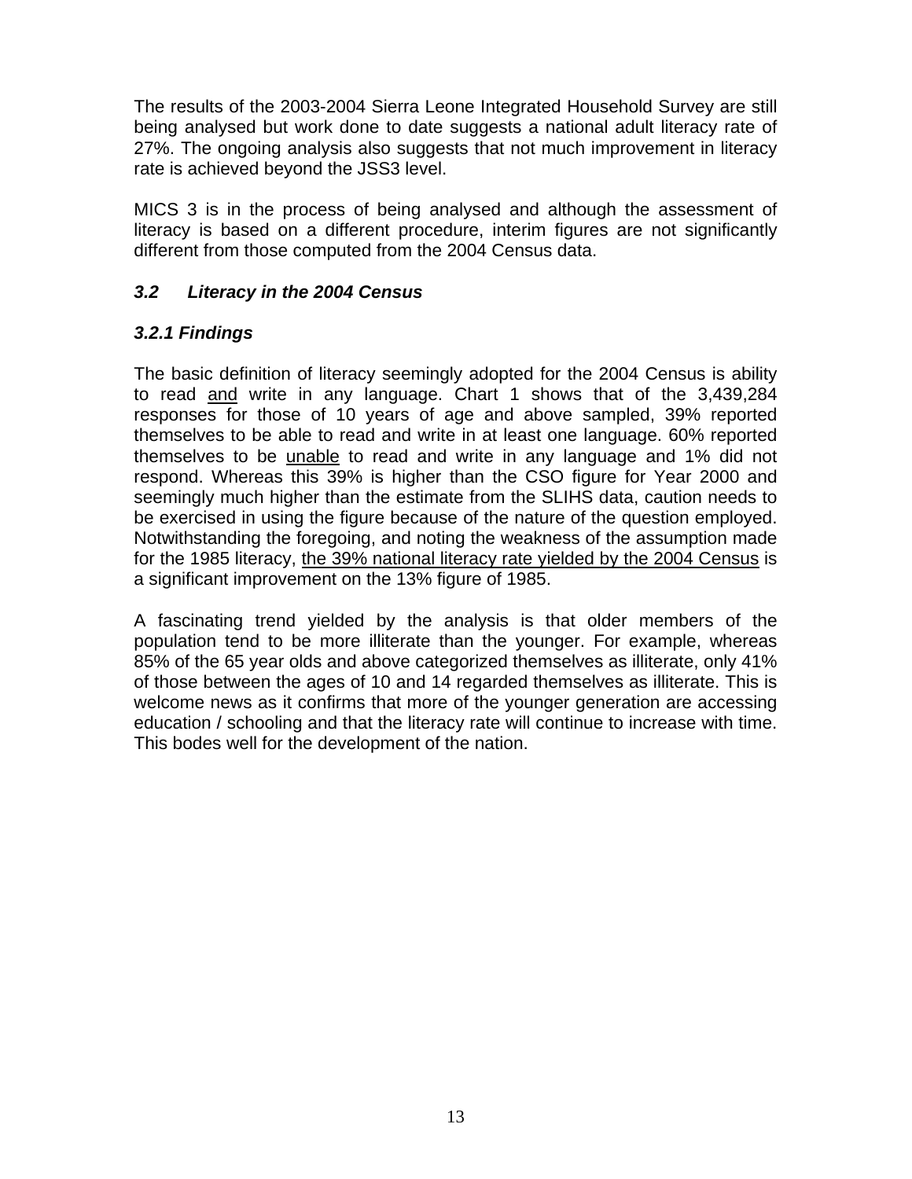The results of the 2003-2004 Sierra Leone Integrated Household Survey are still being analysed but work done to date suggests a national adult literacy rate of 27%. The ongoing analysis also suggests that not much improvement in literacy rate is achieved beyond the JSS3 level.

MICS 3 is in the process of being analysed and although the assessment of literacy is based on a different procedure, interim figures are not significantly different from those computed from the 2004 Census data.

### *3.2 Literacy in the 2004 Census*

#### *3.2.1 Findings*

The basic definition of literacy seemingly adopted for the 2004 Census is ability to read <u>and</u> write in any language. Chart 1 shows that of the 3,439,284 responses for those of 10 years of age and above sampled, 39% reported themselves to be able to read and write in at least one language. 60% reported themselves to be <u>unable</u> to read and write in any language and 1% did not respond. Whereas this 39% is higher than the CSO figure for Year 2000 and seemingly much higher than the estimate from the SLIHS data, caution needs to be exercised in using the figure because of the nature of the question employed. Notwithstanding the foregoing, and noting the weakness of the assumption made for the 1985 literacy, <u>the 39% national literacy rate yielded by the 2004 Census</u> is a significant improvement on the 13% figure of 1985.

A fascinating trend yielded by the analysis is that older members of the population tend to be more illiterate than the younger. For example, whereas 85% of the 65 year olds and above categorized themselves as illiterate, only 41% of those between the ages of 10 and 14 regarded themselves as illiterate. This is welcome news as it confirms that more of the younger generation are accessing education / schooling and that the literacy rate will continue to increase with time. This bodes well for the development of the nation.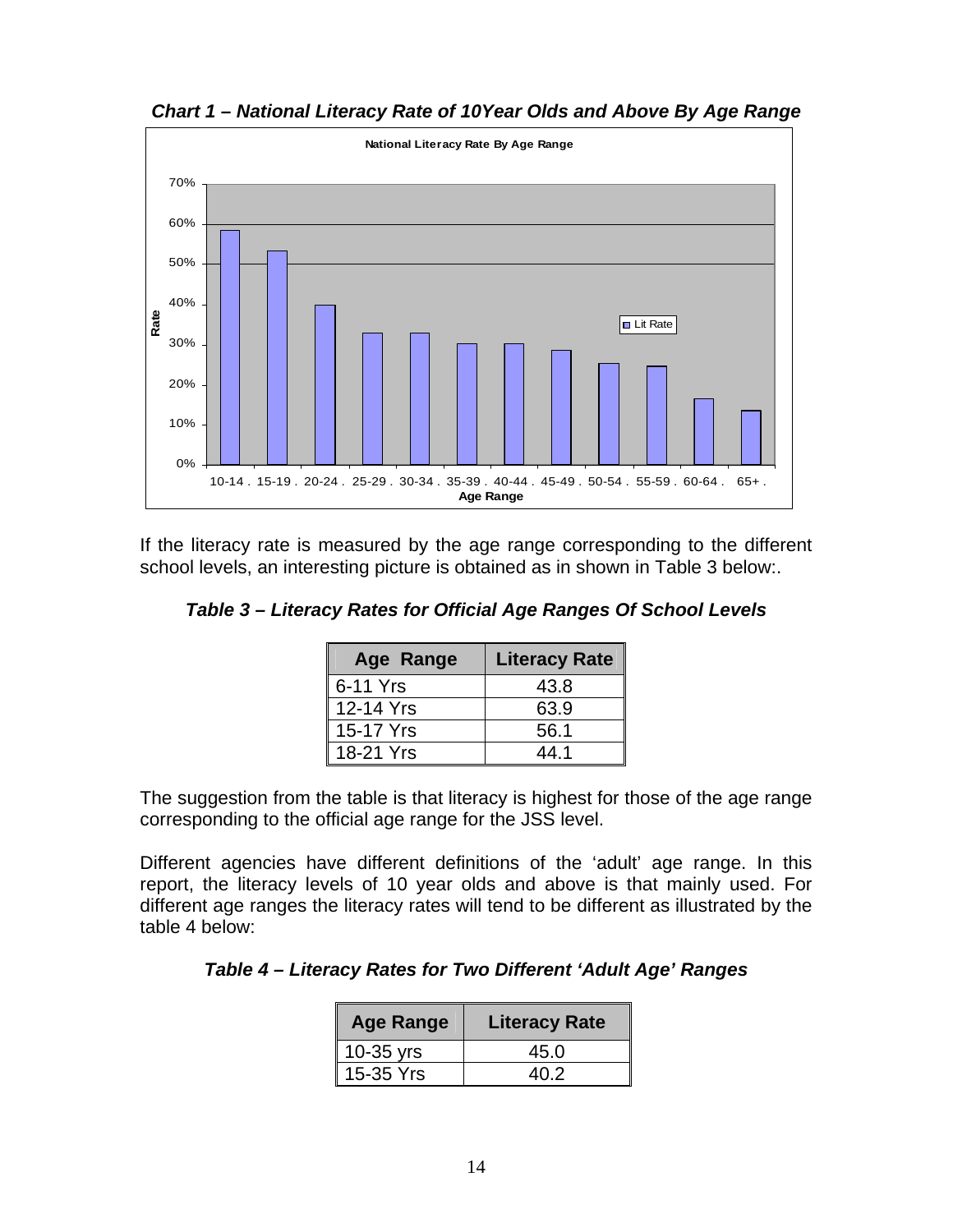***Chart 1 – National Literacy Rate of 10Year Olds and Above By Age Range***

If the literacy rate is measured by the age range corresponding to the different school levels, an interesting picture is obtained as in shown in Table 3 below:.

***Table 3 – Literacy Rates for Official Age Ranges Of School Levels***

| Age Range | Literacy Rate |
|---|---|
| 6-11 Yrs | 43.8 |
| 12-14 Yrs | 63.9 |
| 15-17 Yrs | 56.1 |
| 18-21 Yrs | 44.1 |

The suggestion from the table is that literacy is highest for those of the age range corresponding to the official age range for the JSS level.

Different agencies have different definitions of the 'adult' age range. In this report, the literacy levels of 10 year olds and above is that mainly used. For different age ranges the literacy rates will tend to be different as illustrated by the table 4 below:

***Table 4 – Literacy Rates for Two Different 'Adult Age' Ranges***

| Age Range | Literacy Rate |
|---|---|
| 10-35 yrs | 45.0 |
| 15-35 Yrs | 40.2 |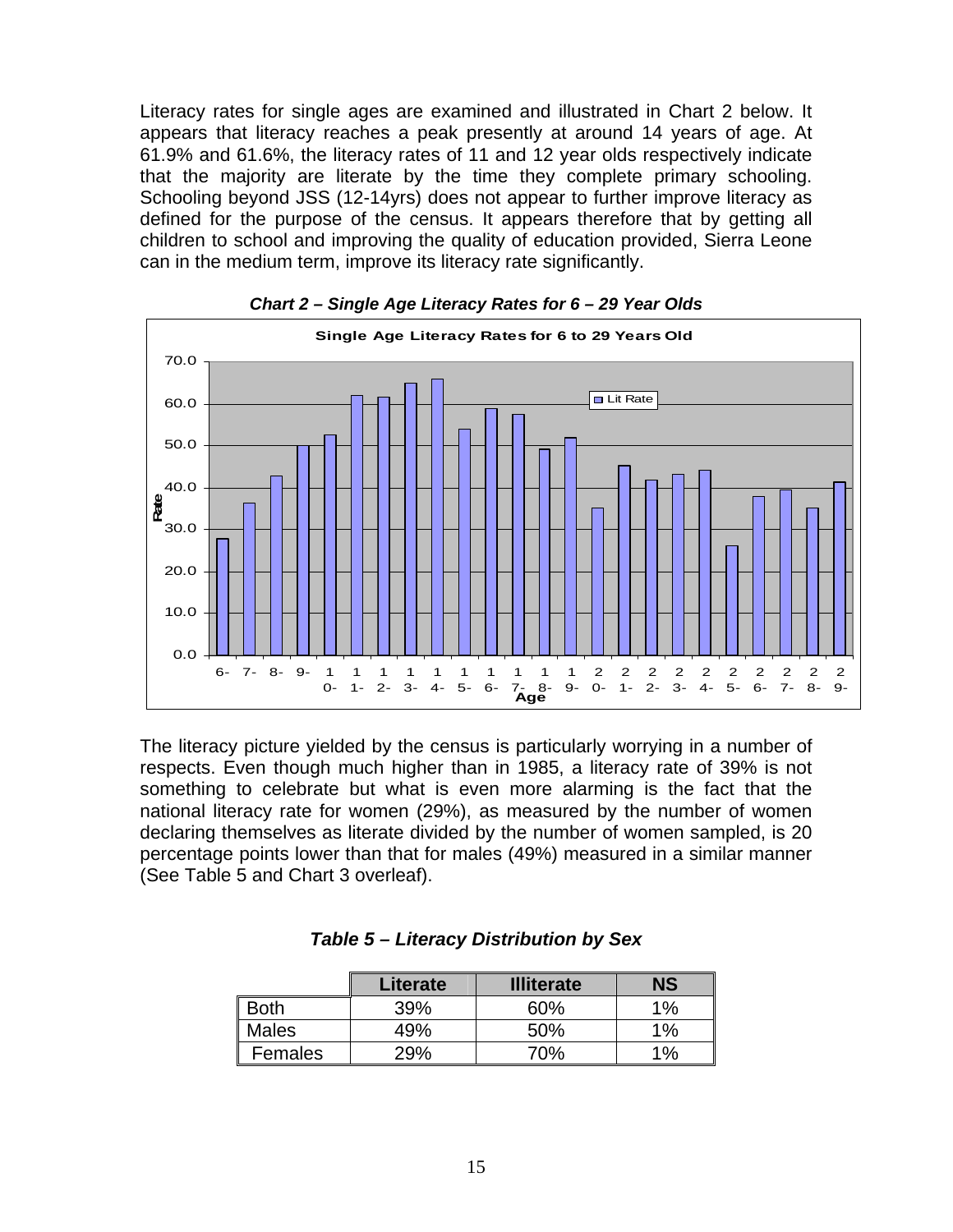Literacy rates for single ages are examined and illustrated in Chart 2 below. It appears that literacy reaches a peak presently at around 14 years of age. At 61.9% and 61.6%, the literacy rates of 11 and 12 year olds respectively indicate that the majority are literate by the time they complete primary schooling. Schooling beyond JSS (12-14yrs) does not appear to further improve literacy as defined for the purpose of the census. It appears therefore that by getting all children to school and improving the quality of education provided, Sierra Leone can in the medium term, improve its literacy rate significantly.

***Chart 2 – Single Age Literacy Rates for 6 – 29 Year Olds***

The literacy picture yielded by the census is particularly worrying in a number of respects. Even though much higher than in 1985, a literacy rate of 39% is not something to celebrate but what is even more alarming is the fact that the national literacy rate for women (29%), as measured by the number of women declaring themselves as literate divided by the number of women sampled, is 20 percentage points lower than that for males (49%) measured in a similar manner (See Table 5 and Chart 3 overleaf).

***Table 5 – Literacy Distribution by Sex***

| | Literate | Illiterate | NS |
|---|---|---|---|
| Both | 39% | 60% | 1% |
| Males | 49% | 50% | 1% |
| Females | 29% | 70% | 1% |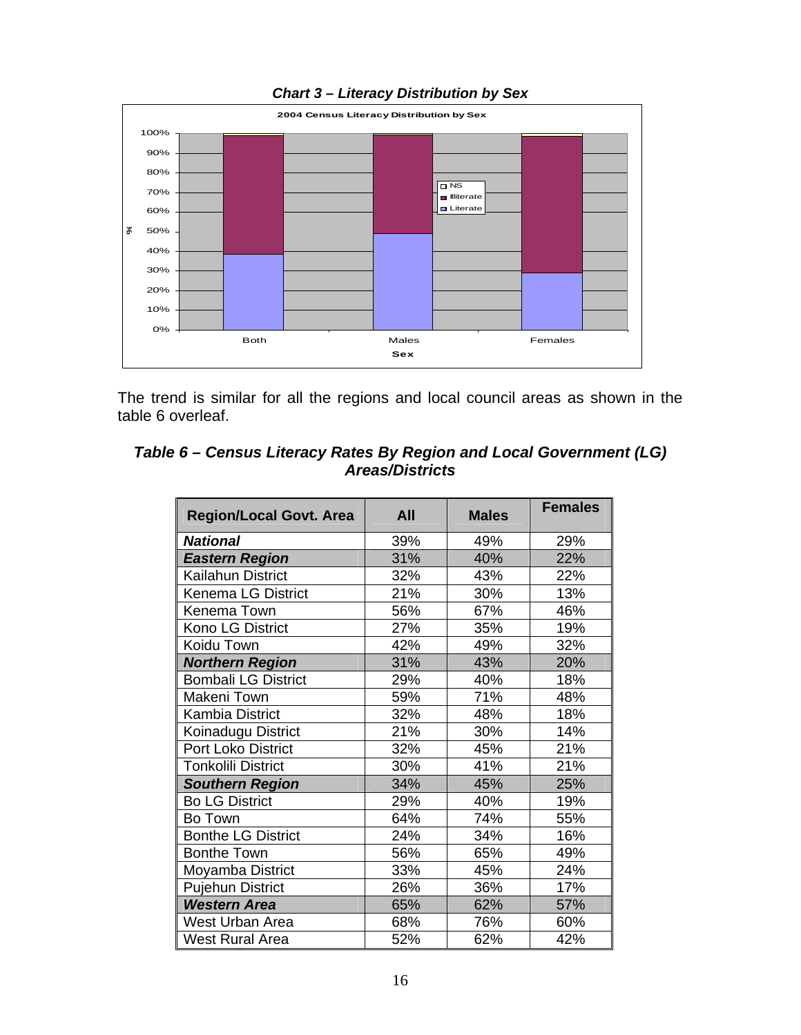***Chart 3 – Literacy Distribution by Sex***

2004 Census Literacy Distribution by Sex

The trend is similar for all the regions and local council areas as shown in the table 6 overleaf.

***Table 6 – Census Literacy Rates By Region and Local Government (LG) Areas/Districts***

| Region/Local Govt. Area | All | Males | Females |
|---|---|---|---|
| ***National*** | 39% | 49% | 29% |
| ***Eastern Region*** | 31% | 40% | 22% |
| Kailahun District | 32% | 43% | 22% |
| Kenema LG District | 21% | 30% | 13% |
| Kenema Town | 56% | 67% | 46% |
| Kono LG District | 27% | 35% | 19% |
| Koidu Town | 42% | 49% | 32% |
| ***Northern Region*** | 31% | 43% | 20% |
| Bombali LG District | 29% | 40% | 18% |
| Makeni Town | 59% | 71% | 48% |
| Kambia District | 32% | 48% | 18% |
| Koinadugu District | 21% | 30% | 14% |
| Port Loko District | 32% | 45% | 21% |
| Tonkolili District | 30% | 41% | 21% |
| ***Southern Region*** | 34% | 45% | 25% |
| Bo LG District | 29% | 40% | 19% |
| Bo Town | 64% | 74% | 55% |
| Bonthe LG District | 24% | 34% | 16% |
| Bonthe Town | 56% | 65% | 49% |
| Moyamba District | 33% | 45% | 24% |
| Pujehun District | 26% | 36% | 17% |
| ***Western Area*** | 65% | 62% | 57% |
| West Urban Area | 68% | 76% | 60% |
| West Rural Area | 52% | 62% | 42% |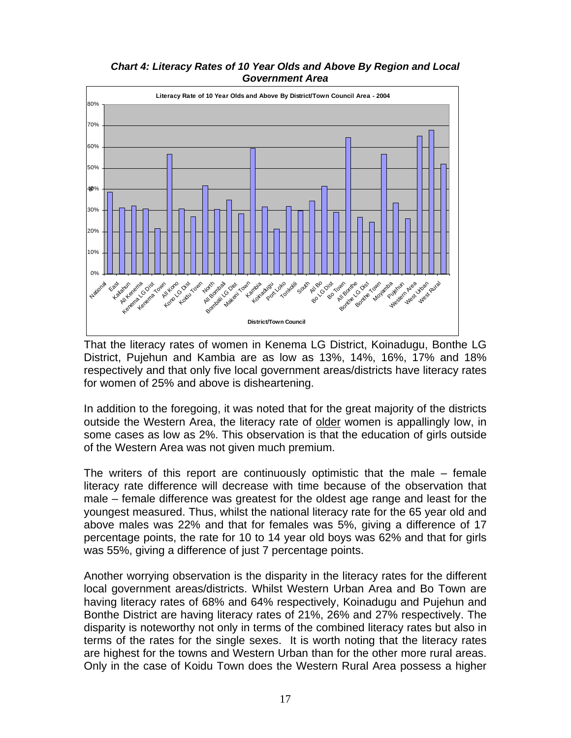***Chart 4: Literacy Rates of 10 Year Olds and Above By Region and Local Government Area***

That the literacy rates of women in Kenema LG District, Koinadugu, Bonthe LG District, Pujehun and Kambia are as low as 13%, 14%, 16%, 17% and 18% respectively and that only five local government areas/districts have literacy rates for women of 25% and above is disheartening.

In addition to the foregoing, it was noted that for the great majority of the districts outside the Western Area, the literacy rate of <u>older</u> women is appallingly low, in some cases as low as 2%. This observation is that the education of girls outside of the Western Area was not given much premium.

The writers of this report are continuously optimistic that the male – female literacy rate difference will decrease with time because of the observation that male – female difference was greatest for the oldest age range and least for the youngest measured. Thus, whilst the national literacy rate for the 65 year old and above males was 22% and that for females was 5%, giving a difference of 17 percentage points, the rate for 10 to 14 year old boys was 62% and that for girls was 55%, giving a difference of just 7 percentage points.

Another worrying observation is the disparity in the literacy rates for the different local government areas/districts. Whilst Western Urban Area and Bo Town are having literacy rates of 68% and 64% respectively, Koinadugu and Pujehun and Bonthe District are having literacy rates of 21%, 26% and 27% respectively. The disparity is noteworthy not only in terms of the combined literacy rates but also in terms of the rates for the single sexes. It is worth noting that the literacy rates are highest for the towns and Western Urban than for the other more rural areas. Only in the case of Koidu Town does the Western Rural Area possess a higher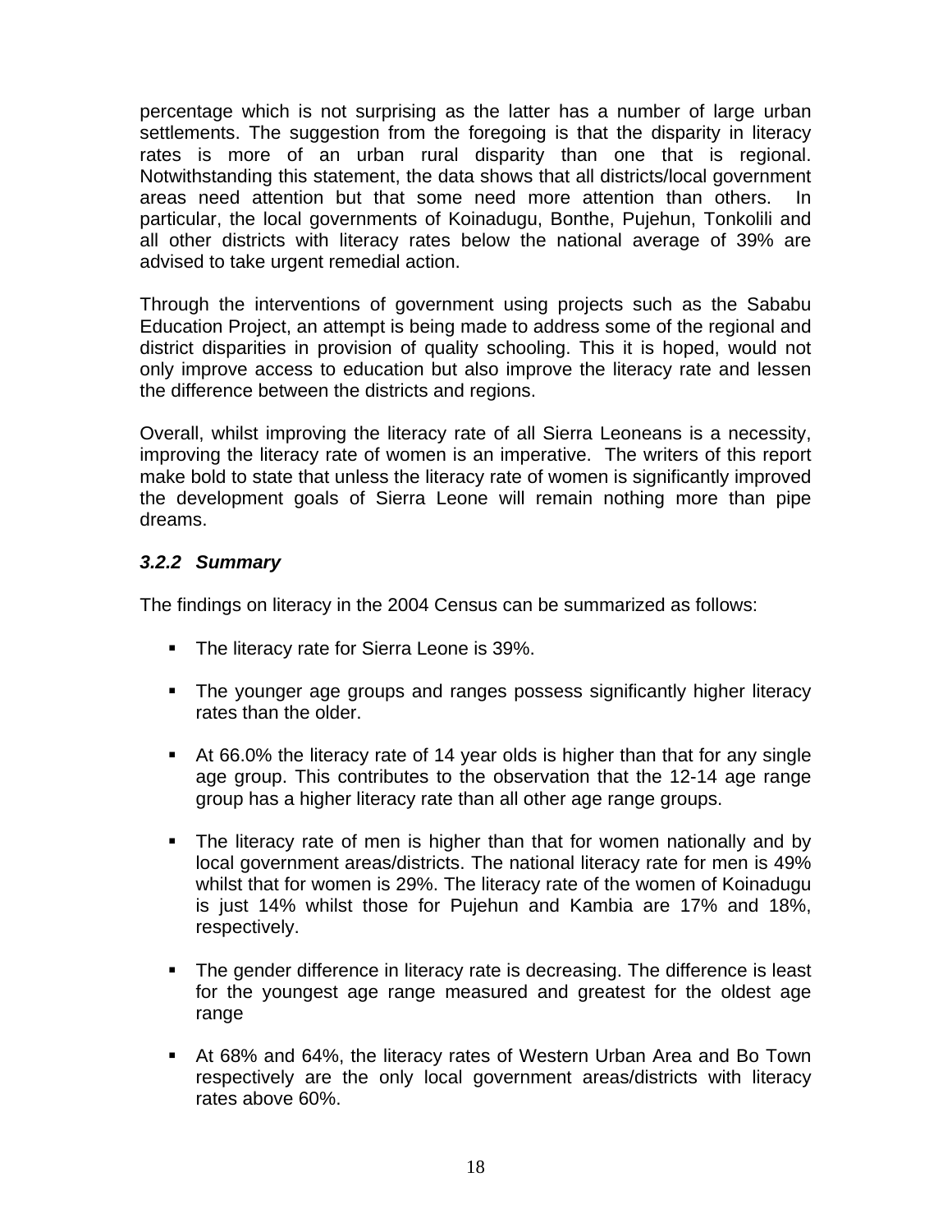percentage which is not surprising as the latter has a number of large urban settlements. The suggestion from the foregoing is that the disparity in literacy rates is more of an urban rural disparity than one that is regional. Notwithstanding this statement, the data shows that all districts/local government areas need attention but that some need more attention than others. In particular, the local governments of Koinadugu, Bonthe, Pujehun, Tonkolili and all other districts with literacy rates below the national average of 39% are advised to take urgent remedial action.

Through the interventions of government using projects such as the Sababu Education Project, an attempt is being made to address some of the regional and district disparities in provision of quality schooling. This it is hoped, would not only improve access to education but also improve the literacy rate and lessen the difference between the districts and regions.

Overall, whilst improving the literacy rate of all Sierra Leoneans is a necessity, improving the literacy rate of women is an imperative. The writers of this report make bold to state that unless the literacy rate of women is significantly improved the development goals of Sierra Leone will remain nothing more than pipe dreams.

### *3.2.2 Summary*

The findings on literacy in the 2004 Census can be summarized as follows:

- The literacy rate for Sierra Leone is 39%.
- The younger age groups and ranges possess significantly higher literacy rates than the older.
- At 66.0% the literacy rate of 14 year olds is higher than that for any single age group. This contributes to the observation that the 12-14 age range group has a higher literacy rate than all other age range groups.
- The literacy rate of men is higher than that for women nationally and by local government areas/districts. The national literacy rate for men is 49% whilst that for women is 29%. The literacy rate of the women of Koinadugu is just 14% whilst those for Pujehun and Kambia are 17% and 18%, respectively.
- The gender difference in literacy rate is decreasing. The difference is least for the youngest age range measured and greatest for the oldest age range
- At 68% and 64%, the literacy rates of Western Urban Area and Bo Town respectively are the only local government areas/districts with literacy rates above 60%.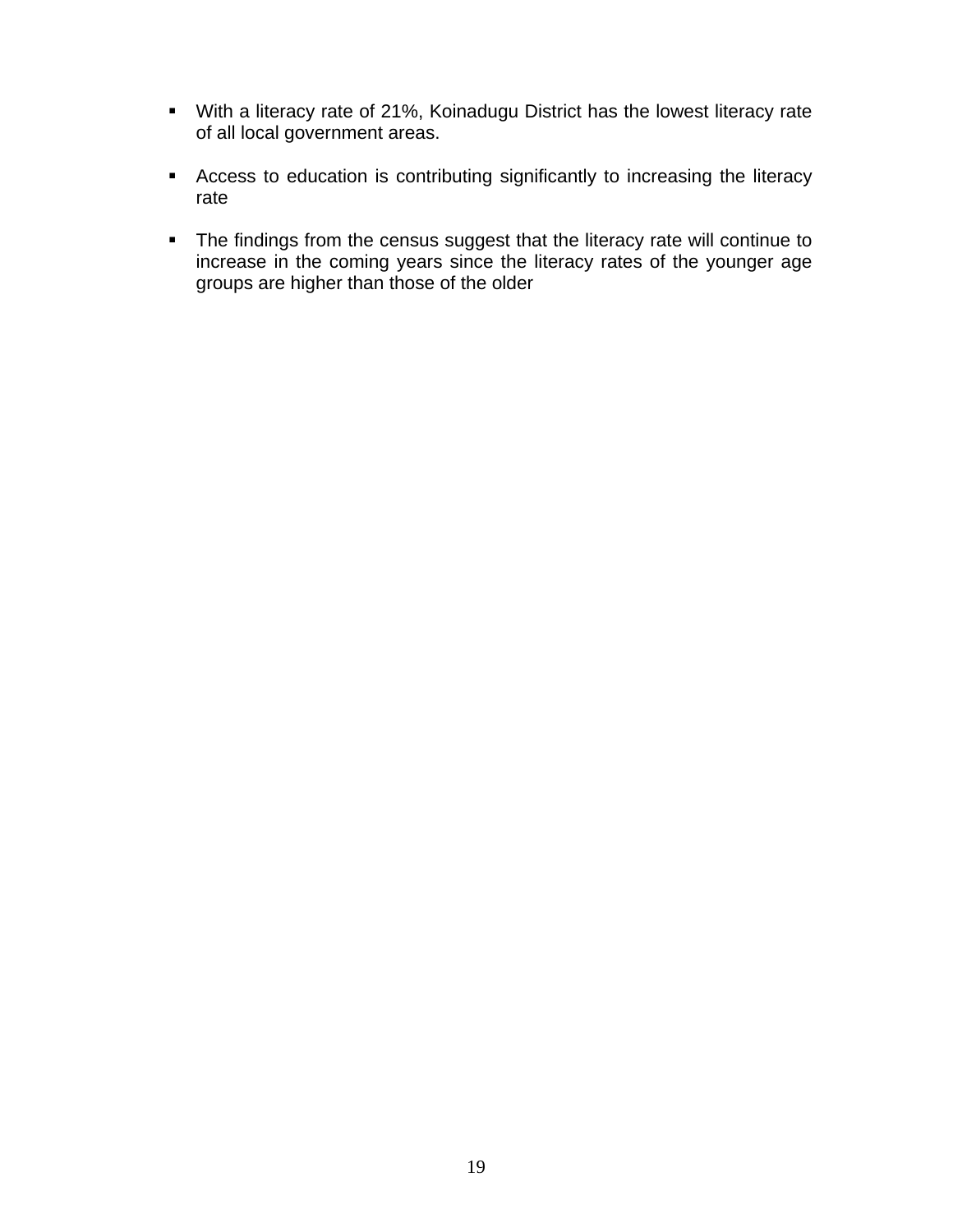- With a literacy rate of 21%, Koinadugu District has the lowest literacy rate of all local government areas.

- Access to education is contributing significantly to increasing the literacy rate

- The findings from the census suggest that the literacy rate will continue to increase in the coming years since the literacy rates of the younger age groups are higher than those of the older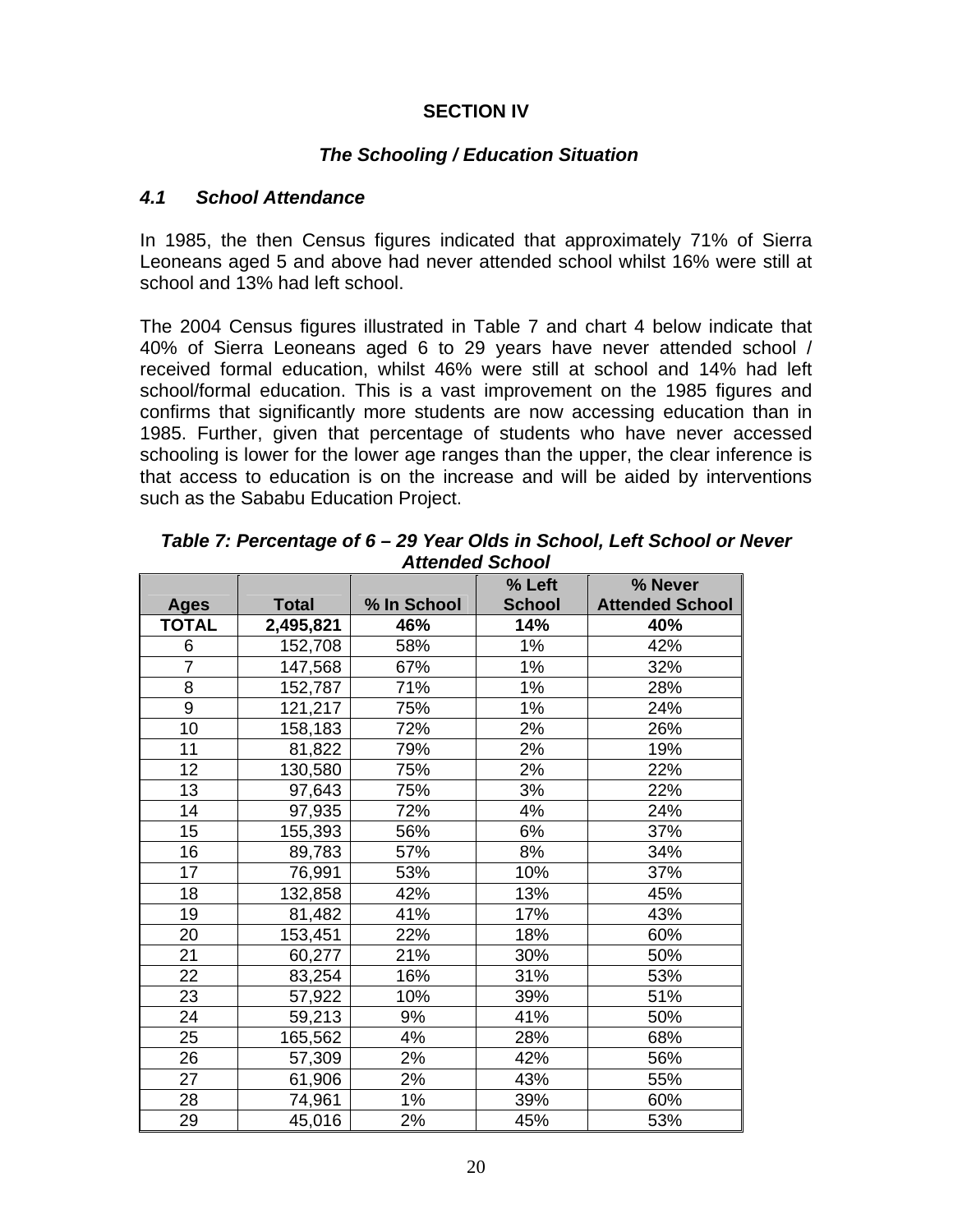# SECTION IV

## *The Schooling / Education Situation*

### *4.1 School Attendance*

In 1985, the then Census figures indicated that approximately 71% of Sierra Leoneans aged 5 and above had never attended school whilst 16% were still at school and 13% had left school.

The 2004 Census figures illustrated in Table 7 and chart 4 below indicate that 40% of Sierra Leoneans aged 6 to 29 years have never attended school / received formal education, whilst 46% were still at school and 14% had left school/formal education. This is a vast improvement on the 1985 figures and confirms that significantly more students are now accessing education than in 1985. Further, given that percentage of students who have never accessed schooling is lower for the lower age ranges than the upper, the clear inference is that access to education is on the increase and will be aided by interventions such as the Sababu Education Project.

***Table 7: Percentage of 6 – 29 Year Olds in School, Left School or Never Attended School***

| Ages | Total | % In School | % Left School | % Never Attended School |
|---|---|---|---|---|
| **TOTAL** | **2,495,821** | **46%** | **14%** | **40%** |
| 6 | 152,708 | 58% | 1% | 42% |
| 7 | 147,568 | 67% | 1% | 32% |
| 8 | 152,787 | 71% | 1% | 28% |
| 9 | 121,217 | 75% | 1% | 24% |
| 10 | 158,183 | 72% | 2% | 26% |
| 11 | 81,822 | 79% | 2% | 19% |
| 12 | 130,580 | 75% | 2% | 22% |
| 13 | 97,643 | 75% | 3% | 22% |
| 14 | 97,935 | 72% | 4% | 24% |
| 15 | 155,393 | 56% | 6% | 37% |
| 16 | 89,783 | 57% | 8% | 34% |
| 17 | 76,991 | 53% | 10% | 37% |
| 18 | 132,858 | 42% | 13% | 45% |
| 19 | 81,482 | 41% | 17% | 43% |
| 20 | 153,451 | 22% | 18% | 60% |
| 21 | 60,277 | 21% | 30% | 50% |
| 22 | 83,254 | 16% | 31% | 53% |
| 23 | 57,922 | 10% | 39% | 51% |
| 24 | 59,213 | 9% | 41% | 50% |
| 25 | 165,562 | 4% | 28% | 68% |
| 26 | 57,309 | 2% | 42% | 56% |
| 27 | 61,906 | 2% | 43% | 55% |
| 28 | 74,961 | 1% | 39% | 60% |
| 29 | 45,016 | 2% | 45% | 53% |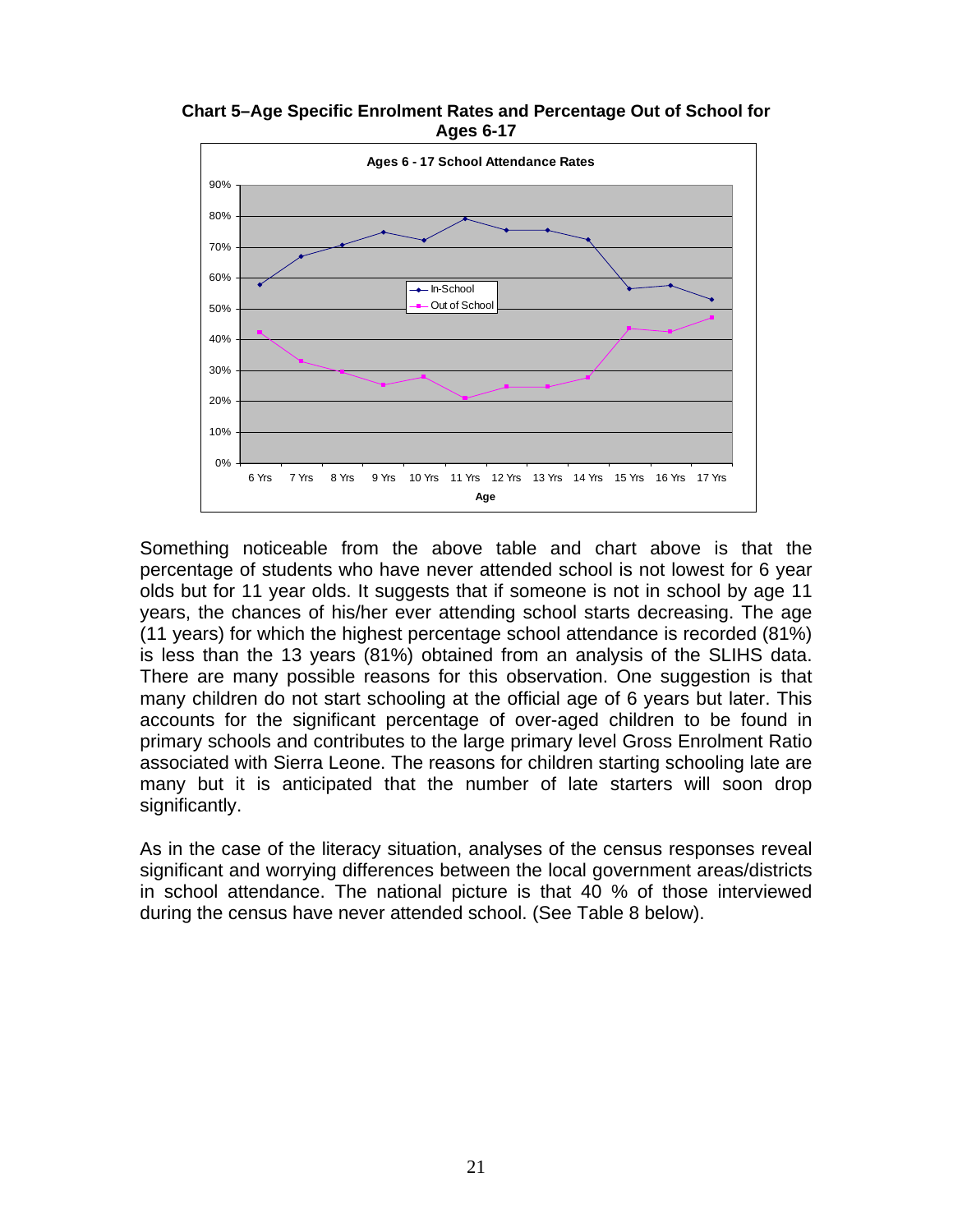**Chart 5–Age Specific Enrolment Rates and Percentage Out of School for Ages 6-17**

Something noticeable from the above table and chart above is that the percentage of students who have never attended school is not lowest for 6 year olds but for 11 year olds. It suggests that if someone is not in school by age 11 years, the chances of his/her ever attending school starts decreasing. The age (11 years) for which the highest percentage school attendance is recorded (81%) is less than the 13 years (81%) obtained from an analysis of the SLIHS data. There are many possible reasons for this observation. One suggestion is that many children do not start schooling at the official age of 6 years but later. This accounts for the significant percentage of over-aged children to be found in primary schools and contributes to the large primary level Gross Enrolment Ratio associated with Sierra Leone. The reasons for children starting schooling late are many but it is anticipated that the number of late starters will soon drop significantly.

As in the case of the literacy situation, analyses of the census responses reveal significant and worrying differences between the local government areas/districts in school attendance. The national picture is that 40 % of those interviewed during the census have never attended school. (See Table 8 below).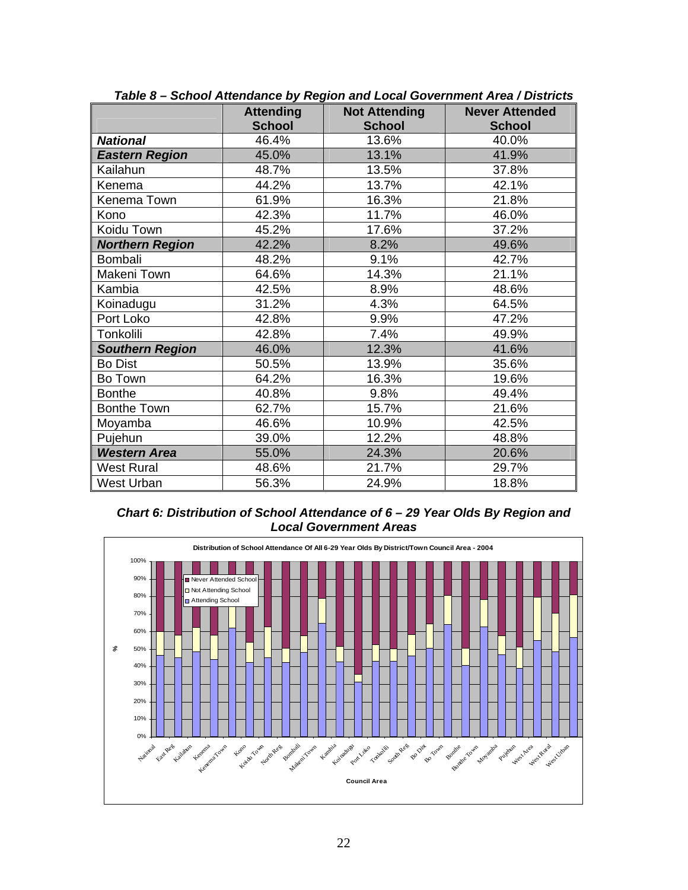***Table 8 – School Attendance by Region and Local Government Area / Districts***

| | Attending School | Not Attending School | Never Attended School |
|---|---|---|---|
| ***National*** | 46.4% | 13.6% | 40.0% |
| ***Eastern Region*** | 45.0% | 13.1% | 41.9% |
| Kailahun | 48.7% | 13.5% | 37.8% |
| Kenema | 44.2% | 13.7% | 42.1% |
| Kenema Town | 61.9% | 16.3% | 21.8% |
| Kono | 42.3% | 11.7% | 46.0% |
| Koidu Town | 45.2% | 17.6% | 37.2% |
| ***Northern Region*** | 42.2% | 8.2% | 49.6% |
| Bombali | 48.2% | 9.1% | 42.7% |
| Makeni Town | 64.6% | 14.3% | 21.1% |
| Kambia | 42.5% | 8.9% | 48.6% |
| Koinadugu | 31.2% | 4.3% | 64.5% |
| Port Loko | 42.8% | 9.9% | 47.2% |
| Tonkolili | 42.8% | 7.4% | 49.9% |
| ***Southern Region*** | 46.0% | 12.3% | 41.6% |
| Bo Dist | 50.5% | 13.9% | 35.6% |
| Bo Town | 64.2% | 16.3% | 19.6% |
| Bonthe | 40.8% | 9.8% | 49.4% |
| Bonthe Town | 62.7% | 15.7% | 21.6% |
| Moyamba | 46.6% | 10.9% | 42.5% |
| Pujehun | 39.0% | 12.2% | 48.8% |
| ***Western Area*** | 55.0% | 24.3% | 20.6% |
| West Rural | 48.6% | 21.7% | 29.7% |
| West Urban | 56.3% | 24.9% | 18.8% |

***Chart 6: Distribution of School Attendance of 6 – 29 Year Olds By Region and Local Government Areas***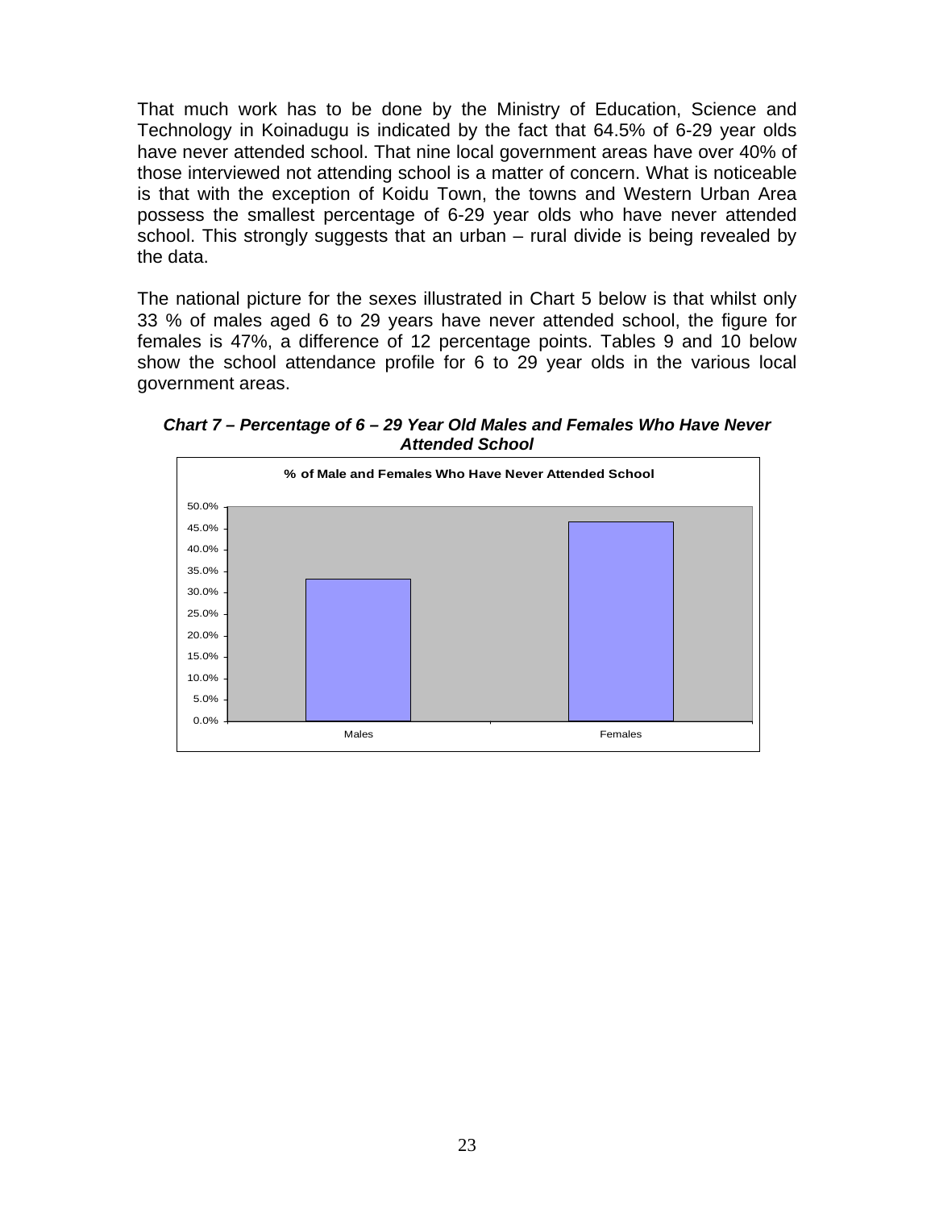That much work has to be done by the Ministry of Education, Science and Technology in Koinadugu is indicated by the fact that 64.5% of 6-29 year olds have never attended school. That nine local government areas have over 40% of those interviewed not attending school is a matter of concern. What is noticeable is that with the exception of Koidu Town, the towns and Western Urban Area possess the smallest percentage of 6-29 year olds who have never attended school. This strongly suggests that an urban – rural divide is being revealed by the data.

The national picture for the sexes illustrated in Chart 5 below is that whilst only 33 % of males aged 6 to 29 years have never attended school, the figure for females is 47%, a difference of 12 percentage points. Tables 9 and 10 below show the school attendance profile for 6 to 29 year olds in the various local government areas.

***Chart 7 – Percentage of 6 – 29 Year Old Males and Females Who Have Never Attended School***

**% of Male and Females Who Have Never Attended School**

| | % |
|---|---|
| Males | ~33% |
| Females | ~46.5% |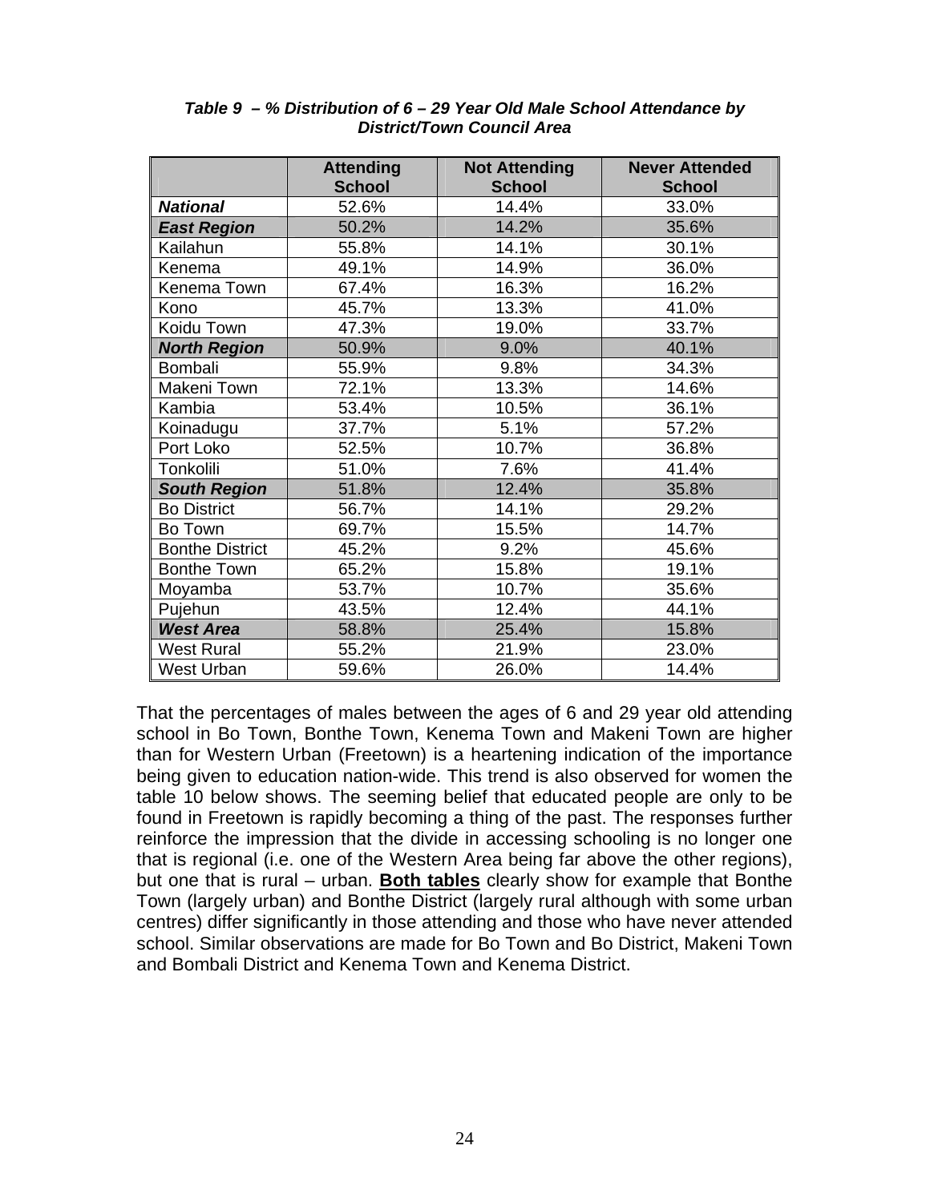***Table 9 – % Distribution of 6 – 29 Year Old Male School Attendance by District/Town Council Area***

| | Attending School | Not Attending School | Never Attended School |
|---|---|---|---|
| ***National*** | 52.6% | 14.4% | 33.0% |
| ***East Region*** | 50.2% | 14.2% | 35.6% |
| Kailahun | 55.8% | 14.1% | 30.1% |
| Kenema | 49.1% | 14.9% | 36.0% |
| Kenema Town | 67.4% | 16.3% | 16.2% |
| Kono | 45.7% | 13.3% | 41.0% |
| Koidu Town | 47.3% | 19.0% | 33.7% |
| ***North Region*** | 50.9% | 9.0% | 40.1% |
| Bombali | 55.9% | 9.8% | 34.3% |
| Makeni Town | 72.1% | 13.3% | 14.6% |
| Kambia | 53.4% | 10.5% | 36.1% |
| Koinadugu | 37.7% | 5.1% | 57.2% |
| Port Loko | 52.5% | 10.7% | 36.8% |
| Tonkolili | 51.0% | 7.6% | 41.4% |
| ***South Region*** | 51.8% | 12.4% | 35.8% |
| Bo District | 56.7% | 14.1% | 29.2% |
| Bo Town | 69.7% | 15.5% | 14.7% |
| Bonthe District | 45.2% | 9.2% | 45.6% |
| Bonthe Town | 65.2% | 15.8% | 19.1% |
| Moyamba | 53.7% | 10.7% | 35.6% |
| Pujehun | 43.5% | 12.4% | 44.1% |
| ***West Area*** | 58.8% | 25.4% | 15.8% |
| West Rural | 55.2% | 21.9% | 23.0% |
| West Urban | 59.6% | 26.0% | 14.4% |

That the percentages of males between the ages of 6 and 29 year old attending school in Bo Town, Bonthe Town, Kenema Town and Makeni Town are higher than for Western Urban (Freetown) is a heartening indication of the importance being given to education nation-wide. This trend is also observed for women the table 10 below shows. The seeming belief that educated people are only to be found in Freetown is rapidly becoming a thing of the past. The responses further reinforce the impression that the divide in accessing schooling is no longer one that is regional (i.e. one of the Western Area being far above the other regions), but one that is rural – urban. **Both tables** clearly show for example that Bonthe Town (largely urban) and Bonthe District (largely rural although with some urban centres) differ significantly in those attending and those who have never attended school. Similar observations are made for Bo Town and Bo District, Makeni Town and Bombali District and Kenema Town and Kenema District.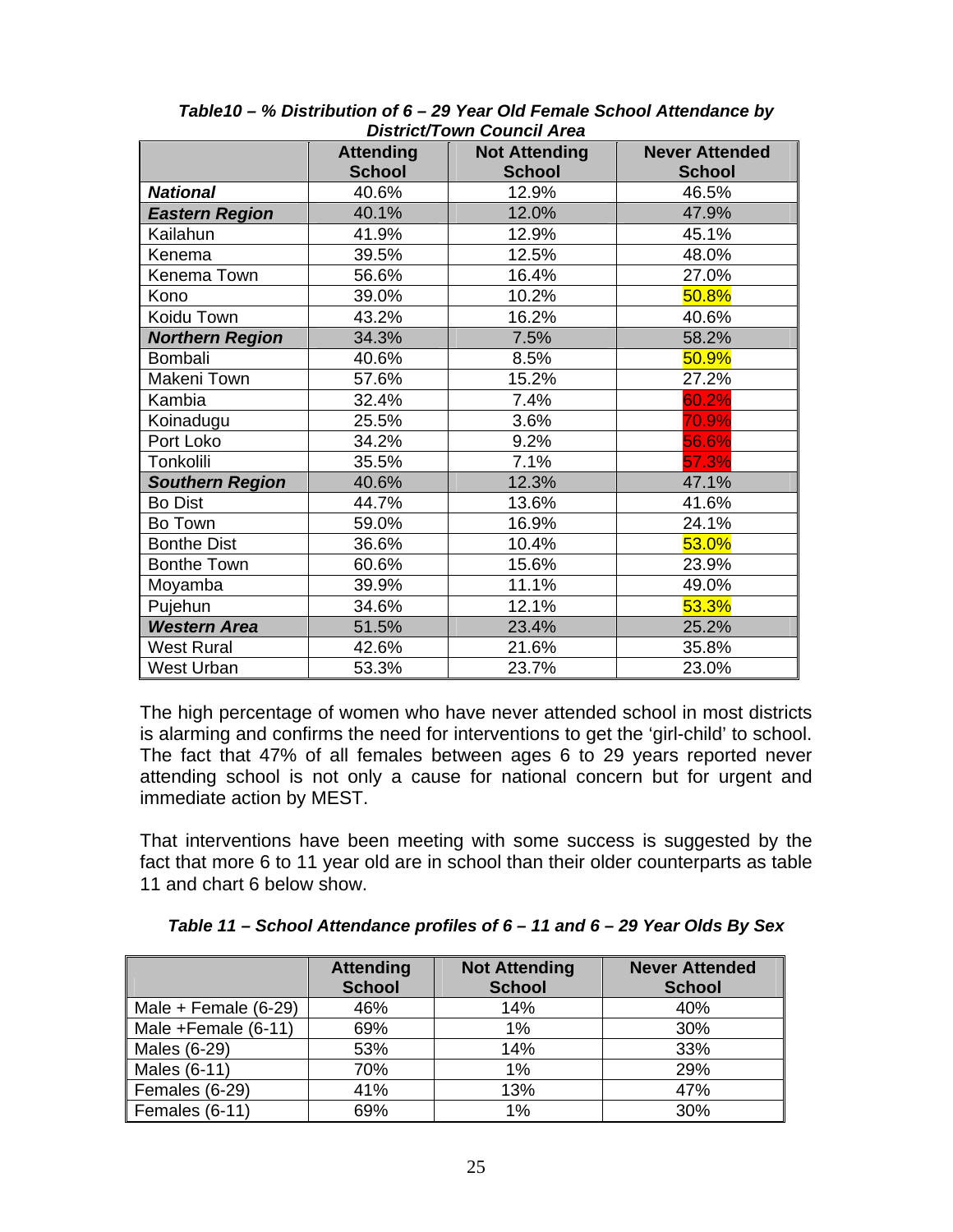***Table10 – % Distribution of 6 – 29 Year Old Female School Attendance by District/Town Council Area***

| | Attending School | Not Attending School | Never Attended School |
|---|---|---|---|
| ***National*** | 40.6% | 12.9% | 46.5% |
| ***Eastern Region*** | 40.1% | 12.0% | 47.9% |
| Kailahun | 41.9% | 12.9% | 45.1% |
| Kenema | 39.5% | 12.5% | 48.0% |
| Kenema Town | 56.6% | 16.4% | 27.0% |
| Kono | 39.0% | 10.2% | 50.8% |
| Koidu Town | 43.2% | 16.2% | 40.6% |
| ***Northern Region*** | 34.3% | 7.5% | 58.2% |
| Bombali | 40.6% | 8.5% | 50.9% |
| Makeni Town | 57.6% | 15.2% | 27.2% |
| Kambia | 32.4% | 7.4% | 60.2% |
| Koinadugu | 25.5% | 3.6% | 70.9% |
| Port Loko | 34.2% | 9.2% | 56.6% |
| Tonkolili | 35.5% | 7.1% | 57.3% |
| ***Southern Region*** | 40.6% | 12.3% | 47.1% |
| Bo Dist | 44.7% | 13.6% | 41.6% |
| Bo Town | 59.0% | 16.9% | 24.1% |
| Bonthe Dist | 36.6% | 10.4% | 53.0% |
| Bonthe Town | 60.6% | 15.6% | 23.9% |
| Moyamba | 39.9% | 11.1% | 49.0% |
| Pujehun | 34.6% | 12.1% | 53.3% |
| ***Western Area*** | 51.5% | 23.4% | 25.2% |
| West Rural | 42.6% | 21.6% | 35.8% |
| West Urban | 53.3% | 23.7% | 23.0% |

The high percentage of women who have never attended school in most districts is alarming and confirms the need for interventions to get the 'girl-child' to school. The fact that 47% of all females between ages 6 to 29 years reported never attending school is not only a cause for national concern but for urgent and immediate action by MEST.

That interventions have been meeting with some success is suggested by the fact that more 6 to 11 year old are in school than their older counterparts as table 11 and chart 6 below show.

***Table 11 – School Attendance profiles of 6 – 11 and 6 – 29 Year Olds By Sex***

| | Attending School | Not Attending School | Never Attended School |
|---|---|---|---|
| Male + Female (6-29) | 46% | 14% | 40% |
| Male +Female (6-11) | 69% | 1% | 30% |
| Males (6-29) | 53% | 14% | 33% |
| Males (6-11) | 70% | 1% | 29% |
| Females (6-29) | 41% | 13% | 47% |
| Females (6-11) | 69% | 1% | 30% |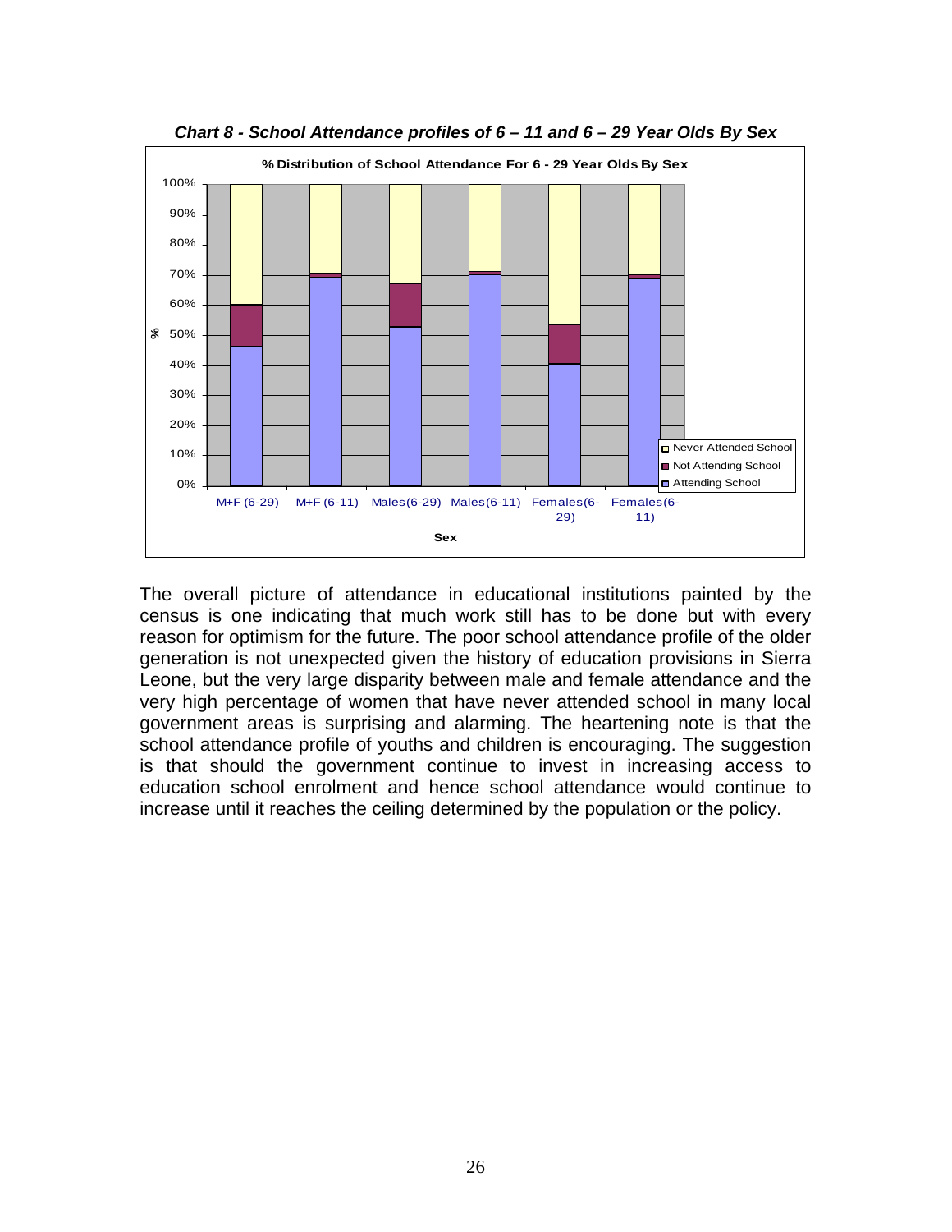*Chart 8 - School Attendance profiles of 6 – 11 and 6 – 29 Year Olds By Sex*

The overall picture of attendance in educational institutions painted by the census is one indicating that much work still has to be done but with every reason for optimism for the future. The poor school attendance profile of the older generation is not unexpected given the history of education provisions in Sierra Leone, but the very large disparity between male and female attendance and the very high percentage of women that have never attended school in many local government areas is surprising and alarming. The heartening note is that the school attendance profile of youths and children is encouraging. The suggestion is that should the government continue to invest in increasing access to education school enrolment and hence school attendance would continue to increase until it reaches the ceiling determined by the population or the policy.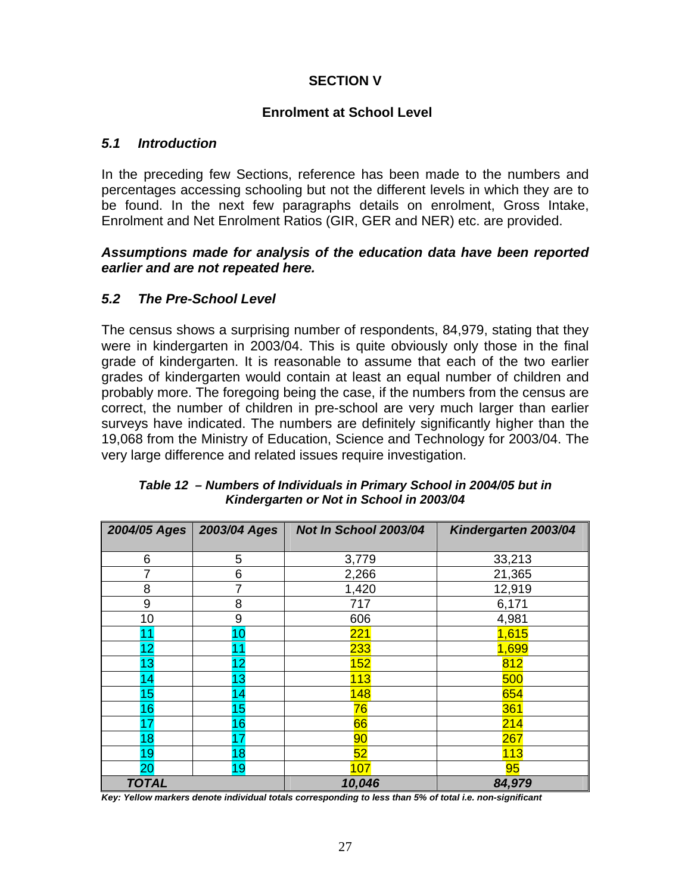# SECTION V

## Enrolment at School Level

### *5.1 Introduction*

In the preceding few Sections, reference has been made to the numbers and percentages accessing schooling but not the different levels in which they are to be found. In the next few paragraphs details on enrolment, Gross Intake, Enrolment and Net Enrolment Ratios (GIR, GER and NER) etc. are provided.

***Assumptions made for analysis of the education data have been reported earlier and are not repeated here.***

### *5.2 The Pre-School Level*

The census shows a surprising number of respondents, 84,979, stating that they were in kindergarten in 2003/04. This is quite obviously only those in the final grade of kindergarten. It is reasonable to assume that each of the two earlier grades of kindergarten would contain at least an equal number of children and probably more. The foregoing being the case, if the numbers from the census are correct, the number of children in pre-school are very much larger than earlier surveys have indicated. The numbers are definitely significantly higher than the 19,068 from the Ministry of Education, Science and Technology for 2003/04. The very large difference and related issues require investigation.

***Table 12 – Numbers of Individuals in Primary School in 2004/05 but in Kindergarten or Not in School in 2003/04***

| *2004/05 Ages* | *2003/04 Ages* | *Not In School 2003/04* | *Kindergarten 2003/04* |
|---|---|---|---|
| 6 | 5 | 3,779 | 33,213 |
| 7 | 6 | 2,266 | 21,365 |
| 8 | 7 | 1,420 | 12,919 |
| 9 | 8 | 717 | 6,171 |
| 10 | 9 | 606 | 4,981 |
| 11 | 10 | 221 | 1,615 |
| 12 | 11 | 233 | 1,699 |
| 13 | 12 | 152 | 812 |
| 14 | 13 | 113 | 500 |
| 15 | 14 | 148 | 654 |
| 16 | 15 | 76 | 361 |
| 17 | 16 | 66 | 214 |
| 18 | 17 | 90 | 267 |
| 19 | 18 | 52 | 113 |
| 20 | 19 | 107 | 95 |
| ***TOTAL*** | | ***10,046*** | ***84,979*** |

***Key: Yellow markers denote individual totals corresponding to less than 5% of total i.e. non-significant***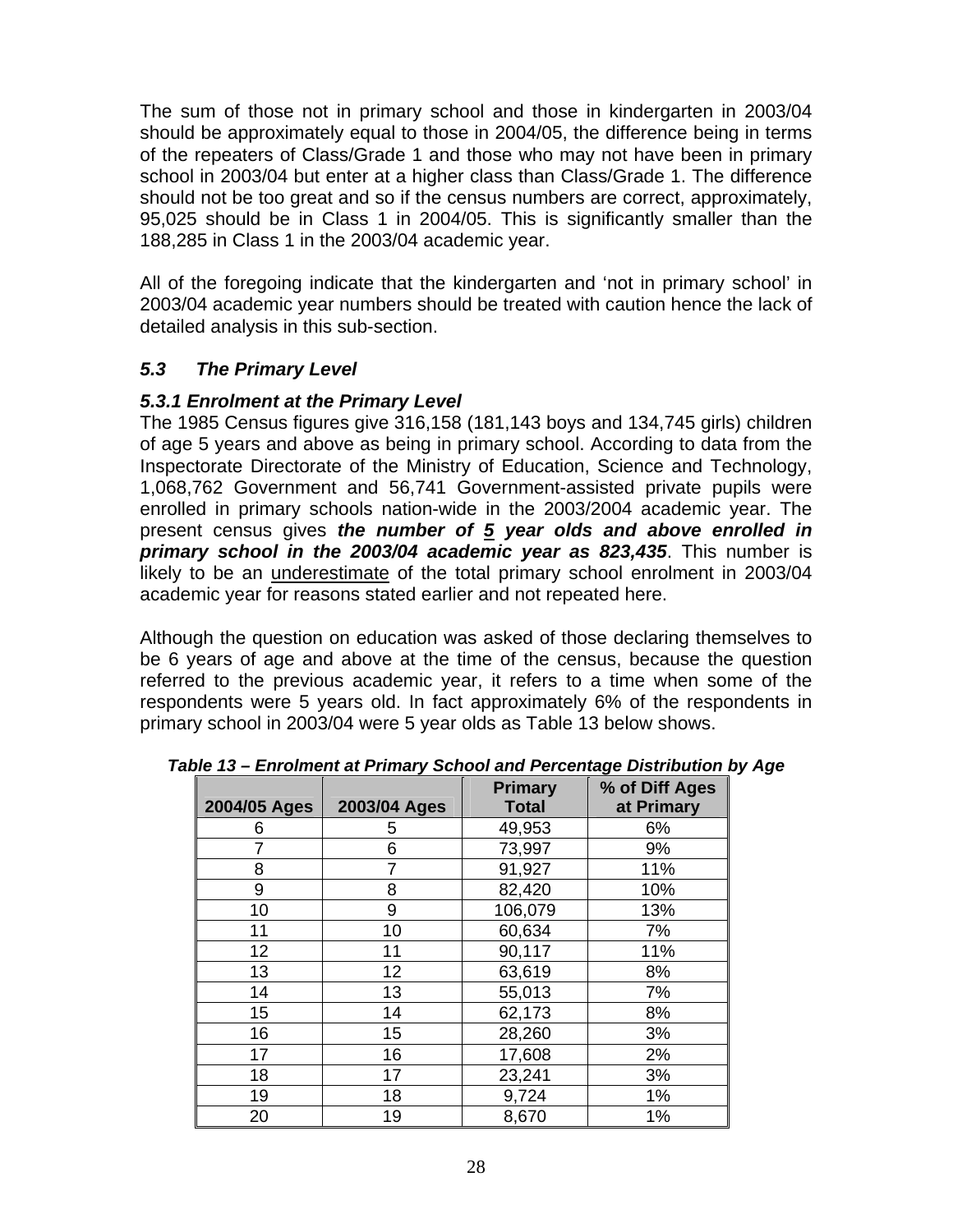The sum of those not in primary school and those in kindergarten in 2003/04 should be approximately equal to those in 2004/05, the difference being in terms of the repeaters of Class/Grade 1 and those who may not have been in primary school in 2003/04 but enter at a higher class than Class/Grade 1. The difference should not be too great and so if the census numbers are correct, approximately, 95,025 should be in Class 1 in 2004/05. This is significantly smaller than the 188,285 in Class 1 in the 2003/04 academic year.

All of the foregoing indicate that the kindergarten and 'not in primary school' in 2003/04 academic year numbers should be treated with caution hence the lack of detailed analysis in this sub-section.

## *5.3 The Primary Level*

### *5.3.1 Enrolment at the Primary Level*

The 1985 Census figures give 316,158 (181,143 boys and 134,745 girls) children of age 5 years and above as being in primary school. According to data from the Inspectorate Directorate of the Ministry of Education, Science and Technology, 1,068,762 Government and 56,741 Government-assisted private pupils were enrolled in primary schools nation-wide in the 2003/2004 academic year. The present census gives ***the number of 5 year olds and above enrolled in primary school in the 2003/04 academic year as 823,435***. This number is likely to be an underestimate of the total primary school enrolment in 2003/04 academic year for reasons stated earlier and not repeated here.

Although the question on education was asked of those declaring themselves to be 6 years of age and above at the time of the census, because the question referred to the previous academic year, it refers to a time when some of the respondents were 5 years old. In fact approximately 6% of the respondents in primary school in 2003/04 were 5 year olds as Table 13 below shows.

***Table 13 – Enrolment at Primary School and Percentage Distribution by Age***

| 2004/05 Ages | 2003/04 Ages | Primary Total | % of Diff Ages at Primary |
|---|---|---|---|
| 6 | 5 | 49,953 | 6% |
| 7 | 6 | 73,997 | 9% |
| 8 | 7 | 91,927 | 11% |
| 9 | 8 | 82,420 | 10% |
| 10 | 9 | 106,079 | 13% |
| 11 | 10 | 60,634 | 7% |
| 12 | 11 | 90,117 | 11% |
| 13 | 12 | 63,619 | 8% |
| 14 | 13 | 55,013 | 7% |
| 15 | 14 | 62,173 | 8% |
| 16 | 15 | 28,260 | 3% |
| 17 | 16 | 17,608 | 2% |
| 18 | 17 | 23,241 | 3% |
| 19 | 18 | 9,724 | 1% |
| 20 | 19 | 8,670 | 1% |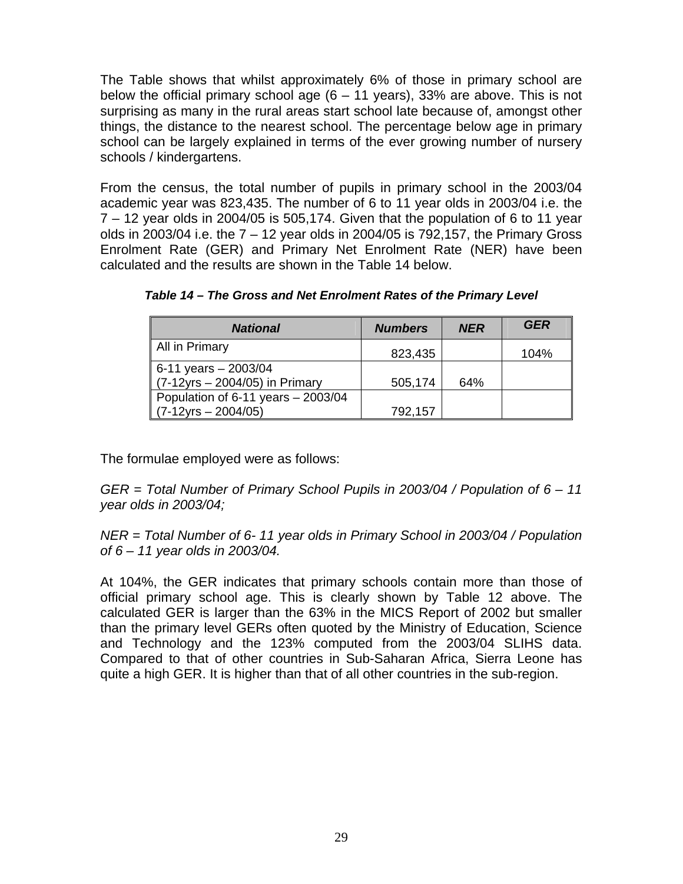The Table shows that whilst approximately 6% of those in primary school are below the official primary school age (6 – 11 years), 33% are above. This is not surprising as many in the rural areas start school late because of, amongst other things, the distance to the nearest school. The percentage below age in primary school can be largely explained in terms of the ever growing number of nursery schools / kindergartens.

From the census, the total number of pupils in primary school in the 2003/04 academic year was 823,435. The number of 6 to 11 year olds in 2003/04 i.e. the 7 – 12 year olds in 2004/05 is 505,174. Given that the population of 6 to 11 year olds in 2003/04 i.e. the 7 – 12 year olds in 2004/05 is 792,157, the Primary Gross Enrolment Rate (GER) and Primary Net Enrolment Rate (NER) have been calculated and the results are shown in the Table 14 below.

***Table 14 – The Gross and Net Enrolment Rates of the Primary Level***

| ***National*** | ***Numbers*** | ***NER*** | ***GER*** |
|---|---|---|---|
| All in Primary | 823,435 | | 104% |
| 6-11 years – 2003/04 (7-12yrs – 2004/05) in Primary | 505,174 | 64% | |
| Population of 6-11 years – 2003/04 (7-12yrs – 2004/05) | 792,157 | | |

The formulae employed were as follows:

*GER = Total Number of Primary School Pupils in 2003/04 / Population of 6 – 11 year olds in 2003/04;*

*NER = Total Number of 6- 11 year olds in Primary School in 2003/04 / Population of 6 – 11 year olds in 2003/04.*

At 104%, the GER indicates that primary schools contain more than those of official primary school age. This is clearly shown by Table 12 above. The calculated GER is larger than the 63% in the MICS Report of 2002 but smaller than the primary level GERs often quoted by the Ministry of Education, Science and Technology and the 123% computed from the 2003/04 SLIHS data. Compared to that of other countries in Sub-Saharan Africa, Sierra Leone has quite a high GER. It is higher than that of all other countries in the sub-region.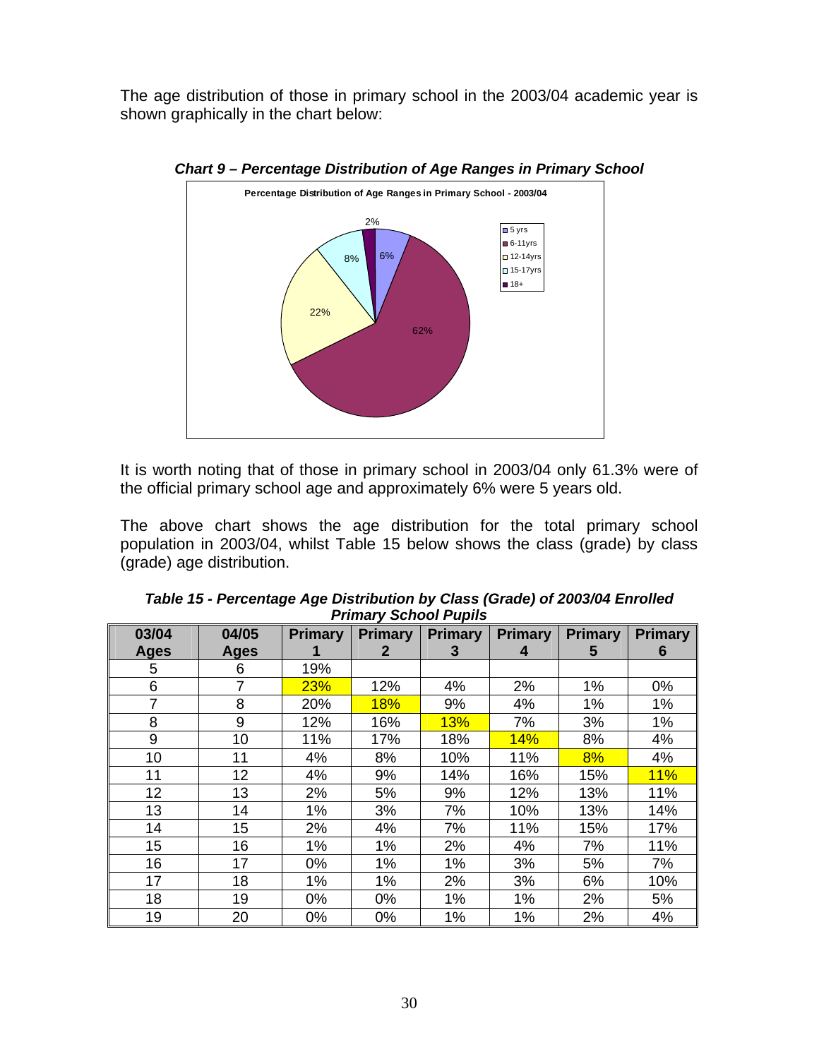The age distribution of those in primary school in the 2003/04 academic year is shown graphically in the chart below:

***Chart 9 – Percentage Distribution of Age Ranges in Primary School***

It is worth noting that of those in primary school in 2003/04 only 61.3% were of the official primary school age and approximately 6% were 5 years old.

The above chart shows the age distribution for the total primary school population in 2003/04, whilst Table 15 below shows the class (grade) by class (grade) age distribution.

***Table 15 - Percentage Age Distribution by Class (Grade) of 2003/04 Enrolled Primary School Pupils***

| 03/04 Ages | 04/05 Ages | Primary 1 | Primary 2 | Primary 3 | Primary 4 | Primary 5 | Primary 6 |
|---|---|---|---|---|---|---|---|
| 5 | 6 | 19% | | | | | |
| 6 | 7 | 23% | 12% | 4% | 2% | 1% | 0% |
| 7 | 8 | 20% | 18% | 9% | 4% | 1% | 1% |
| 8 | 9 | 12% | 16% | 13% | 7% | 3% | 1% |
| 9 | 10 | 11% | 17% | 18% | 14% | 8% | 4% |
| 10 | 11 | 4% | 8% | 10% | 11% | 8% | 4% |
| 11 | 12 | 4% | 9% | 14% | 16% | 15% | 11% |
| 12 | 13 | 2% | 5% | 9% | 12% | 13% | 11% |
| 13 | 14 | 1% | 3% | 7% | 10% | 13% | 14% |
| 14 | 15 | 2% | 4% | 7% | 11% | 15% | 17% |
| 15 | 16 | 1% | 1% | 2% | 4% | 7% | 11% |
| 16 | 17 | 0% | 1% | 1% | 3% | 5% | 7% |
| 17 | 18 | 1% | 1% | 2% | 3% | 6% | 10% |
| 18 | 19 | 0% | 0% | 1% | 1% | 2% | 5% |
| 19 | 20 | 0% | 0% | 1% | 1% | 2% | 4% |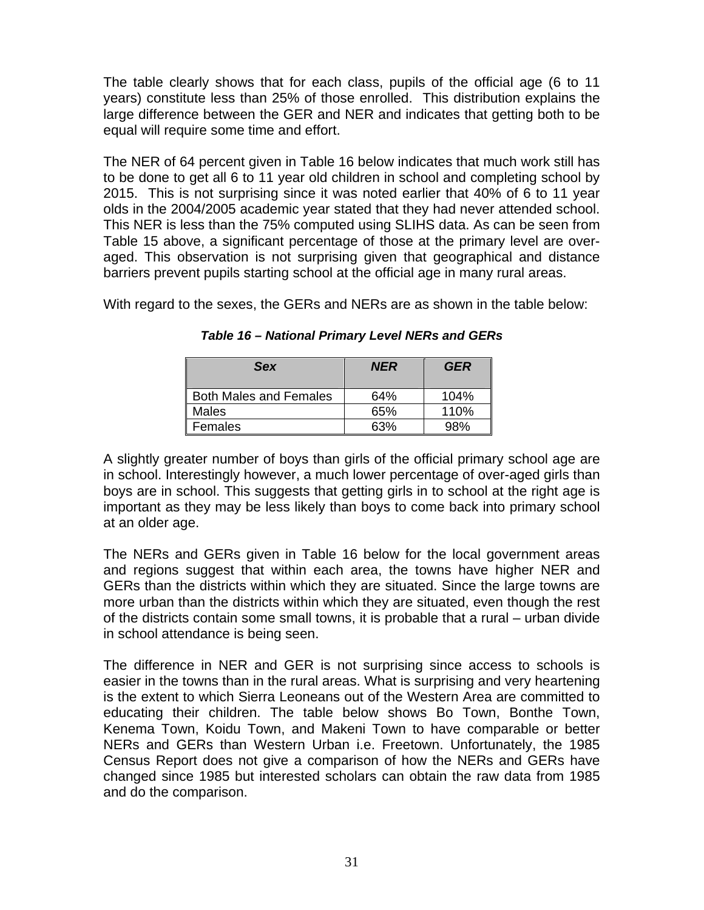The table clearly shows that for each class, pupils of the official age (6 to 11 years) constitute less than 25% of those enrolled. This distribution explains the large difference between the GER and NER and indicates that getting both to be equal will require some time and effort.

The NER of 64 percent given in Table 16 below indicates that much work still has to be done to get all 6 to 11 year old children in school and completing school by 2015. This is not surprising since it was noted earlier that 40% of 6 to 11 year olds in the 2004/2005 academic year stated that they had never attended school. This NER is less than the 75% computed using SLIHS data. As can be seen from Table 15 above, a significant percentage of those at the primary level are over-aged. This observation is not surprising given that geographical and distance barriers prevent pupils starting school at the official age in many rural areas.

With regard to the sexes, the GERs and NERs are as shown in the table below:

***Table 16 – National Primary Level NERs and GERs***

| *Sex* | *NER* | *GER* |
|---|---|---|
| Both Males and Females | 64% | 104% |
| Males | 65% | 110% |
| Females | 63% | 98% |

A slightly greater number of boys than girls of the official primary school age are in school. Interestingly however, a much lower percentage of over-aged girls than boys are in school. This suggests that getting girls in to school at the right age is important as they may be less likely than boys to come back into primary school at an older age.

The NERs and GERs given in Table 16 below for the local government areas and regions suggest that within each area, the towns have higher NER and GERs than the districts within which they are situated. Since the large towns are more urban than the districts within which they are situated, even though the rest of the districts contain some small towns, it is probable that a rural – urban divide in school attendance is being seen.

The difference in NER and GER is not surprising since access to schools is easier in the towns than in the rural areas. What is surprising and very heartening is the extent to which Sierra Leoneans out of the Western Area are committed to educating their children. The table below shows Bo Town, Bonthe Town, Kenema Town, Koidu Town, and Makeni Town to have comparable or better NERs and GERs than Western Urban i.e. Freetown. Unfortunately, the 1985 Census Report does not give a comparison of how the NERs and GERs have changed since 1985 but interested scholars can obtain the raw data from 1985 and do the comparison.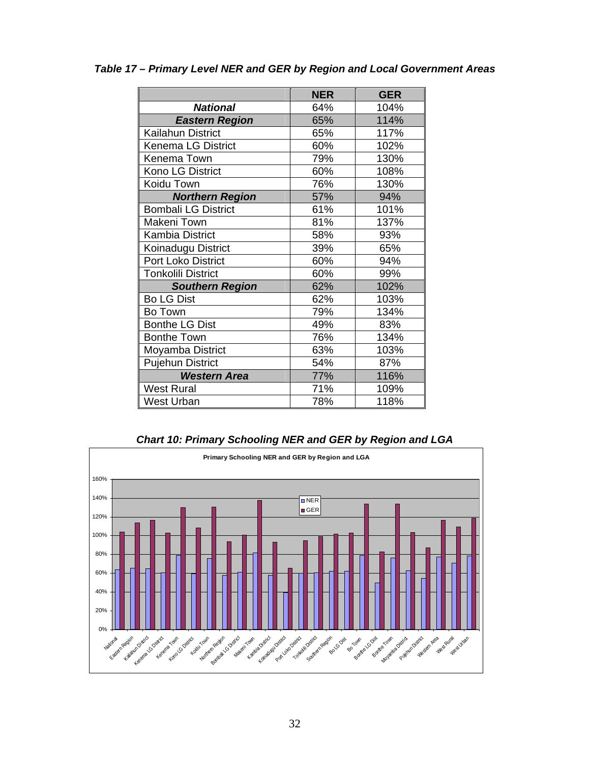***Table 17 – Primary Level NER and GER by Region and Local Government Areas***

| | NER | GER |
|---|---|---|
| ***National*** | 64% | 104% |
| ***Eastern Region*** | 65% | 114% |
| Kailahun District | 65% | 117% |
| Kenema LG District | 60% | 102% |
| Kenema Town | 79% | 130% |
| Kono LG District | 60% | 108% |
| Koidu Town | 76% | 130% |
| ***Northern Region*** | 57% | 94% |
| Bombali LG District | 61% | 101% |
| Makeni Town | 81% | 137% |
| Kambia District | 58% | 93% |
| Koinadugu District | 39% | 65% |
| Port Loko District | 60% | 94% |
| Tonkolili District | 60% | 99% |
| ***Southern Region*** | 62% | 102% |
| Bo LG Dist | 62% | 103% |
| Bo Town | 79% | 134% |
| Bonthe LG Dist | 49% | 83% |
| Bonthe Town | 76% | 134% |
| Moyamba District | 63% | 103% |
| Pujehun District | 54% | 87% |
| ***Western Area*** | 77% | 116% |
| West Rural | 71% | 109% |
| West Urban | 78% | 118% |

***Chart 10: Primary Schooling NER and GER by Region and LGA***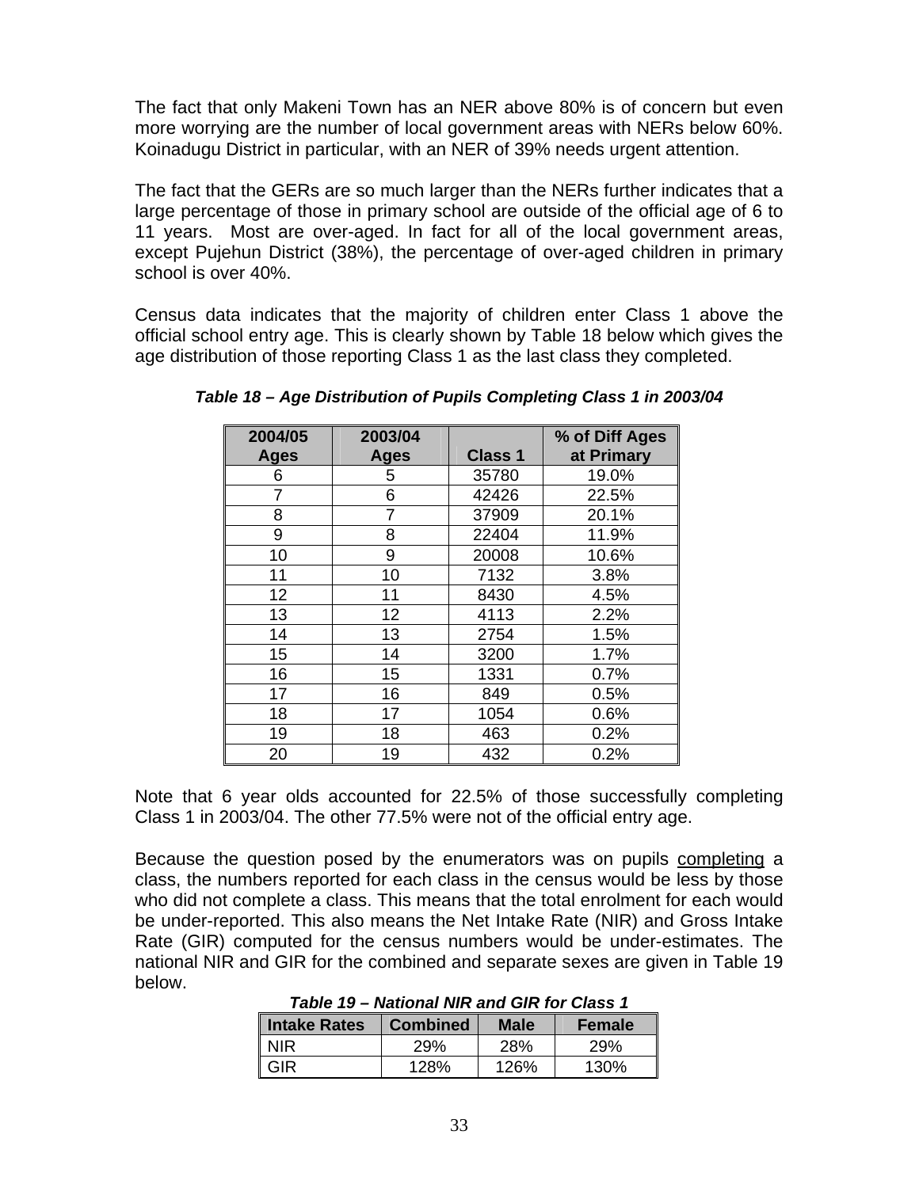The fact that only Makeni Town has an NER above 80% is of concern but even more worrying are the number of local government areas with NERs below 60%. Koinadugu District in particular, with an NER of 39% needs urgent attention.

The fact that the GERs are so much larger than the NERs further indicates that a large percentage of those in primary school are outside of the official age of 6 to 11 years. Most are over-aged. In fact for all of the local government areas, except Pujehun District (38%), the percentage of over-aged children in primary school is over 40%.

Census data indicates that the majority of children enter Class 1 above the official school entry age. This is clearly shown by Table 18 below which gives the age distribution of those reporting Class 1 as the last class they completed.

***Table 18 – Age Distribution of Pupils Completing Class 1 in 2003/04***

| 2004/05 Ages | 2003/04 Ages | Class 1 | % of Diff Ages at Primary |
|---|---|---|---|
| 6 | 5 | 35780 | 19.0% |
| 7 | 6 | 42426 | 22.5% |
| 8 | 7 | 37909 | 20.1% |
| 9 | 8 | 22404 | 11.9% |
| 10 | 9 | 20008 | 10.6% |
| 11 | 10 | 7132 | 3.8% |
| 12 | 11 | 8430 | 4.5% |
| 13 | 12 | 4113 | 2.2% |
| 14 | 13 | 2754 | 1.5% |
| 15 | 14 | 3200 | 1.7% |
| 16 | 15 | 1331 | 0.7% |
| 17 | 16 | 849 | 0.5% |
| 18 | 17 | 1054 | 0.6% |
| 19 | 18 | 463 | 0.2% |
| 20 | 19 | 432 | 0.2% |

Note that 6 year olds accounted for 22.5% of those successfully completing Class 1 in 2003/04. The other 77.5% were not of the official entry age.

Because the question posed by the enumerators was on pupils <u>completing</u> a class, the numbers reported for each class in the census would be less by those who did not complete a class. This means that the total enrolment for each would be under-reported. This also means the Net Intake Rate (NIR) and Gross Intake Rate (GIR) computed for the census numbers would be under-estimates. The national NIR and GIR for the combined and separate sexes are given in Table 19 below.

***Table 19 – National NIR and GIR for Class 1***

| Intake Rates | Combined | Male | Female |
|---|---|---|---|
| NIR | 29% | 28% | 29% |
| GIR | 128% | 126% | 130% |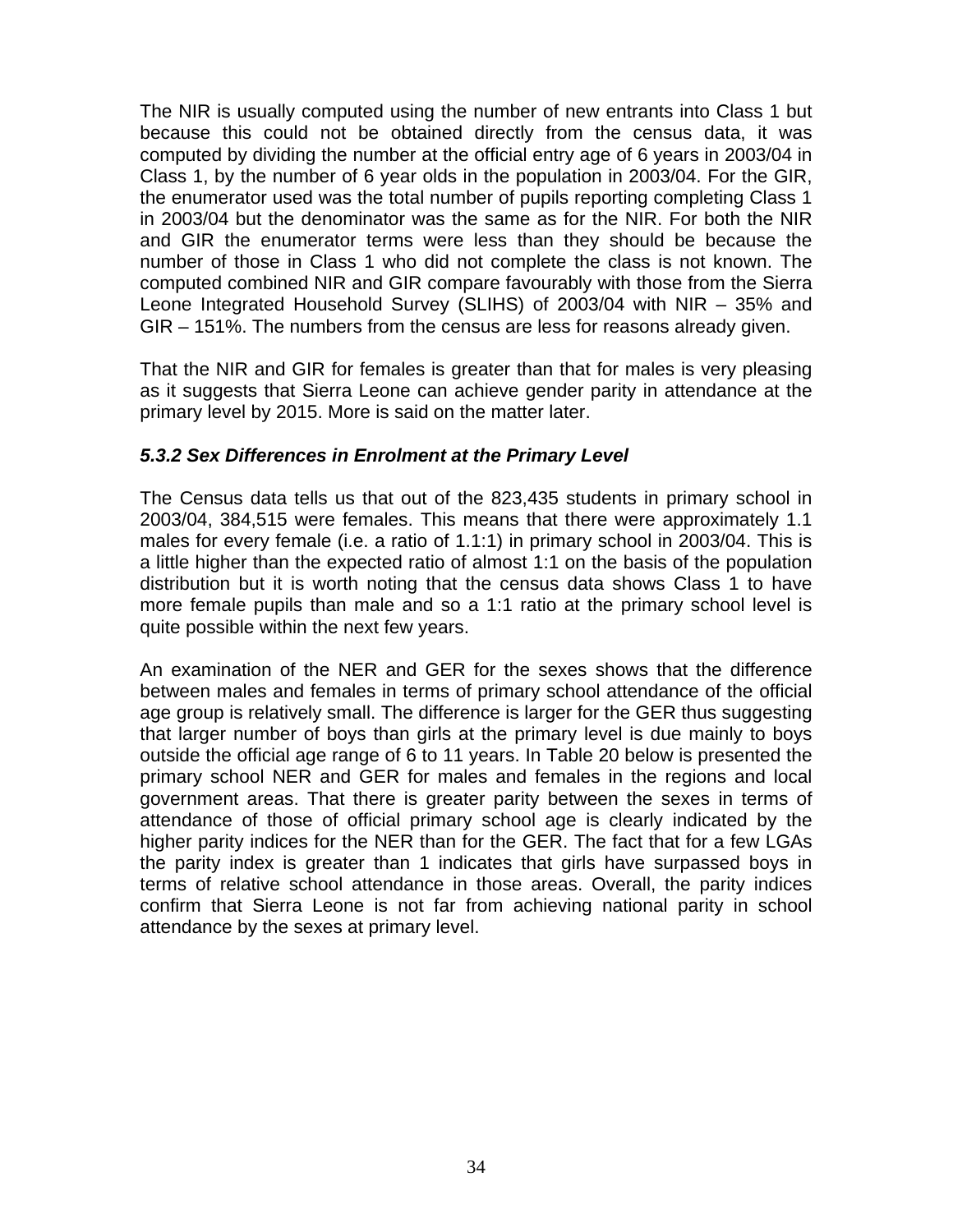The NIR is usually computed using the number of new entrants into Class 1 but because this could not be obtained directly from the census data, it was computed by dividing the number at the official entry age of 6 years in 2003/04 in Class 1, by the number of 6 year olds in the population in 2003/04. For the GIR, the enumerator used was the total number of pupils reporting completing Class 1 in 2003/04 but the denominator was the same as for the NIR. For both the NIR and GIR the enumerator terms were less than they should be because the number of those in Class 1 who did not complete the class is not known. The computed combined NIR and GIR compare favourably with those from the Sierra Leone Integrated Household Survey (SLIHS) of 2003/04 with NIR – 35% and GIR – 151%. The numbers from the census are less for reasons already given.

That the NIR and GIR for females is greater than that for males is very pleasing as it suggests that Sierra Leone can achieve gender parity in attendance at the primary level by 2015. More is said on the matter later.

### *5.3.2 Sex Differences in Enrolment at the Primary Level*

The Census data tells us that out of the 823,435 students in primary school in 2003/04, 384,515 were females. This means that there were approximately 1.1 males for every female (i.e. a ratio of 1.1:1) in primary school in 2003/04. This is a little higher than the expected ratio of almost 1:1 on the basis of the population distribution but it is worth noting that the census data shows Class 1 to have more female pupils than male and so a 1:1 ratio at the primary school level is quite possible within the next few years.

An examination of the NER and GER for the sexes shows that the difference between males and females in terms of primary school attendance of the official age group is relatively small. The difference is larger for the GER thus suggesting that larger number of boys than girls at the primary level is due mainly to boys outside the official age range of 6 to 11 years. In Table 20 below is presented the primary school NER and GER for males and females in the regions and local government areas. That there is greater parity between the sexes in terms of attendance of those of official primary school age is clearly indicated by the higher parity indices for the NER than for the GER. The fact that for a few LGAs the parity index is greater than 1 indicates that girls have surpassed boys in terms of relative school attendance in those areas. Overall, the parity indices confirm that Sierra Leone is not far from achieving national parity in school attendance by the sexes at primary level.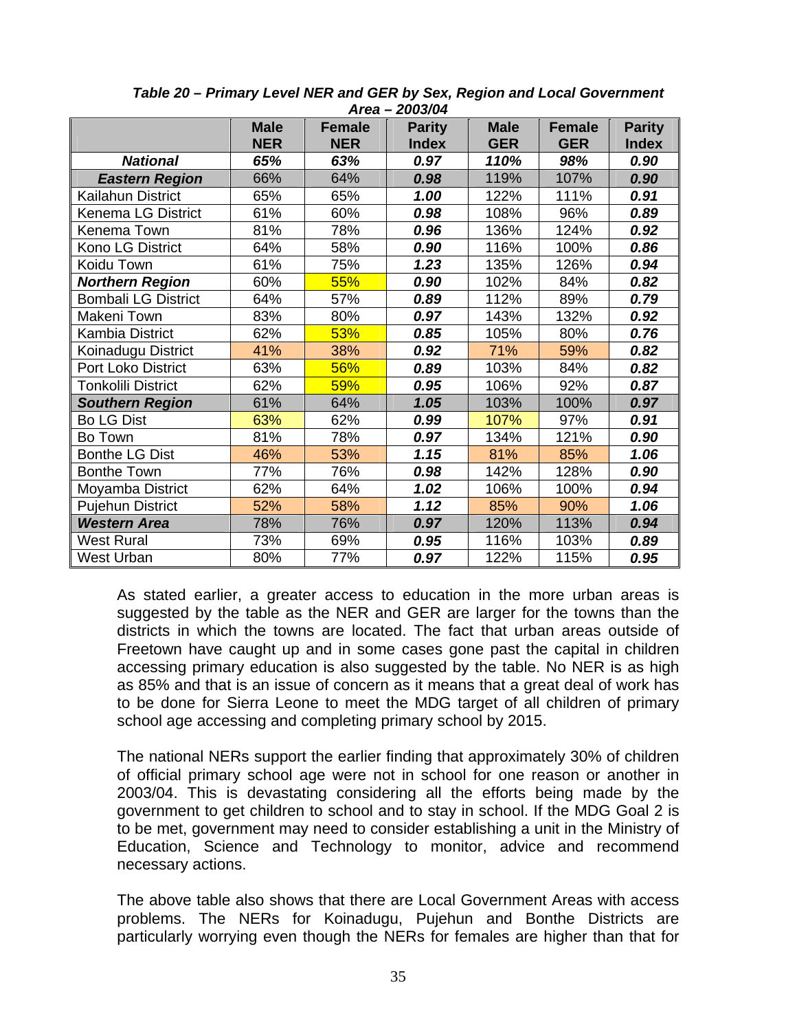**Table 20 – Primary Level NER and GER by Sex, Region and Local Government Area – 2003/04**

| | Male NER | Female NER | Parity Index | Male GER | Female GER | Parity Index |
|---|---|---|---|---|---|---|
| ***National*** | ***65%*** | ***63%*** | ***0.97*** | ***110%*** | ***98%*** | ***0.90*** |
| ***Eastern Region*** | 66% | 64% | ***0.98*** | 119% | 107% | ***0.90*** |
| Kailahun District | 65% | 65% | ***1.00*** | 122% | 111% | ***0.91*** |
| Kenema LG District | 61% | 60% | ***0.98*** | 108% | 96% | ***0.89*** |
| Kenema Town | 81% | 78% | ***0.96*** | 136% | 124% | ***0.92*** |
| Kono LG District | 64% | 58% | ***0.90*** | 116% | 100% | ***0.86*** |
| Koidu Town | 61% | 75% | ***1.23*** | 135% | 126% | ***0.94*** |
| ***Northern Region*** | 60% | 55% | ***0.90*** | 102% | 84% | ***0.82*** |
| Bombali LG District | 64% | 57% | ***0.89*** | 112% | 89% | ***0.79*** |
| Makeni Town | 83% | 80% | ***0.97*** | 143% | 132% | ***0.92*** |
| Kambia District | 62% | 53% | ***0.85*** | 105% | 80% | ***0.76*** |
| Koinadugu District | 41% | 38% | ***0.92*** | 71% | 59% | ***0.82*** |
| Port Loko District | 63% | 56% | ***0.89*** | 103% | 84% | ***0.82*** |
| Tonkolili District | 62% | 59% | ***0.95*** | 106% | 92% | ***0.87*** |
| ***Southern Region*** | 61% | 64% | ***1.05*** | 103% | 100% | ***0.97*** |
| Bo LG Dist | 63% | 62% | ***0.99*** | 107% | 97% | ***0.91*** |
| Bo Town | 81% | 78% | ***0.97*** | 134% | 121% | ***0.90*** |
| Bonthe LG Dist | 46% | 53% | ***1.15*** | 81% | 85% | ***1.06*** |
| Bonthe Town | 77% | 76% | ***0.98*** | 142% | 128% | ***0.90*** |
| Moyamba District | 62% | 64% | ***1.02*** | 106% | 100% | ***0.94*** |
| Pujehun District | 52% | 58% | ***1.12*** | 85% | 90% | ***1.06*** |
| ***Western Area*** | 78% | 76% | ***0.97*** | 120% | 113% | ***0.94*** |
| West Rural | 73% | 69% | ***0.95*** | 116% | 103% | ***0.89*** |
| West Urban | 80% | 77% | ***0.97*** | 122% | 115% | ***0.95*** |

As stated earlier, a greater access to education in the more urban areas is suggested by the table as the NER and GER are larger for the towns than the districts in which the towns are located. The fact that urban areas outside of Freetown have caught up and in some cases gone past the capital in children accessing primary education is also suggested by the table. No NER is as high as 85% and that is an issue of concern as it means that a great deal of work has to be done for Sierra Leone to meet the MDG target of all children of primary school age accessing and completing primary school by 2015.

The national NERs support the earlier finding that approximately 30% of children of official primary school age were not in school for one reason or another in 2003/04. This is devastating considering all the efforts being made by the government to get children to school and to stay in school. If the MDG Goal 2 is to be met, government may need to consider establishing a unit in the Ministry of Education, Science and Technology to monitor, advice and recommend necessary actions.

The above table also shows that there are Local Government Areas with access problems. The NERs for Koinadugu, Pujehun and Bonthe Districts are particularly worrying even though the NERs for females are higher than that for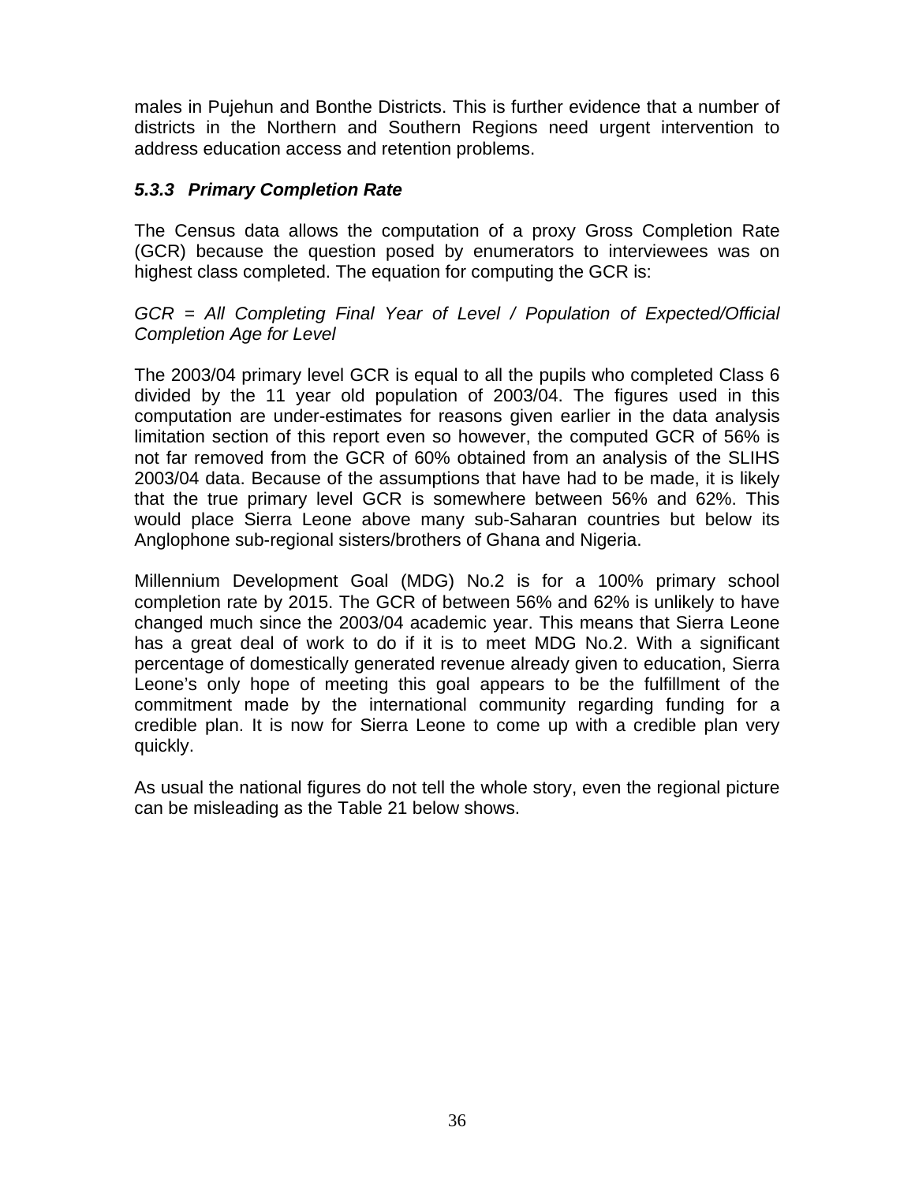males in Pujehun and Bonthe Districts. This is further evidence that a number of districts in the Northern and Southern Regions need urgent intervention to address education access and retention problems.

### *5.3.3 Primary Completion Rate*

The Census data allows the computation of a proxy Gross Completion Rate (GCR) because the question posed by enumerators to interviewees was on highest class completed. The equation for computing the GCR is:

*GCR = All Completing Final Year of Level / Population of Expected/Official Completion Age for Level*

The 2003/04 primary level GCR is equal to all the pupils who completed Class 6 divided by the 11 year old population of 2003/04. The figures used in this computation are under-estimates for reasons given earlier in the data analysis limitation section of this report even so however, the computed GCR of 56% is not far removed from the GCR of 60% obtained from an analysis of the SLIHS 2003/04 data. Because of the assumptions that have had to be made, it is likely that the true primary level GCR is somewhere between 56% and 62%. This would place Sierra Leone above many sub-Saharan countries but below its Anglophone sub-regional sisters/brothers of Ghana and Nigeria.

Millennium Development Goal (MDG) No.2 is for a 100% primary school completion rate by 2015. The GCR of between 56% and 62% is unlikely to have changed much since the 2003/04 academic year. This means that Sierra Leone has a great deal of work to do if it is to meet MDG No.2. With a significant percentage of domestically generated revenue already given to education, Sierra Leone's only hope of meeting this goal appears to be the fulfillment of the commitment made by the international community regarding funding for a credible plan. It is now for Sierra Leone to come up with a credible plan very quickly.

As usual the national figures do not tell the whole story, even the regional picture can be misleading as the Table 21 below shows.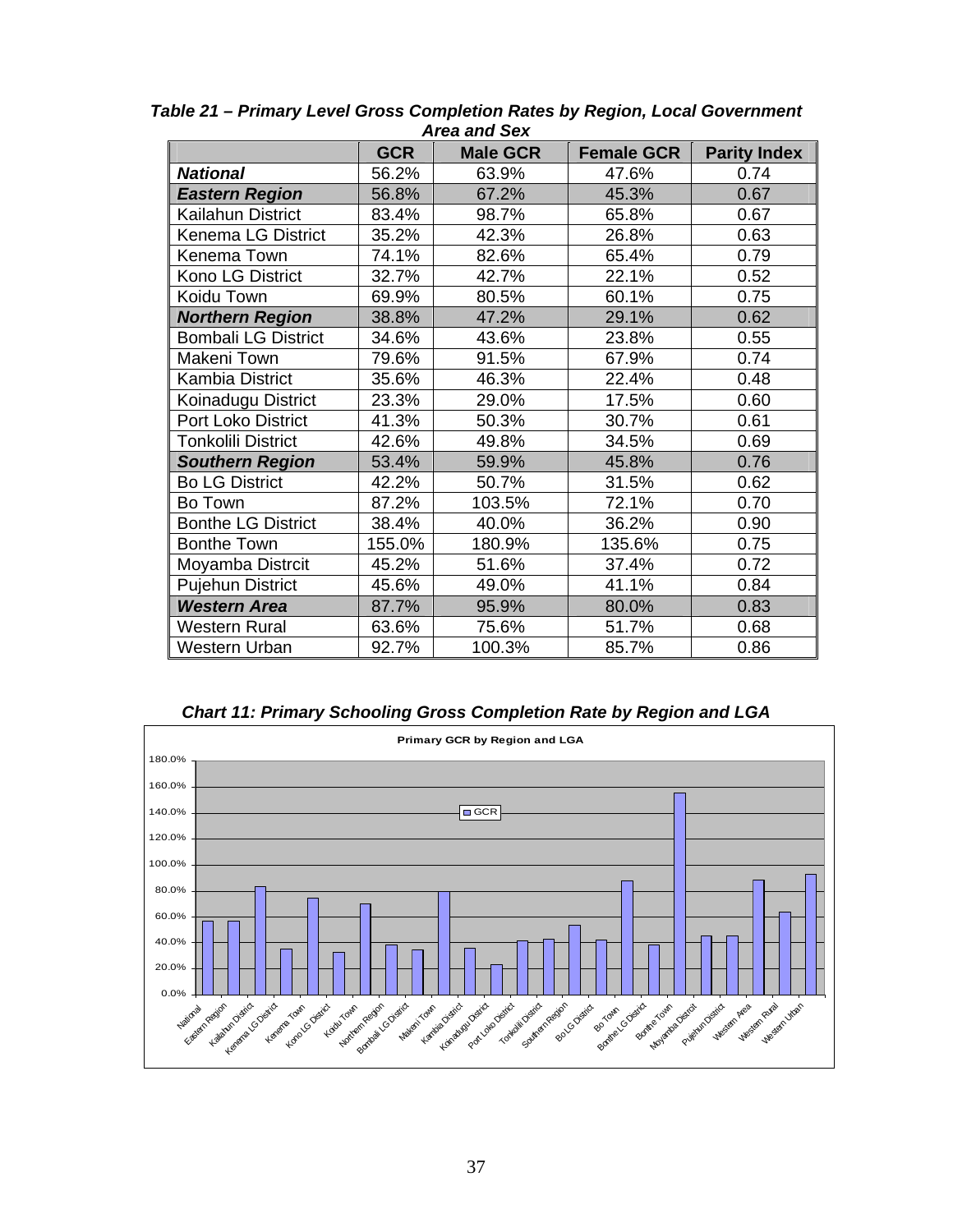***Table 21 – Primary Level Gross Completion Rates by Region, Local Government Area and Sex***

| | GCR | Male GCR | Female GCR | Parity Index |
|---|---|---|---|---|
| ***National*** | 56.2% | 63.9% | 47.6% | 0.74 |
| ***Eastern Region*** | 56.8% | 67.2% | 45.3% | 0.67 |
| Kailahun District | 83.4% | 98.7% | 65.8% | 0.67 |
| Kenema LG District | 35.2% | 42.3% | 26.8% | 0.63 |
| Kenema Town | 74.1% | 82.6% | 65.4% | 0.79 |
| Kono LG District | 32.7% | 42.7% | 22.1% | 0.52 |
| Koidu Town | 69.9% | 80.5% | 60.1% | 0.75 |
| ***Northern Region*** | 38.8% | 47.2% | 29.1% | 0.62 |
| Bombali LG District | 34.6% | 43.6% | 23.8% | 0.55 |
| Makeni Town | 79.6% | 91.5% | 67.9% | 0.74 |
| Kambia District | 35.6% | 46.3% | 22.4% | 0.48 |
| Koinadugu District | 23.3% | 29.0% | 17.5% | 0.60 |
| Port Loko District | 41.3% | 50.3% | 30.7% | 0.61 |
| Tonkolili District | 42.6% | 49.8% | 34.5% | 0.69 |
| ***Southern Region*** | 53.4% | 59.9% | 45.8% | 0.76 |
| Bo LG District | 42.2% | 50.7% | 31.5% | 0.62 |
| Bo Town | 87.2% | 103.5% | 72.1% | 0.70 |
| Bonthe LG District | 38.4% | 40.0% | 36.2% | 0.90 |
| Bonthe Town | 155.0% | 180.9% | 135.6% | 0.75 |
| Moyamba Distrcit | 45.2% | 51.6% | 37.4% | 0.72 |
| Pujehun District | 45.6% | 49.0% | 41.1% | 0.84 |
| ***Western Area*** | 87.7% | 95.9% | 80.0% | 0.83 |
| Western Rural | 63.6% | 75.6% | 51.7% | 0.68 |
| Western Urban | 92.7% | 100.3% | 85.7% | 0.86 |

***Chart 11: Primary Schooling Gross Completion Rate by Region and LGA***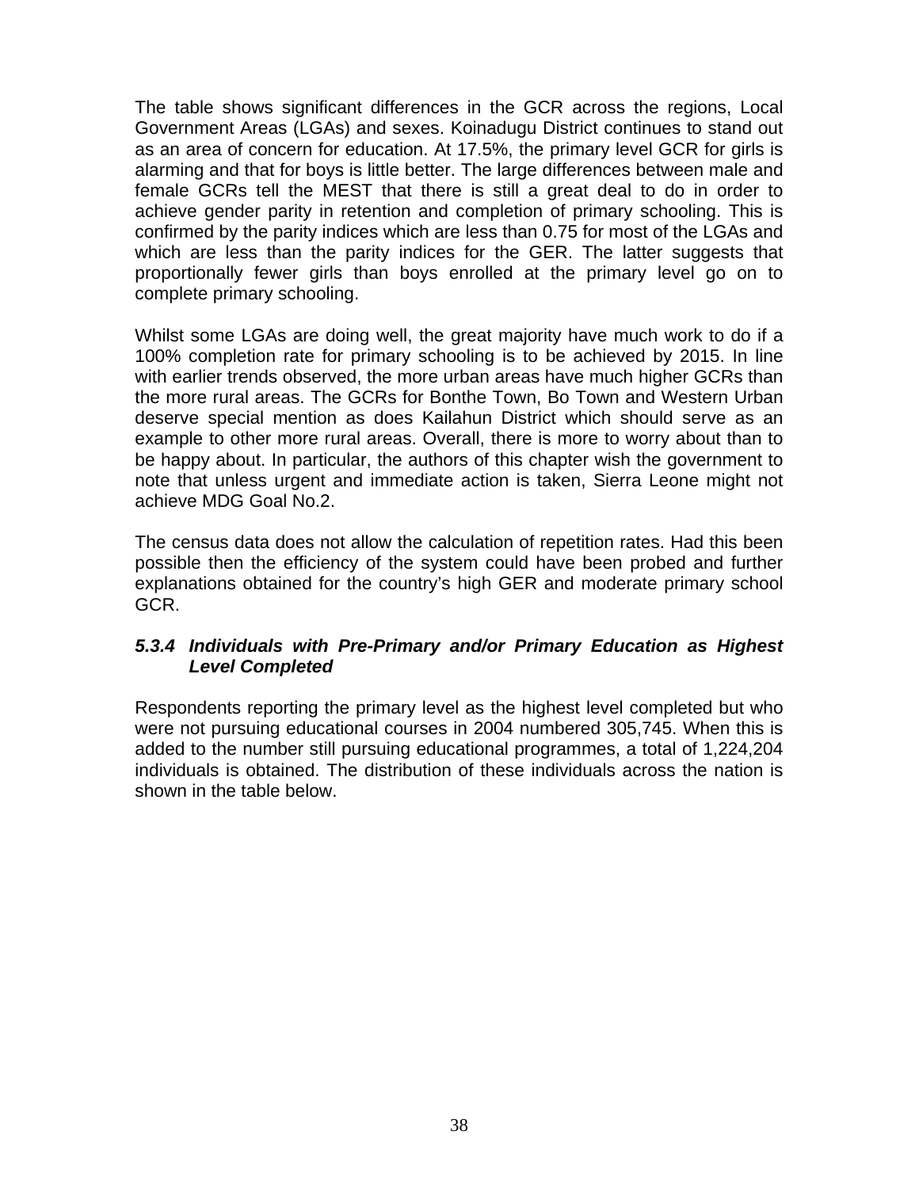The table shows significant differences in the GCR across the regions, Local Government Areas (LGAs) and sexes. Koinadugu District continues to stand out as an area of concern for education. At 17.5%, the primary level GCR for girls is alarming and that for boys is little better. The large differences between male and female GCRs tell the MEST that there is still a great deal to do in order to achieve gender parity in retention and completion of primary schooling. This is confirmed by the parity indices which are less than 0.75 for most of the LGAs and which are less than the parity indices for the GER. The latter suggests that proportionally fewer girls than boys enrolled at the primary level go on to complete primary schooling.

Whilst some LGAs are doing well, the great majority have much work to do if a 100% completion rate for primary schooling is to be achieved by 2015. In line with earlier trends observed, the more urban areas have much higher GCRs than the more rural areas. The GCRs for Bonthe Town, Bo Town and Western Urban deserve special mention as does Kailahun District which should serve as an example to other more rural areas. Overall, there is more to worry about than to be happy about. In particular, the authors of this chapter wish the government to note that unless urgent and immediate action is taken, Sierra Leone might not achieve MDG Goal No.2.

The census data does not allow the calculation of repetition rates. Had this been possible then the efficiency of the system could have been probed and further explanations obtained for the country's high GER and moderate primary school GCR.

### *5.3.4 Individuals with Pre-Primary and/or Primary Education as Highest Level Completed*

Respondents reporting the primary level as the highest level completed but who were not pursuing educational courses in 2004 numbered 305,745. When this is added to the number still pursuing educational programmes, a total of 1,224,204 individuals is obtained. The distribution of these individuals across the nation is shown in the table below.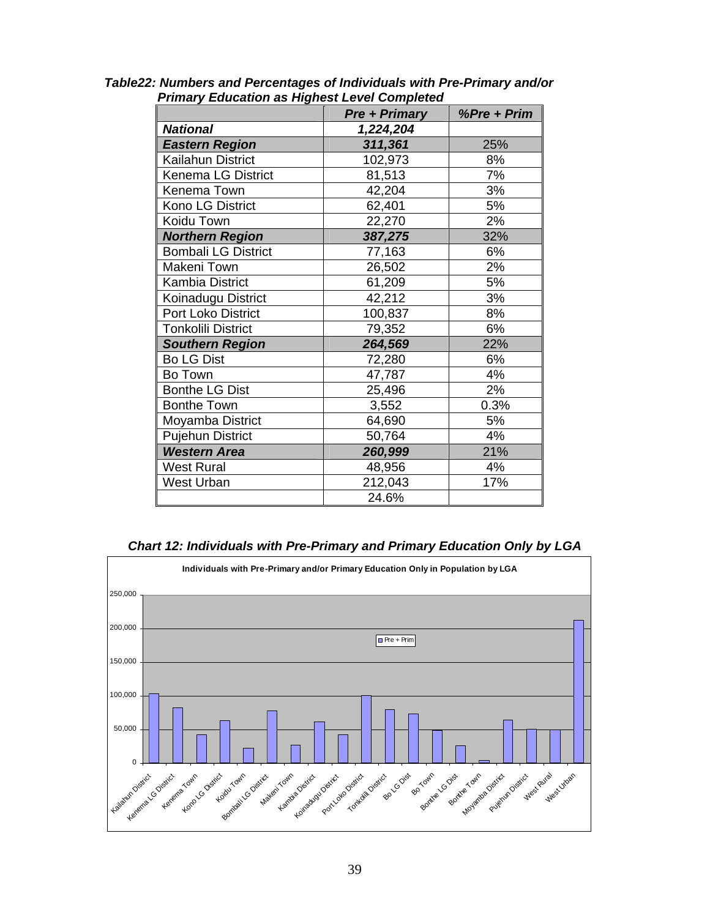***Table22: Numbers and Percentages of Individuals with Pre-Primary and/or Primary Education as Highest Level Completed***

| | ***Pre + Primary*** | ***%Pre + Prim*** |
|---|---|---|
| ***National*** | ***1,224,204*** | |
| ***Eastern Region*** | ***311,361*** | 25% |
| Kailahun District | 102,973 | 8% |
| Kenema LG District | 81,513 | 7% |
| Kenema Town | 42,204 | 3% |
| Kono LG District | 62,401 | 5% |
| Koidu Town | 22,270 | 2% |
| ***Northern Region*** | ***387,275*** | 32% |
| Bombali LG District | 77,163 | 6% |
| Makeni Town | 26,502 | 2% |
| Kambia District | 61,209 | 5% |
| Koinadugu District | 42,212 | 3% |
| Port Loko District | 100,837 | 8% |
| Tonkolili District | 79,352 | 6% |
| ***Southern Region*** | ***264,569*** | 22% |
| Bo LG Dist | 72,280 | 6% |
| Bo Town | 47,787 | 4% |
| Bonthe LG Dist | 25,496 | 2% |
| Bonthe Town | 3,552 | 0.3% |
| Moyamba District | 64,690 | 5% |
| Pujehun District | 50,764 | 4% |
| ***Western Area*** | ***260,999*** | 21% |
| West Rural | 48,956 | 4% |
| West Urban | 212,043 | 17% |
| | 24.6% | |

***Chart 12: Individuals with Pre-Primary and Primary Education Only by LGA***

**Individuals with Pre-Primary and/or Primary Education Only in Population by LGA**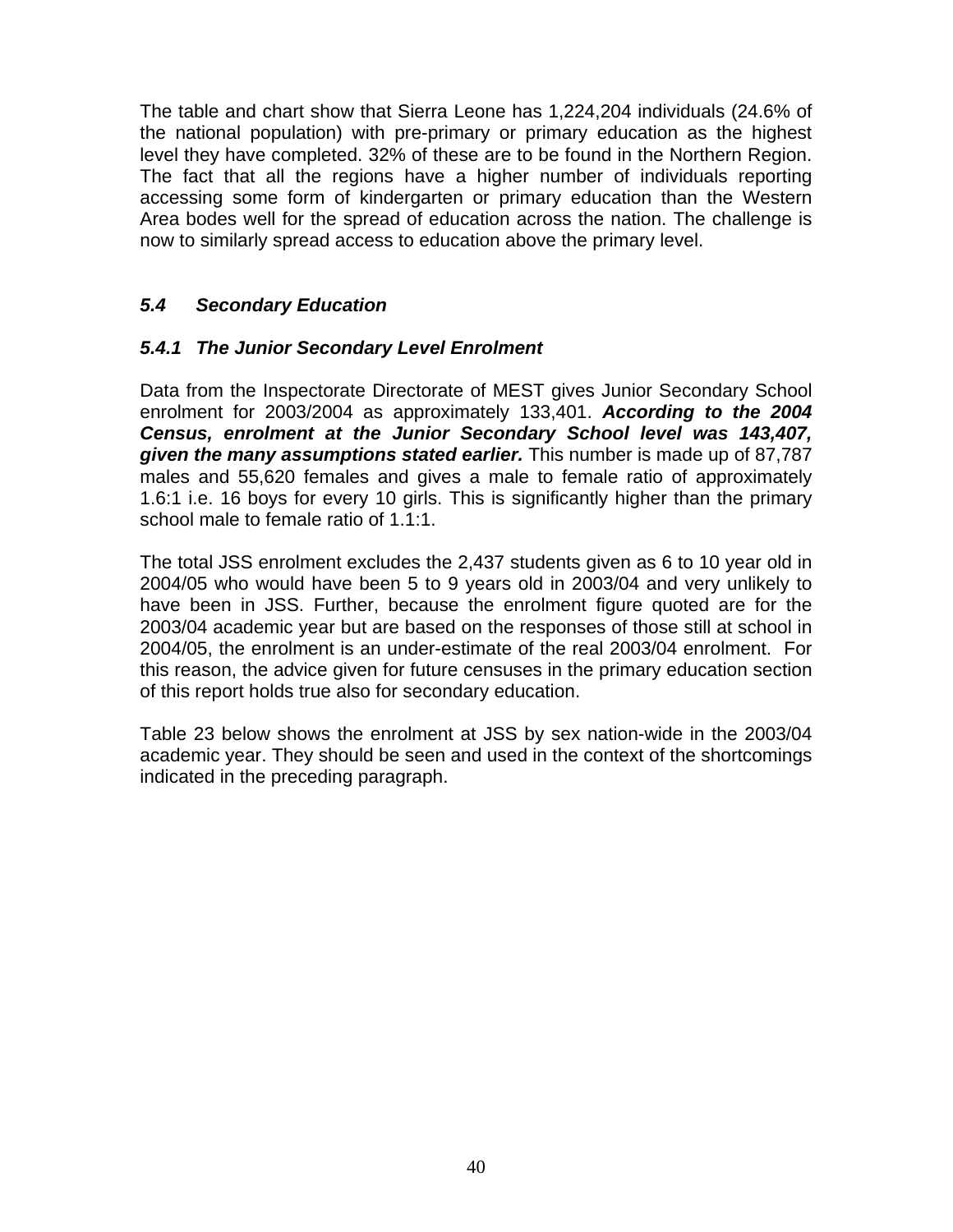The table and chart show that Sierra Leone has 1,224,204 individuals (24.6% of the national population) with pre-primary or primary education as the highest level they have completed. 32% of these are to be found in the Northern Region. The fact that all the regions have a higher number of individuals reporting accessing some form of kindergarten or primary education than the Western Area bodes well for the spread of education across the nation. The challenge is now to similarly spread access to education above the primary level.

## *5.4 Secondary Education*

### *5.4.1 The Junior Secondary Level Enrolment*

Data from the Inspectorate Directorate of MEST gives Junior Secondary School enrolment for 2003/2004 as approximately 133,401. ***According to the 2004 Census, enrolment at the Junior Secondary School level was 143,407, given the many assumptions stated earlier.*** This number is made up of 87,787 males and 55,620 females and gives a male to female ratio of approximately 1.6:1 i.e. 16 boys for every 10 girls. This is significantly higher than the primary school male to female ratio of 1.1:1.

The total JSS enrolment excludes the 2,437 students given as 6 to 10 year old in 2004/05 who would have been 5 to 9 years old in 2003/04 and very unlikely to have been in JSS. Further, because the enrolment figure quoted are for the 2003/04 academic year but are based on the responses of those still at school in 2004/05, the enrolment is an under-estimate of the real 2003/04 enrolment. For this reason, the advice given for future censuses in the primary education section of this report holds true also for secondary education.

Table 23 below shows the enrolment at JSS by sex nation-wide in the 2003/04 academic year. They should be seen and used in the context of the shortcomings indicated in the preceding paragraph.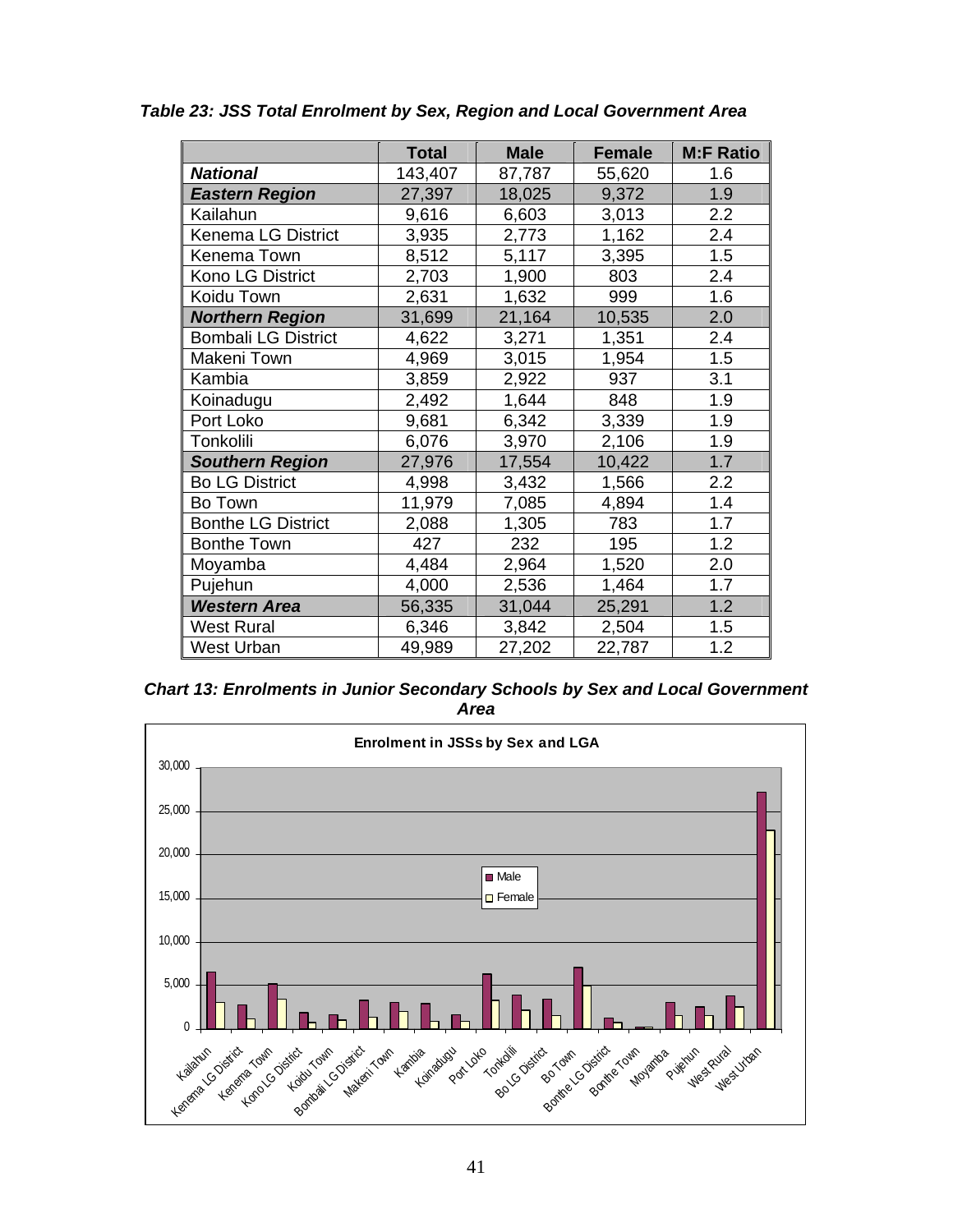*Table 23: JSS Total Enrolment by Sex, Region and Local Government Area*

| | Total | Male | Female | M:F Ratio |
|---|---|---|---|---|
| ***National*** | 143,407 | 87,787 | 55,620 | 1.6 |
| ***Eastern Region*** | 27,397 | 18,025 | 9,372 | 1.9 |
| Kailahun | 9,616 | 6,603 | 3,013 | 2.2 |
| Kenema LG District | 3,935 | 2,773 | 1,162 | 2.4 |
| Kenema Town | 8,512 | 5,117 | 3,395 | 1.5 |
| Kono LG District | 2,703 | 1,900 | 803 | 2.4 |
| Koidu Town | 2,631 | 1,632 | 999 | 1.6 |
| ***Northern Region*** | 31,699 | 21,164 | 10,535 | 2.0 |
| Bombali LG District | 4,622 | 3,271 | 1,351 | 2.4 |
| Makeni Town | 4,969 | 3,015 | 1,954 | 1.5 |
| Kambia | 3,859 | 2,922 | 937 | 3.1 |
| Koinadugu | 2,492 | 1,644 | 848 | 1.9 |
| Port Loko | 9,681 | 6,342 | 3,339 | 1.9 |
| Tonkolili | 6,076 | 3,970 | 2,106 | 1.9 |
| ***Southern Region*** | 27,976 | 17,554 | 10,422 | 1.7 |
| Bo LG District | 4,998 | 3,432 | 1,566 | 2.2 |
| Bo Town | 11,979 | 7,085 | 4,894 | 1.4 |
| Bonthe LG District | 2,088 | 1,305 | 783 | 1.7 |
| Bonthe Town | 427 | 232 | 195 | 1.2 |
| Moyamba | 4,484 | 2,964 | 1,520 | 2.0 |
| Pujehun | 4,000 | 2,536 | 1,464 | 1.7 |
| ***Western Area*** | 56,335 | 31,044 | 25,291 | 1.2 |
| West Rural | 6,346 | 3,842 | 2,504 | 1.5 |
| West Urban | 49,989 | 27,202 | 22,787 | 1.2 |

*Chart 13: Enrolments in Junior Secondary Schools by Sex and Local Government Area*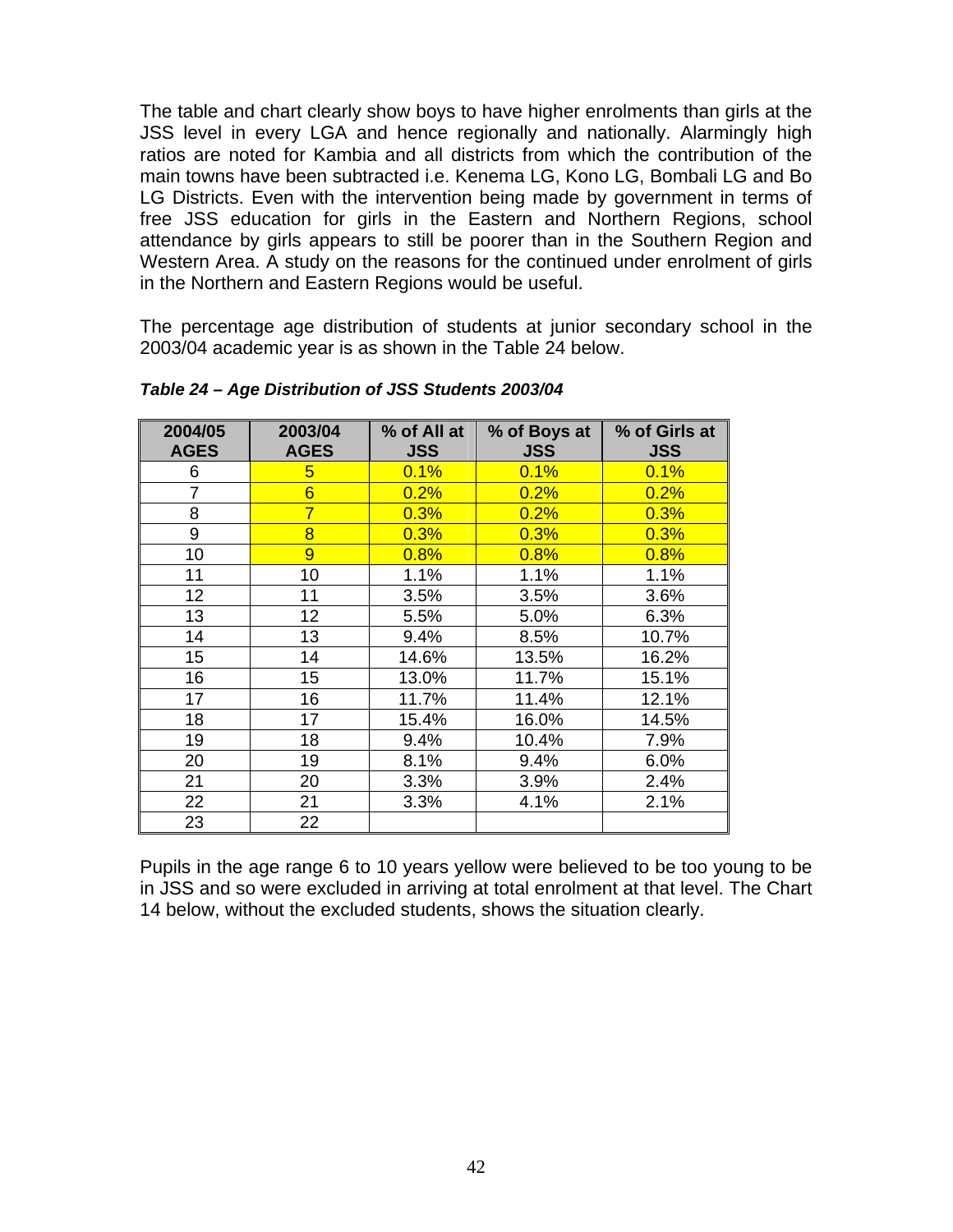The table and chart clearly show boys to have higher enrolments than girls at the JSS level in every LGA and hence regionally and nationally. Alarmingly high ratios are noted for Kambia and all districts from which the contribution of the main towns have been subtracted i.e. Kenema LG, Kono LG, Bombali LG and Bo LG Districts. Even with the intervention being made by government in terms of free JSS education for girls in the Eastern and Northern Regions, school attendance by girls appears to still be poorer than in the Southern Region and Western Area. A study on the reasons for the continued under enrolment of girls in the Northern and Eastern Regions would be useful.

The percentage age distribution of students at junior secondary school in the 2003/04 academic year is as shown in the Table 24 below.

***Table 24 – Age Distribution of JSS Students 2003/04***

| 2004/05 AGES | 2003/04 AGES | % of All at JSS | % of Boys at JSS | % of Girls at JSS |
|---|---|---|---|---|
| 6 | 5 | 0.1% | 0.1% | 0.1% |
| 7 | 6 | 0.2% | 0.2% | 0.2% |
| 8 | 7 | 0.3% | 0.2% | 0.3% |
| 9 | 8 | 0.3% | 0.3% | 0.3% |
| 10 | 9 | 0.8% | 0.8% | 0.8% |
| 11 | 10 | 1.1% | 1.1% | 1.1% |
| 12 | 11 | 3.5% | 3.5% | 3.6% |
| 13 | 12 | 5.5% | 5.0% | 6.3% |
| 14 | 13 | 9.4% | 8.5% | 10.7% |
| 15 | 14 | 14.6% | 13.5% | 16.2% |
| 16 | 15 | 13.0% | 11.7% | 15.1% |
| 17 | 16 | 11.7% | 11.4% | 12.1% |
| 18 | 17 | 15.4% | 16.0% | 14.5% |
| 19 | 18 | 9.4% | 10.4% | 7.9% |
| 20 | 19 | 8.1% | 9.4% | 6.0% |
| 21 | 20 | 3.3% | 3.9% | 2.4% |
| 22 | 21 | 3.3% | 4.1% | 2.1% |
| 23 | 22 | | | |

Pupils in the age range 6 to 10 years yellow were believed to be too young to be in JSS and so were excluded in arriving at total enrolment at that level. The Chart 14 below, without the excluded students, shows the situation clearly.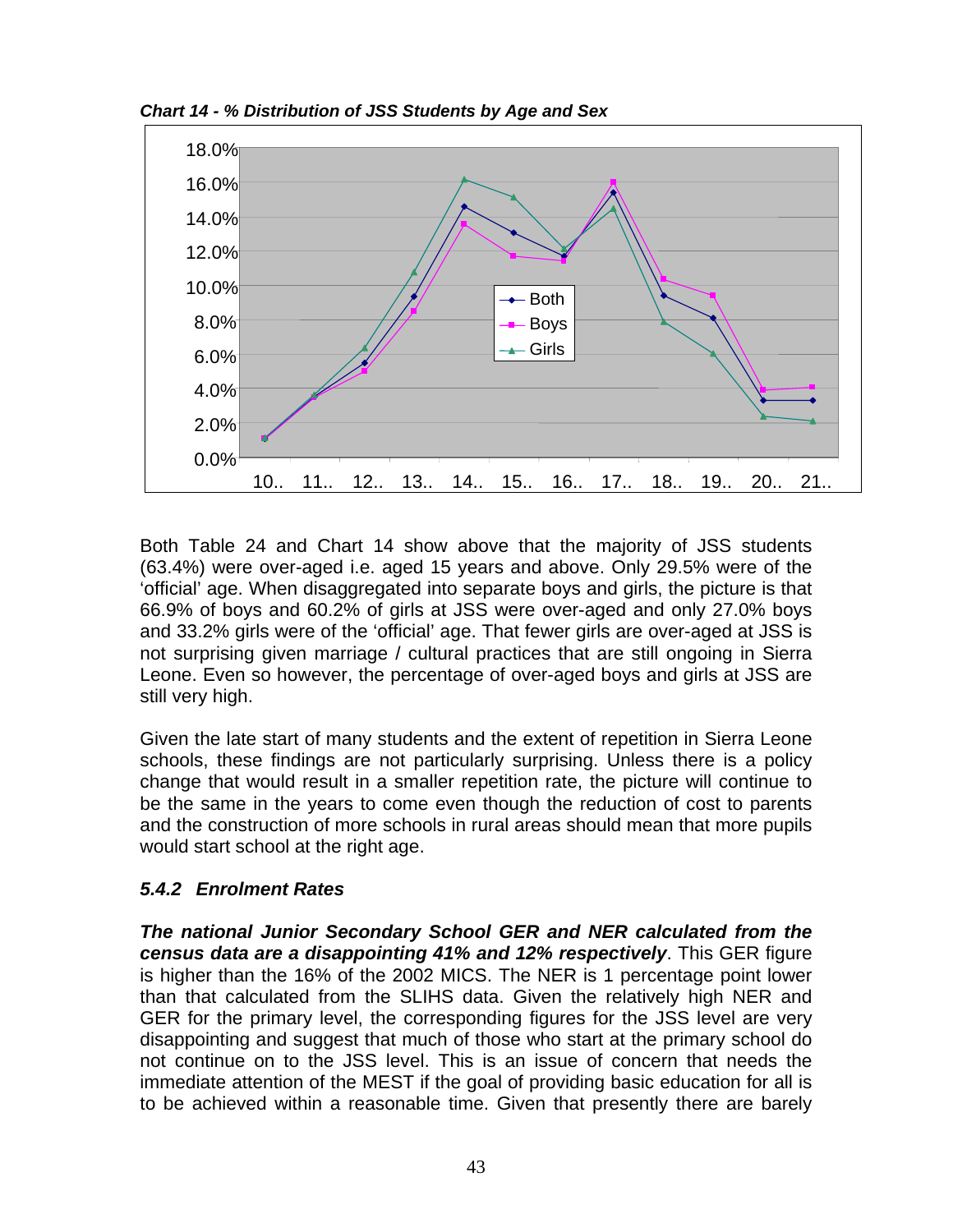*Chart 14 - % Distribution of JSS Students by Age and Sex*

Both Table 24 and Chart 14 show above that the majority of JSS students (63.4%) were over-aged i.e. aged 15 years and above. Only 29.5% were of the 'official' age. When disaggregated into separate boys and girls, the picture is that 66.9% of boys and 60.2% of girls at JSS were over-aged and only 27.0% boys and 33.2% girls were of the 'official' age. That fewer girls are over-aged at JSS is not surprising given marriage / cultural practices that are still ongoing in Sierra Leone. Even so however, the percentage of over-aged boys and girls at JSS are still very high.

Given the late start of many students and the extent of repetition in Sierra Leone schools, these findings are not particularly surprising. Unless there is a policy change that would result in a smaller repetition rate, the picture will continue to be the same in the years to come even though the reduction of cost to parents and the construction of more schools in rural areas should mean that more pupils would start school at the right age.

### *5.4.2 Enrolment Rates*

***The national Junior Secondary School GER and NER calculated from the census data are a disappointing 41% and 12% respectively***. This GER figure is higher than the 16% of the 2002 MICS. The NER is 1 percentage point lower than that calculated from the SLIHS data. Given the relatively high NER and GER for the primary level, the corresponding figures for the JSS level are very disappointing and suggest that much of those who start at the primary school do not continue on to the JSS level. This is an issue of concern that needs the immediate attention of the MEST if the goal of providing basic education for all is to be achieved within a reasonable time. Given that presently there are barely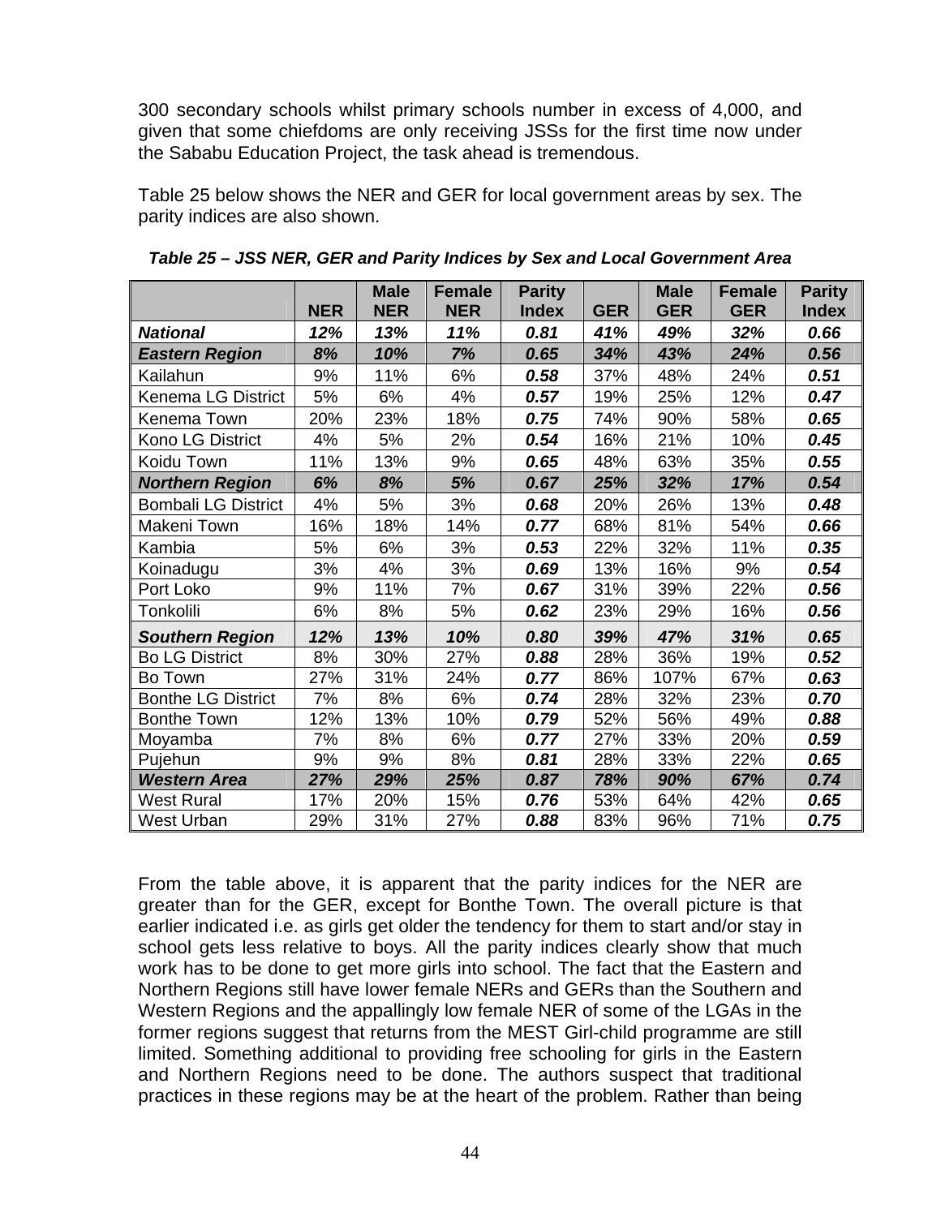300 secondary schools whilst primary schools number in excess of 4,000, and given that some chiefdoms are only receiving JSSs for the first time now under the Sababu Education Project, the task ahead is tremendous.

Table 25 below shows the NER and GER for local government areas by sex. The parity indices are also shown.

***Table 25 – JSS NER, GER and Parity Indices by Sex and Local Government Area***

| | NER | Male NER | Female NER | Parity Index | GER | Male GER | Female GER | Parity Index |
|---|---|---|---|---|---|---|---|---|
| ***National*** | ***12%*** | ***13%*** | ***11%*** | ***0.81*** | ***41%*** | ***49%*** | ***32%*** | ***0.66*** |
| ***Eastern Region*** | ***8%*** | ***10%*** | ***7%*** | ***0.65*** | ***34%*** | ***43%*** | ***24%*** | ***0.56*** |
| Kailahun | 9% | 11% | 6% | ***0.58*** | 37% | 48% | 24% | ***0.51*** |
| Kenema LG District | 5% | 6% | 4% | ***0.57*** | 19% | 25% | 12% | ***0.47*** |
| Kenema Town | 20% | 23% | 18% | ***0.75*** | 74% | 90% | 58% | ***0.65*** |
| Kono LG District | 4% | 5% | 2% | ***0.54*** | 16% | 21% | 10% | ***0.45*** |
| Koidu Town | 11% | 13% | 9% | ***0.65*** | 48% | 63% | 35% | ***0.55*** |
| ***Northern Region*** | ***6%*** | ***8%*** | ***5%*** | ***0.67*** | ***25%*** | ***32%*** | ***17%*** | ***0.54*** |
| Bombali LG District | 4% | 5% | 3% | ***0.68*** | 20% | 26% | 13% | ***0.48*** |
| Makeni Town | 16% | 18% | 14% | ***0.77*** | 68% | 81% | 54% | ***0.66*** |
| Kambia | 5% | 6% | 3% | ***0.53*** | 22% | 32% | 11% | ***0.35*** |
| Koinadugu | 3% | 4% | 3% | ***0.69*** | 13% | 16% | 9% | ***0.54*** |
| Port Loko | 9% | 11% | 7% | ***0.67*** | 31% | 39% | 22% | ***0.56*** |
| Tonkolili | 6% | 8% | 5% | ***0.62*** | 23% | 29% | 16% | ***0.56*** |
| ***Southern Region*** | ***12%*** | ***13%*** | ***10%*** | ***0.80*** | ***39%*** | ***47%*** | ***31%*** | ***0.65*** |
| Bo LG District | 8% | 30% | 27% | ***0.88*** | 28% | 36% | 19% | ***0.52*** |
| Bo Town | 27% | 31% | 24% | ***0.77*** | 86% | 107% | 67% | ***0.63*** |
| Bonthe LG District | 7% | 8% | 6% | ***0.74*** | 28% | 32% | 23% | ***0.70*** |
| Bonthe Town | 12% | 13% | 10% | ***0.79*** | 52% | 56% | 49% | ***0.88*** |
| Moyamba | 7% | 8% | 6% | ***0.77*** | 27% | 33% | 20% | ***0.59*** |
| Pujehun | 9% | 9% | 8% | ***0.81*** | 28% | 33% | 22% | ***0.65*** |
| ***Western Area*** | ***27%*** | ***29%*** | ***25%*** | ***0.87*** | ***78%*** | ***90%*** | ***67%*** | ***0.74*** |
| West Rural | 17% | 20% | 15% | ***0.76*** | 53% | 64% | 42% | ***0.65*** |
| West Urban | 29% | 31% | 27% | ***0.88*** | 83% | 96% | 71% | ***0.75*** |

From the table above, it is apparent that the parity indices for the NER are greater than for the GER, except for Bonthe Town. The overall picture is that earlier indicated i.e. as girls get older the tendency for them to start and/or stay in school gets less relative to boys. All the parity indices clearly show that much work has to be done to get more girls into school. The fact that the Eastern and Northern Regions still have lower female NERs and GERs than the Southern and Western Regions and the appallingly low female NER of some of the LGAs in the former regions suggest that returns from the MEST Girl-child programme are still limited. Something additional to providing free schooling for girls in the Eastern and Northern Regions need to be done. The authors suspect that traditional practices in these regions may be at the heart of the problem. Rather than being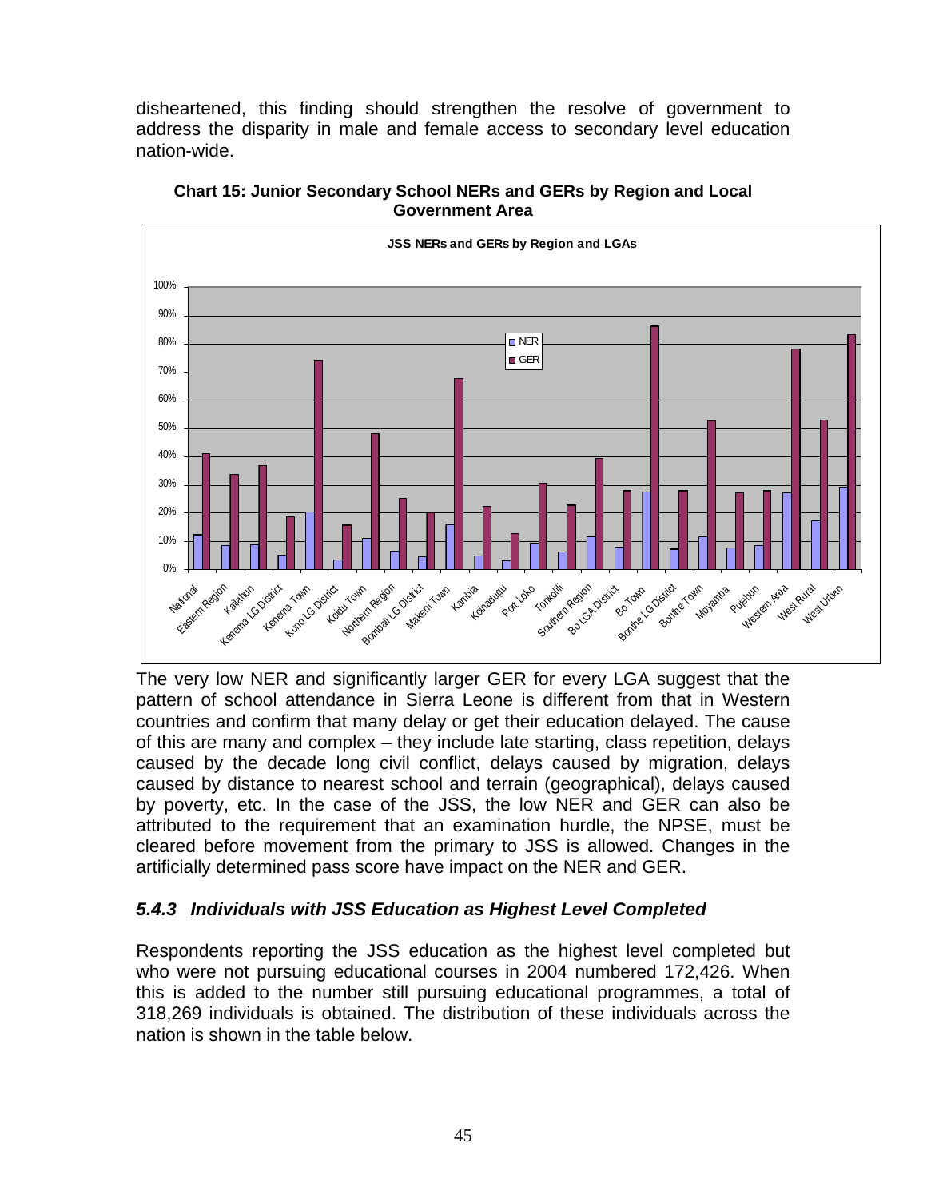disheartened, this finding should strengthen the resolve of government to address the disparity in male and female access to secondary level education nation-wide.

**Chart 15: Junior Secondary School NERs and GERs by Region and Local Government Area**

The very low NER and significantly larger GER for every LGA suggest that the pattern of school attendance in Sierra Leone is different from that in Western countries and confirm that many delay or get their education delayed. The cause of this are many and complex – they include late starting, class repetition, delays caused by the decade long civil conflict, delays caused by migration, delays caused by distance to nearest school and terrain (geographical), delays caused by poverty, etc. In the case of the JSS, the low NER and GER can also be attributed to the requirement that an examination hurdle, the NPSE, must be cleared before movement from the primary to JSS is allowed. Changes in the artificially determined pass score have impact on the NER and GER.

### *5.4.3 Individuals with JSS Education as Highest Level Completed*

Respondents reporting the JSS education as the highest level completed but who were not pursuing educational courses in 2004 numbered 172,426. When this is added to the number still pursuing educational programmes, a total of 318,269 individuals is obtained. The distribution of these individuals across the nation is shown in the table below.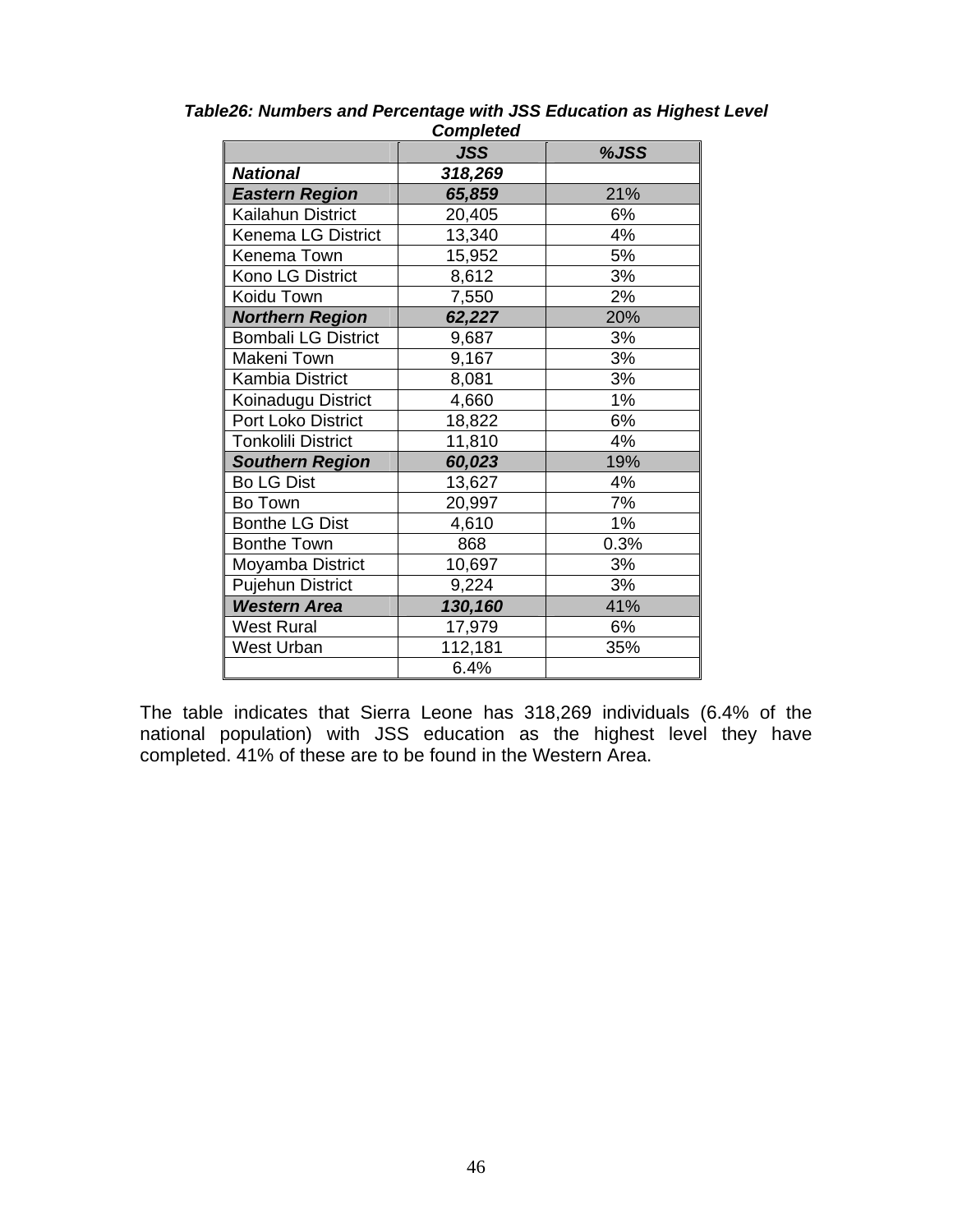***Table26: Numbers and Percentage with JSS Education as Highest Level Completed***

| | ***JSS*** | ***%JSS*** |
|---|---|---|
| ***National*** | ***318,269*** | |
| ***Eastern Region*** | ***65,859*** | 21% |
| Kailahun District | 20,405 | 6% |
| Kenema LG District | 13,340 | 4% |
| Kenema Town | 15,952 | 5% |
| Kono LG District | 8,612 | 3% |
| Koidu Town | 7,550 | 2% |
| ***Northern Region*** | ***62,227*** | 20% |
| Bombali LG District | 9,687 | 3% |
| Makeni Town | 9,167 | 3% |
| Kambia District | 8,081 | 3% |
| Koinadugu District | 4,660 | 1% |
| Port Loko District | 18,822 | 6% |
| Tonkolili District | 11,810 | 4% |
| ***Southern Region*** | ***60,023*** | 19% |
| Bo LG Dist | 13,627 | 4% |
| Bo Town | 20,997 | 7% |
| Bonthe LG Dist | 4,610 | 1% |
| Bonthe Town | 868 | 0.3% |
| Moyamba District | 10,697 | 3% |
| Pujehun District | 9,224 | 3% |
| ***Western Area*** | ***130,160*** | 41% |
| West Rural | 17,979 | 6% |
| West Urban | 112,181 | 35% |
| | 6.4% | |

The table indicates that Sierra Leone has 318,269 individuals (6.4% of the national population) with JSS education as the highest level they have completed. 41% of these are to be found in the Western Area.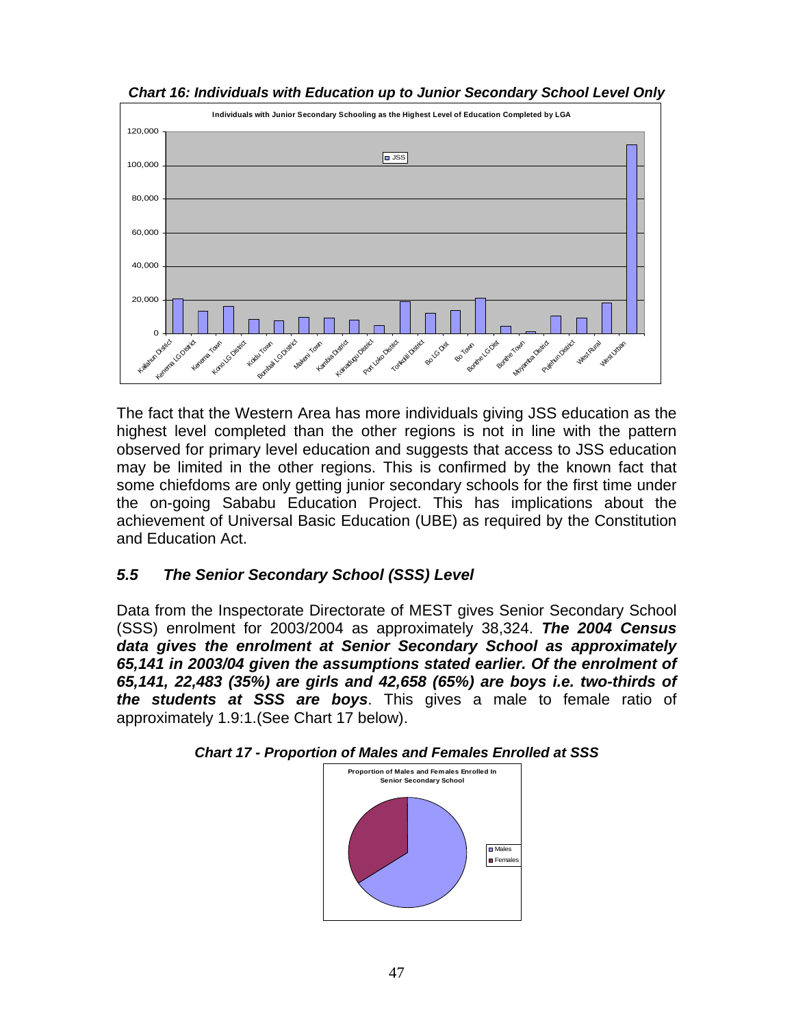***Chart 16: Individuals with Education up to Junior Secondary School Level Only***

**Individuals with Junior Secondary Schooling as the Highest Level of Education Completed by LGA**

The fact that the Western Area has more individuals giving JSS education as the highest level completed than the other regions is not in line with the pattern observed for primary level education and suggests that access to JSS education may be limited in the other regions. This is confirmed by the known fact that some chiefdoms are only getting junior secondary schools for the first time under the on-going Sababu Education Project. This has implications about the achievement of Universal Basic Education (UBE) as required by the Constitution and Education Act.

## *5.5 The Senior Secondary School (SSS) Level*

Data from the Inspectorate Directorate of MEST gives Senior Secondary School (SSS) enrolment for 2003/2004 as approximately 38,324. ***The 2004 Census data gives the enrolment at Senior Secondary School as approximately 65,141 in 2003/04 given the assumptions stated earlier. Of the enrolment of 65,141, 22,483 (35%) are girls and 42,658 (65%) are boys i.e. two-thirds of the students at SSS are boys***. This gives a male to female ratio of approximately 1.9:1.(See Chart 17 below).

***Chart 17 - Proportion of Males and Females Enrolled at SSS***

**Proportion of Males and Females Enrolled In Senior Secondary School**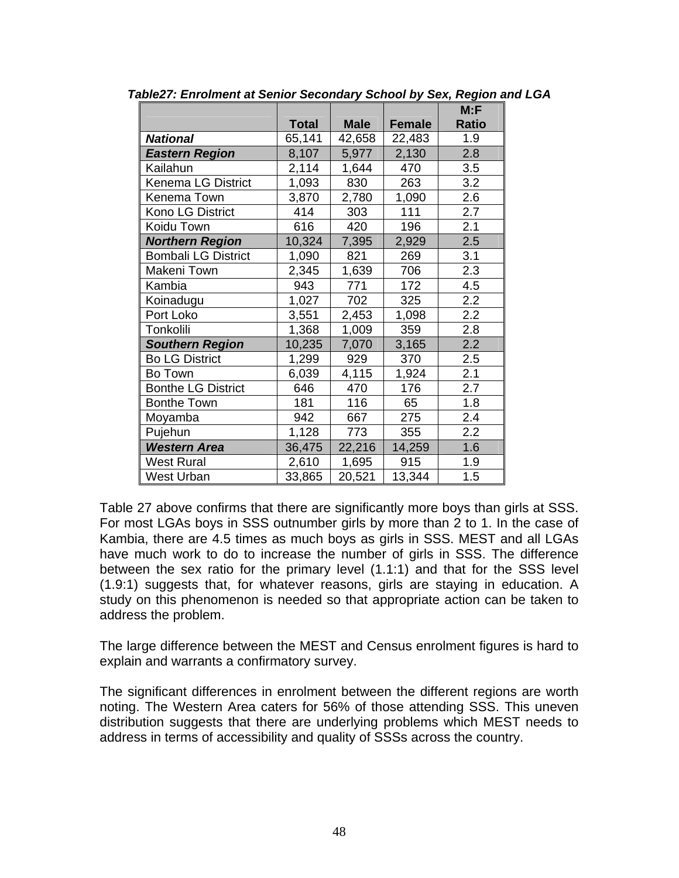***Table27: Enrolment at Senior Secondary School by Sex, Region and LGA***

| | Total | Male | Female | M:F Ratio |
|---|---|---|---|---|
| ***National*** | 65,141 | 42,658 | 22,483 | 1.9 |
| ***Eastern Region*** | 8,107 | 5,977 | 2,130 | 2.8 |
| Kailahun | 2,114 | 1,644 | 470 | 3.5 |
| Kenema LG District | 1,093 | 830 | 263 | 3.2 |
| Kenema Town | 3,870 | 2,780 | 1,090 | 2.6 |
| Kono LG District | 414 | 303 | 111 | 2.7 |
| Koidu Town | 616 | 420 | 196 | 2.1 |
| ***Northern Region*** | 10,324 | 7,395 | 2,929 | 2.5 |
| Bombali LG District | 1,090 | 821 | 269 | 3.1 |
| Makeni Town | 2,345 | 1,639 | 706 | 2.3 |
| Kambia | 943 | 771 | 172 | 4.5 |
| Koinadugu | 1,027 | 702 | 325 | 2.2 |
| Port Loko | 3,551 | 2,453 | 1,098 | 2.2 |
| Tonkolili | 1,368 | 1,009 | 359 | 2.8 |
| ***Southern Region*** | 10,235 | 7,070 | 3,165 | 2.2 |
| Bo LG District | 1,299 | 929 | 370 | 2.5 |
| Bo Town | 6,039 | 4,115 | 1,924 | 2.1 |
| Bonthe LG District | 646 | 470 | 176 | 2.7 |
| Bonthe Town | 181 | 116 | 65 | 1.8 |
| Moyamba | 942 | 667 | 275 | 2.4 |
| Pujehun | 1,128 | 773 | 355 | 2.2 |
| ***Western Area*** | 36,475 | 22,216 | 14,259 | 1.6 |
| West Rural | 2,610 | 1,695 | 915 | 1.9 |
| West Urban | 33,865 | 20,521 | 13,344 | 1.5 |

Table 27 above confirms that there are significantly more boys than girls at SSS. For most LGAs boys in SSS outnumber girls by more than 2 to 1. In the case of Kambia, there are 4.5 times as much boys as girls in SSS. MEST and all LGAs have much work to do to increase the number of girls in SSS. The difference between the sex ratio for the primary level (1.1:1) and that for the SSS level (1.9:1) suggests that, for whatever reasons, girls are staying in education. A study on this phenomenon is needed so that appropriate action can be taken to address the problem.

The large difference between the MEST and Census enrolment figures is hard to explain and warrants a confirmatory survey.

The significant differences in enrolment between the different regions are worth noting. The Western Area caters for 56% of those attending SSS. This uneven distribution suggests that there are underlying problems which MEST needs to address in terms of accessibility and quality of SSSs across the country.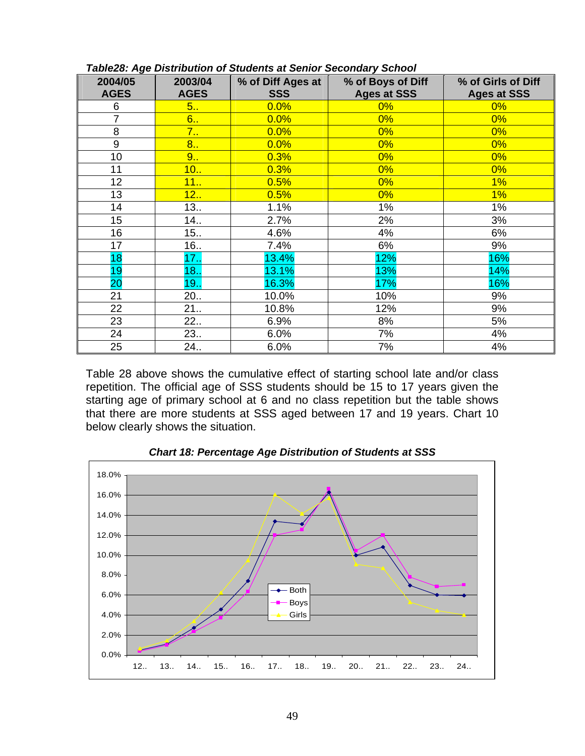***Table28: Age Distribution of Students at Senior Secondary School***

| 2004/05 AGES | 2003/04 AGES | % of Diff Ages at SSS | % of Boys of Diff Ages at SSS | % of Girls of Diff Ages at SSS |
|---|---|---|---|---|
| 6 | 5.. | 0.0% | 0% | 0% |
| 7 | 6.. | 0.0% | 0% | 0% |
| 8 | 7.. | 0.0% | 0% | 0% |
| 9 | 8.. | 0.0% | 0% | 0% |
| 10 | 9.. | 0.3% | 0% | 0% |
| 11 | 10.. | 0.3% | 0% | 0% |
| 12 | 11.. | 0.5% | 0% | 1% |
| 13 | 12.. | 0.5% | 0% | 1% |
| 14 | 13.. | 1.1% | 1% | 1% |
| 15 | 14.. | 2.7% | 2% | 3% |
| 16 | 15.. | 4.6% | 4% | 6% |
| 17 | 16.. | 7.4% | 6% | 9% |
| 18 | 17.. | 13.4% | 12% | 16% |
| 19 | 18.. | 13.1% | 13% | 14% |
| 20 | 19.. | 16.3% | 17% | 16% |
| 21 | 20.. | 10.0% | 10% | 9% |
| 22 | 21.. | 10.8% | 12% | 9% |
| 23 | 22.. | 6.9% | 8% | 5% |
| 24 | 23.. | 6.0% | 7% | 4% |
| 25 | 24.. | 6.0% | 7% | 4% |

Table 28 above shows the cumulative effect of starting school late and/or class repetition. The official age of SSS students should be 15 to 17 years given the starting age of primary school at 6 and no class repetition but the table shows that there are more students at SSS aged between 17 and 19 years. Chart 10 below clearly shows the situation.

***Chart 18: Percentage Age Distribution of Students at SSS***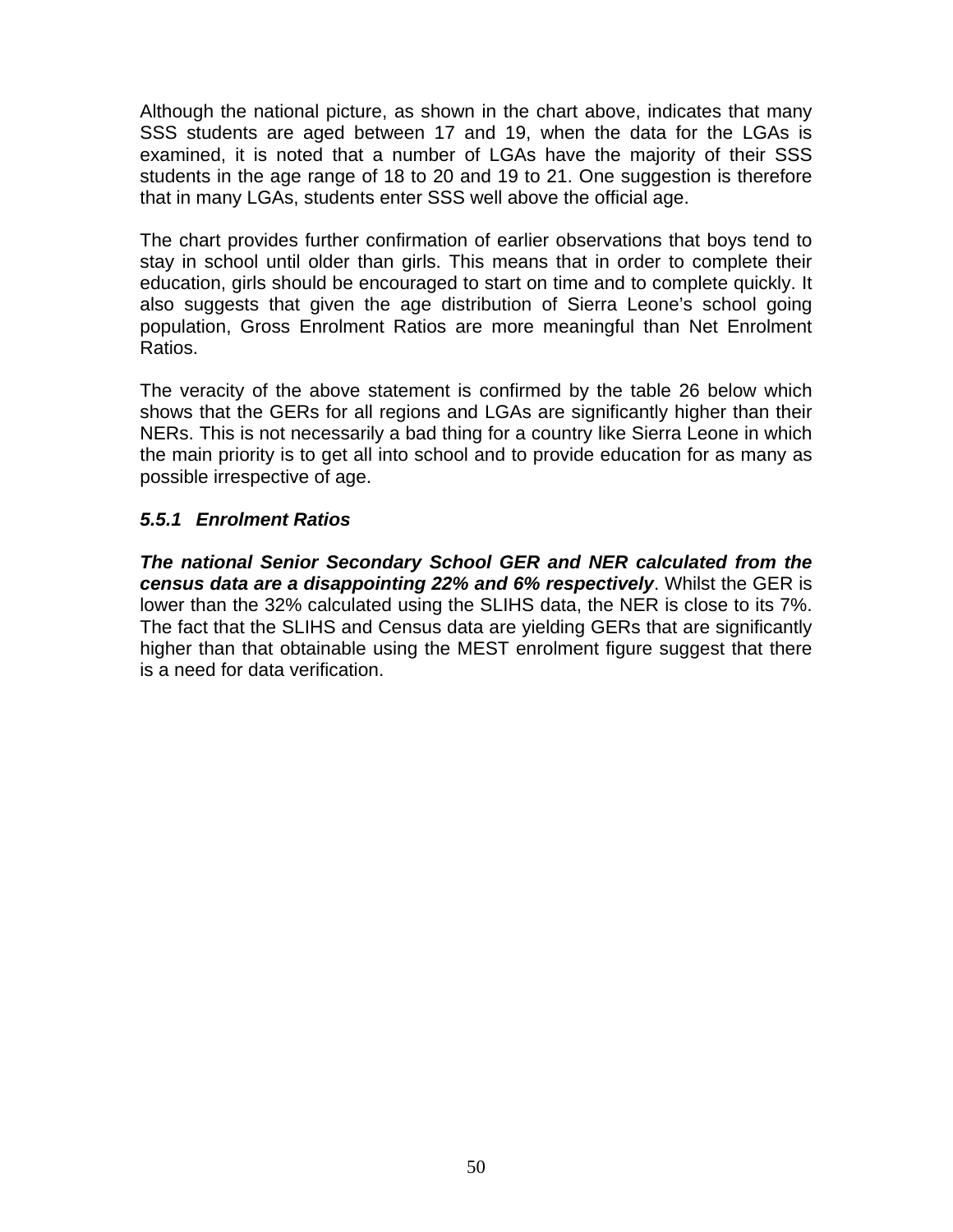Although the national picture, as shown in the chart above, indicates that many SSS students are aged between 17 and 19, when the data for the LGAs is examined, it is noted that a number of LGAs have the majority of their SSS students in the age range of 18 to 20 and 19 to 21. One suggestion is therefore that in many LGAs, students enter SSS well above the official age.

The chart provides further confirmation of earlier observations that boys tend to stay in school until older than girls. This means that in order to complete their education, girls should be encouraged to start on time and to complete quickly. It also suggests that given the age distribution of Sierra Leone's school going population, Gross Enrolment Ratios are more meaningful than Net Enrolment Ratios.

The veracity of the above statement is confirmed by the table 26 below which shows that the GERs for all regions and LGAs are significantly higher than their NERs. This is not necessarily a bad thing for a country like Sierra Leone in which the main priority is to get all into school and to provide education for as many as possible irrespective of age.

### *5.5.1 Enrolment Ratios*

***The national Senior Secondary School GER and NER calculated from the census data are a disappointing 22% and 6% respectively***. Whilst the GER is lower than the 32% calculated using the SLIHS data, the NER is close to its 7%. The fact that the SLIHS and Census data are yielding GERs that are significantly higher than that obtainable using the MEST enrolment figure suggest that there is a need for data verification.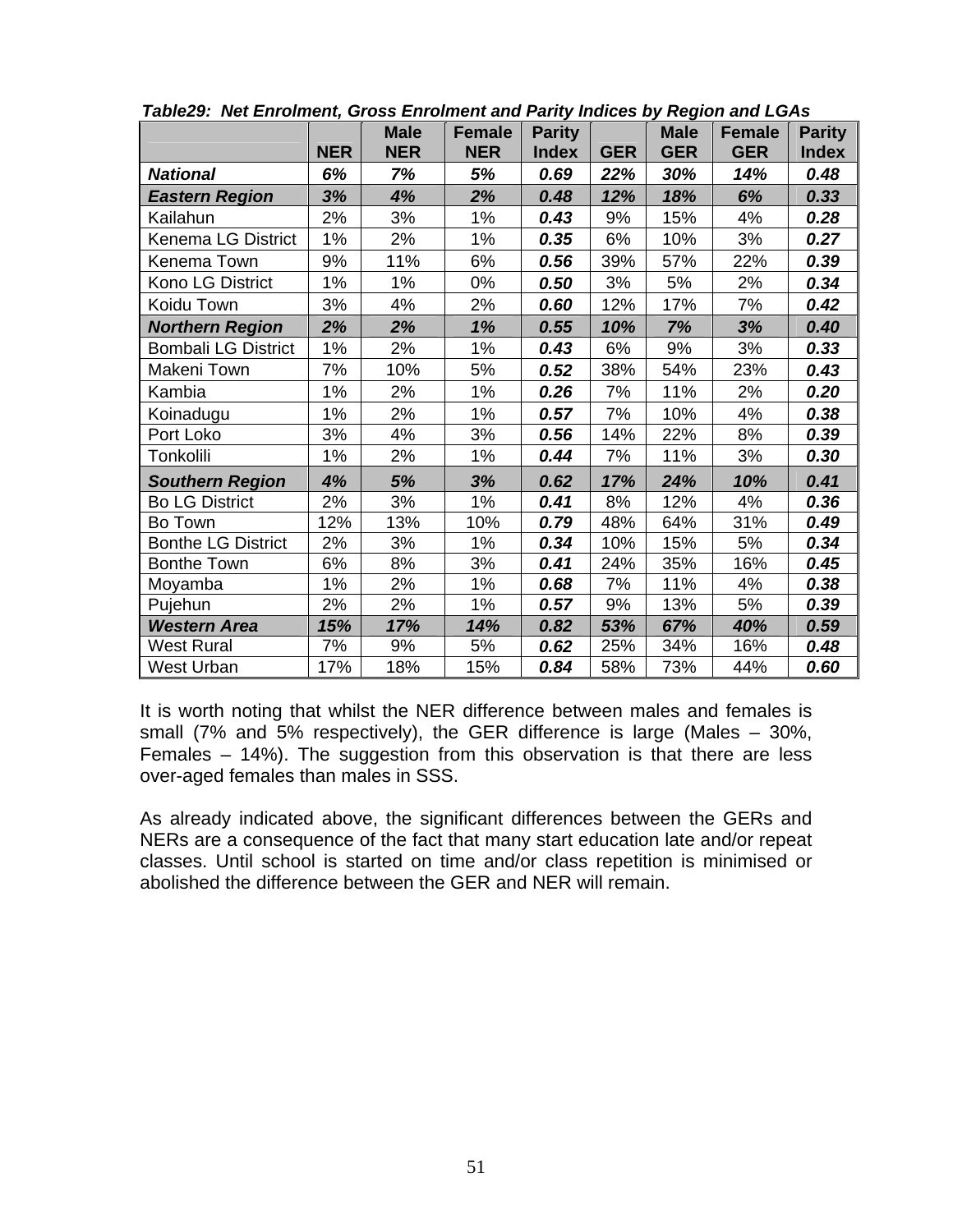***Table29: Net Enrolment, Gross Enrolment and Parity Indices by Region and LGAs***

| | NER | Male NER | Female NER | Parity Index | GER | Male GER | Female GER | Parity Index |
|---|---|---|---|---|---|---|---|---|
| ***National*** | ***6%*** | ***7%*** | ***5%*** | ***0.69*** | ***22%*** | ***30%*** | ***14%*** | ***0.48*** |
| ***Eastern Region*** | ***3%*** | ***4%*** | ***2%*** | ***0.48*** | ***12%*** | ***18%*** | ***6%*** | ***0.33*** |
| Kailahun | 2% | 3% | 1% | ***0.43*** | 9% | 15% | 4% | ***0.28*** |
| Kenema LG District | 1% | 2% | 1% | ***0.35*** | 6% | 10% | 3% | ***0.27*** |
| Kenema Town | 9% | 11% | 6% | ***0.56*** | 39% | 57% | 22% | ***0.39*** |
| Kono LG District | 1% | 1% | 0% | ***0.50*** | 3% | 5% | 2% | ***0.34*** |
| Koidu Town | 3% | 4% | 2% | ***0.60*** | 12% | 17% | 7% | ***0.42*** |
| ***Northern Region*** | ***2%*** | ***2%*** | ***1%*** | ***0.55*** | ***10%*** | ***7%*** | ***3%*** | ***0.40*** |
| Bombali LG District | 1% | 2% | 1% | ***0.43*** | 6% | 9% | 3% | ***0.33*** |
| Makeni Town | 7% | 10% | 5% | ***0.52*** | 38% | 54% | 23% | ***0.43*** |
| Kambia | 1% | 2% | 1% | ***0.26*** | 7% | 11% | 2% | ***0.20*** |
| Koinadugu | 1% | 2% | 1% | ***0.57*** | 7% | 10% | 4% | ***0.38*** |
| Port Loko | 3% | 4% | 3% | ***0.56*** | 14% | 22% | 8% | ***0.39*** |
| Tonkolili | 1% | 2% | 1% | ***0.44*** | 7% | 11% | 3% | ***0.30*** |
| ***Southern Region*** | ***4%*** | ***5%*** | ***3%*** | ***0.62*** | ***17%*** | ***24%*** | ***10%*** | ***0.41*** |
| Bo LG District | 2% | 3% | 1% | ***0.41*** | 8% | 12% | 4% | ***0.36*** |
| Bo Town | 12% | 13% | 10% | ***0.79*** | 48% | 64% | 31% | ***0.49*** |
| Bonthe LG District | 2% | 3% | 1% | ***0.34*** | 10% | 15% | 5% | ***0.34*** |
| Bonthe Town | 6% | 8% | 3% | ***0.41*** | 24% | 35% | 16% | ***0.45*** |
| Moyamba | 1% | 2% | 1% | ***0.68*** | 7% | 11% | 4% | ***0.38*** |
| Pujehun | 2% | 2% | 1% | ***0.57*** | 9% | 13% | 5% | ***0.39*** |
| ***Western Area*** | ***15%*** | ***17%*** | ***14%*** | ***0.82*** | ***53%*** | ***67%*** | ***40%*** | ***0.59*** |
| West Rural | 7% | 9% | 5% | ***0.62*** | 25% | 34% | 16% | ***0.48*** |
| West Urban | 17% | 18% | 15% | ***0.84*** | 58% | 73% | 44% | ***0.60*** |

It is worth noting that whilst the NER difference between males and females is small (7% and 5% respectively), the GER difference is large (Males – 30%, Females – 14%). The suggestion from this observation is that there are less over-aged females than males in SSS.

As already indicated above, the significant differences between the GERs and NERs are a consequence of the fact that many start education late and/or repeat classes. Until school is started on time and/or class repetition is minimised or abolished the difference between the GER and NER will remain.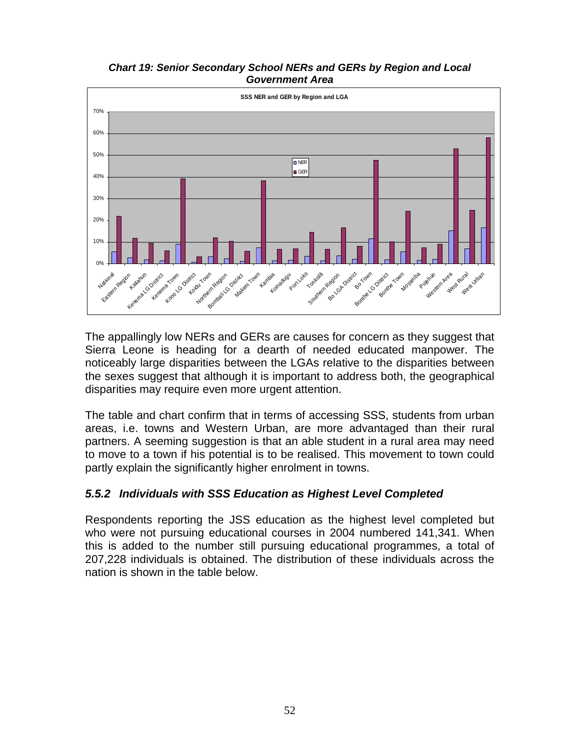***Chart 19: Senior Secondary School NERs and GERs by Region and Local Government Area***

The appallingly low NERs and GERs are causes for concern as they suggest that Sierra Leone is heading for a dearth of needed educated manpower. The noticeably large disparities between the LGAs relative to the disparities between the sexes suggest that although it is important to address both, the geographical disparities may require even more urgent attention.

The table and chart confirm that in terms of accessing SSS, students from urban areas, i.e. towns and Western Urban, are more advantaged than their rural partners. A seeming suggestion is that an able student in a rural area may need to move to a town if his potential is to be realised. This movement to town could partly explain the significantly higher enrolment in towns.

### *5.5.2 Individuals with SSS Education as Highest Level Completed*

Respondents reporting the JSS education as the highest level completed but who were not pursuing educational courses in 2004 numbered 141,341. When this is added to the number still pursuing educational programmes, a total of 207,228 individuals is obtained. The distribution of these individuals across the nation is shown in the table below.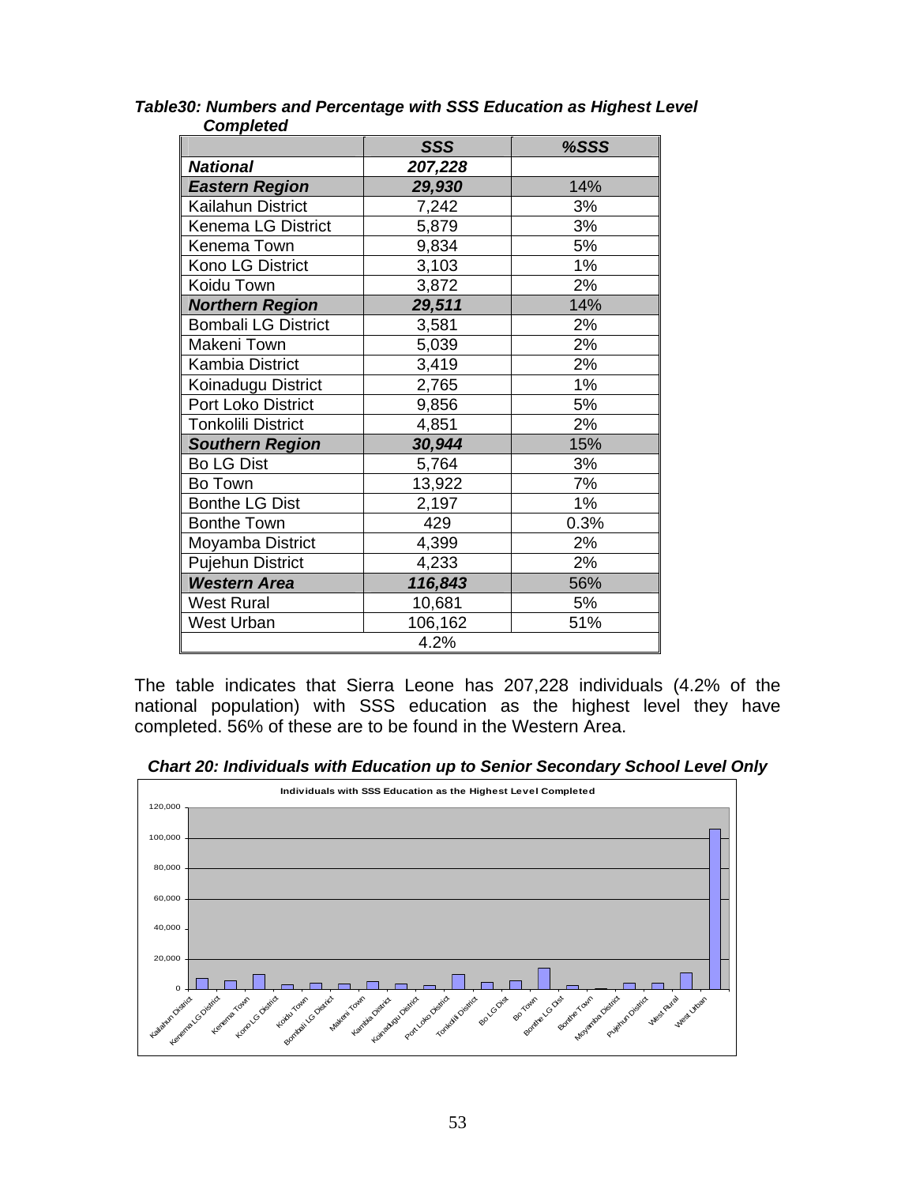***Table30: Numbers and Percentage with SSS Education as Highest Level Completed***

| | ***SSS*** | ***%SSS*** |
|---|---|---|
| ***National*** | ***207,228*** | |
| ***Eastern Region*** | ***29,930*** | 14% |
| Kailahun District | 7,242 | 3% |
| Kenema LG District | 5,879 | 3% |
| Kenema Town | 9,834 | 5% |
| Kono LG District | 3,103 | 1% |
| Koidu Town | 3,872 | 2% |
| ***Northern Region*** | ***29,511*** | 14% |
| Bombali LG District | 3,581 | 2% |
| Makeni Town | 5,039 | 2% |
| Kambia District | 3,419 | 2% |
| Koinadugu District | 2,765 | 1% |
| Port Loko District | 9,856 | 5% |
| Tonkolili District | 4,851 | 2% |
| ***Southern Region*** | ***30,944*** | 15% |
| Bo LG Dist | 5,764 | 3% |
| Bo Town | 13,922 | 7% |
| Bonthe LG Dist | 2,197 | 1% |
| Bonthe Town | 429 | 0.3% |
| Moyamba District | 4,399 | 2% |
| Pujehun District | 4,233 | 2% |
| ***Western Area*** | ***116,843*** | 56% |
| West Rural | 10,681 | 5% |
| West Urban | 106,162 | 51% |
| | 4.2% | |

The table indicates that Sierra Leone has 207,228 individuals (4.2% of the national population) with SSS education as the highest level they have completed. 56% of these are to be found in the Western Area.

***Chart 20: Individuals with Education up to Senior Secondary School Level Only***

**Individuals with SSS Education as the Highest Level Completed**

| District | Individuals |
|---|---|
| Kailahun District | 7,242 |
| Kenema LG District | 5,879 |
| Kenema Town | 9,834 |
| Kono LG District | 3,103 |
| Koidu Town | 3,872 |
| Bombali LG District | 3,581 |
| Makeni Town | 5,039 |
| Kambia District | 3,419 |
| Koinadugu District | 2,765 |
| Port Loko District | 9,856 |
| Tonkolili District | 4,851 |
| Bo LG Dist | 5,764 |
| Bo Town | 13,922 |
| Bonthe LG Dist | 2,197 |
| Bonthe Town | 429 |
| Moyamba District | 4,399 |
| Pujehun District | 4,233 |
| West Rural | 10,681 |
| West Urban | 106,162 |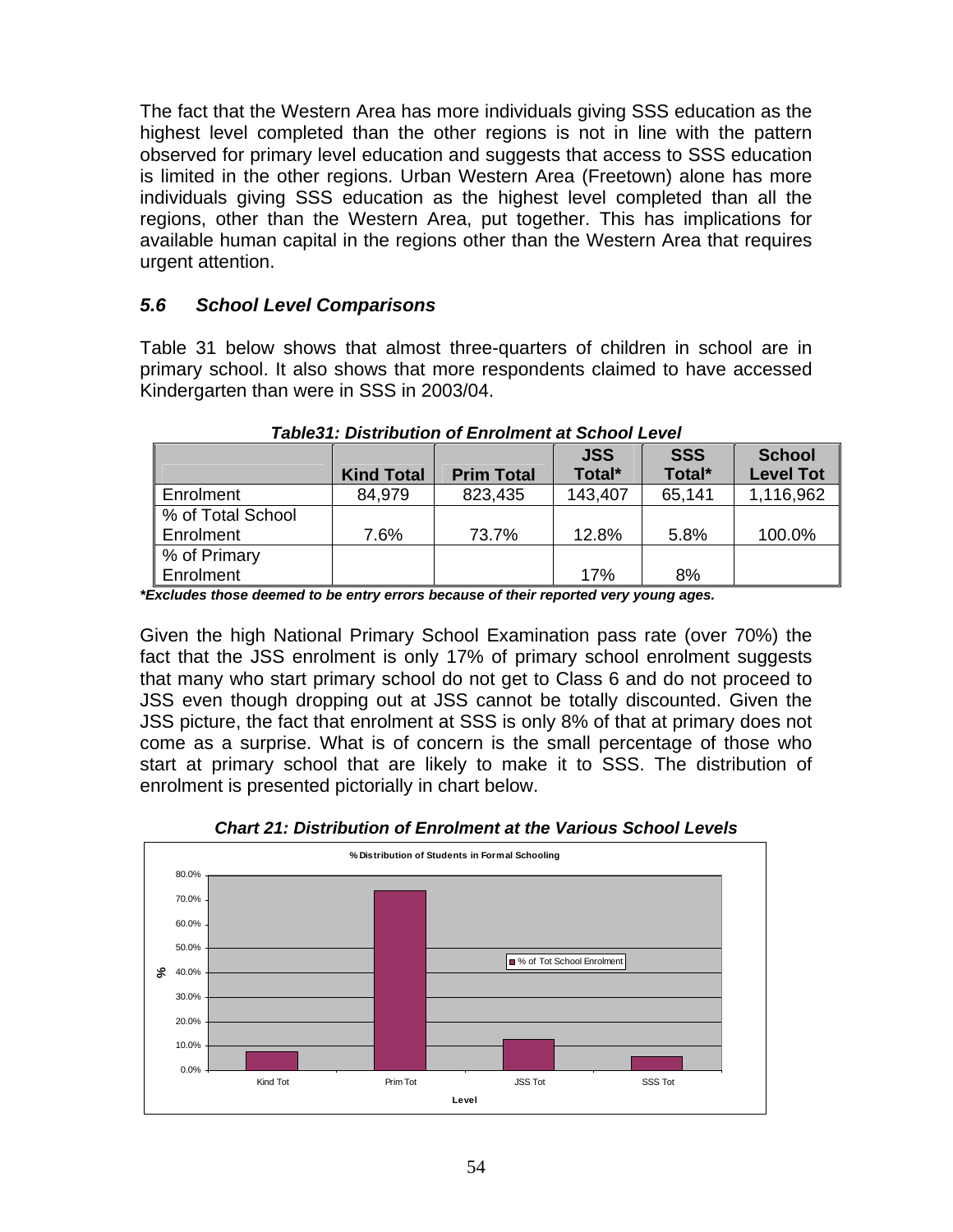The fact that the Western Area has more individuals giving SSS education as the highest level completed than the other regions is not in line with the pattern observed for primary level education and suggests that access to SSS education is limited in the other regions. Urban Western Area (Freetown) alone has more individuals giving SSS education as the highest level completed than all the regions, other than the Western Area, put together. This has implications for available human capital in the regions other than the Western Area that requires urgent attention.

### *5.6 School Level Comparisons*

Table 31 below shows that almost three-quarters of children in school are in primary school. It also shows that more respondents claimed to have accessed Kindergarten than were in SSS in 2003/04.

***Table31: Distribution of Enrolment at School Level***

| | Kind Total | Prim Total | JSS Total* | SSS Total* | School Level Tot |
|---|---|---|---|---|---|
| Enrolment | 84,979 | 823,435 | 143,407 | 65,141 | 1,116,962 |
| % of Total School Enrolment | 7.6% | 73.7% | 12.8% | 5.8% | 100.0% |
| % of Primary Enrolment | | | 17% | 8% | |

***Excludes those deemed to be entry errors because of their reported very young ages.***

Given the high National Primary School Examination pass rate (over 70%) the fact that the JSS enrolment is only 17% of primary school enrolment suggests that many who start primary school do not get to Class 6 and do not proceed to JSS even though dropping out at JSS cannot be totally discounted. Given the JSS picture, the fact that enrolment at SSS is only 8% of that at primary does not come as a surprise. What is of concern is the small percentage of those who start at primary school that are likely to make it to SSS. The distribution of enrolment is presented pictorially in chart below.

***Chart 21: Distribution of Enrolment at the Various School Levels***

**% Distribution of Students in Formal Schooling**

| Level | % of Tot School Enrolment |
|---|---|
| Kind Tot | 7.6% |
| Prim Tot | 73.7% |
| JSS Tot | 12.8% |
| SSS Tot | 5.8% |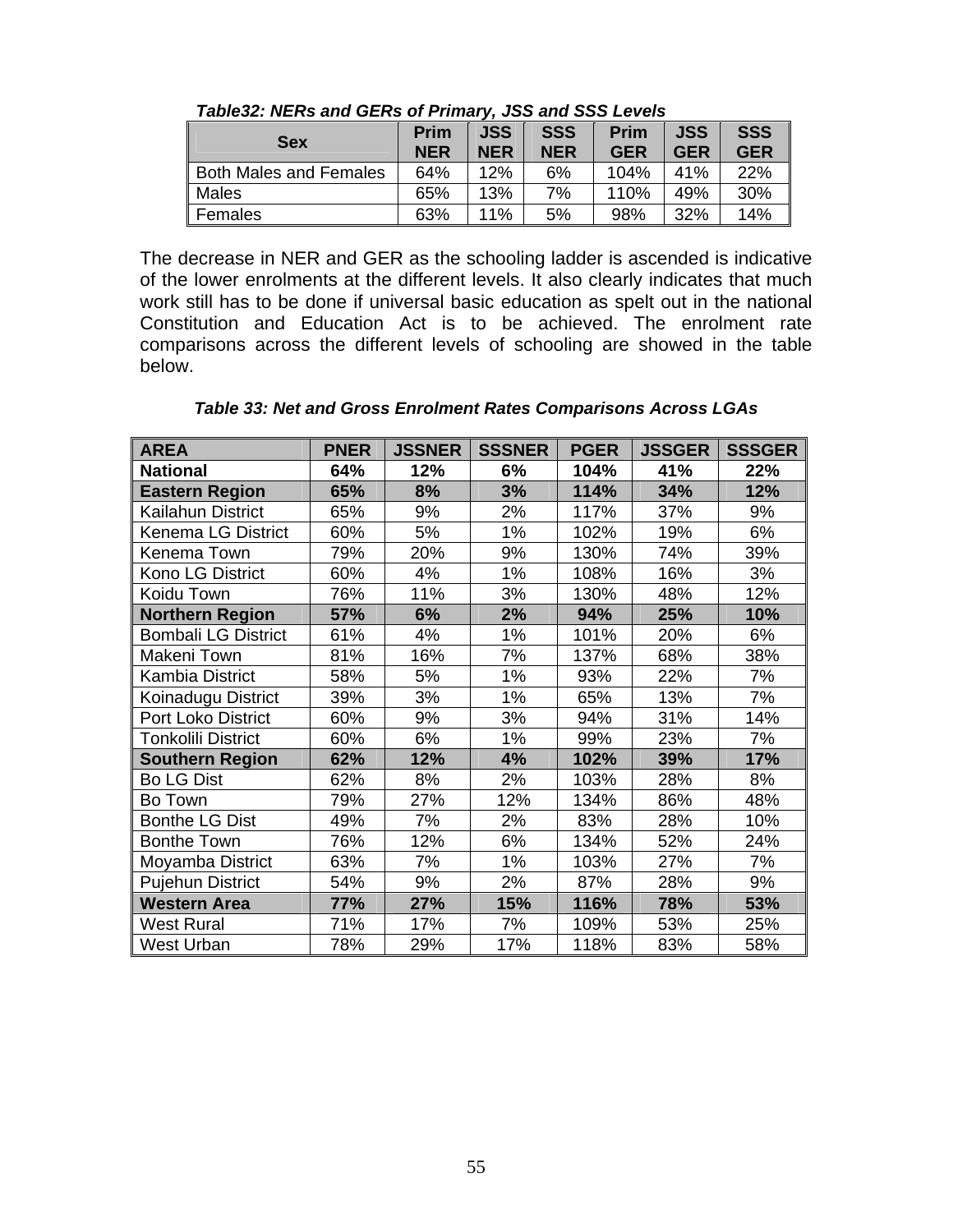*Table32: NERs and GERs of Primary, JSS and SSS Levels*

| Sex | Prim NER | JSS NER | SSS NER | Prim GER | JSS GER | SSS GER |
|---|---|---|---|---|---|---|
| Both Males and Females | 64% | 12% | 6% | 104% | 41% | 22% |
| Males | 65% | 13% | 7% | 110% | 49% | 30% |
| Females | 63% | 11% | 5% | 98% | 32% | 14% |

The decrease in NER and GER as the schooling ladder is ascended is indicative of the lower enrolments at the different levels. It also clearly indicates that much work still has to be done if universal basic education as spelt out in the national Constitution and Education Act is to be achieved. The enrolment rate comparisons across the different levels of schooling are showed in the table below.

*Table 33: Net and Gross Enrolment Rates Comparisons Across LGAs*

| AREA | PNER | JSSNER | SSSNER | PGER | JSSGER | SSSGER |
|---|---|---|---|---|---|---|
| **National** | **64%** | **12%** | **6%** | **104%** | **41%** | **22%** |
| **Eastern Region** | **65%** | **8%** | **3%** | **114%** | **34%** | **12%** |
| Kailahun District | 65% | 9% | 2% | 117% | 37% | 9% |
| Kenema LG District | 60% | 5% | 1% | 102% | 19% | 6% |
| Kenema Town | 79% | 20% | 9% | 130% | 74% | 39% |
| Kono LG District | 60% | 4% | 1% | 108% | 16% | 3% |
| Koidu Town | 76% | 11% | 3% | 130% | 48% | 12% |
| **Northern Region** | **57%** | **6%** | **2%** | **94%** | **25%** | **10%** |
| Bombali LG District | 61% | 4% | 1% | 101% | 20% | 6% |
| Makeni Town | 81% | 16% | 7% | 137% | 68% | 38% |
| Kambia District | 58% | 5% | 1% | 93% | 22% | 7% |
| Koinadugu District | 39% | 3% | 1% | 65% | 13% | 7% |
| Port Loko District | 60% | 9% | 3% | 94% | 31% | 14% |
| Tonkolili District | 60% | 6% | 1% | 99% | 23% | 7% |
| **Southern Region** | **62%** | **12%** | **4%** | **102%** | **39%** | **17%** |
| Bo LG Dist | 62% | 8% | 2% | 103% | 28% | 8% |
| Bo Town | 79% | 27% | 12% | 134% | 86% | 48% |
| Bonthe LG Dist | 49% | 7% | 2% | 83% | 28% | 10% |
| Bonthe Town | 76% | 12% | 6% | 134% | 52% | 24% |
| Moyamba District | 63% | 7% | 1% | 103% | 27% | 7% |
| Pujehun District | 54% | 9% | 2% | 87% | 28% | 9% |
| **Western Area** | **77%** | **27%** | **15%** | **116%** | **78%** | **53%** |
| West Rural | 71% | 17% | 7% | 109% | 53% | 25% |
| West Urban | 78% | 29% | 17% | 118% | 83% | 58% |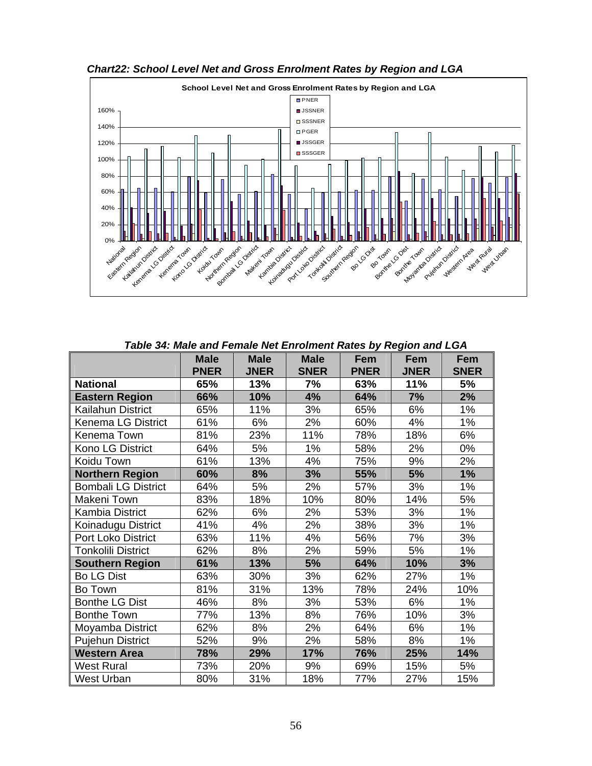*Chart22: School Level Net and Gross Enrolment Rates by Region and LGA*

*Table 34: Male and Female Net Enrolment Rates by Region and LGA*

| | Male PNER | Male JNER | Male SNER | Fem PNER | Fem JNER | Fem SNER |
|---|---|---|---|---|---|---|
| **National** | **65%** | **13%** | **7%** | **63%** | **11%** | **5%** |
| **Eastern Region** | **66%** | **10%** | **4%** | **64%** | **7%** | **2%** |
| Kailahun District | 65% | 11% | 3% | 65% | 6% | 1% |
| Kenema LG District | 61% | 6% | 2% | 60% | 4% | 1% |
| Kenema Town | 81% | 23% | 11% | 78% | 18% | 6% |
| Kono LG District | 64% | 5% | 1% | 58% | 2% | 0% |
| Koidu Town | 61% | 13% | 4% | 75% | 9% | 2% |
| **Northern Region** | **60%** | **8%** | **3%** | **55%** | **5%** | **1%** |
| Bombali LG District | 64% | 5% | 2% | 57% | 3% | 1% |
| Makeni Town | 83% | 18% | 10% | 80% | 14% | 5% |
| Kambia District | 62% | 6% | 2% | 53% | 3% | 1% |
| Koinadugu District | 41% | 4% | 2% | 38% | 3% | 1% |
| Port Loko District | 63% | 11% | 4% | 56% | 7% | 3% |
| Tonkolili District | 62% | 8% | 2% | 59% | 5% | 1% |
| **Southern Region** | **61%** | **13%** | **5%** | **64%** | **10%** | **3%** |
| Bo LG Dist | 63% | 30% | 3% | 62% | 27% | 1% |
| Bo Town | 81% | 31% | 13% | 78% | 24% | 10% |
| Bonthe LG Dist | 46% | 8% | 3% | 53% | 6% | 1% |
| Bonthe Town | 77% | 13% | 8% | 76% | 10% | 3% |
| Moyamba District | 62% | 8% | 2% | 64% | 6% | 1% |
| Pujehun District | 52% | 9% | 2% | 58% | 8% | 1% |
| **Western Area** | **78%** | **29%** | **17%** | **76%** | **25%** | **14%** |
| West Rural | 73% | 20% | 9% | 69% | 15% | 5% |
| West Urban | 80% | 31% | 18% | 77% | 27% | 15% |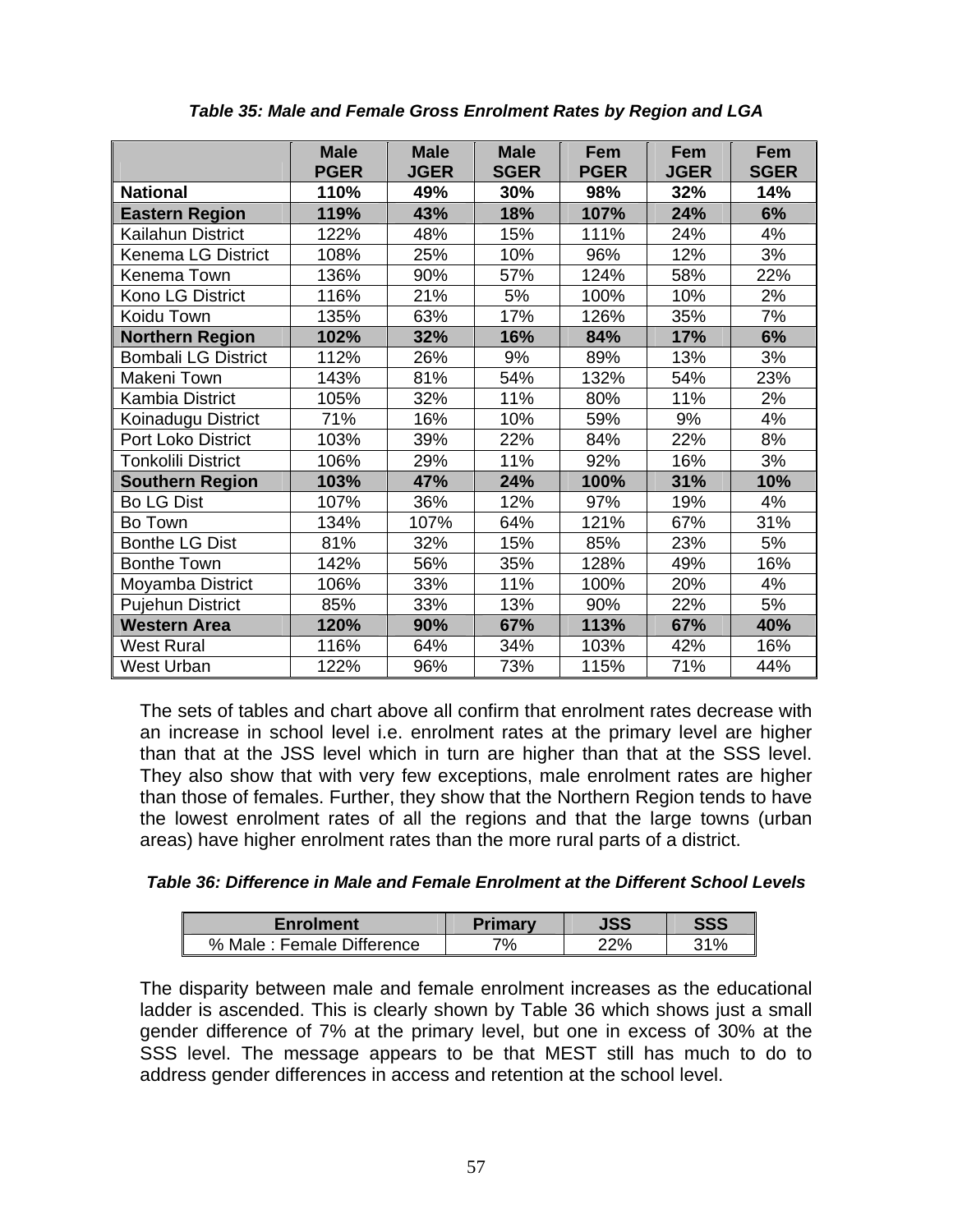*Table 35: Male and Female Gross Enrolment Rates by Region and LGA*

| | Male PGER | Male JGER | Male SGER | Fem PGER | Fem JGER | Fem SGER |
|---|---|---|---|---|---|---|
| **National** | **110%** | **49%** | **30%** | **98%** | **32%** | **14%** |
| **Eastern Region** | **119%** | **43%** | **18%** | **107%** | **24%** | **6%** |
| Kailahun District | 122% | 48% | 15% | 111% | 24% | 4% |
| Kenema LG District | 108% | 25% | 10% | 96% | 12% | 3% |
| Kenema Town | 136% | 90% | 57% | 124% | 58% | 22% |
| Kono LG District | 116% | 21% | 5% | 100% | 10% | 2% |
| Koidu Town | 135% | 63% | 17% | 126% | 35% | 7% |
| **Northern Region** | **102%** | **32%** | **16%** | **84%** | **17%** | **6%** |
| Bombali LG District | 112% | 26% | 9% | 89% | 13% | 3% |
| Makeni Town | 143% | 81% | 54% | 132% | 54% | 23% |
| Kambia District | 105% | 32% | 11% | 80% | 11% | 2% |
| Koinadugu District | 71% | 16% | 10% | 59% | 9% | 4% |
| Port Loko District | 103% | 39% | 22% | 84% | 22% | 8% |
| Tonkolili District | 106% | 29% | 11% | 92% | 16% | 3% |
| **Southern Region** | **103%** | **47%** | **24%** | **100%** | **31%** | **10%** |
| Bo LG Dist | 107% | 36% | 12% | 97% | 19% | 4% |
| Bo Town | 134% | 107% | 64% | 121% | 67% | 31% |
| Bonthe LG Dist | 81% | 32% | 15% | 85% | 23% | 5% |
| Bonthe Town | 142% | 56% | 35% | 128% | 49% | 16% |
| Moyamba District | 106% | 33% | 11% | 100% | 20% | 4% |
| Pujehun District | 85% | 33% | 13% | 90% | 22% | 5% |
| **Western Area** | **120%** | **90%** | **67%** | **113%** | **67%** | **40%** |
| West Rural | 116% | 64% | 34% | 103% | 42% | 16% |
| West Urban | 122% | 96% | 73% | 115% | 71% | 44% |

The sets of tables and chart above all confirm that enrolment rates decrease with an increase in school level i.e. enrolment rates at the primary level are higher than that at the JSS level which in turn are higher than that at the SSS level. They also show that with very few exceptions, male enrolment rates are higher than those of females. Further, they show that the Northern Region tends to have the lowest enrolment rates of all the regions and that the large towns (urban areas) have higher enrolment rates than the more rural parts of a district.

*Table 36: Difference in Male and Female Enrolment at the Different School Levels*

| Enrolment | Primary | JSS | SSS |
|---|---|---|---|
| % Male : Female Difference | 7% | 22% | 31% |

The disparity between male and female enrolment increases as the educational ladder is ascended. This is clearly shown by Table 36 which shows just a small gender difference of 7% at the primary level, but one in excess of 30% at the SSS level. The message appears to be that MEST still has much to do to address gender differences in access and retention at the school level.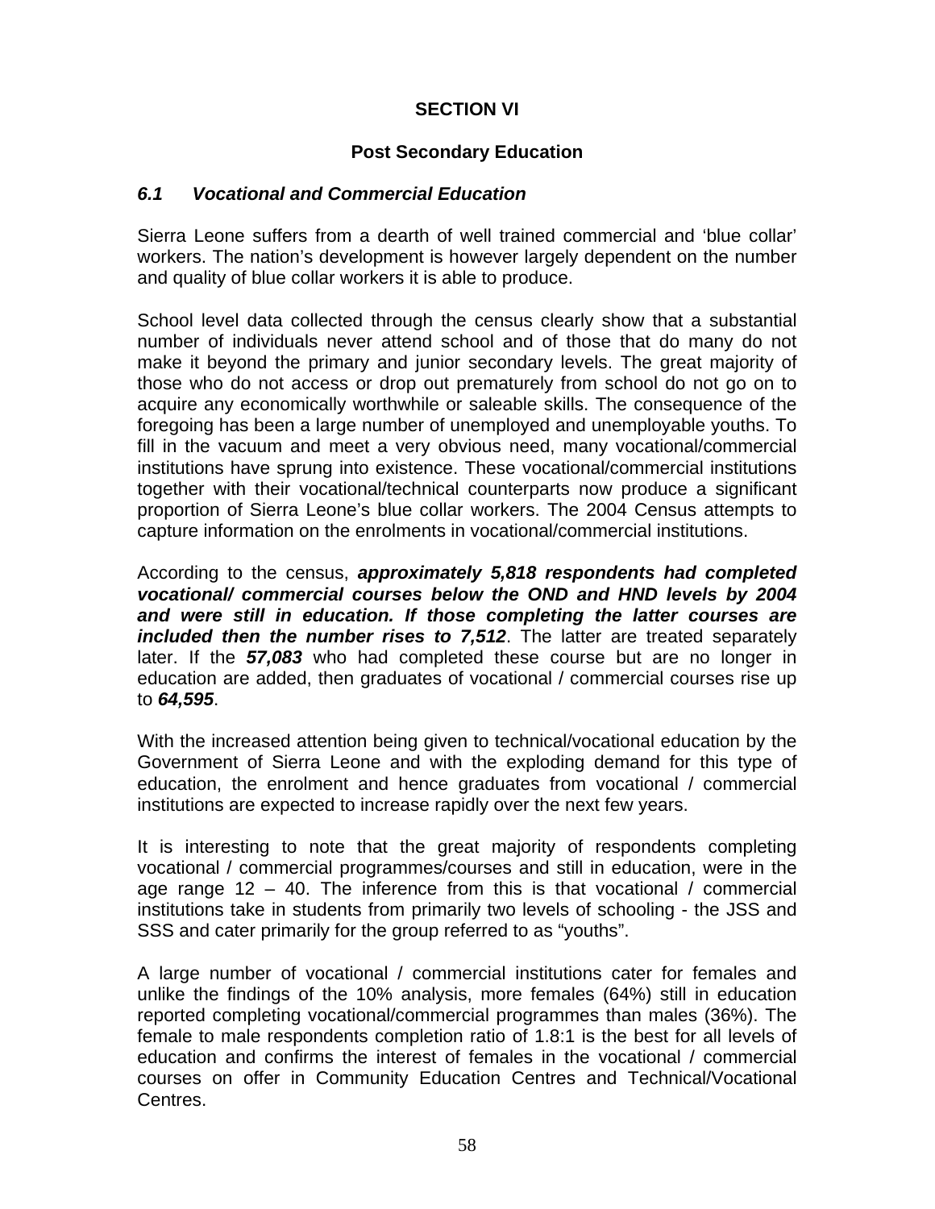# SECTION VI

## Post Secondary Education

### *6.1 Vocational and Commercial Education*

Sierra Leone suffers from a dearth of well trained commercial and ‘blue collar’ workers. The nation’s development is however largely dependent on the number and quality of blue collar workers it is able to produce.

School level data collected through the census clearly show that a substantial number of individuals never attend school and of those that do many do not make it beyond the primary and junior secondary levels. The great majority of those who do not access or drop out prematurely from school do not go on to acquire any economically worthwhile or saleable skills. The consequence of the foregoing has been a large number of unemployed and unemployable youths. To fill in the vacuum and meet a very obvious need, many vocational/commercial institutions have sprung into existence. These vocational/commercial institutions together with their vocational/technical counterparts now produce a significant proportion of Sierra Leone’s blue collar workers. The 2004 Census attempts to capture information on the enrolments in vocational/commercial institutions.

According to the census, ***approximately 5,818 respondents had completed vocational/ commercial courses below the OND and HND levels by 2004 and were still in education. If those completing the latter courses are included then the number rises to 7,512***. The latter are treated separately later. If the ***57,083*** who had completed these course but are no longer in education are added, then graduates of vocational / commercial courses rise up to ***64,595***.

With the increased attention being given to technical/vocational education by the Government of Sierra Leone and with the exploding demand for this type of education, the enrolment and hence graduates from vocational / commercial institutions are expected to increase rapidly over the next few years.

It is interesting to note that the great majority of respondents completing vocational / commercial programmes/courses and still in education, were in the age range 12 – 40. The inference from this is that vocational / commercial institutions take in students from primarily two levels of schooling - the JSS and SSS and cater primarily for the group referred to as “youths”.

A large number of vocational / commercial institutions cater for females and unlike the findings of the 10% analysis, more females (64%) still in education reported completing vocational/commercial programmes than males (36%). The female to male respondents completion ratio of 1.8:1 is the best for all levels of education and confirms the interest of females in the vocational / commercial courses on offer in Community Education Centres and Technical/Vocational Centres.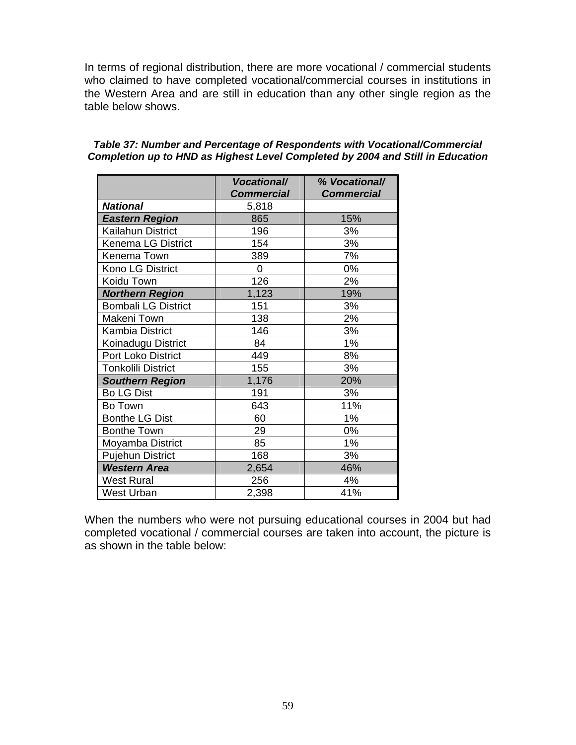In terms of regional distribution, there are more vocational / commercial students who claimed to have completed vocational/commercial courses in institutions in the Western Area and are still in education than any other single region as the table below shows.

***Table 37: Number and Percentage of Respondents with Vocational/Commercial Completion up to HND as Highest Level Completed by 2004 and Still in Education***

| | ***Vocational/ Commercial*** | ***% Vocational/ Commercial*** |
|---|---|---|
| ***National*** | 5,818 | |
| ***Eastern Region*** | 865 | 15% |
| Kailahun District | 196 | 3% |
| Kenema LG District | 154 | 3% |
| Kenema Town | 389 | 7% |
| Kono LG District | 0 | 0% |
| Koidu Town | 126 | 2% |
| ***Northern Region*** | 1,123 | 19% |
| Bombali LG District | 151 | 3% |
| Makeni Town | 138 | 2% |
| Kambia District | 146 | 3% |
| Koinadugu District | 84 | 1% |
| Port Loko District | 449 | 8% |
| Tonkolili District | 155 | 3% |
| ***Southern Region*** | 1,176 | 20% |
| Bo LG Dist | 191 | 3% |
| Bo Town | 643 | 11% |
| Bonthe LG Dist | 60 | 1% |
| Bonthe Town | 29 | 0% |
| Moyamba District | 85 | 1% |
| Pujehun District | 168 | 3% |
| ***Western Area*** | 2,654 | 46% |
| West Rural | 256 | 4% |
| West Urban | 2,398 | 41% |

When the numbers who were not pursuing educational courses in 2004 but had completed vocational / commercial courses are taken into account, the picture is as shown in the table below: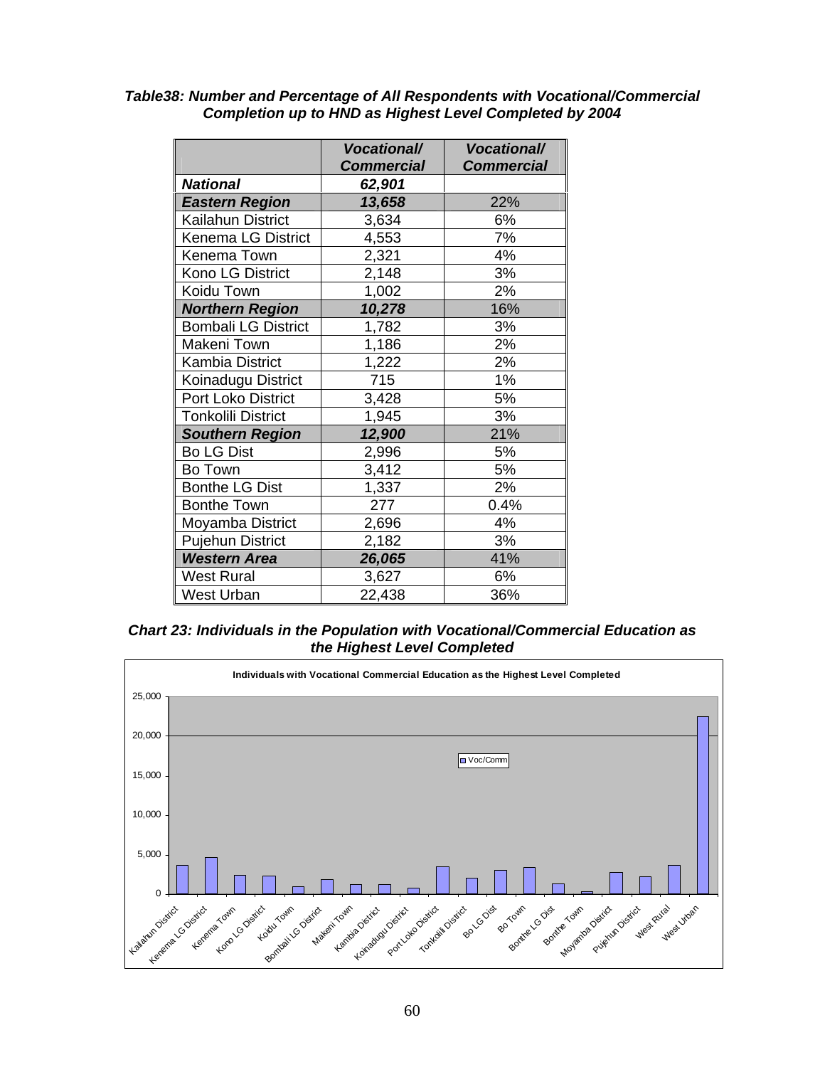***Table38: Number and Percentage of All Respondents with Vocational/Commercial Completion up to HND as Highest Level Completed by 2004***

| | ***Vocational/ Commercial*** | ***Vocational/ Commercial*** |
|---|---|---|
| ***National*** | ***62,901*** | |
| ***Eastern Region*** | ***13,658*** | 22% |
| Kailahun District | 3,634 | 6% |
| Kenema LG District | 4,553 | 7% |
| Kenema Town | 2,321 | 4% |
| Kono LG District | 2,148 | 3% |
| Koidu Town | 1,002 | 2% |
| ***Northern Region*** | ***10,278*** | 16% |
| Bombali LG District | 1,782 | 3% |
| Makeni Town | 1,186 | 2% |
| Kambia District | 1,222 | 2% |
| Koinadugu District | 715 | 1% |
| Port Loko District | 3,428 | 5% |
| Tonkolili District | 1,945 | 3% |
| ***Southern Region*** | ***12,900*** | 21% |
| Bo LG Dist | 2,996 | 5% |
| Bo Town | 3,412 | 5% |
| Bonthe LG Dist | 1,337 | 2% |
| Bonthe Town | 277 | 0.4% |
| Moyamba District | 2,696 | 4% |
| Pujehun District | 2,182 | 3% |
| ***Western Area*** | ***26,065*** | 41% |
| West Rural | 3,627 | 6% |
| West Urban | 22,438 | 36% |

***Chart 23: Individuals in the Population with Vocational/Commercial Education as the Highest Level Completed***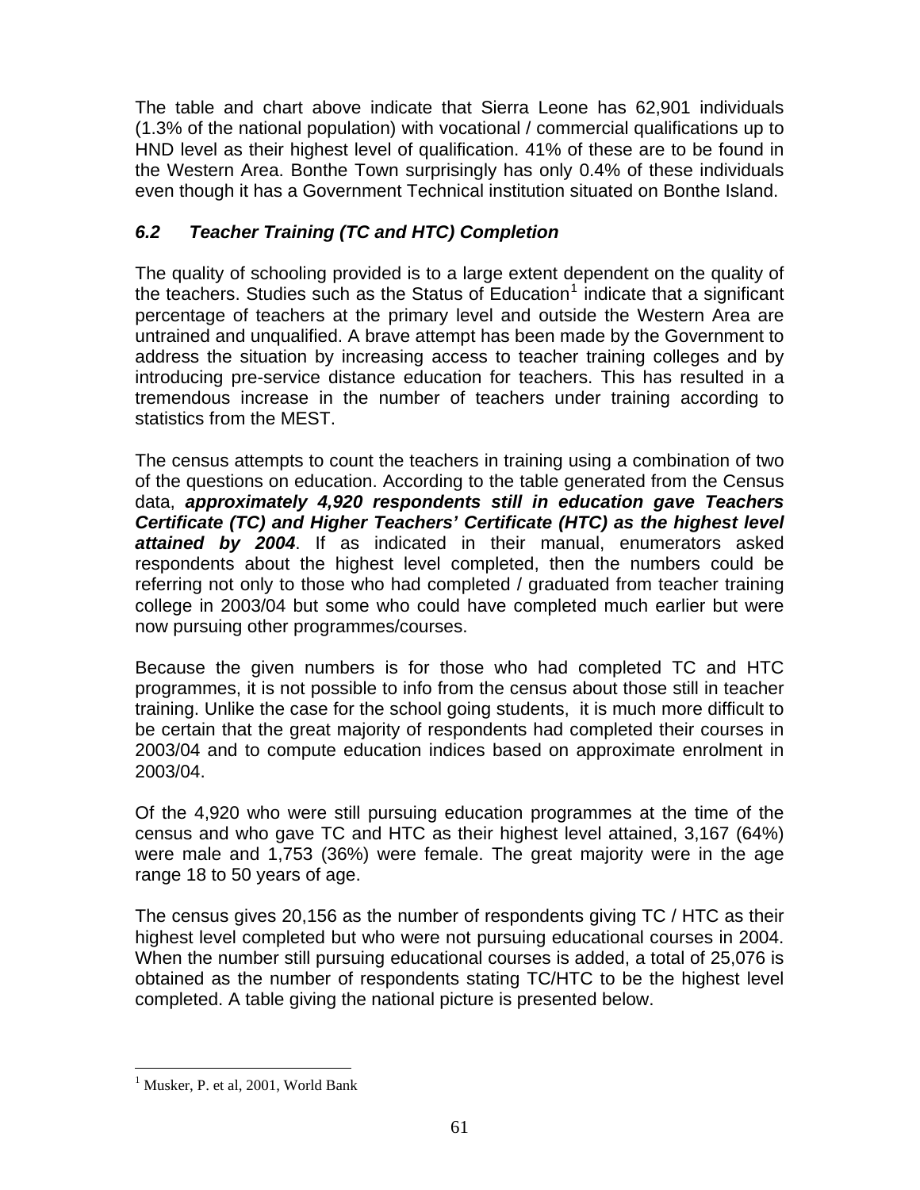The table and chart above indicate that Sierra Leone has 62,901 individuals (1.3% of the national population) with vocational / commercial qualifications up to HND level as their highest level of qualification. 41% of these are to be found in the Western Area. Bonthe Town surprisingly has only 0.4% of these individuals even though it has a Government Technical institution situated on Bonthe Island.

### *6.2 Teacher Training (TC and HTC) Completion*

The quality of schooling provided is to a large extent dependent on the quality of the teachers. Studies such as the Status of Education[1] indicate that a significant percentage of teachers at the primary level and outside the Western Area are untrained and unqualified. A brave attempt has been made by the Government to address the situation by increasing access to teacher training colleges and by introducing pre-service distance education for teachers. This has resulted in a tremendous increase in the number of teachers under training according to statistics from the MEST.

The census attempts to count the teachers in training using a combination of two of the questions on education. According to the table generated from the Census data, ***approximately 4,920 respondents still in education gave Teachers Certificate (TC) and Higher Teachers' Certificate (HTC) as the highest level attained by 2004***. If as indicated in their manual, enumerators asked respondents about the highest level completed, then the numbers could be referring not only to those who had completed / graduated from teacher training college in 2003/04 but some who could have completed much earlier but were now pursuing other programmes/courses.

Because the given numbers is for those who had completed TC and HTC programmes, it is not possible to info from the census about those still in teacher training. Unlike the case for the school going students, it is much more difficult to be certain that the great majority of respondents had completed their courses in 2003/04 and to compute education indices based on approximate enrolment in 2003/04.

Of the 4,920 who were still pursuing education programmes at the time of the census and who gave TC and HTC as their highest level attained, 3,167 (64%) were male and 1,753 (36%) were female. The great majority were in the age range 18 to 50 years of age.

The census gives 20,156 as the number of respondents giving TC / HTC as their highest level completed but who were not pursuing educational courses in 2004. When the number still pursuing educational courses is added, a total of 25,076 is obtained as the number of respondents stating TC/HTC to be the highest level completed. A table giving the national picture is presented below.

---

[1] Musker, P. et al, 2001, World Bank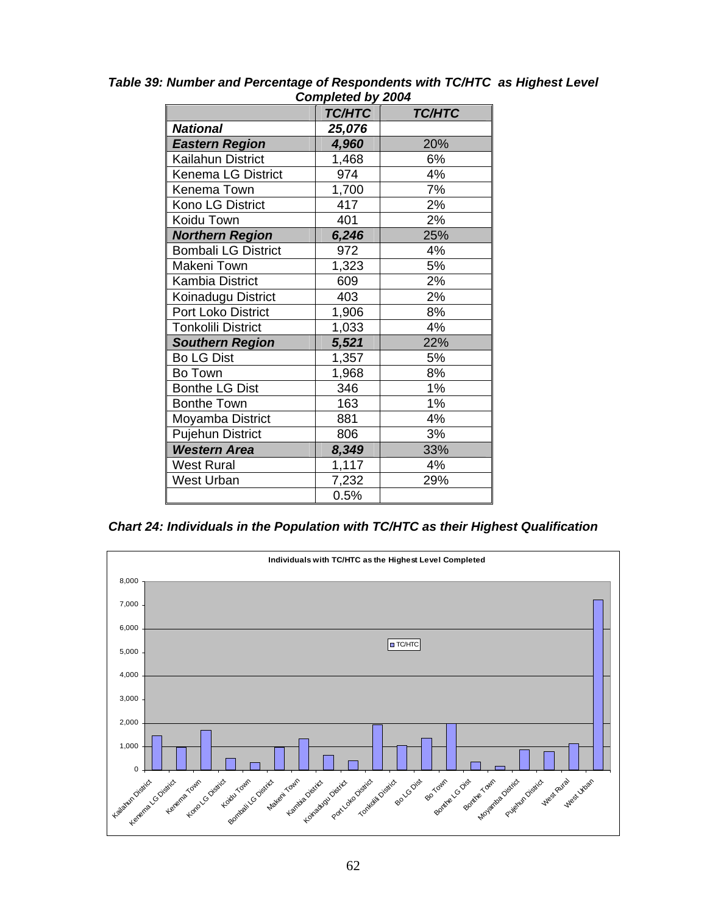*Table 39: Number and Percentage of Respondents with TC/HTC as Highest Level Completed by 2004*

| | *TC/HTC* | *TC/HTC* |
|---|---|---|
| ***National*** | ***25,076*** | |
| ***Eastern Region*** | ***4,960*** | 20% |
| Kailahun District | 1,468 | 6% |
| Kenema LG District | 974 | 4% |
| Kenema Town | 1,700 | 7% |
| Kono LG District | 417 | 2% |
| Koidu Town | 401 | 2% |
| ***Northern Region*** | ***6,246*** | 25% |
| Bombali LG District | 972 | 4% |
| Makeni Town | 1,323 | 5% |
| Kambia District | 609 | 2% |
| Koinadugu District | 403 | 2% |
| Port Loko District | 1,906 | 8% |
| Tonkolili District | 1,033 | 4% |
| ***Southern Region*** | ***5,521*** | 22% |
| Bo LG Dist | 1,357 | 5% |
| Bo Town | 1,968 | 8% |
| Bonthe LG Dist | 346 | 1% |
| Bonthe Town | 163 | 1% |
| Moyamba District | 881 | 4% |
| Pujehun District | 806 | 3% |
| ***Western Area*** | ***8,349*** | 33% |
| West Rural | 1,117 | 4% |
| West Urban | 7,232 | 29% |
| | 0.5% | |

*Chart 24: Individuals in the Population with TC/HTC as their Highest Qualification*

**Individuals with TC/HTC as the Highest Level Completed**

| District | TC/HTC |
|---|---|
| Kailahun District | 1,468 |
| Kenema LG District | 974 |
| Kenema Town | 1,700 |
| Kono LG District | 417 |
| Koidu Town | 401 |
| Bombali LG District | 972 |
| Makeni Town | 1,323 |
| Kambia District | 609 |
| Koinadugu District | 403 |
| Port Loko District | 1,906 |
| Tonkolili District | 1,033 |
| Bo LG Dist | 1,357 |
| Bo Town | 1,968 |
| Bonthe LG Dist | 346 |
| Bonthe Town | 163 |
| Moyamba District | 881 |
| Pujehun District | 806 |
| West Rural | 1,117 |
| West Urban | 7,232 |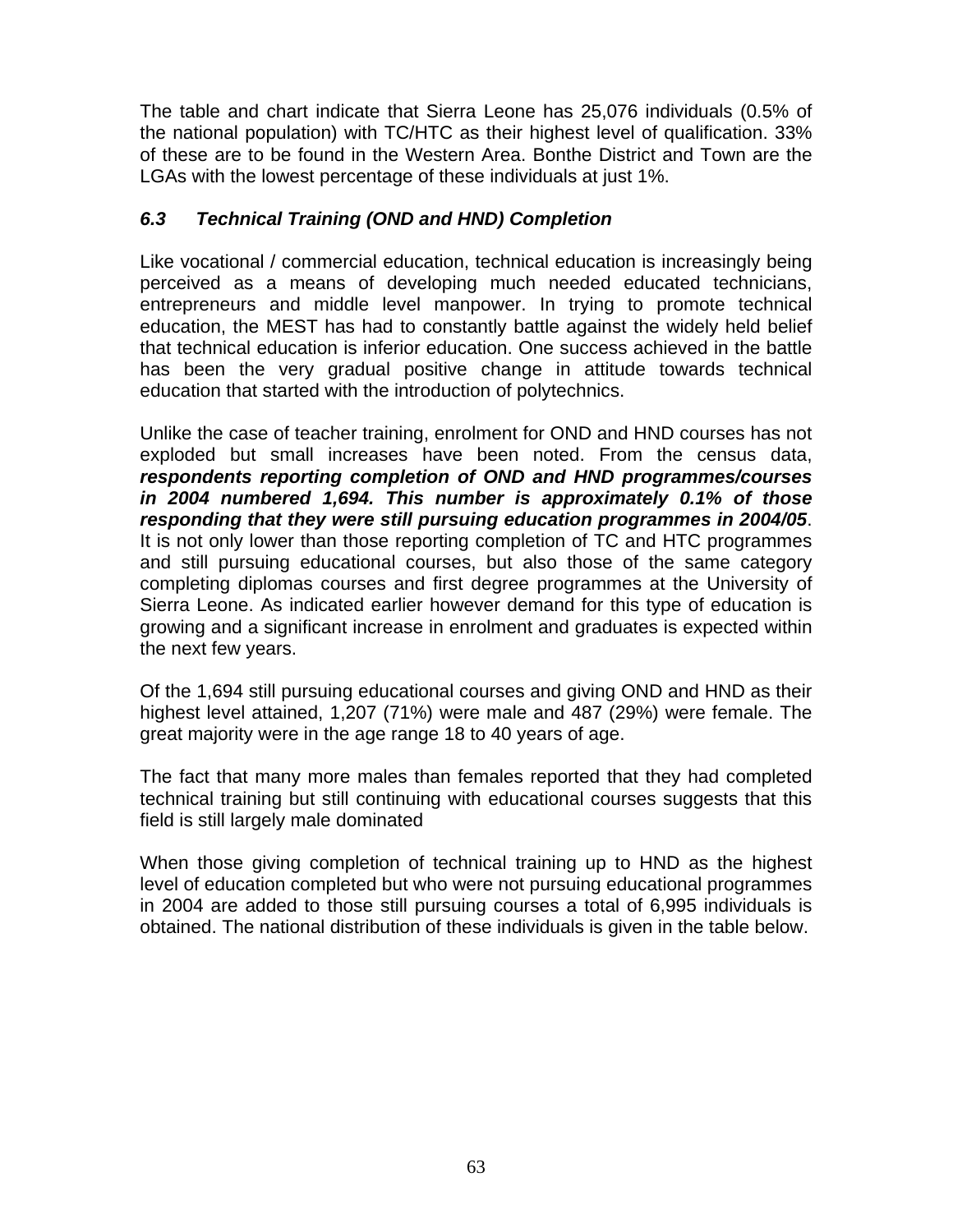The table and chart indicate that Sierra Leone has 25,076 individuals (0.5% of the national population) with TC/HTC as their highest level of qualification. 33% of these are to be found in the Western Area. Bonthe District and Town are the LGAs with the lowest percentage of these individuals at just 1%.

### *6.3 Technical Training (OND and HND) Completion*

Like vocational / commercial education, technical education is increasingly being perceived as a means of developing much needed educated technicians, entrepreneurs and middle level manpower. In trying to promote technical education, the MEST has had to constantly battle against the widely held belief that technical education is inferior education. One success achieved in the battle has been the very gradual positive change in attitude towards technical education that started with the introduction of polytechnics.

Unlike the case of teacher training, enrolment for OND and HND courses has not exploded but small increases have been noted. From the census data, ***respondents reporting completion of OND and HND programmes/courses in 2004 numbered 1,694. This number is approximately 0.1% of those responding that they were still pursuing education programmes in 2004/05***. It is not only lower than those reporting completion of TC and HTC programmes and still pursuing educational courses, but also those of the same category completing diplomas courses and first degree programmes at the University of Sierra Leone. As indicated earlier however demand for this type of education is growing and a significant increase in enrolment and graduates is expected within the next few years.

Of the 1,694 still pursuing educational courses and giving OND and HND as their highest level attained, 1,207 (71%) were male and 487 (29%) were female. The great majority were in the age range 18 to 40 years of age.

The fact that many more males than females reported that they had completed technical training but still continuing with educational courses suggests that this field is still largely male dominated

When those giving completion of technical training up to HND as the highest level of education completed but who were not pursuing educational programmes in 2004 are added to those still pursuing courses a total of 6,995 individuals is obtained. The national distribution of these individuals is given in the table below.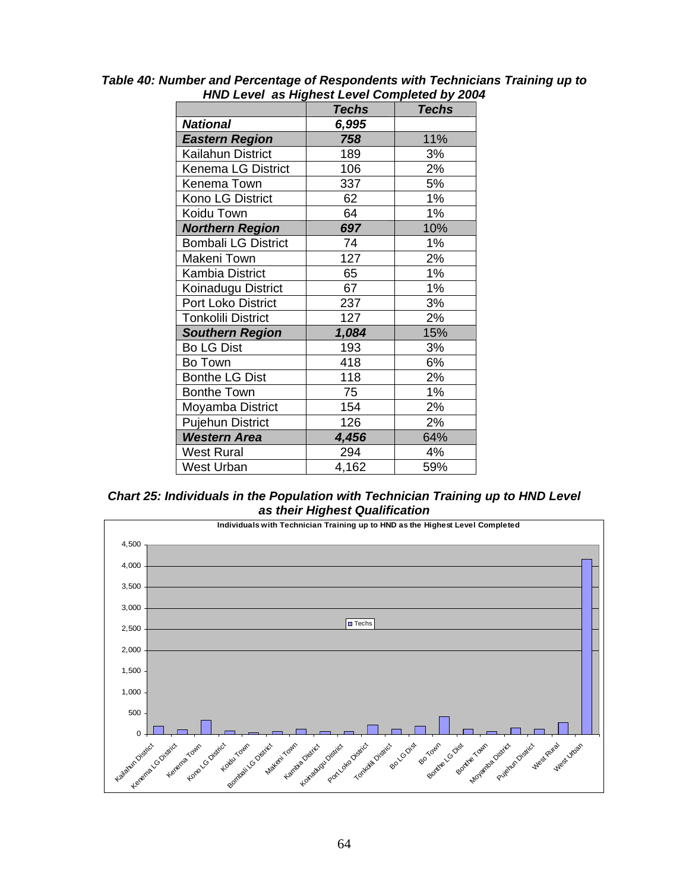***Table 40: Number and Percentage of Respondents with Technicians Training up to HND Level as Highest Level Completed by 2004***

| | ***Techs*** | ***Techs*** |
|---|---|---|
| ***National*** | ***6,995*** | |
| ***Eastern Region*** | ***758*** | 11% |
| Kailahun District | 189 | 3% |
| Kenema LG District | 106 | 2% |
| Kenema Town | 337 | 5% |
| Kono LG District | 62 | 1% |
| Koidu Town | 64 | 1% |
| ***Northern Region*** | ***697*** | 10% |
| Bombali LG District | 74 | 1% |
| Makeni Town | 127 | 2% |
| Kambia District | 65 | 1% |
| Koinadugu District | 67 | 1% |
| Port Loko District | 237 | 3% |
| Tonkolili District | 127 | 2% |
| ***Southern Region*** | ***1,084*** | 15% |
| Bo LG Dist | 193 | 3% |
| Bo Town | 418 | 6% |
| Bonthe LG Dist | 118 | 2% |
| Bonthe Town | 75 | 1% |
| Moyamba District | 154 | 2% |
| Pujehun District | 126 | 2% |
| ***Western Area*** | ***4,456*** | 64% |
| West Rural | 294 | 4% |
| West Urban | 4,162 | 59% |

***Chart 25: Individuals in the Population with Technician Training up to HND Level as their Highest Qualification***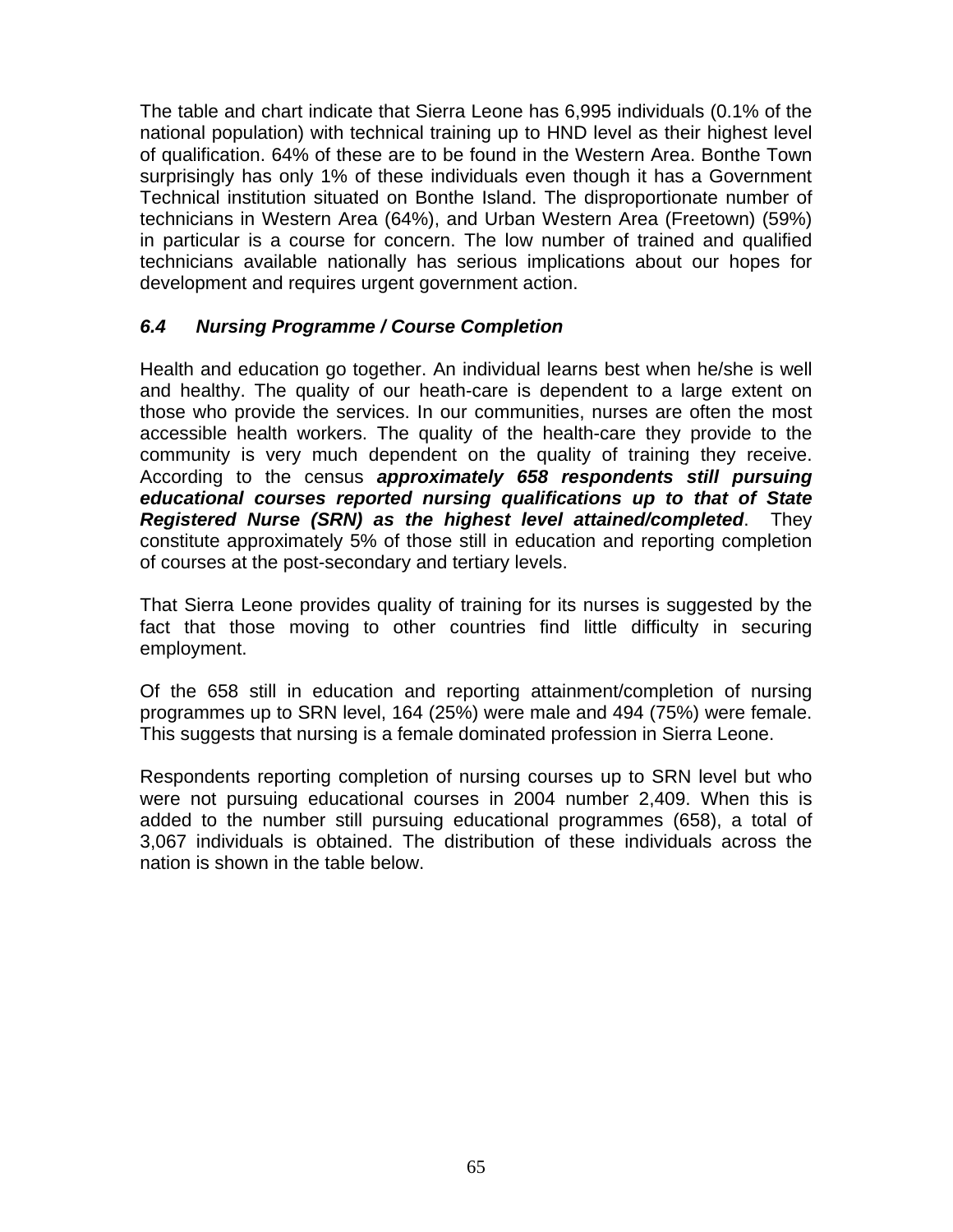The table and chart indicate that Sierra Leone has 6,995 individuals (0.1% of the national population) with technical training up to HND level as their highest level of qualification. 64% of these are to be found in the Western Area. Bonthe Town surprisingly has only 1% of these individuals even though it has a Government Technical institution situated on Bonthe Island. The disproportionate number of technicians in Western Area (64%), and Urban Western Area (Freetown) (59%) in particular is a course for concern. The low number of trained and qualified technicians available nationally has serious implications about our hopes for development and requires urgent government action.

### *6.4 Nursing Programme / Course Completion*

Health and education go together. An individual learns best when he/she is well and healthy. The quality of our heath-care is dependent to a large extent on those who provide the services. In our communities, nurses are often the most accessible health workers. The quality of the health-care they provide to the community is very much dependent on the quality of training they receive. According to the census ***approximately 658 respondents still pursuing educational courses reported nursing qualifications up to that of State Registered Nurse (SRN) as the highest level attained/completed***. They constitute approximately 5% of those still in education and reporting completion of courses at the post-secondary and tertiary levels.

That Sierra Leone provides quality of training for its nurses is suggested by the fact that those moving to other countries find little difficulty in securing employment.

Of the 658 still in education and reporting attainment/completion of nursing programmes up to SRN level, 164 (25%) were male and 494 (75%) were female. This suggests that nursing is a female dominated profession in Sierra Leone.

Respondents reporting completion of nursing courses up to SRN level but who were not pursuing educational courses in 2004 number 2,409. When this is added to the number still pursuing educational programmes (658), a total of 3,067 individuals is obtained. The distribution of these individuals across the nation is shown in the table below.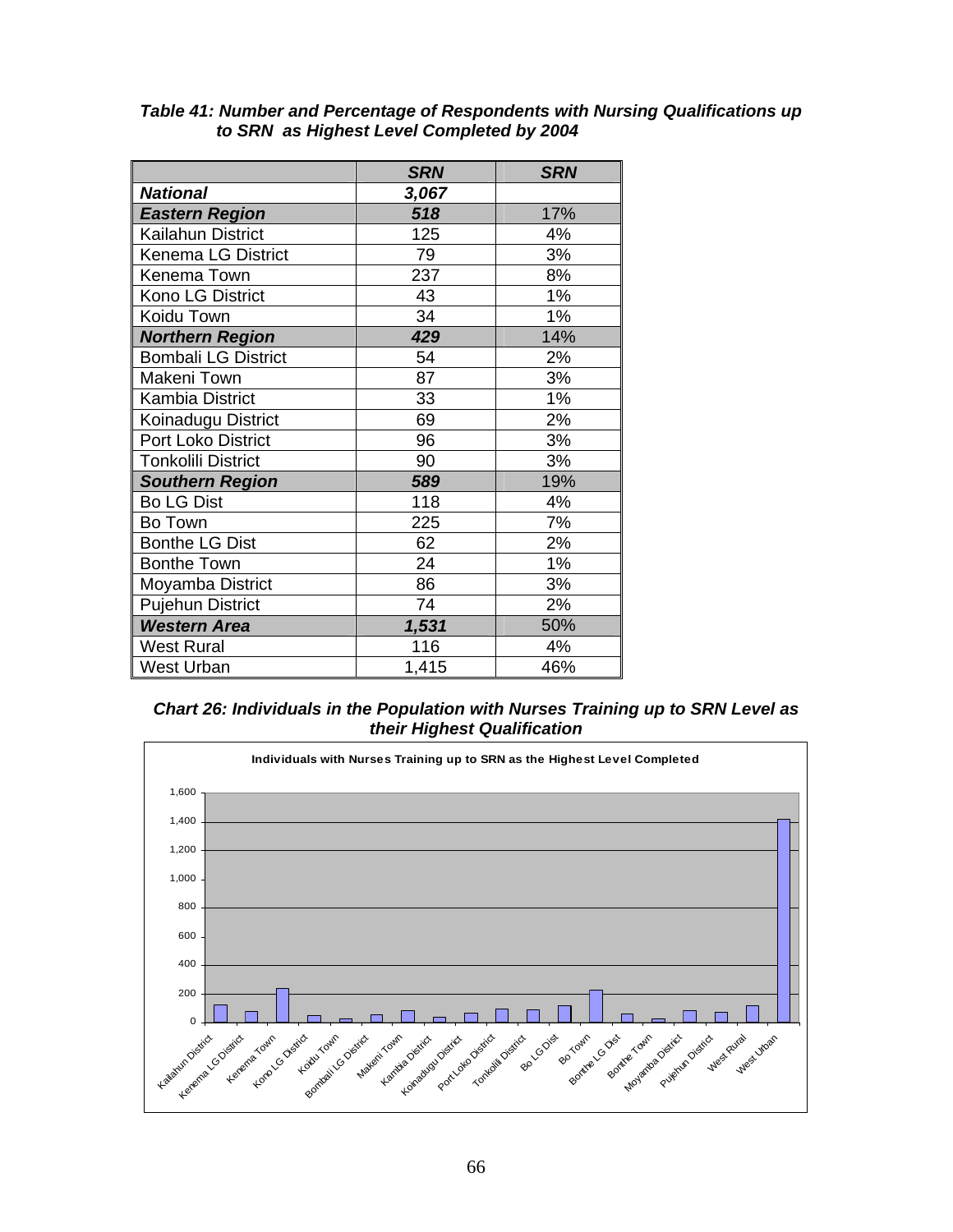***Table 41: Number and Percentage of Respondents with Nursing Qualifications up to SRN as Highest Level Completed by 2004***

| | ***SRN*** | ***SRN*** |
|---|---|---|
| ***National*** | ***3,067*** | |
| ***Eastern Region*** | ***518*** | 17% |
| Kailahun District | 125 | 4% |
| Kenema LG District | 79 | 3% |
| Kenema Town | 237 | 8% |
| Kono LG District | 43 | 1% |
| Koidu Town | 34 | 1% |
| ***Northern Region*** | ***429*** | 14% |
| Bombali LG District | 54 | 2% |
| Makeni Town | 87 | 3% |
| Kambia District | 33 | 1% |
| Koinadugu District | 69 | 2% |
| Port Loko District | 96 | 3% |
| Tonkolili District | 90 | 3% |
| ***Southern Region*** | ***589*** | 19% |
| Bo LG Dist | 118 | 4% |
| Bo Town | 225 | 7% |
| Bonthe LG Dist | 62 | 2% |
| Bonthe Town | 24 | 1% |
| Moyamba District | 86 | 3% |
| Pujehun District | 74 | 2% |
| ***Western Area*** | ***1,531*** | 50% |
| West Rural | 116 | 4% |
| West Urban | 1,415 | 46% |

***Chart 26: Individuals in the Population with Nurses Training up to SRN Level as their Highest Qualification***

**Individuals with Nurses Training up to SRN as the Highest Level Completed**

| District | Individuals |
|---|---|
| Kailahun District | 125 |
| Kenema LG District | 79 |
| Kenema Town | 237 |
| Kono LG District | 43 |
| Koidu Town | 34 |
| Bombali LG District | 54 |
| Makeni Town | 87 |
| Kambia District | 33 |
| Koinadugu District | 69 |
| Port Loko District | 96 |
| Tonkolili District | 90 |
| Bo LG Dist | 118 |
| Bo Town | 225 |
| Bonthe LG Dist | 62 |
| Bonthe Town | 24 |
| Moyamba District | 86 |
| Pujehun District | 74 |
| West Rural | 116 |
| West Urban | 1,415 |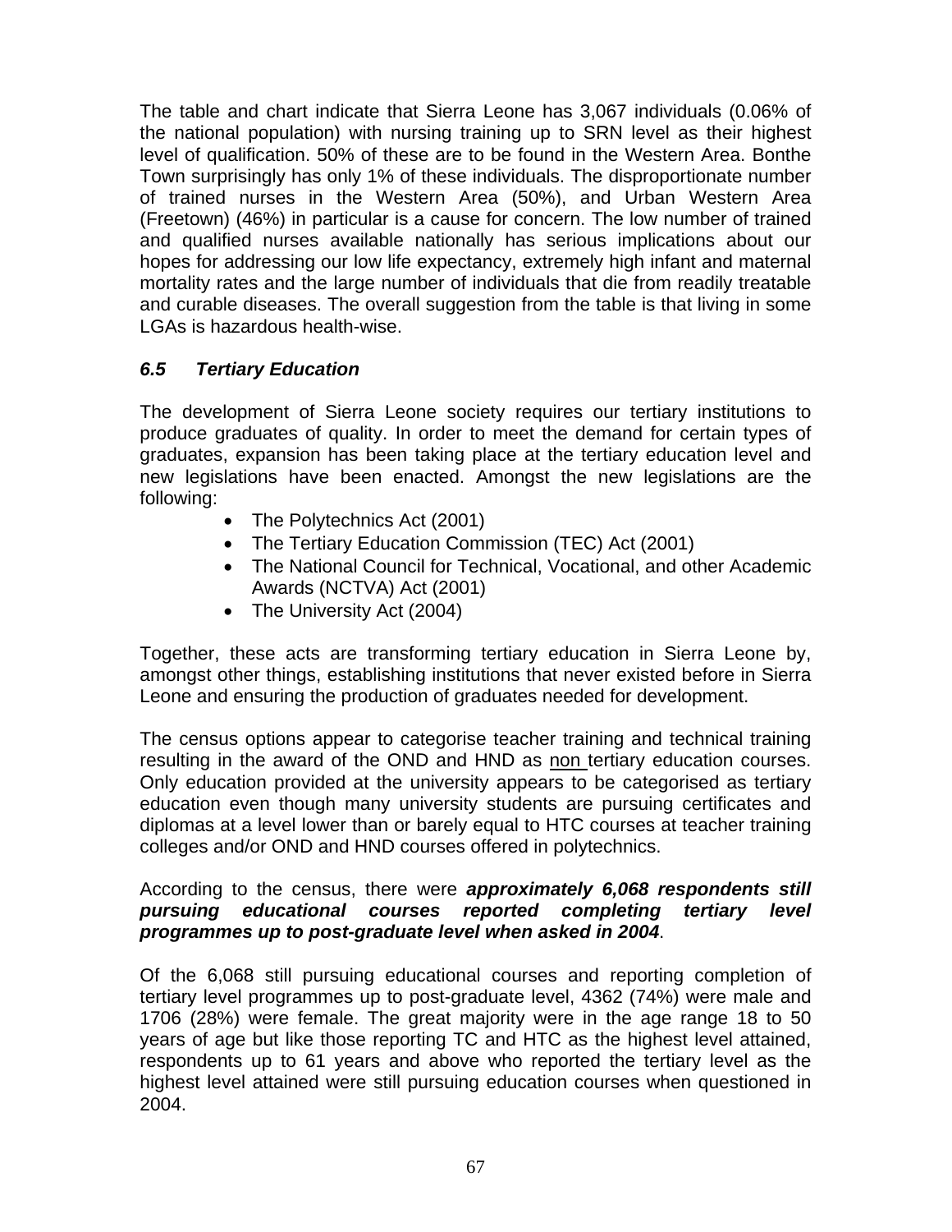The table and chart indicate that Sierra Leone has 3,067 individuals (0.06% of the national population) with nursing training up to SRN level as their highest level of qualification. 50% of these are to be found in the Western Area. Bonthe Town surprisingly has only 1% of these individuals. The disproportionate number of trained nurses in the Western Area (50%), and Urban Western Area (Freetown) (46%) in particular is a cause for concern. The low number of trained and qualified nurses available nationally has serious implications about our hopes for addressing our low life expectancy, extremely high infant and maternal mortality rates and the large number of individuals that die from readily treatable and curable diseases. The overall suggestion from the table is that living in some LGAs is hazardous health-wise.

### *6.5 Tertiary Education*

The development of Sierra Leone society requires our tertiary institutions to produce graduates of quality. In order to meet the demand for certain types of graduates, expansion has been taking place at the tertiary education level and new legislations have been enacted. Amongst the new legislations are the following:

- The Polytechnics Act (2001)
- The Tertiary Education Commission (TEC) Act (2001)
- The National Council for Technical, Vocational, and other Academic Awards (NCTVA) Act (2001)
- The University Act (2004)

Together, these acts are transforming tertiary education in Sierra Leone by, amongst other things, establishing institutions that never existed before in Sierra Leone and ensuring the production of graduates needed for development.

The census options appear to categorise teacher training and technical training resulting in the award of the OND and HND as non tertiary education courses. Only education provided at the university appears to be categorised as tertiary education even though many university students are pursuing certificates and diplomas at a level lower than or barely equal to HTC courses at teacher training colleges and/or OND and HND courses offered in polytechnics.

According to the census, there were ***approximately 6,068 respondents still pursuing educational courses reported completing tertiary level programmes up to post-graduate level when asked in 2004***.

Of the 6,068 still pursuing educational courses and reporting completion of tertiary level programmes up to post-graduate level, 4362 (74%) were male and 1706 (28%) were female. The great majority were in the age range 18 to 50 years of age but like those reporting TC and HTC as the highest level attained, respondents up to 61 years and above who reported the tertiary level as the highest level attained were still pursuing education courses when questioned in 2004.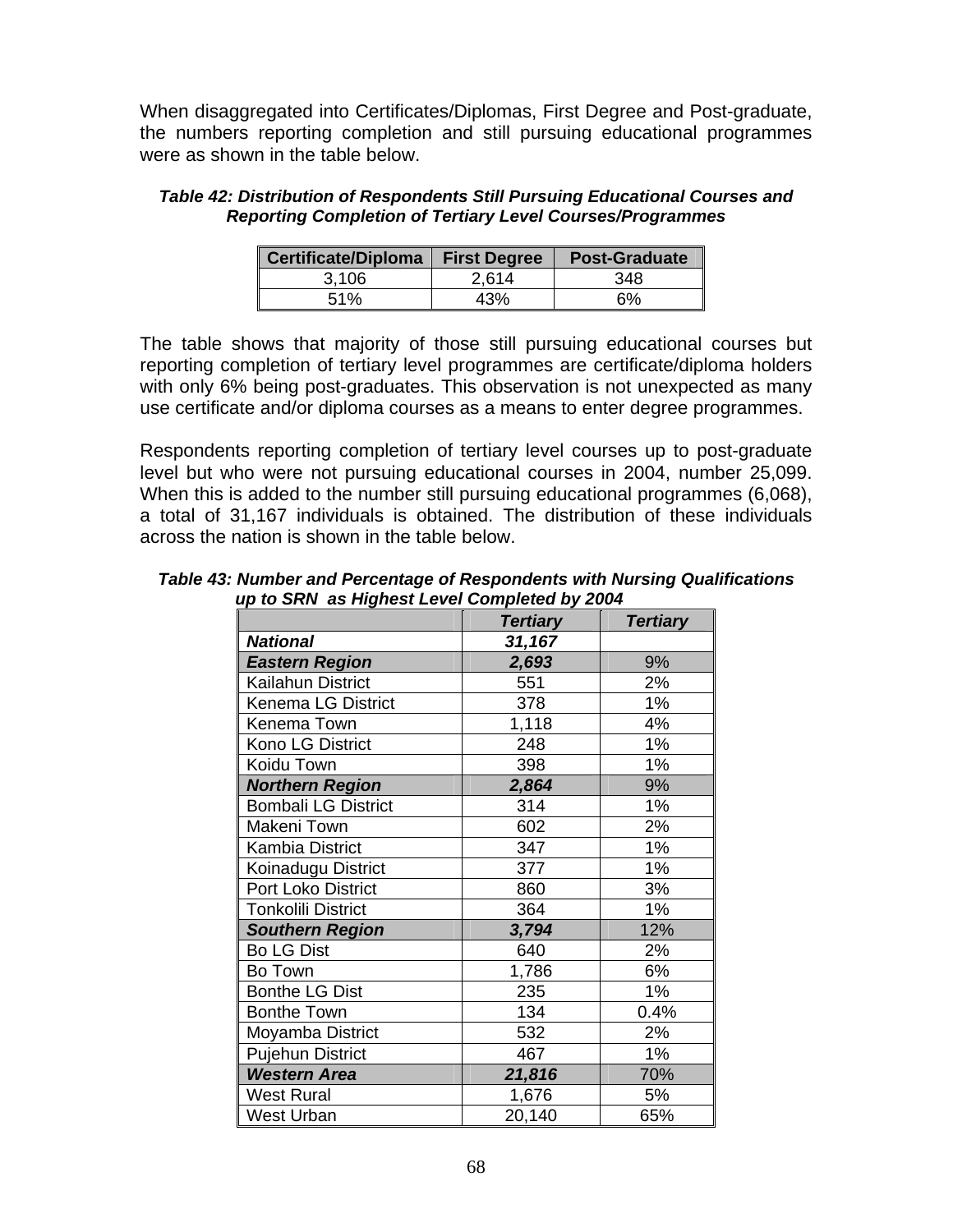When disaggregated into Certificates/Diplomas, First Degree and Post-graduate, the numbers reporting completion and still pursuing educational programmes were as shown in the table below.

***Table 42: Distribution of Respondents Still Pursuing Educational Courses and Reporting Completion of Tertiary Level Courses/Programmes***

| Certificate/Diploma | First Degree | Post-Graduate |
|---|---|---|
| 3,106 | 2,614 | 348 |
| 51% | 43% | 6% |

The table shows that majority of those still pursuing educational courses but reporting completion of tertiary level programmes are certificate/diploma holders with only 6% being post-graduates. This observation is not unexpected as many use certificate and/or diploma courses as a means to enter degree programmes.

Respondents reporting completion of tertiary level courses up to post-graduate level but who were not pursuing educational courses in 2004, number 25,099. When this is added to the number still pursuing educational programmes (6,068), a total of 31,167 individuals is obtained. The distribution of these individuals across the nation is shown in the table below.

***Table 43: Number and Percentage of Respondents with Nursing Qualifications up to SRN as Highest Level Completed by 2004***

| | ***Tertiary*** | ***Tertiary*** |
|---|---|---|
| ***National*** | ***31,167*** | |
| ***Eastern Region*** | ***2,693*** | 9% |
| Kailahun District | 551 | 2% |
| Kenema LG District | 378 | 1% |
| Kenema Town | 1,118 | 4% |
| Kono LG District | 248 | 1% |
| Koidu Town | 398 | 1% |
| ***Northern Region*** | ***2,864*** | 9% |
| Bombali LG District | 314 | 1% |
| Makeni Town | 602 | 2% |
| Kambia District | 347 | 1% |
| Koinadugu District | 377 | 1% |
| Port Loko District | 860 | 3% |
| Tonkolili District | 364 | 1% |
| ***Southern Region*** | ***3,794*** | 12% |
| Bo LG Dist | 640 | 2% |
| Bo Town | 1,786 | 6% |
| Bonthe LG Dist | 235 | 1% |
| Bonthe Town | 134 | 0.4% |
| Moyamba District | 532 | 2% |
| Pujehun District | 467 | 1% |
| ***Western Area*** | ***21,816*** | 70% |
| West Rural | 1,676 | 5% |
| West Urban | 20,140 | 65% |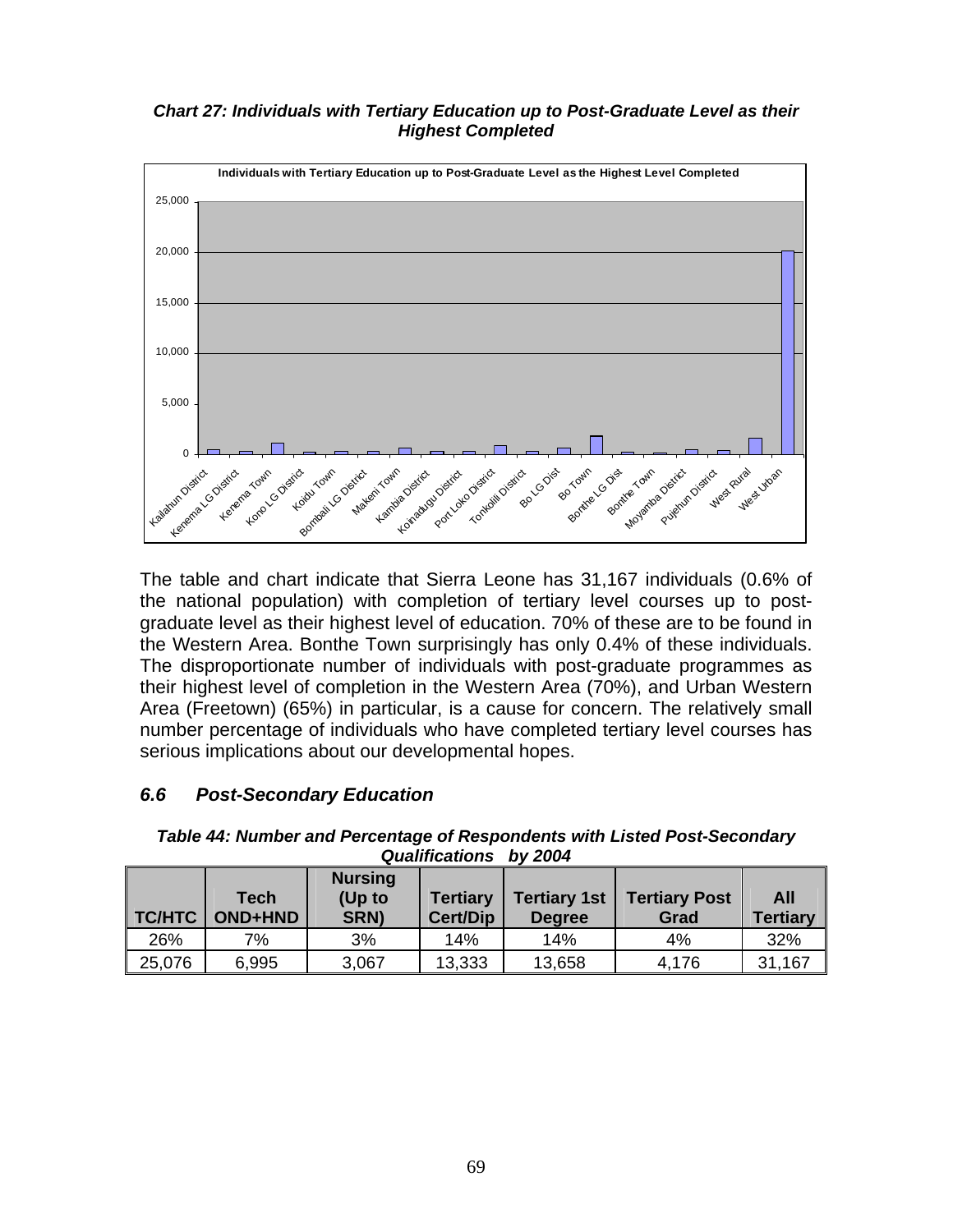***Chart 27: Individuals with Tertiary Education up to Post-Graduate Level as their Highest Completed***

The table and chart indicate that Sierra Leone has 31,167 individuals (0.6% of the national population) with completion of tertiary level courses up to post-graduate level as their highest level of education. 70% of these are to be found in the Western Area. Bonthe Town surprisingly has only 0.4% of these individuals. The disproportionate number of individuals with post-graduate programmes as their highest level of completion in the Western Area (70%), and Urban Western Area (Freetown) (65%) in particular, is a cause for concern. The relatively small number percentage of individuals who have completed tertiary level courses has serious implications about our developmental hopes.

## *6.6 Post-Secondary Education*

***Table 44: Number and Percentage of Respondents with Listed Post-Secondary Qualifications by 2004***

| TC/HTC | Tech OND+HND | Nursing (Up to SRN) | Tertiary Cert/Dip | Tertiary 1st Degree | Tertiary Post Grad | All Tertiary |
|---|---|---|---|---|---|---|
| 26% | 7% | 3% | 14% | 14% | 4% | 32% |
| 25,076 | 6,995 | 3,067 | 13,333 | 13,658 | 4,176 | 31,167 |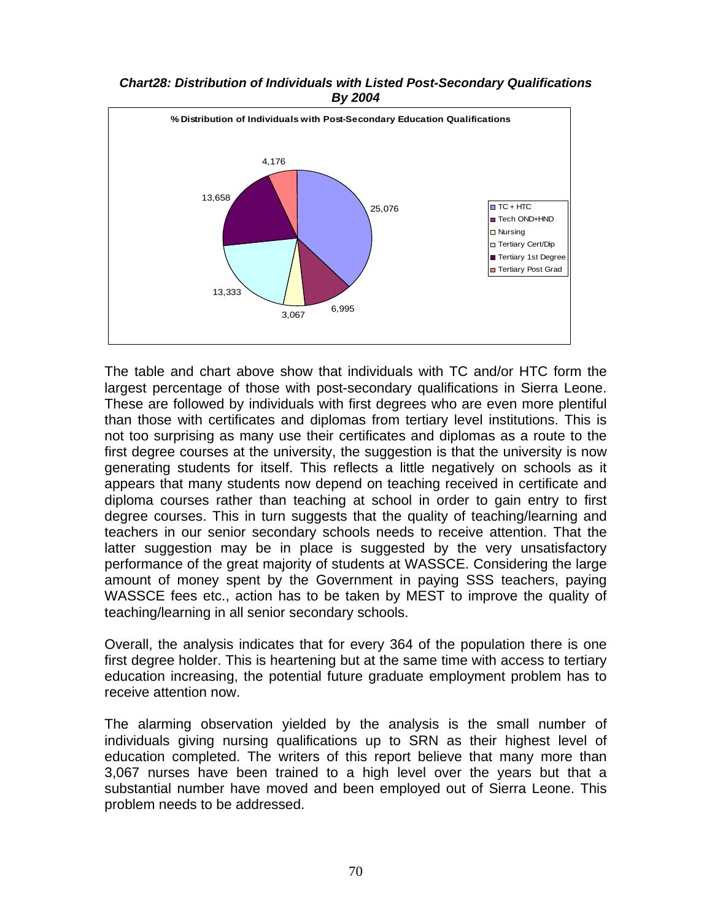***Chart28: Distribution of Individuals with Listed Post-Secondary Qualifications By 2004***

**% Distribution of Individuals with Post-Secondary Education Qualifications**

| Qualification | Number |
|---|---|
| TC + HTC | 25,076 |
| Tech OND+HND | 6,995 |
| Nursing | 3,067 |
| Tertiary Cert/Dip | 13,333 |
| Tertiary 1st Degree | 13,658 |
| Tertiary Post Grad | 4,176 |

The table and chart above show that individuals with TC and/or HTC form the largest percentage of those with post-secondary qualifications in Sierra Leone. These are followed by individuals with first degrees who are even more plentiful than those with certificates and diplomas from tertiary level institutions. This is not too surprising as many use their certificates and diplomas as a route to the first degree courses at the university, the suggestion is that the university is now generating students for itself. This reflects a little negatively on schools as it appears that many students now depend on teaching received in certificate and diploma courses rather than teaching at school in order to gain entry to first degree courses. This in turn suggests that the quality of teaching/learning and teachers in our senior secondary schools needs to receive attention. That the latter suggestion may be in place is suggested by the very unsatisfactory performance of the great majority of students at WASSCE. Considering the large amount of money spent by the Government in paying SSS teachers, paying WASSCE fees etc., action has to be taken by MEST to improve the quality of teaching/learning in all senior secondary schools.

Overall, the analysis indicates that for every 364 of the population there is one first degree holder. This is heartening but at the same time with access to tertiary education increasing, the potential future graduate employment problem has to receive attention now.

The alarming observation yielded by the analysis is the small number of individuals giving nursing qualifications up to SRN as their highest level of education completed. The writers of this report believe that many more than 3,067 nurses have been trained to a high level over the years but that a substantial number have moved and been employed out of Sierra Leone. This problem needs to be addressed.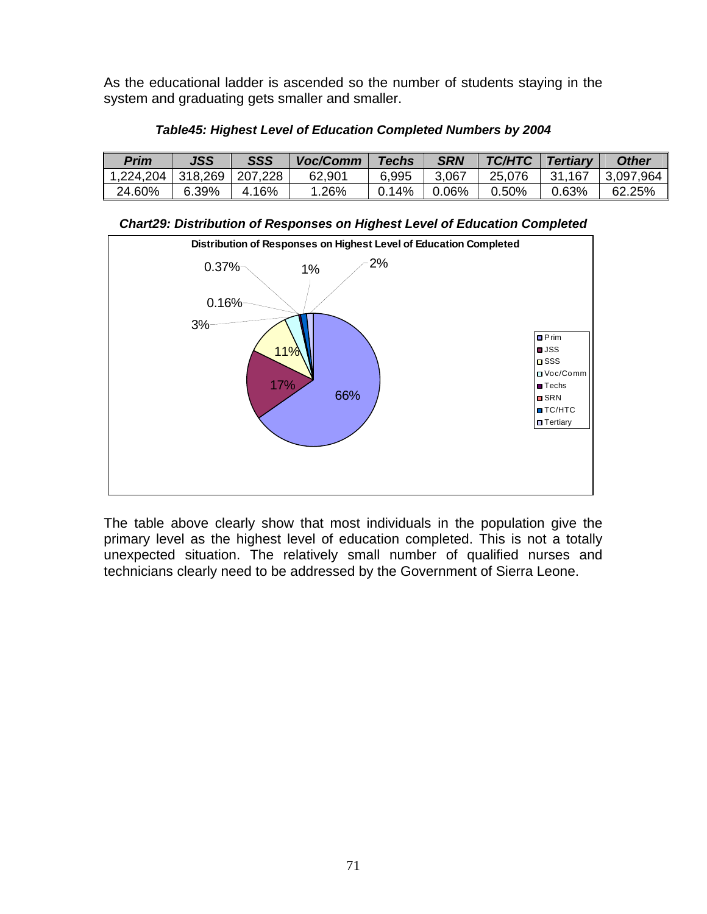As the educational ladder is ascended so the number of students staying in the system and graduating gets smaller and smaller.

***Table45: Highest Level of Education Completed Numbers by 2004***

| *Prim* | *JSS* | *SSS* | *Voc/Comm* | *Techs* | *SRN* | *TC/HTC* | *Tertiary* | *Other* |
|---|---|---|---|---|---|---|---|---|
| 1,224,204 | 318,269 | 207,228 | 62,901 | 6,995 | 3,067 | 25,076 | 31,167 | 3,097,964 |
| 24.60% | 6.39% | 4.16% | 1.26% | 0.14% | 0.06% | 0.50% | 0.63% | 62.25% |

***Chart29: Distribution of Responses on Highest Level of Education Completed***

**Distribution of Responses on Highest Level of Education Completed**

| Category | Share |
|---|---|
| Prim | 66% |
| JSS | 17% |
| SSS | 11% |
| Voc/Comm | 3% |
| Techs | 0.37% |
| SRN | 0.16% |
| TC/HTC | 1% |
| Tertiary | 2% |

The table above clearly show that most individuals in the population give the primary level as the highest level of education completed. This is not a totally unexpected situation. The relatively small number of qualified nurses and technicians clearly need to be addressed by the Government of Sierra Leone.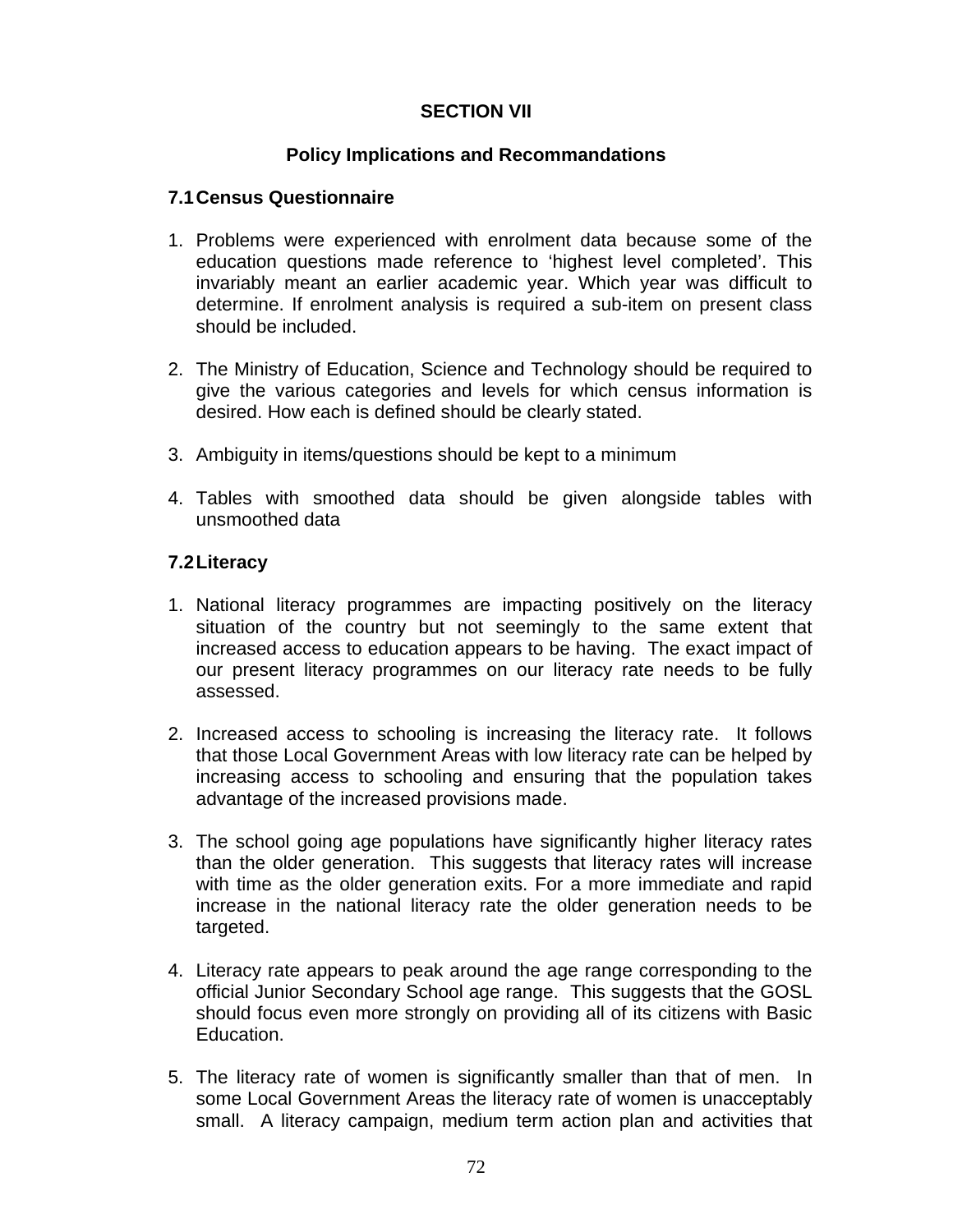# SECTION VII

## Policy Implications and Recommandations

### 7.1 Census Questionnaire

1. Problems were experienced with enrolment data because some of the education questions made reference to 'highest level completed'. This invariably meant an earlier academic year. Which year was difficult to determine. If enrolment analysis is required a sub-item on present class should be included.

2. The Ministry of Education, Science and Technology should be required to give the various categories and levels for which census information is desired. How each is defined should be clearly stated.

3. Ambiguity in items/questions should be kept to a minimum

4. Tables with smoothed data should be given alongside tables with unsmoothed data

### 7.2 Literacy

1. National literacy programmes are impacting positively on the literacy situation of the country but not seemingly to the same extent that increased access to education appears to be having. The exact impact of our present literacy programmes on our literacy rate needs to be fully assessed.

2. Increased access to schooling is increasing the literacy rate. It follows that those Local Government Areas with low literacy rate can be helped by increasing access to schooling and ensuring that the population takes advantage of the increased provisions made.

3. The school going age populations have significantly higher literacy rates than the older generation. This suggests that literacy rates will increase with time as the older generation exits. For a more immediate and rapid increase in the national literacy rate the older generation needs to be targeted.

4. Literacy rate appears to peak around the age range corresponding to the official Junior Secondary School age range. This suggests that the GOSL should focus even more strongly on providing all of its citizens with Basic Education.

5. The literacy rate of women is significantly smaller than that of men. In some Local Government Areas the literacy rate of women is unacceptably small. A literacy campaign, medium term action plan and activities that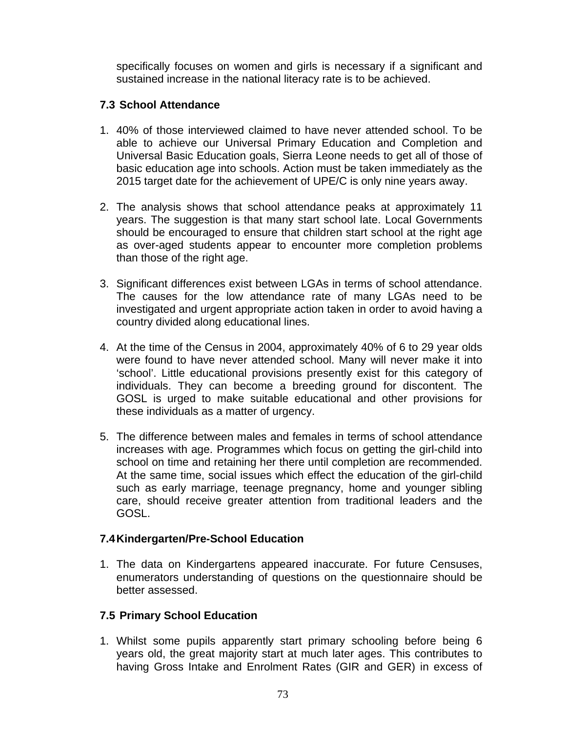specifically focuses on women and girls is necessary if a significant and sustained increase in the national literacy rate is to be achieved.

### 7.3 School Attendance

1. 40% of those interviewed claimed to have never attended school. To be able to achieve our Universal Primary Education and Completion and Universal Basic Education goals, Sierra Leone needs to get all of those of basic education age into schools. Action must be taken immediately as the 2015 target date for the achievement of UPE/C is only nine years away.

2. The analysis shows that school attendance peaks at approximately 11 years. The suggestion is that many start school late. Local Governments should be encouraged to ensure that children start school at the right age as over-aged students appear to encounter more completion problems than those of the right age.

3. Significant differences exist between LGAs in terms of school attendance. The causes for the low attendance rate of many LGAs need to be investigated and urgent appropriate action taken in order to avoid having a country divided along educational lines.

4. At the time of the Census in 2004, approximately 40% of 6 to 29 year olds were found to have never attended school. Many will never make it into 'school'. Little educational provisions presently exist for this category of individuals. They can become a breeding ground for discontent. The GOSL is urged to make suitable educational and other provisions for these individuals as a matter of urgency.

5. The difference between males and females in terms of school attendance increases with age. Programmes which focus on getting the girl-child into school on time and retaining her there until completion are recommended. At the same time, social issues which effect the education of the girl-child such as early marriage, teenage pregnancy, home and younger sibling care, should receive greater attention from traditional leaders and the GOSL.

### 7.4 Kindergarten/Pre-School Education

1. The data on Kindergartens appeared inaccurate. For future Censuses, enumerators understanding of questions on the questionnaire should be better assessed.

### 7.5 Primary School Education

1. Whilst some pupils apparently start primary schooling before being 6 years old, the great majority start at much later ages. This contributes to having Gross Intake and Enrolment Rates (GIR and GER) in excess of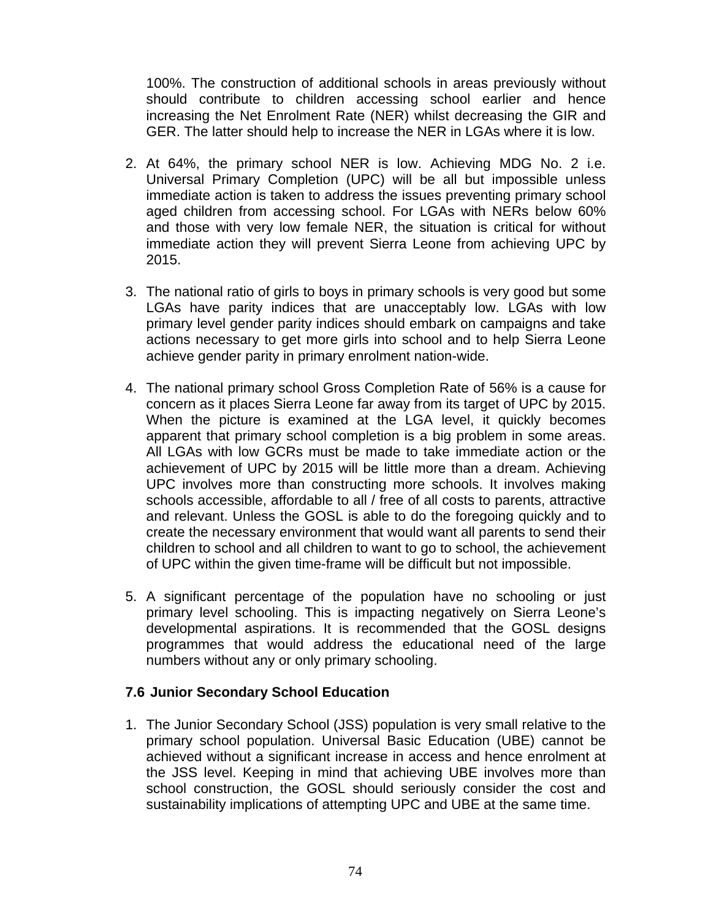100%. The construction of additional schools in areas previously without should contribute to children accessing school earlier and hence increasing the Net Enrolment Rate (NER) whilst decreasing the GIR and GER. The latter should help to increase the NER in LGAs where it is low.

2. At 64%, the primary school NER is low. Achieving MDG No. 2 i.e. Universal Primary Completion (UPC) will be all but impossible unless immediate action is taken to address the issues preventing primary school aged children from accessing school. For LGAs with NERs below 60% and those with very low female NER, the situation is critical for without immediate action they will prevent Sierra Leone from achieving UPC by 2015.

3. The national ratio of girls to boys in primary schools is very good but some LGAs have parity indices that are unacceptably low. LGAs with low primary level gender parity indices should embark on campaigns and take actions necessary to get more girls into school and to help Sierra Leone achieve gender parity in primary enrolment nation-wide.

4. The national primary school Gross Completion Rate of 56% is a cause for concern as it places Sierra Leone far away from its target of UPC by 2015. When the picture is examined at the LGA level, it quickly becomes apparent that primary school completion is a big problem in some areas. All LGAs with low GCRs must be made to take immediate action or the achievement of UPC by 2015 will be little more than a dream. Achieving UPC involves more than constructing more schools. It involves making schools accessible, affordable to all / free of all costs to parents, attractive and relevant. Unless the GOSL is able to do the foregoing quickly and to create the necessary environment that would want all parents to send their children to school and all children to want to go to school, the achievement of UPC within the given time-frame will be difficult but not impossible.

5. A significant percentage of the population have no schooling or just primary level schooling. This is impacting negatively on Sierra Leone's developmental aspirations. It is recommended that the GOSL designs programmes that would address the educational need of the large numbers without any or only primary schooling.

### 7.6 Junior Secondary School Education

1. The Junior Secondary School (JSS) population is very small relative to the primary school population. Universal Basic Education (UBE) cannot be achieved without a significant increase in access and hence enrolment at the JSS level. Keeping in mind that achieving UBE involves more than school construction, the GOSL should seriously consider the cost and sustainability implications of attempting UPC and UBE at the same time.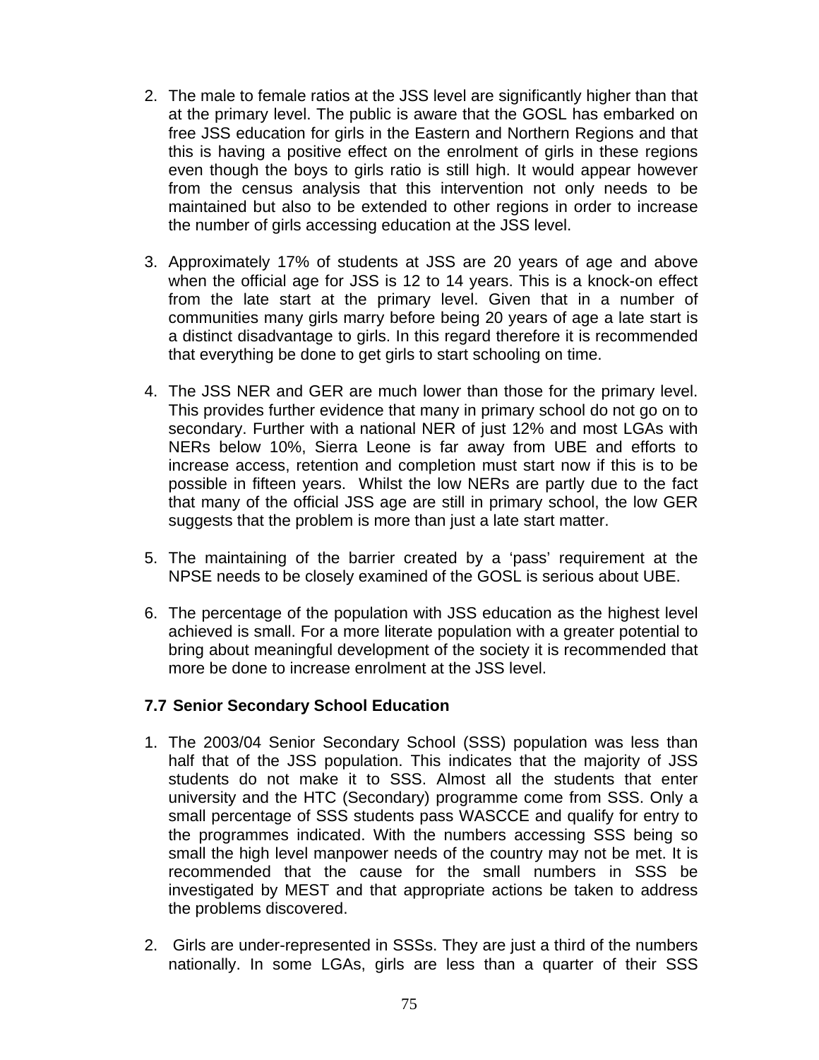2. The male to female ratios at the JSS level are significantly higher than that at the primary level. The public is aware that the GOSL has embarked on free JSS education for girls in the Eastern and Northern Regions and that this is having a positive effect on the enrolment of girls in these regions even though the boys to girls ratio is still high. It would appear however from the census analysis that this intervention not only needs to be maintained but also to be extended to other regions in order to increase the number of girls accessing education at the JSS level.

3. Approximately 17% of students at JSS are 20 years of age and above when the official age for JSS is 12 to 14 years. This is a knock-on effect from the late start at the primary level. Given that in a number of communities many girls marry before being 20 years of age a late start is a distinct disadvantage to girls. In this regard therefore it is recommended that everything be done to get girls to start schooling on time.

4. The JSS NER and GER are much lower than those for the primary level. This provides further evidence that many in primary school do not go on to secondary. Further with a national NER of just 12% and most LGAs with NERs below 10%, Sierra Leone is far away from UBE and efforts to increase access, retention and completion must start now if this is to be possible in fifteen years. Whilst the low NERs are partly due to the fact that many of the official JSS age are still in primary school, the low GER suggests that the problem is more than just a late start matter.

5. The maintaining of the barrier created by a 'pass' requirement at the NPSE needs to be closely examined of the GOSL is serious about UBE.

6. The percentage of the population with JSS education as the highest level achieved is small. For a more literate population with a greater potential to bring about meaningful development of the society it is recommended that more be done to increase enrolment at the JSS level.

### 7.7 Senior Secondary School Education

1. The 2003/04 Senior Secondary School (SSS) population was less than half that of the JSS population. This indicates that the majority of JSS students do not make it to SSS. Almost all the students that enter university and the HTC (Secondary) programme come from SSS. Only a small percentage of SSS students pass WASCCE and qualify for entry to the programmes indicated. With the numbers accessing SSS being so small the high level manpower needs of the country may not be met. It is recommended that the cause for the small numbers in SSS be investigated by MEST and that appropriate actions be taken to address the problems discovered.

2. Girls are under-represented in SSSs. They are just a third of the numbers nationally. In some LGAs, girls are less than a quarter of their SSS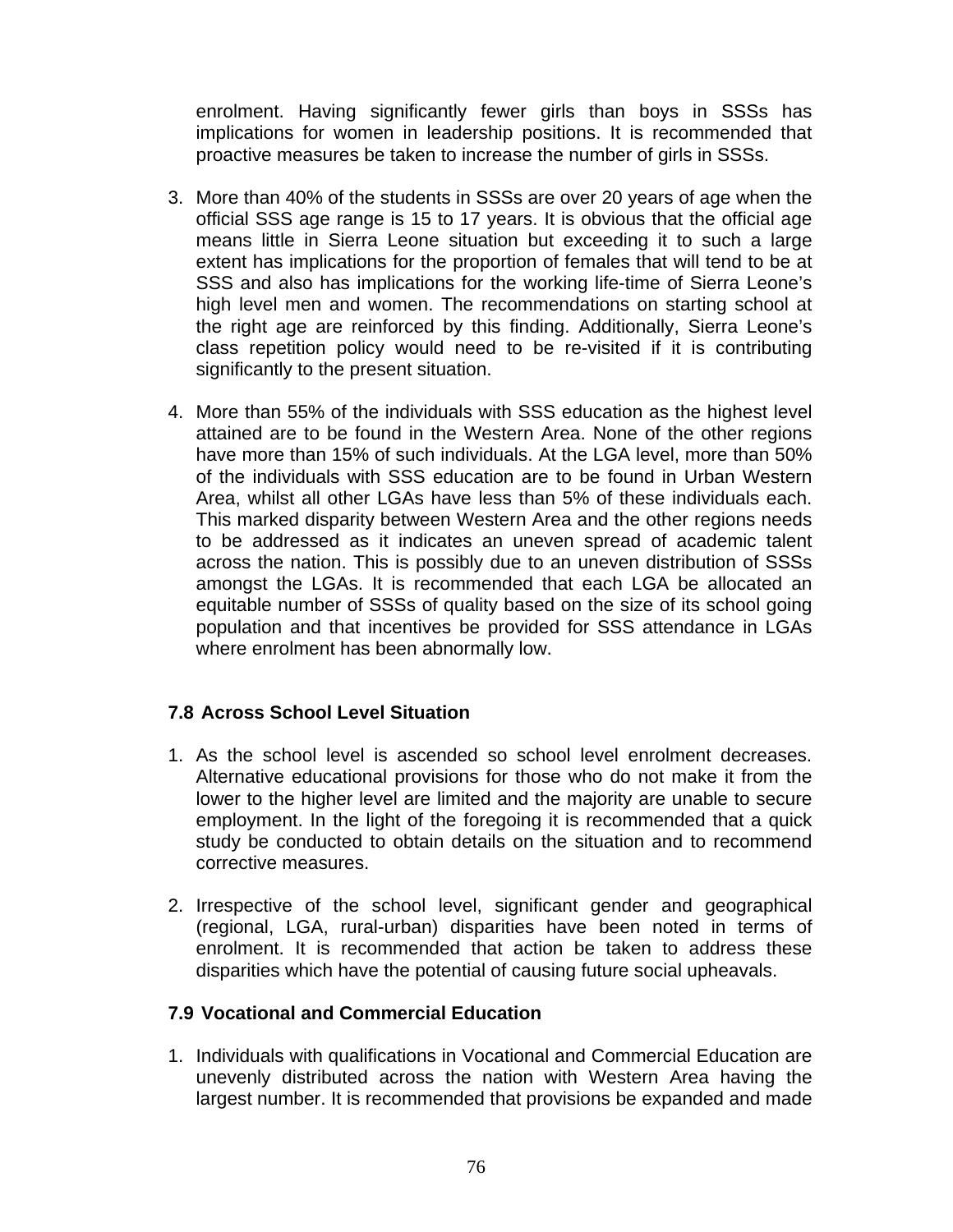enrolment. Having significantly fewer girls than boys in SSSs has implications for women in leadership positions. It is recommended that proactive measures be taken to increase the number of girls in SSSs.

3. More than 40% of the students in SSSs are over 20 years of age when the official SSS age range is 15 to 17 years. It is obvious that the official age means little in Sierra Leone situation but exceeding it to such a large extent has implications for the proportion of females that will tend to be at SSS and also has implications for the working life-time of Sierra Leone's high level men and women. The recommendations on starting school at the right age are reinforced by this finding. Additionally, Sierra Leone's class repetition policy would need to be re-visited if it is contributing significantly to the present situation.

4. More than 55% of the individuals with SSS education as the highest level attained are to be found in the Western Area. None of the other regions have more than 15% of such individuals. At the LGA level, more than 50% of the individuals with SSS education are to be found in Urban Western Area, whilst all other LGAs have less than 5% of these individuals each. This marked disparity between Western Area and the other regions needs to be addressed as it indicates an uneven spread of academic talent across the nation. This is possibly due to an uneven distribution of SSSs amongst the LGAs. It is recommended that each LGA be allocated an equitable number of SSSs of quality based on the size of its school going population and that incentives be provided for SSS attendance in LGAs where enrolment has been abnormally low.

### 7.8 Across School Level Situation

1. As the school level is ascended so school level enrolment decreases. Alternative educational provisions for those who do not make it from the lower to the higher level are limited and the majority are unable to secure employment. In the light of the foregoing it is recommended that a quick study be conducted to obtain details on the situation and to recommend corrective measures.

2. Irrespective of the school level, significant gender and geographical (regional, LGA, rural-urban) disparities have been noted in terms of enrolment. It is recommended that action be taken to address these disparities which have the potential of causing future social upheavals.

### 7.9 Vocational and Commercial Education

1. Individuals with qualifications in Vocational and Commercial Education are unevenly distributed across the nation with Western Area having the largest number. It is recommended that provisions be expanded and made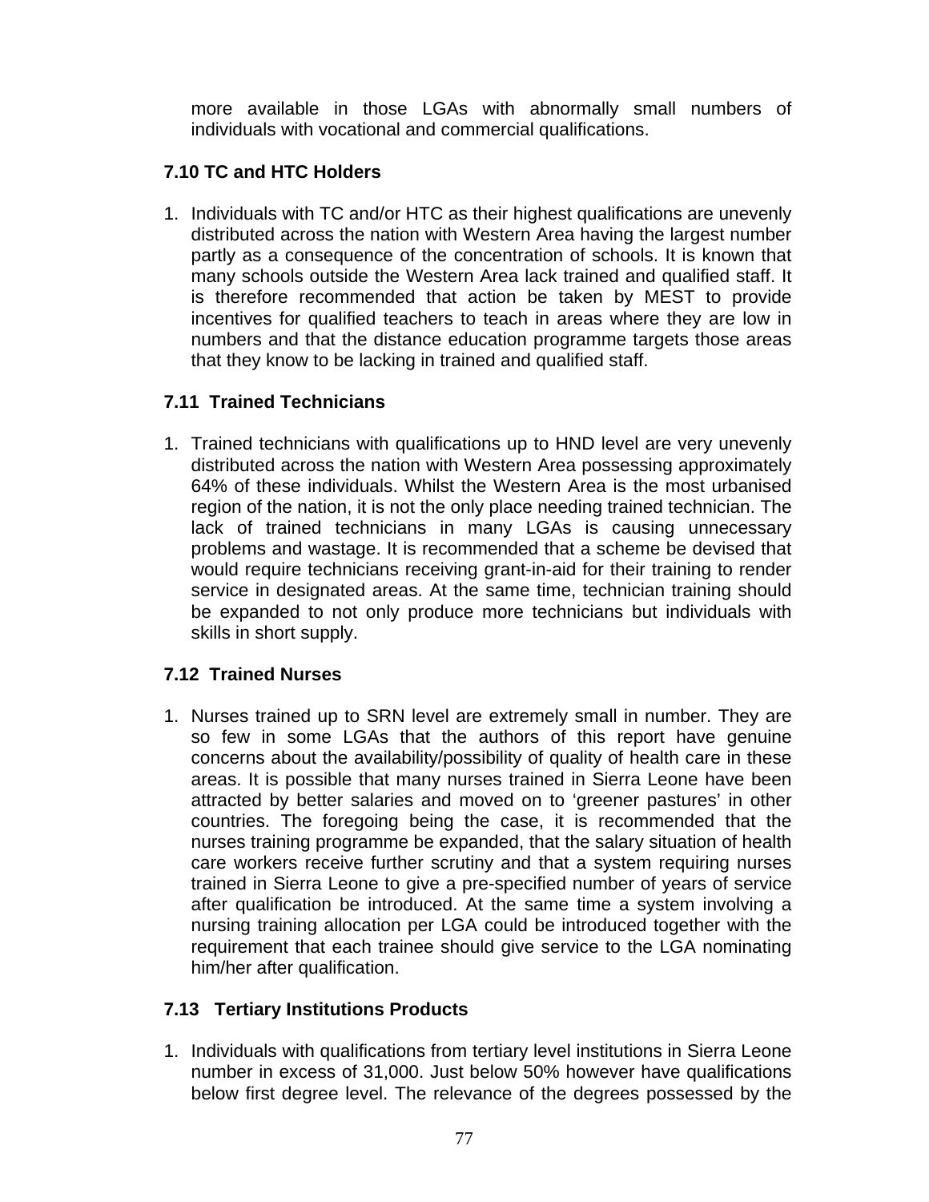more available in those LGAs with abnormally small numbers of individuals with vocational and commercial qualifications.

### 7.10 TC and HTC Holders

1. Individuals with TC and/or HTC as their highest qualifications are unevenly distributed across the nation with Western Area having the largest number partly as a consequence of the concentration of schools. It is known that many schools outside the Western Area lack trained and qualified staff. It is therefore recommended that action be taken by MEST to provide incentives for qualified teachers to teach in areas where they are low in numbers and that the distance education programme targets those areas that they know to be lacking in trained and qualified staff.

### 7.11 Trained Technicians

1. Trained technicians with qualifications up to HND level are very unevenly distributed across the nation with Western Area possessing approximately 64% of these individuals. Whilst the Western Area is the most urbanised region of the nation, it is not the only place needing trained technician. The lack of trained technicians in many LGAs is causing unnecessary problems and wastage. It is recommended that a scheme be devised that would require technicians receiving grant-in-aid for their training to render service in designated areas. At the same time, technician training should be expanded to not only produce more technicians but individuals with skills in short supply.

### 7.12 Trained Nurses

1. Nurses trained up to SRN level are extremely small in number. They are so few in some LGAs that the authors of this report have genuine concerns about the availability/possibility of quality of health care in these areas. It is possible that many nurses trained in Sierra Leone have been attracted by better salaries and moved on to 'greener pastures' in other countries. The foregoing being the case, it is recommended that the nurses training programme be expanded, that the salary situation of health care workers receive further scrutiny and that a system requiring nurses trained in Sierra Leone to give a pre-specified number of years of service after qualification be introduced. At the same time a system involving a nursing training allocation per LGA could be introduced together with the requirement that each trainee should give service to the LGA nominating him/her after qualification.

### 7.13 Tertiary Institutions Products

1. Individuals with qualifications from tertiary level institutions in Sierra Leone number in excess of 31,000. Just below 50% however have qualifications below first degree level. The relevance of the degrees possessed by the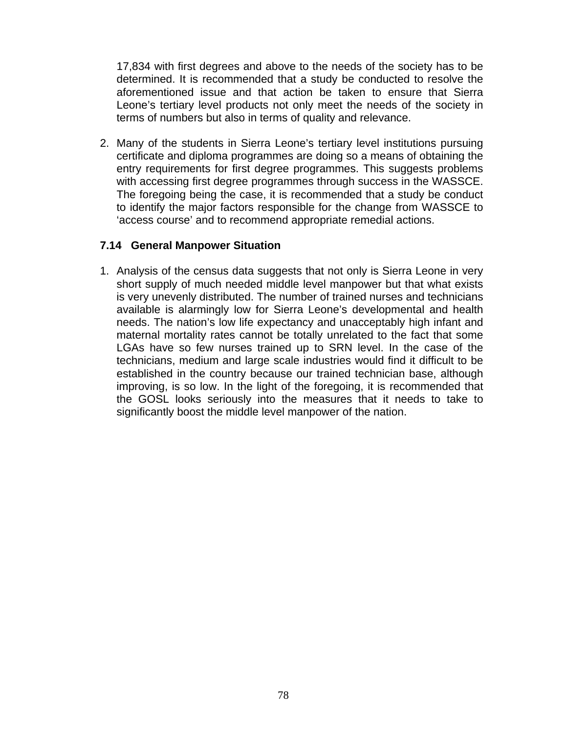17,834 with first degrees and above to the needs of the society has to be determined. It is recommended that a study be conducted to resolve the aforementioned issue and that action be taken to ensure that Sierra Leone's tertiary level products not only meet the needs of the society in terms of numbers but also in terms of quality and relevance.

2. Many of the students in Sierra Leone's tertiary level institutions pursuing certificate and diploma programmes are doing so a means of obtaining the entry requirements for first degree programmes. This suggests problems with accessing first degree programmes through success in the WASSCE. The foregoing being the case, it is recommended that a study be conduct to identify the major factors responsible for the change from WASSCE to 'access course' and to recommend appropriate remedial actions.

### 7.14 General Manpower Situation

1. Analysis of the census data suggests that not only is Sierra Leone in very short supply of much needed middle level manpower but that what exists is very unevenly distributed. The number of trained nurses and technicians available is alarmingly low for Sierra Leone's developmental and health needs. The nation's low life expectancy and unacceptably high infant and maternal mortality rates cannot be totally unrelated to the fact that some LGAs have so few nurses trained up to SRN level. In the case of the technicians, medium and large scale industries would find it difficult to be established in the country because our trained technician base, although improving, is so low. In the light of the foregoing, it is recommended that the GOSL looks seriously into the measures that it needs to take to significantly boost the middle level manpower of the nation.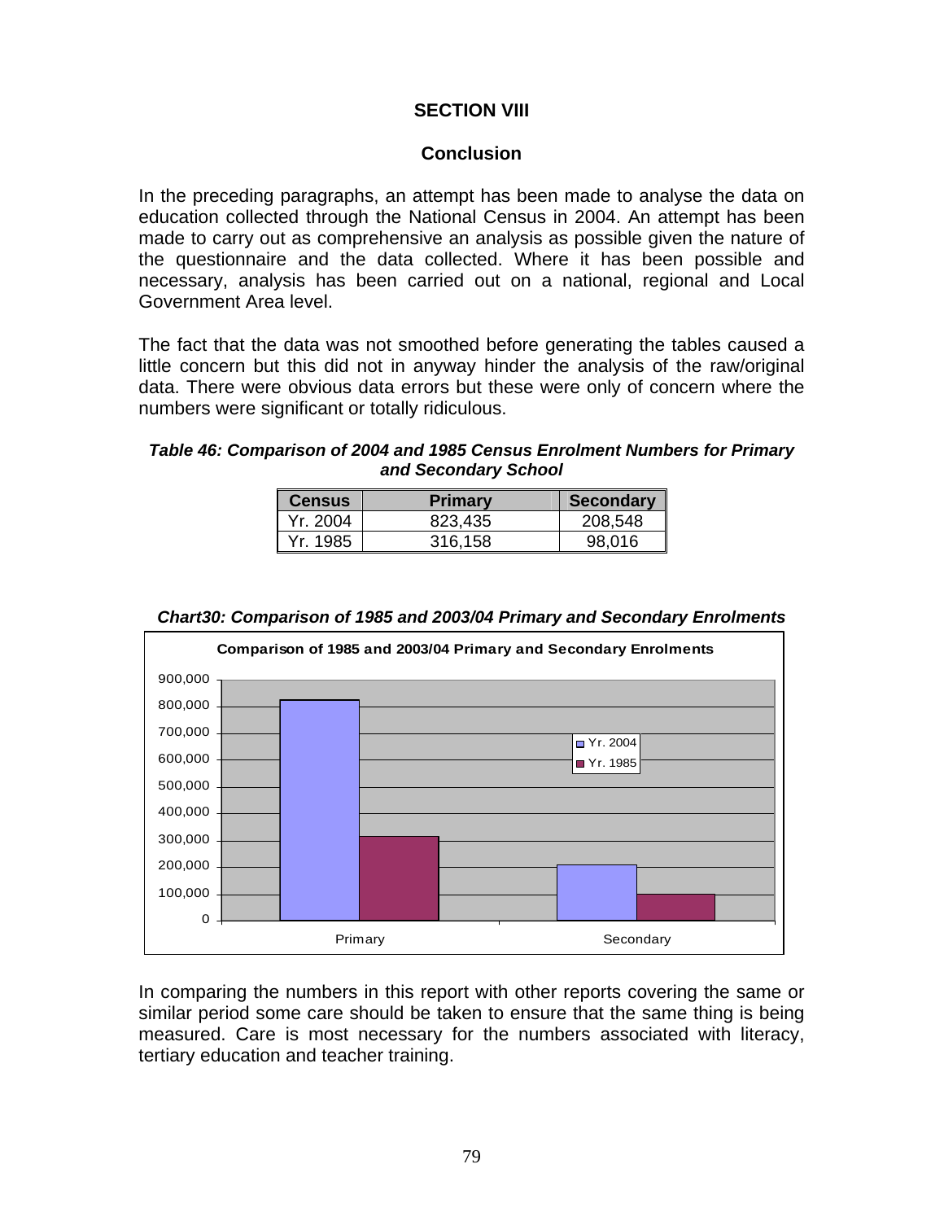## SECTION VIII

### Conclusion

In the preceding paragraphs, an attempt has been made to analyse the data on education collected through the National Census in 2004. An attempt has been made to carry out as comprehensive an analysis as possible given the nature of the questionnaire and the data collected. Where it has been possible and necessary, analysis has been carried out on a national, regional and Local Government Area level.

The fact that the data was not smoothed before generating the tables caused a little concern but this did not in anyway hinder the analysis of the raw/original data. There were obvious data errors but these were only of concern where the numbers were significant or totally ridiculous.

***Table 46: Comparison of 2004 and 1985 Census Enrolment Numbers for Primary and Secondary School***

| Census | Primary | Secondary |
|---|---|---|
| Yr. 2004 | 823,435 | 208,548 |
| Yr. 1985 | 316,158 | 98,016 |

***Chart30: Comparison of 1985 and 2003/04 Primary and Secondary Enrolments***

**Comparison of 1985 and 2003/04 Primary and Secondary Enrolments**

| | Primary | Secondary |
|---|---|---|
| Yr. 2004 | 823,435 | 208,548 |
| Yr. 1985 | 316,158 | 98,016 |

In comparing the numbers in this report with other reports covering the same or similar period some care should be taken to ensure that the same thing is being measured. Care is most necessary for the numbers associated with literacy, tertiary education and teacher training.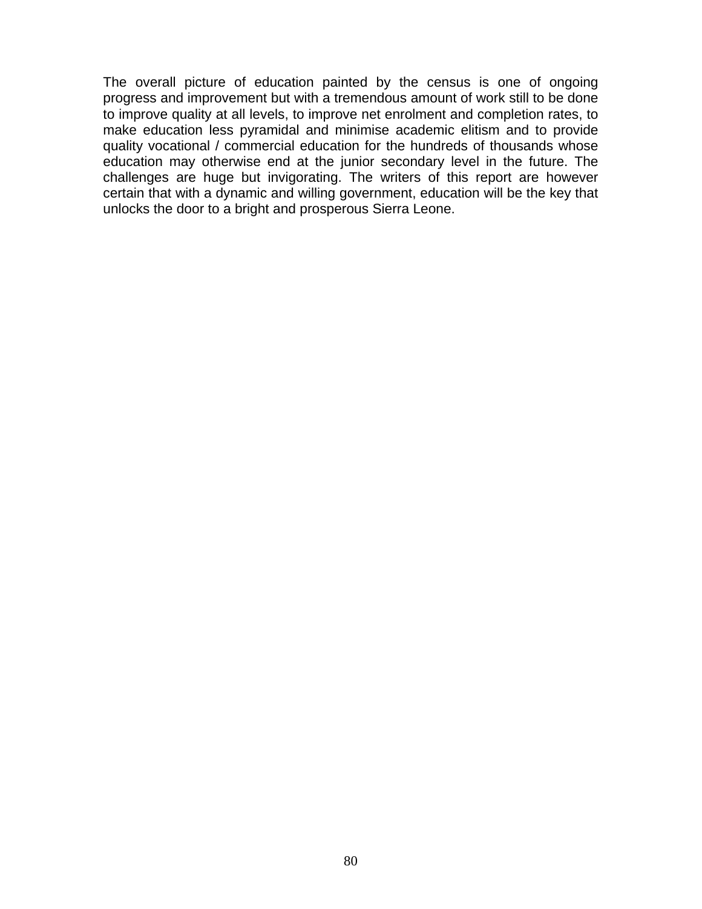The overall picture of education painted by the census is one of ongoing progress and improvement but with a tremendous amount of work still to be done to improve quality at all levels, to improve net enrolment and completion rates, to make education less pyramidal and minimise academic elitism and to provide quality vocational / commercial education for the hundreds of thousands whose education may otherwise end at the junior secondary level in the future. The challenges are huge but invigorating. The writers of this report are however certain that with a dynamic and willing government, education will be the key that unlocks the door to a bright and prosperous Sierra Leone.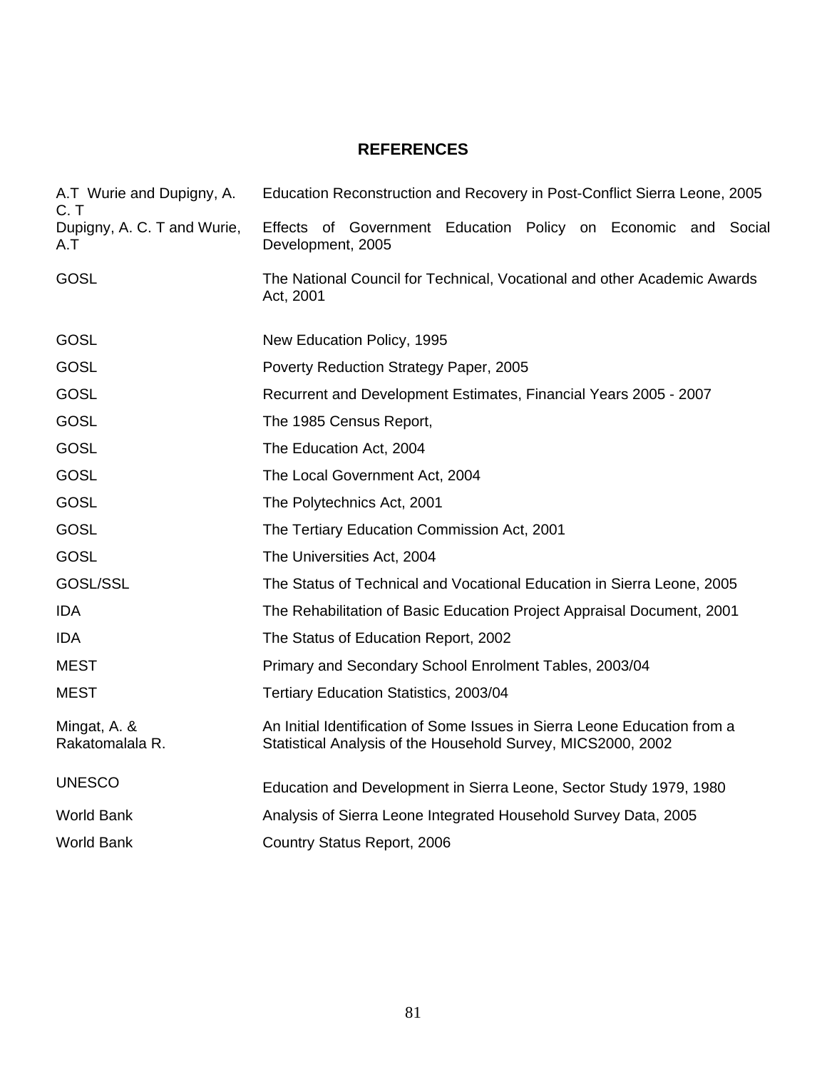# REFERENCES

| | |
|---|---|
| A.T Wurie and Dupigny, A. C. T | Education Reconstruction and Recovery in Post-Conflict Sierra Leone, 2005 |
| Dupigny, A. C. T and Wurie, A.T | Effects of Government Education Policy on Economic and Social Development, 2005 |
| GOSL | The National Council for Technical, Vocational and other Academic Awards Act, 2001 |
| GOSL | New Education Policy, 1995 |
| GOSL | Poverty Reduction Strategy Paper, 2005 |
| GOSL | Recurrent and Development Estimates, Financial Years 2005 - 2007 |
| GOSL | The 1985 Census Report, |
| GOSL | The Education Act, 2004 |
| GOSL | The Local Government Act, 2004 |
| GOSL | The Polytechnics Act, 2001 |
| GOSL | The Tertiary Education Commission Act, 2001 |
| GOSL | The Universities Act, 2004 |
| GOSL/SSL | The Status of Technical and Vocational Education in Sierra Leone, 2005 |
| IDA | The Rehabilitation of Basic Education Project Appraisal Document, 2001 |
| IDA | The Status of Education Report, 2002 |
| MEST | Primary and Secondary School Enrolment Tables, 2003/04 |
| MEST | Tertiary Education Statistics, 2003/04 |
| Mingat, A. & Rakatomalala R. | An Initial Identification of Some Issues in Sierra Leone Education from a Statistical Analysis of the Household Survey, MICS2000, 2002 |
| UNESCO | Education and Development in Sierra Leone, Sector Study 1979, 1980 |
| World Bank | Analysis of Sierra Leone Integrated Household Survey Data, 2005 |
| World Bank | Country Status Report, 2006 |